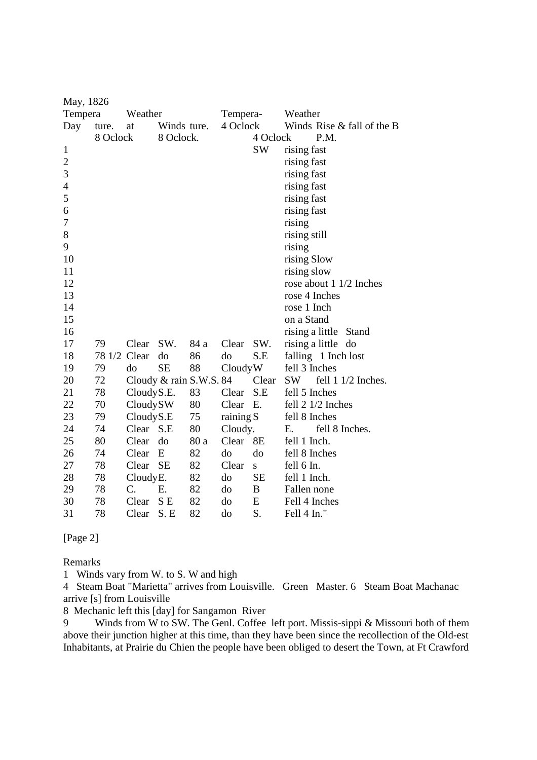May, 1826

| Day | Temperature. 8 Oclock | Weather at 8 Oclock | Winds | Temperature. 4 Oclock | Weather 4 Oclock | Winds | Rise & fall of the B P.M. |
|---|---|---|---|---|---|---|---|
| 1 | | | | | | SW | rising fast |
| 2 | | | | | | | rising fast |
| 3 | | | | | | | rising fast |
| 4 | | | | | | | rising fast |
| 5 | | | | | | | rising fast |
| 6 | | | | | | | rising fast |
| 7 | | | | | | | rising |
| 8 | | | | | | | rising still |
| 9 | | | | | | | rising |
| 10 | | | | | | | rising Slow |
| 11 | | | | | | | rising slow |
| 12 | | | | | | | rose about 1 1/2 Inches |
| 13 | | | | | | | rose 4 Inches |
| 14 | | | | | | | rose 1 Inch |
| 15 | | | | | | | on a Stand |
| 16 | | | | | | | rising a little Stand |
| 17 | 79 | Clear | SW. | 84 a | Clear | SW. | rising a little do |
| 18 | 78 1/2 | Clear | do | 86 | do | S.E | falling 1 Inch lost |
| 19 | 79 | do | SE | 88 | Cloudy | W | fell 3 Inches |
| 20 | 72 | Cloudy & rain | S.W.S. | 84 | Clear | SW | fell 1 1/2 Inches. |
| 21 | 78 | Cloudy | S.E. | 83 | Clear | S.E | fell 5 Inches |
| 22 | 70 | Cloudy | SW | 80 | Clear | E. | fell 2 1/2 Inches |
| 23 | 79 | Cloudy | S.E | 75 | raining | S | fell 8 Inches |
| 24 | 74 | Clear | S.E | 80 | Cloudy. | E. | fell 8 Inches. |
| 25 | 80 | Clear | do | 80 a | Clear | 8E | fell 1 Inch. |
| 26 | 74 | Clear | E | 82 | do | do | fell 8 Inches |
| 27 | 78 | Clear | SE | 82 | Clear | s | fell 6 In. |
| 28 | 78 | Cloudy | E. | 82 | do | SE | fell 1 Inch. |
| 29 | 78 | C. | E. | 82 | do | B | Fallen none |
| 30 | 78 | Clear | S E | 82 | do | E | Fell 4 Inches |
| 31 | 78 | Clear | S. E | 82 | do | S. | Fell 4 In." |

[Page 2]

Remarks

1 Winds vary from W. to S. W and high

4 Steam Boat "Marietta" arrives from Louisville. Green Master. 6 Steam Boat Machanac arrive [s] from Louisville

8 Mechanic left this [day] for Sangamon River

9 Winds from W to SW. The Genl. Coffee left port. Missis-sippi & Missouri both of them above their junction higher at this time, than they have been since the recollection of the Old-est Inhabitants, at Prairie du Chien the people have been obliged to desert the Town, at Ft Crawford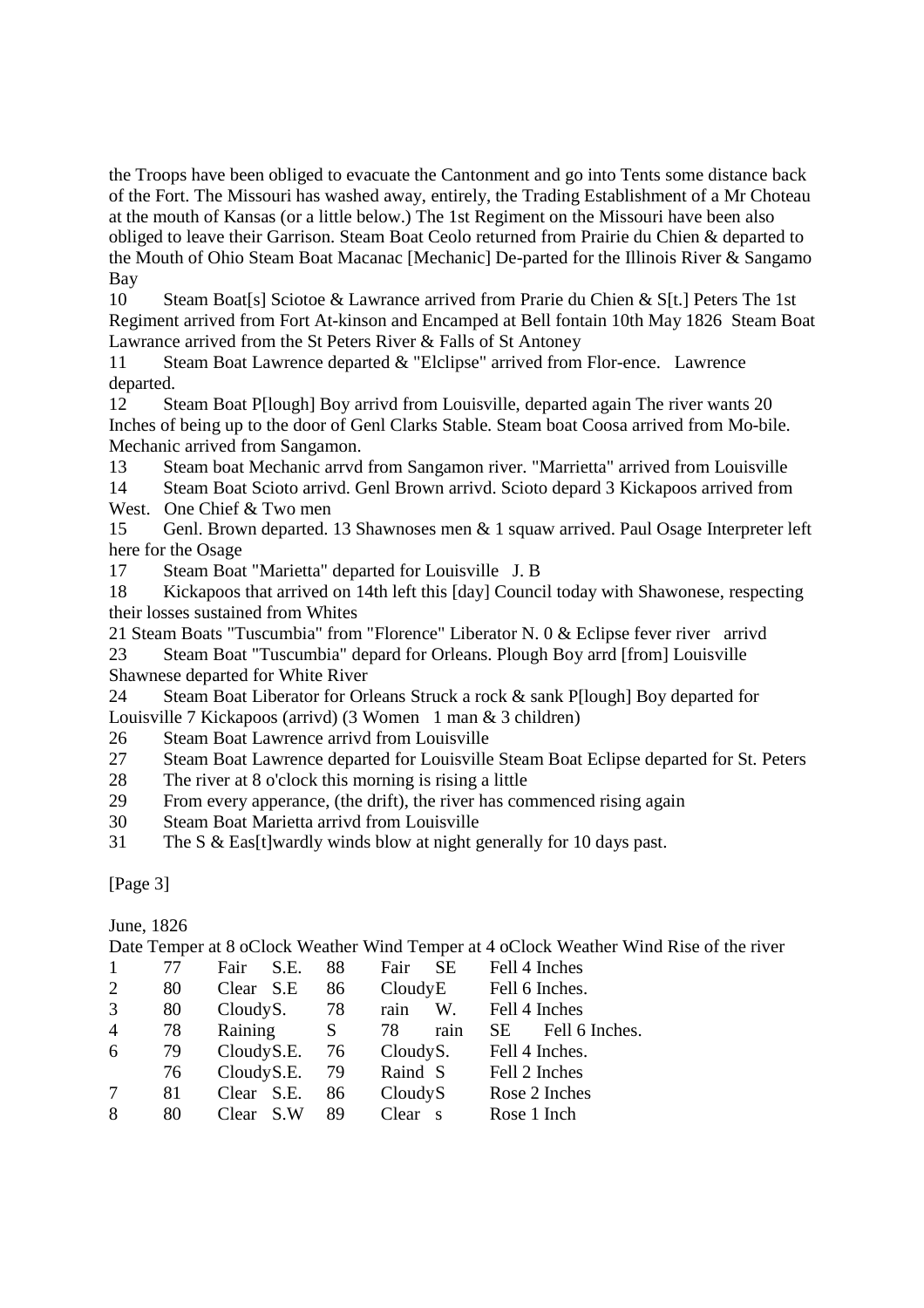the Troops have been obliged to evacuate the Cantonment and go into Tents some distance back of the Fort. The Missouri has washed away, entirely, the Trading Establishment of a Mr Choteau at the mouth of Kansas (or a little below.) The 1st Regiment on the Missouri have been also obliged to leave their Garrison. Steam Boat Ceolo returned from Prairie du Chien & departed to the Mouth of Ohio Steam Boat Macanac [Mechanic] De-parted for the Illinois River & Sangamo Bay

10 Steam Boat[s] Sciotoe & Lawrance arrived from Prarie du Chien & S[t.] Peters The 1st Regiment arrived from Fort At-kinson and Encamped at Bell fontain 10th May 1826 Steam Boat Lawrance arrived from the St Peters River & Falls of St Antoney

11 Steam Boat Lawrence departed & "Elclipse" arrived from Flor-ence. Lawrence departed.

12 Steam Boat P[lough] Boy arrivd from Louisville, departed again The river wants 20 Inches of being up to the door of Genl Clarks Stable. Steam boat Coosa arrived from Mo-bile. Mechanic arrived from Sangamon.

13 Steam boat Mechanic arrvd from Sangamon river. "Marrietta" arrived from Louisville

14 Steam Boat Scioto arrivd. Genl Brown arrivd. Scioto depard 3 Kickapoos arrived from West. One Chief & Two men

15 Genl. Brown departed. 13 Shawnoses men & 1 squaw arrived. Paul Osage Interpreter left here for the Osage

17 Steam Boat "Marietta" departed for Louisville J. B

18 Kickapoos that arrived on 14th left this [day] Council today with Shawonese, respecting their losses sustained from Whites

21 Steam Boats "Tuscumbia" from "Florence" Liberator N. 0 & Eclipse fever river arrivd

23 Steam Boat "Tuscumbia" depard for Orleans. Plough Boy arrd [from] Louisville Shawnese departed for White River

24 Steam Boat Liberator for Orleans Struck a rock & sank P[lough] Boy departed for Louisville 7 Kickapoos (arrivd) (3 Women 1 man & 3 children)

26 Steam Boat Lawrence arrivd from Louisville

27 Steam Boat Lawrence departed for Louisville Steam Boat Eclipse departed for St. Peters

28 The river at 8 o'clock this morning is rising a little

29 From every apperance, (the drift), the river has commenced rising again

30 Steam Boat Marietta arrivd from Louisville

31 The S & Eas[t]wardly winds blow at night generally for 10 days past.

[Page 3]

June, 1826

| Date | Temper at 8 oClock | Weather | Wind | Temper at 4 oClock | Weather | Wind | Rise of the river |
|---|---|---|---|---|---|---|---|
| 1 | 77 | Fair | S.E. | 88 | Fair | SE | Fell 4 Inches |
| 2 | 80 | Clear | S.E | 86 | Cloudy | E | Fell 6 Inches. |
| 3 | 80 | Cloudy | S. | 78 | rain | W. | Fell 4 Inches |
| 4 | 78 | Raining | S | 78 | rain | SE | Fell 6 Inches. |
| 6 | 79 | Cloudy | S.E. | 76 | Cloudy | S. | Fell 4 Inches. |
| | 76 | Cloudy | S.E. | 79 | Raind | S | Fell 2 Inches |
| 7 | 81 | Clear | S.E. | 86 | Cloudy | S | Rose 2 Inches |
| 8 | 80 | Clear | S.W | 89 | Clear | s | Rose 1 Inch |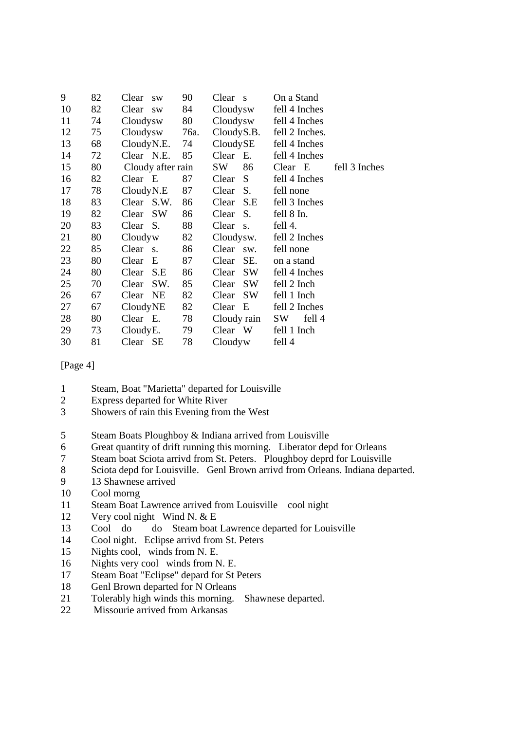| | | | | | |
|---|---|---|---|---|---|
| 9 | 82 | Clear sw | 90 | Clear s | On a Stand |
| 10 | 82 | Clear sw | 84 | Cloudysw | fell 4 Inches |
| 11 | 74 | Cloudysw | 80 | Cloudysw | fell 4 Inches |
| 12 | 75 | Cloudysw | 76a. | CloudyS.B. | fell 2 Inches. |
| 13 | 68 | CloudyN.E. | 74 | CloudySE | fell 4 Inches |
| 14 | 72 | Clear N.E. | 85 | Clear E. | fell 4 Inches |
| 15 | 80 | Cloudy after rain | SW 86 | Clear E | fell 3 Inches |
| 16 | 82 | Clear E | 87 | Clear S | fell 4 Inches |
| 17 | 78 | CloudyN.E | 87 | Clear S. | fell none |
| 18 | 83 | Clear S.W. | 86 | Clear S.E | fell 3 Inches |
| 19 | 82 | Clear SW | 86 | Clear S. | fell 8 In. |
| 20 | 83 | Clear S. | 88 | Clear s. | fell 4. |
| 21 | 80 | Cloudyw | 82 | Cloudysw. | fell 2 Inches |
| 22 | 85 | Clear s. | 86 | Clear sw. | fell none |
| 23 | 80 | Clear E | 87 | Clear SE. | on a stand |
| 24 | 80 | Clear S.E | 86 | Clear SW | fell 4 Inches |
| 25 | 70 | Clear SW. | 85 | Clear SW | fell 2 Inch |
| 26 | 67 | Clear NE | 82 | Clear SW | fell 1 Inch |
| 27 | 67 | CloudyNE | 82 | Clear E | fell 2 Inches |
| 28 | 80 | Clear E. | 78 | Cloudy rain SW | fell 4 |
| 29 | 73 | CloudyE. | 79 | Clear W | fell 1 Inch |
| 30 | 81 | Clear SE | 78 | Cloudyw | fell 4 |

[Page 4]

1 Steam, Boat "Marietta" departed for Louisville
2 Express departed for White River
3 Showers of rain this Evening from the West

5 Steam Boats Ploughboy & Indiana arrived from Louisville
6 Great quantity of drift running this morning. Liberator depd for Orleans
7 Steam boat Sciota arrivd from St. Peters. Ploughboy deprd for Louisville
8 Sciota depd for Louisville. Genl Brown arrivd from Orleans. Indiana departed.
9 13 Shawnese arrived
10 Cool morng
11 Steam Boat Lawrence arrived from Louisville cool night
12 Very cool night Wind N. & E
13 Cool do do Steam boat Lawrence departed for Louisville
14 Cool night. Eclipse arrivd from St. Peters
15 Nights cool, winds from N. E.
16 Nights very cool winds from N. E.
17 Steam Boat "Eclipse" depard for St Peters
18 Genl Brown departed for N Orleans
21 Tolerably high winds this morning. Shawnese departed.
22 Missourie arrived from Arkansas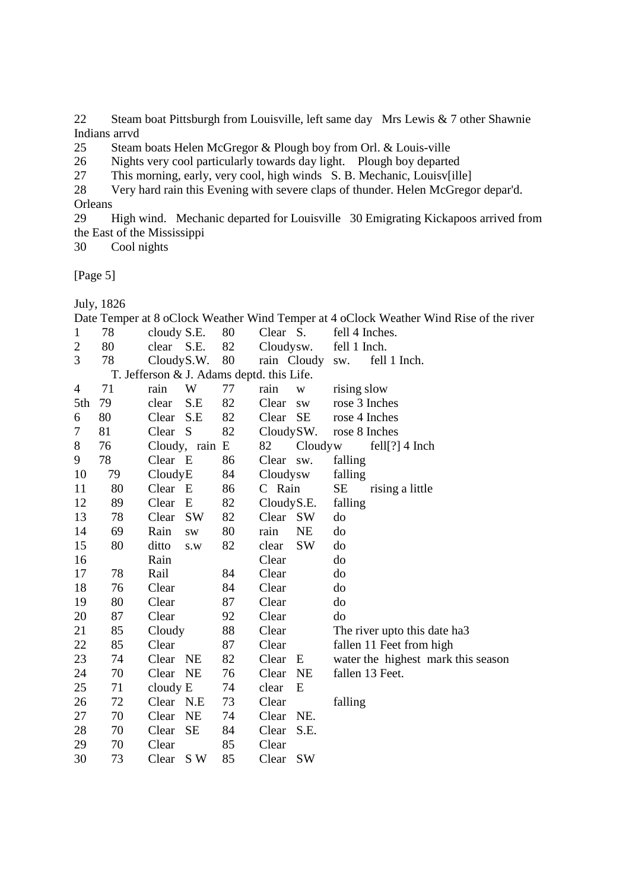22 Steam boat Pittsburgh from Louisville, left same day Mrs Lewis & 7 other Shawnie Indians arrvd

25 Steam boats Helen McGregor & Plough boy from Orl. & Louis-ville

26 Nights very cool particularly towards day light. Plough boy departed

27 This morning, early, very cool, high winds S. B. Mechanic, Louisv[ille]

28 Very hard rain this Evening with severe claps of thunder. Helen McGregor depar'd. Orleans

29 High wind. Mechanic departed for Louisville 30 Emigrating Kickapoos arrived from the East of the Mississippi

30 Cool nights

[Page 5]

July, 1826

| Date | Temper at 8 oClock | Weather | Wind | Temper at 4 oClock | Weather | Wind | Rise of the river |
|---|---|---|---|---|---|---|---|
| 1 | 78 | cloudy | S.E. | 80 | Clear | S. | fell 4 Inches. |
| 2 | 80 | clear | S.E. | 82 | Cloudy | sw. | fell 1 Inch. |
| 3 | 78 | Cloudy | S.W. | 80 | rain Cloudy | sw. | fell 1 Inch. |
| | T. Jefferson & J. Adams deptd. this Life. | | | | | | |
| 4 | 71 | rain | W | 77 | rain | w | rising slow |
| 5th | 79 | clear | S.E | 82 | Clear | sw | rose 3 Inches |
| 6 | 80 | Clear | S.E | 82 | Clear | SE | rose 4 Inches |
| 7 | 81 | Clear | S | 82 | Cloudy | SW. | rose 8 Inches |
| 8 | 76 | Cloudy, rain | E | 82 | Cloudy | w | fell[?] 4 Inch |
| 9 | 78 | Clear | E | 86 | Clear | sw. | falling |
| 10 | 79 | Cloudy | E | 84 | Cloudy | sw | falling |
| 11 | 80 | Clear | E | 86 | C Rain | SE | rising a little |
| 12 | 89 | Clear | E | 82 | Cloudy | S.E. | falling |
| 13 | 78 | Clear | SW | 82 | Clear | SW | do |
| 14 | 69 | Rain | sw | 80 | rain | NE | do |
| 15 | 80 | ditto | s.w | 82 | clear | SW | do |
| 16 | | Rain | | | Clear | | do |
| 17 | 78 | Rail | | 84 | Clear | | do |
| 18 | 76 | Clear | | 84 | Clear | | do |
| 19 | 80 | Clear | | 87 | Clear | | do |
| 20 | 87 | Clear | | 92 | Clear | | do |
| 21 | 85 | Cloudy | | 88 | Clear | | The river upto this date ha3 |
| 22 | 85 | Clear | | 87 | Clear | | fallen 11 Feet from high |
| 23 | 74 | Clear | NE | 82 | Clear | E | water the highest mark this season |
| 24 | 70 | Clear | NE | 76 | Clear | NE | fallen 13 Feet. |
| 25 | 71 | cloudy | E | 74 | clear | E | |
| 26 | 72 | Clear | N.E | 73 | Clear | | falling |
| 27 | 70 | Clear | NE | 74 | Clear | NE. | |
| 28 | 70 | Clear | SE | 84 | Clear | S.E. | |
| 29 | 70 | Clear | | 85 | Clear | | |
| 30 | 73 | Clear | S W | 85 | Clear | SW | |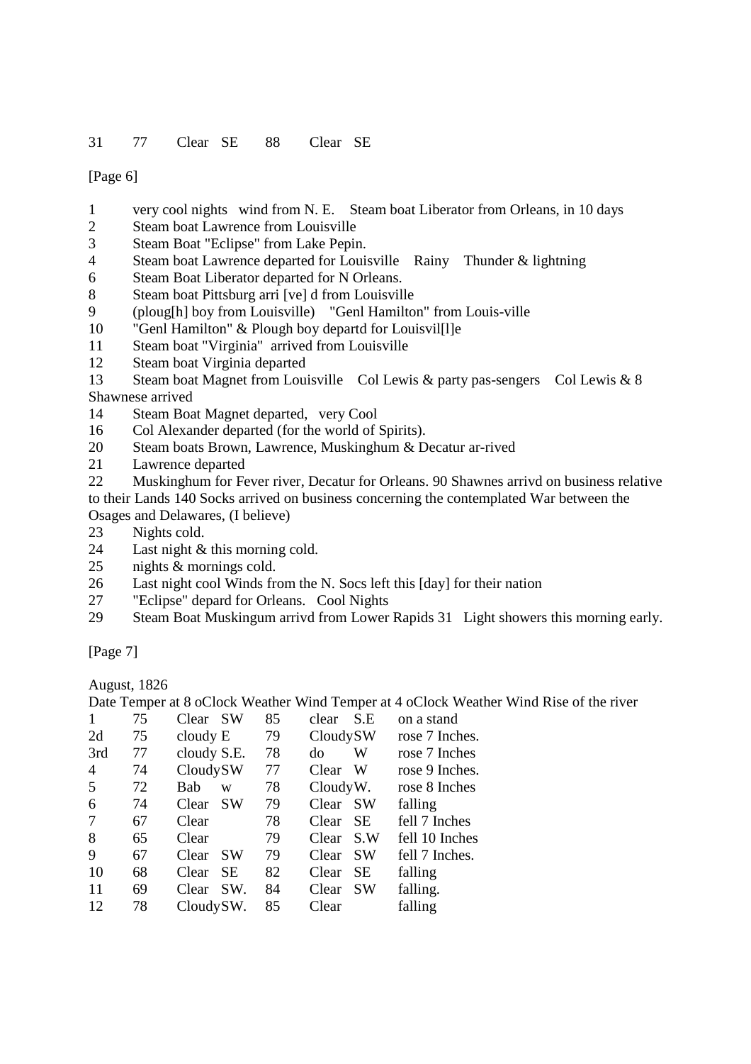| 31 | 77 | Clear | SE | 88 | Clear | SE |
|---|---|---|---|---|---|---|

[Page 6]

1 very cool nights wind from N. E. Steam boat Liberator from Orleans, in 10 days
2 Steam boat Lawrence from Louisville
3 Steam Boat "Eclipse" from Lake Pepin.
4 Steam boat Lawrence departed for Louisville Rainy Thunder & lightning
6 Steam Boat Liberator departed for N Orleans.
8 Steam boat Pittsburg arri [ve] d from Louisville
9 (ploug[h] boy from Louisville) "Genl Hamilton" from Louis-ville
10 "Genl Hamilton" & Plough boy departd for Louisvil[l]e
11 Steam boat "Virginia" arrived from Louisville
12 Steam boat Virginia departed
13 Steam boat Magnet from Louisville Col Lewis & party pas-sengers Col Lewis & 8 Shawnese arrived
14 Steam Boat Magnet departed, very Cool
16 Col Alexander departed (for the world of Spirits).
20 Steam boats Brown, Lawrence, Muskinghum & Decatur ar-rived
21 Lawrence departed
22 Muskinghum for Fever river, Decatur for Orleans. 90 Shawnes arrivd on business relative to their Lands 140 Socks arrived on business concerning the contemplated War between the Osages and Delawares, (I believe)
23 Nights cold.
24 Last night & this morning cold.
25 nights & mornings cold.
26 Last night cool Winds from the N. Socs left this [day] for their nation
27 "Eclipse" depard for Orleans. Cool Nights
29 Steam Boat Muskingum arrivd from Lower Rapids 31 Light showers this morning early.

[Page 7]

August, 1826

| Date | Temper at 8 oClock | Weather | Wind | Temper at 4 oClock | Weather | Wind | Rise of the river |
|---|---|---|---|---|---|---|---|
| 1 | 75 | Clear | SW | 85 | clear | S.E | on a stand |
| 2d | 75 | cloudy | E | 79 | Cloudy | SW | rose 7 Inches. |
| 3rd | 77 | cloudy | S.E. | 78 | do | W | rose 7 Inches |
| 4 | 74 | Cloudy | SW | 77 | Clear | W | rose 9 Inches. |
| 5 | 72 | Bab | w | 78 | Cloudy | W. | rose 8 Inches |
| 6 | 74 | Clear | SW | 79 | Clear | SW | falling |
| 7 | 67 | Clear | | 78 | Clear | SE | fell 7 Inches |
| 8 | 65 | Clear | | 79 | Clear | S.W | fell 10 Inches |
| 9 | 67 | Clear | SW | 79 | Clear | SW | fell 7 Inches. |
| 10 | 68 | Clear | SE | 82 | Clear | SE | falling |
| 11 | 69 | Clear | SW. | 84 | Clear | SW | falling. |
| 12 | 78 | Cloudy | SW. | 85 | Clear | | falling |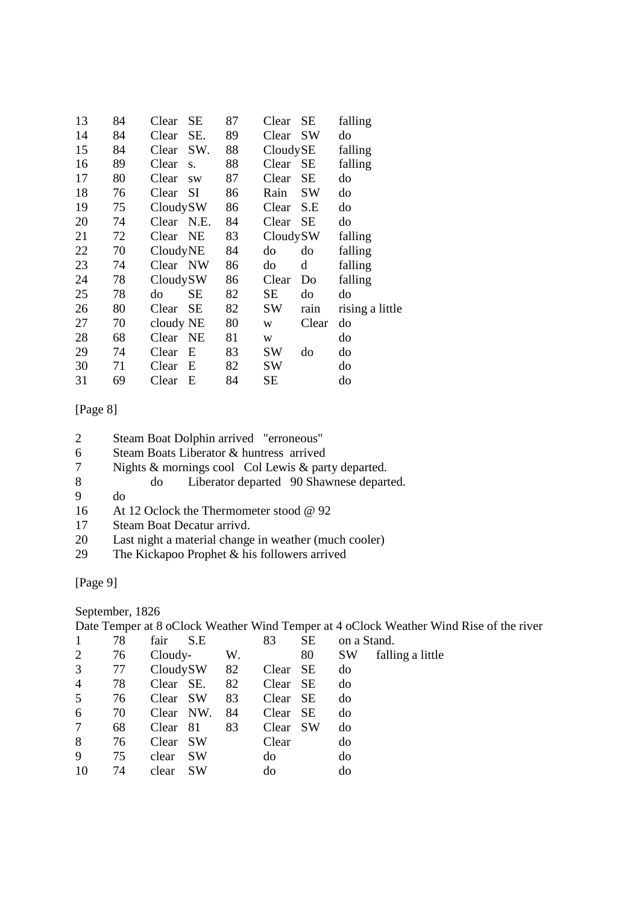| | | | | | | | |
|---|---|---|---|---|---|---|---|
| 13 | 84 | Clear | SE | 87 | Clear | SE | falling |
| 14 | 84 | Clear | SE. | 89 | Clear | SW | do |
| 15 | 84 | Clear | SW. | 88 | Cloudy | SE | falling |
| 16 | 89 | Clear | s. | 88 | Clear | SE | falling |
| 17 | 80 | Clear | sw | 87 | Clear | SE | do |
| 18 | 76 | Clear | SI | 86 | Rain | SW | do |
| 19 | 75 | Cloudy | SW | 86 | Clear | S.E | do |
| 20 | 74 | Clear | N.E. | 84 | Clear | SE | do |
| 21 | 72 | Clear | NE | 83 | Cloudy | SW | falling |
| 22 | 70 | Cloudy | NE | 84 | do | do | falling |
| 23 | 74 | Clear | NW | 86 | do | d | falling |
| 24 | 78 | Cloudy | SW | 86 | Clear | Do | falling |
| 25 | 78 | do | SE | 82 | SE | do | do |
| 26 | 80 | Clear | SE | 82 | SW | rain | rising a little |
| 27 | 70 | cloudy | NE | 80 | w | Clear | do |
| 28 | 68 | Clear | NE | 81 | w | | do |
| 29 | 74 | Clear | E | 83 | SW | do | do |
| 30 | 71 | Clear | E | 82 | SW | | do |
| 31 | 69 | Clear | E | 84 | SE | | do |

[Page 8]

2 Steam Boat Dolphin arrived "erroneous"
6 Steam Boats Liberator & huntress arrived
7 Nights & mornings cool Col Lewis & party departed.
8 do Liberator departed 90 Shawnese departed.
9 do
16 At 12 Oclock the Thermometer stood @ 92
17 Steam Boat Decatur arrivd.
20 Last night a material change in weather (much cooler)
29 The Kickapoo Prophet & his followers arrived

[Page 9]

September, 1826

| Date | Temper at 8 oClock | Weather | Wind | Temper at 4 oClock | Weather | Wind | Rise of the river |
|---|---|---|---|---|---|---|---|
| 1 | 78 | fair | S.E | | 83 | SE | on a Stand. |
| 2 | 76 | Cloudy- | | W. | 80 | SW | falling a little |
| 3 | 77 | Cloudy | SW | 82 | Clear | SE | do |
| 4 | 78 | Clear | SE. | 82 | Clear | SE | do |
| 5 | 76 | Clear | SW | 83 | Clear | SE | do |
| 6 | 70 | Clear | NW. | 84 | Clear | SE | do |
| 7 | 68 | Clear | 81 | 83 | Clear | SW | do |
| 8 | 76 | Clear | SW | | Clear | | do |
| 9 | 75 | clear | SW | | do | | do |
| 10 | 74 | clear | SW | | do | | do |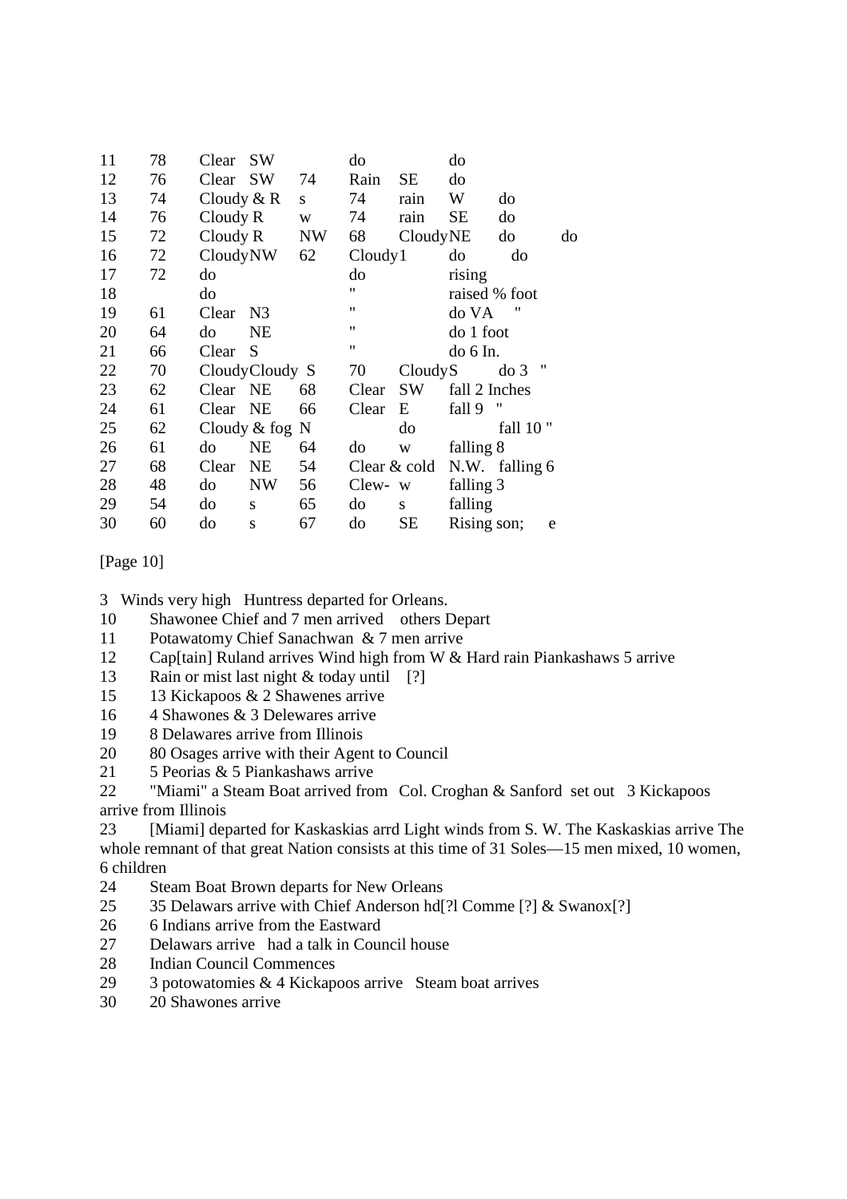| | | | | | | | | | | |
|---|---|---|---|---|---|---|---|---|---|---|
| 11 | 78 | Clear | SW | | do | | do | | | |
| 12 | 76 | Clear | SW | 74 | Rain | SE | do | | | |
| 13 | 74 | Cloudy & R | s | 74 | rain | W | do | | | |
| 14 | 76 | Cloudy R | w | 74 | rain | SE | do | | | |
| 15 | 72 | Cloudy R | NW | 68 | Cloudy | NE | do | do | | |
| 16 | 72 | Cloudy | NW | 62 | Cloudy | 1 | do | do | | |
| 17 | 72 | do | | | do | | rising | | | |
| 18 | | do | | | " | | raised % foot | | | |
| 19 | 61 | Clear | N3 | | " | | do VA | " | | |
| 20 | 64 | do | NE | | " | | do 1 foot | | | |
| 21 | 66 | Clear | S | | " | | do 6 In. | | | |
| 22 | 70 | Cloudy | Cloudy S | | 70 | Cloudy | S | do 3 " | | |
| 23 | 62 | Clear | NE | 68 | Clear | SW | fall 2 Inches | | | |
| 24 | 61 | Clear | NE | 66 | Clear | E | fall 9 " | | | |
| 25 | 62 | Cloudy & fog | N | | | do | | fall 10 " | | |
| 26 | 61 | do | NE | 64 | do | w | falling 8 | | | |
| 27 | 68 | Clear | NE | 54 | Clear & cold | | N.W. | falling 6 | | |
| 28 | 48 | do | NW | 56 | Clew- | w | falling 3 | | | |
| 29 | 54 | do | s | 65 | do | s | falling | | | |
| 30 | 60 | do | s | 67 | do | SE | Rising son; | e | | |

[Page 10]

3 Winds very high Huntress departed for Orleans.
10 Shawonee Chief and 7 men arrived others Depart
11 Potawatomy Chief Sanachwan & 7 men arrive
12 Cap[tain] Ruland arrives Wind high from W & Hard rain Piankashaws 5 arrive
13 Rain or mist last night & today until [?]
15 13 Kickapoos & 2 Shawenes arrive
16 4 Shawones & 3 Delewares arrive
19 8 Delawares arrive from Illinois
20 80 Osages arrive with their Agent to Council
21 5 Peorias & 5 Piankashaws arrive
22 "Miami" a Steam Boat arrived from Col. Croghan & Sanford set out 3 Kickapoos arrive from Illinois
23 [Miami] departed for Kaskaskias arrd Light winds from S. W. The Kaskaskias arrive The whole remnant of that great Nation consists at this time of 31 Soles—15 men mixed, 10 women, 6 children
24 Steam Boat Brown departs for New Orleans
25 35 Delawars arrive with Chief Anderson hd[?l Comme [?] & Swanox[?]
26 6 Indians arrive from the Eastward
27 Delawars arrive had a talk in Council house
28 Indian Council Commences
29 3 potowatomies & 4 Kickapoos arrive Steam boat arrives
30 20 Shawones arrive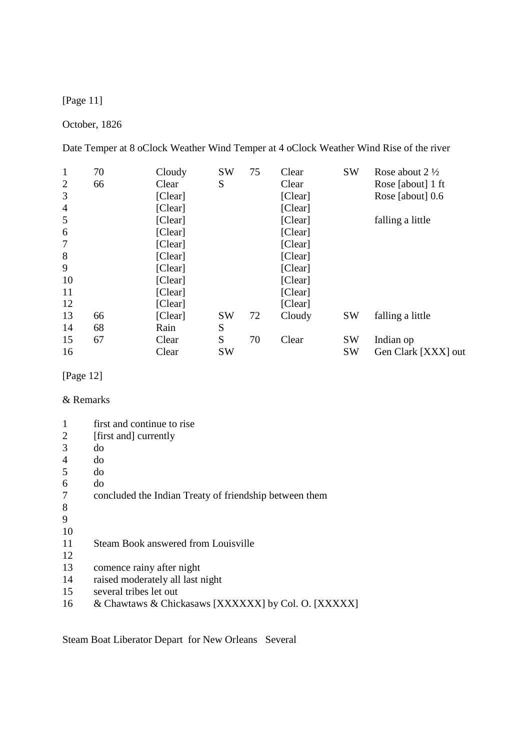[Page 11]

October, 1826

| Date | Temper at 8 oClock | Weather | Wind | Temper at 4 oClock | Weather | Wind | Rise of the river |
|---|---|---|---|---|---|---|---|
| 1 | 70 | Cloudy | SW | 75 | Clear | SW | Rose about 2 ½ |
| 2 | 66 | Clear | S | | Clear | | Rose [about] 1 ft |
| 3 | | [Clear] | | | [Clear] | | Rose [about] 0.6 |
| 4 | | [Clear] | | | [Clear] | | |
| 5 | | [Clear] | | | [Clear] | | falling a little |
| 6 | | [Clear] | | | [Clear] | | |
| 7 | | [Clear] | | | [Clear] | | |
| 8 | | [Clear] | | | [Clear] | | |
| 9 | | [Clear] | | | [Clear] | | |
| 10 | | [Clear] | | | [Clear] | | |
| 11 | | [Clear] | | | [Clear] | | |
| 12 | | [Clear] | | | [Clear] | | |
| 13 | 66 | [Clear] | SW | 72 | Cloudy | SW | falling a little |
| 14 | 68 | Rain | S | | | | |
| 15 | 67 | Clear | S | 70 | Clear | SW | Indian op |
| 16 | | Clear | SW | | | SW | Gen Clark [XXX] out |

[Page 12]

& Remarks

| | |
|---|---|
| 1 | first and continue to rise |
| 2 | [first and] currently |
| 3 | do |
| 4 | do |
| 5 | do |
| 6 | do |
| 7 | concluded the Indian Treaty of friendship between them |
| 8 | |
| 9 | |
| 10 | |
| 11 | Steam Book answered from Louisville |
| 12 | |
| 13 | comence rainy after night |
| 14 | raised moderately all last night |
| 15 | several tribes let out |
| 16 | & Chawtaws & Chickasaws [XXXXXX] by Col. O. [XXXXX] |

Steam Boat Liberator Depart for New Orleans Several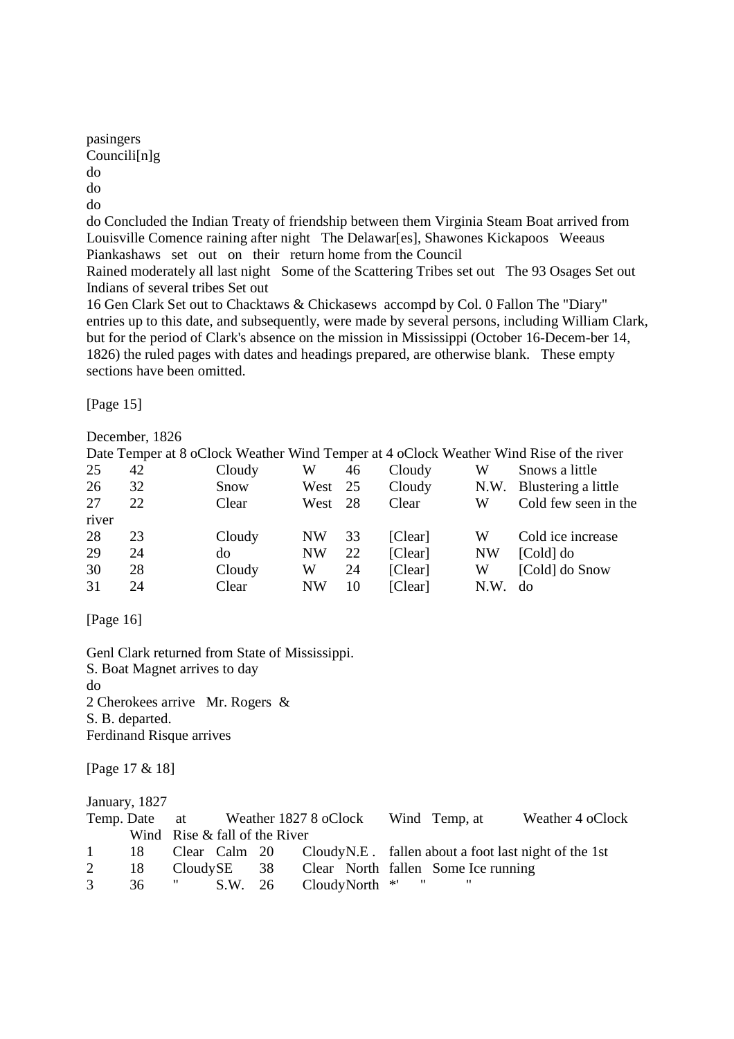pasingers
Councili[n]g
do
do
do
do Concluded the Indian Treaty of friendship between them Virginia Steam Boat arrived from Louisville Comence raining after night The Delawar[es], Shawones Kickapoos Weeaus Piankashaws set out on their return home from the Council
Rained moderately all last night Some of the Scattering Tribes set out The 93 Osages Set out
Indians of several tribes Set out
16 Gen Clark Set out to Chacktaws & Chickasews accompd by Col. 0 Fallon The "Diary" entries up to this date, and subsequently, were made by several persons, including William Clark, but for the period of Clark's absence on the mission in Mississippi (October 16-Decem-ber 14, 1826) the ruled pages with dates and headings prepared, are otherwise blank. These empty sections have been omitted.

[Page 15]

December, 1826

| Date | Temper at 8 oClock | Weather | Wind | Temper at 4 oClock | Weather | Wind | Rise of the river |
|---|---|---|---|---|---|---|---|
| 25 | 42 | Cloudy | W | 46 | Cloudy | W | Snows a little |
| 26 | 32 | Snow | West | 25 | Cloudy | N.W. | Blustering a little |
| 27 | 22 | Clear | West | 28 | Clear | W | Cold few seen in the river |
| 28 | 23 | Cloudy | NW | 33 | [Clear] | W | Cold ice increase |
| 29 | 24 | do | NW | 22 | [Clear] | NW | [Cold] do |
| 30 | 28 | Cloudy | W | 24 | [Clear] | W | [Cold] do Snow |
| 31 | 24 | Clear | NW | 10 | [Clear] | N.W. | do |

[Page 16]

Genl Clark returned from State of Mississippi.
S. Boat Magnet arrives to day
do
2 Cherokees arrive Mr. Rogers &
S. B. departed.
Ferdinand Risque arrives

[Page 17 & 18]

January, 1827

| Date | Temp. at 8 oClock | Weather 1827 | Wind | Temp, at 4 oClock | Weather | Wind | Rise & fall of the River |
|---|---|---|---|---|---|---|---|
| 1 | 18 | Clear | Calm | 20 | Cloudy | N.E . | fallen about a foot last night of the 1st |
| 2 | 18 | Cloudy | SE | 38 | Clear | North | fallen Some Ice running |
| 3 | 36 | " | S.W. | 26 | Cloudy | North | *' " " |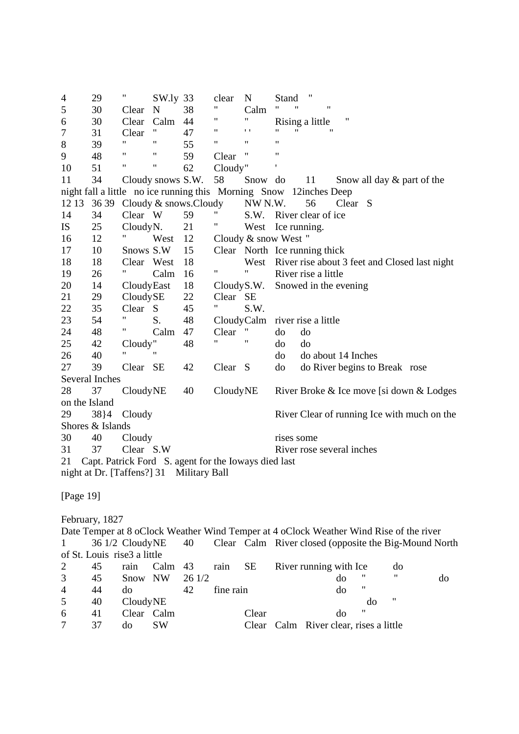4 29 " SW.ly 33 clear N Stand "
5 30 Clear N 38 " Calm " " "
6 30 Clear Calm 44 " " Rising a little "
7 31 Clear " 47 " ' ' " " "
8 39 " " 55 " " "
9 48 " " 59 Clear " "
10 51 " " 62 Cloudy" '
11 34 Cloudy snows S.W. 58 Snow do 11 Snow all day & part of the night fall a little no ice running this Morning Snow 12inches Deep
12 13 36 39 Cloudy & snows.Cloudy NW N.W. 56 Clear S
14 34 Clear W 59 " S.W. River clear of ice
IS 25 CloudyN. 21 " West Ice running.
16 12 " West 12 Cloudy & snow West "
17 10 Snows S.W 15 Clear North Ice running thick
18 18 Clear West 18 West River rise about 3 feet and Closed last night
19 26 " Calm 16 " " River rise a little
20 14 CloudyEast 18 CloudyS.W. Snowed in the evening
21 29 CloudySE 22 Clear SE
22 35 Clear S 45 " S.W.
23 54 " S. 48 CloudyCalm river rise a little
24 48 " Calm 47 Clear " do do
25 42 Cloudy" 48 " " do do
26 40 " " do do about 14 Inches
27 39 Clear SE 42 Clear S do do River begins to Break rose Several Inches
28 37 CloudyNE 40 CloudyNE River Broke & Ice move [si down & Lodges on the Island
29 38}4 Cloudy River Clear of running Ice with much on the Shores & Islands
30 40 Cloudy rises some
31 37 Clear S.W River rose several inches
21 Capt. Patrick Ford S. agent for the Ioways died last night at Dr. [Taffens?] 31 Military Ball

[Page 19]

February, 1827

Date Temper at 8 oClock Weather Wind Temper at 4 oClock Weather Wind Rise of the river
1 36 1/2 CloudyNE 40 Clear Calm River closed (opposite the Big-Mound North of St. Louis rise3 a little
2 45 rain Calm 43 rain SE River running with Ice do
3 45 Snow NW 26 1/2 do " " do
4 44 do 42 fine rain do "
5 40 CloudyNE do "
6 41 Clear Calm Clear do "
7 37 do SW Clear Calm River clear, rises a little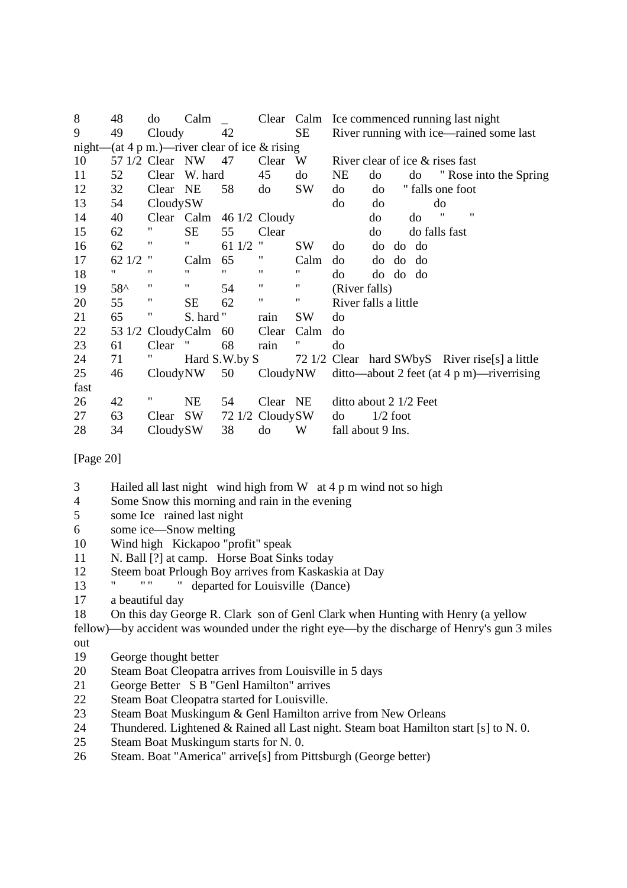8	48	do	Calm	_	Clear	Calm	Ice commenced running last night
9	49	Cloudy		42		SE	River running with ice—rained some last night—(at 4 p m.)—river clear of ice & rising
10	57 1/2	Clear	NW	47	Clear	W	River clear of ice & rises fast
11	52	Clear	W. hard		45	do	NE	do	do	" Rose into the Spring
12	32	Clear	NE	58	do	SW	do	do	" falls one foot
13	54	Cloudy	SW				do	do	do
14	40	Clear	Calm	46 1/2	Cloudy			do	do	"	"
15	62	"	SE	55	Clear			do	do falls fast
16	62	"	"	61 1/2	"	SW	do	do	do	do
17	62 1/2	"	Calm	65	"	Calm	do	do	do	do
18	"	"	"	"	"	"	do	do	do	do
19	58^	"	"	54	"	"	(River falls)
20	55	"	SE	62	"	"	River falls a little
21	65	"	S. hard	"	rain	SW	do
22	53 1/2	Cloudy	Calm	60	Clear	Calm	do
23	61	Clear	"	68	rain	"	do
24	71	"	Hard S.W.by S		72 1/2	Clear	hard SWbyS	River rise[s] a little
25	46	Cloudy	NW	50	Cloudy	NW	ditto—about 2 feet (at 4 p m)—riverrising fast
26	42	"	NE	54	Clear	NE	ditto about 2 1/2 Feet
27	63	Clear	SW	72 1/2	Cloudy	SW	do	1/2 foot
28	34	Cloudy	SW	38	do	W	fall about 9 Ins.

[Page 20]

3	Hailed all last night	wind high from W	at 4 p m wind not so high
4	Some Snow this morning and rain in the evening
5	some Ice	rained last night
6	some ice—Snow melting
10	Wind high	Kickapoo "profit" speak
11	N. Ball [?] at camp.	Horse Boat Sinks today
12	Steem boat Prlough Boy arrives from Kaskaskia at Day
13	"	" "	" departed for Louisville	(Dance)
17	a beautiful day
18	On this day George R. Clark	son of Genl Clark when Hunting with Henry (a yellow fellow)—by accident was wounded under the right eye—by the discharge of Henry's gun 3 miles out
19	George thought better
20	Steam Boat Cleopatra arrives from Louisville in 5 days
21	George Better	S B "Genl Hamilton" arrives
22	Steam Boat Cleopatra started for Louisville.
23	Steam Boat Muskingum & Genl Hamilton arrive from New Orleans
24	Thundered. Lightened & Rained all Last night. Steam boat Hamilton start [s] to N. 0.
25	Steam Boat Muskingum starts for N. 0.
26	Steam. Boat "America" arrive[s] from Pittsburgh (George better)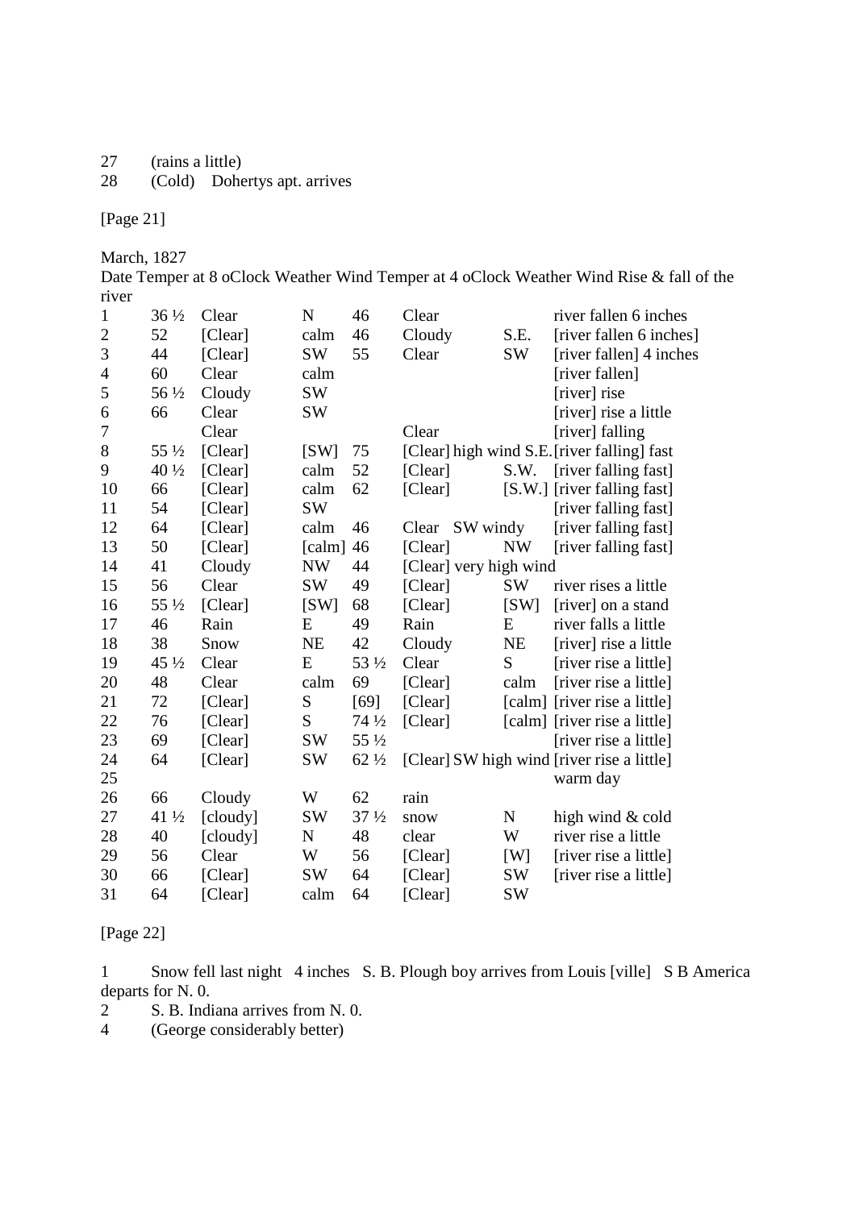27 (rains a little)
28 (Cold) Dohertys apt. arrives

[Page 21]

March, 1827

| Date | Temper at 8 oClock | Weather | Wind | Temper at 4 oClock | Weather | Wind | Rise & fall of the river |
|---|---|---|---|---|---|---|---|
| 1 | 36 ½ | Clear | N | 46 | Clear | | river fallen 6 inches |
| 2 | 52 | [Clear] | calm | 46 | Cloudy | S.E. | [river fallen 6 inches] |
| 3 | 44 | [Clear] | SW | 55 | Clear | SW | [river fallen] 4 inches |
| 4 | 60 | Clear | calm | | | | [river fallen] |
| 5 | 56 ½ | Cloudy | SW | | | | [river] rise |
| 6 | 66 | Clear | SW | | | | [river] rise a little |
| 7 | | Clear | | | Clear | | [river] falling |
| 8 | 55 ½ | [Clear] | [SW] | 75 | [Clear] high wind | S.E. | [river falling] fast |
| 9 | 40 ½ | [Clear] | calm | 52 | [Clear] | S.W. | [river falling fast] |
| 10 | 66 | [Clear] | calm | 62 | [Clear] | [S.W.] | [river falling fast] |
| 11 | 54 | [Clear] | SW | | | | [river falling fast] |
| 12 | 64 | [Clear] | calm | 46 | Clear | SW windy | [river falling fast] |
| 13 | 50 | [Clear] | [calm] | 46 | [Clear] | NW | [river falling fast] |
| 14 | 41 | Cloudy | NW | 44 | [Clear] very high wind | | |
| 15 | 56 | Clear | SW | 49 | [Clear] | SW | river rises a little |
| 16 | 55 ½ | [Clear] | [SW] | 68 | [Clear] | [SW] | [river] on a stand |
| 17 | 46 | Rain | E | 49 | Rain | E | river falls a little |
| 18 | 38 | Snow | NE | 42 | Cloudy | NE | [river] rise a little |
| 19 | 45 ½ | Clear | E | 53 ½ | Clear | S | [river rise a little] |
| 20 | 48 | Clear | calm | 69 | [Clear] | calm | [river rise a little] |
| 21 | 72 | [Clear] | S | [69] | [Clear] | [calm] | [river rise a little] |
| 22 | 76 | [Clear] | S | 74 ½ | [Clear] | [calm] | [river rise a little] |
| 23 | 69 | [Clear] | SW | 55 ½ | | | [river rise a little] |
| 24 | 64 | [Clear] | SW | 62 ½ | [Clear] | SW high wind | [river rise a little] |
| 25 | | | | | | | warm day |
| 26 | 66 | Cloudy | W | 62 | rain | | |
| 27 | 41 ½ | [cloudy] | SW | 37 ½ | snow | N | high wind & cold |
| 28 | 40 | [cloudy] | N | 48 | clear | W | river rise a little |
| 29 | 56 | Clear | W | 56 | [Clear] | [W] | [river rise a little] |
| 30 | 66 | [Clear] | SW | 64 | [Clear] | SW | [river rise a little] |
| 31 | 64 | [Clear] | calm | 64 | [Clear] | SW | |

[Page 22]

1 Snow fell last night 4 inches S. B. Plough boy arrives from Louis [ville] S B America departs for N. 0.
2 S. B. Indiana arrives from N. 0.
4 (George considerably better)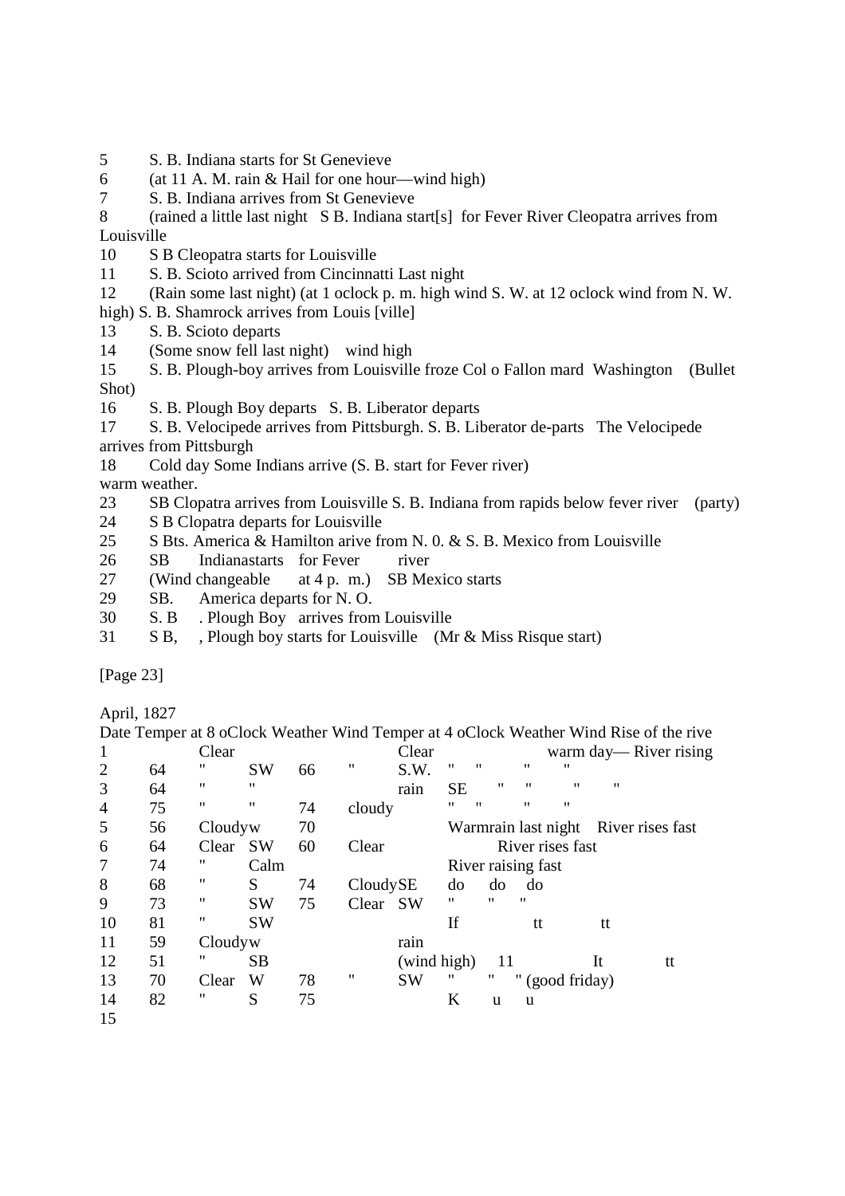5 S. B. Indiana starts for St Genevieve

6 (at 11 A. M. rain & Hail for one hour—wind high)

7 S. B. Indiana arrives from St Genevieve

8 (rained a little last night S B. Indiana start[s] for Fever River Cleopatra arrives from Louisville

10 S B Cleopatra starts for Louisville

11 S. B. Scioto arrived from Cincinnatti Last night

12 (Rain some last night) (at 1 oclock p. m. high wind S. W. at 12 oclock wind from N. W. high) S. B. Shamrock arrives from Louis [ville]

13 S. B. Scioto departs

14 (Some snow fell last night) wind high

15 S. B. Plough-boy arrives from Louisville froze Col o Fallon mard Washington (Bullet Shot)

16 S. B. Plough Boy departs S. B. Liberator departs

17 S. B. Velocipede arrives from Pittsburgh. S. B. Liberator de-parts The Velocipede arrives from Pittsburgh

18 Cold day Some Indians arrive (S. B. start for Fever river)

warm weather.

23 SB Clopatra arrives from Louisville S. B. Indiana from rapids below fever river (party)

24 S B Clopatra departs for Louisville

25 S Bts. America & Hamilton arive from N. 0. & S. B. Mexico from Louisville

26 SB Indianastarts for Fever river

27 (Wind changeable at 4 p. m.) SB Mexico starts

29 SB. America departs for N. O.

30 S. B . Plough Boy arrives from Louisville

31 S B, , Plough boy starts for Louisville (Mr & Miss Risque start)

[Page 23]

April, 1827

| Date | Temper at 8 oClock | Weather | Wind | Temper at 4 oClock | Weather | Wind | Rise of the rive |
|---|---|---|---|---|---|---|---|
| 1 | | Clear | | | Clear | | warm day— River rising |
| 2 | 64 | " | SW | 66 | " | S.W. | " " " " |
| 3 | 64 | " | " | | rain | SE | " " " " |
| 4 | 75 | " | " | 74 | cloudy | | " " " " |
| 5 | 56 | Cloudy | w | 70 | | | Warmrain last night River rises fast |
| 6 | 64 | Clear | SW | 60 | Clear | | River rises fast |
| 7 | 74 | " | Calm | | | | River raising fast |
| 8 | 68 | " | S | 74 | Cloudy | SE | do do do |
| 9 | 73 | " | SW | 75 | Clear | SW | " " " |
| 10 | 81 | " | SW | | | | If tt tt |
| 11 | 59 | Cloudy | w | | rain | | |
| 12 | 51 | " | SB | | (wind high) | | 11 It tt |
| 13 | 70 | Clear | W | 78 | " | SW | " " " (good friday) |
| 14 | 82 | " | S | 75 | | | K u u |
| 15 | | | | | | | |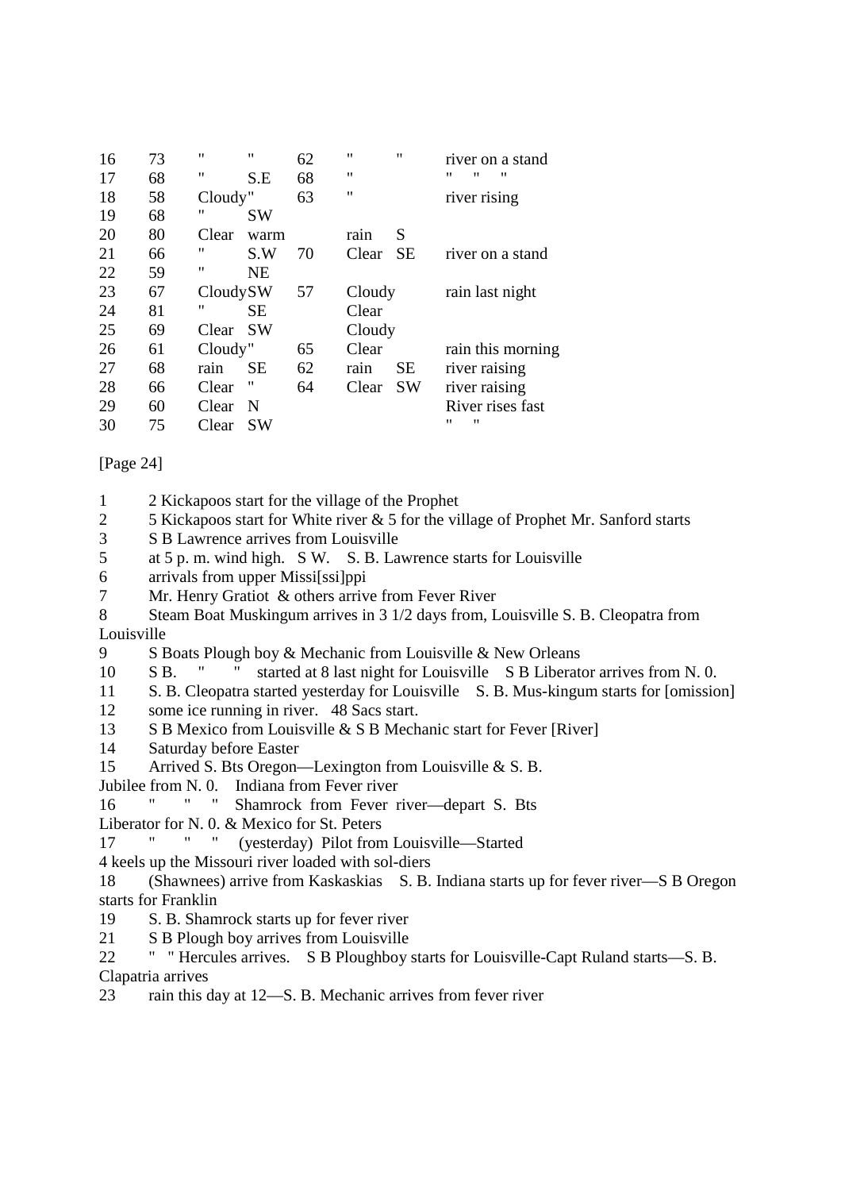| | | | | | | | |
|---|---|---|---|---|---|---|---|
| 16 | 73 | " | " | 62 | " | " | river on a stand |
| 17 | 68 | " | S.E | 68 | " | | " " " |
| 18 | 58 | Cloudy | " | 63 | " | | river rising |
| 19 | 68 | " | SW | | | | |
| 20 | 80 | Clear | warm | | rain | S | |
| 21 | 66 | " | S.W | 70 | Clear | SE | river on a stand |
| 22 | 59 | " | NE | | | | |
| 23 | 67 | Cloudy | SW | 57 | Cloudy | | rain last night |
| 24 | 81 | " | SE | | Clear | | |
| 25 | 69 | Clear | SW | | Cloudy | | |
| 26 | 61 | Cloudy | " | 65 | Clear | | rain this morning |
| 27 | 68 | rain | SE | 62 | rain | SE | river raising |
| 28 | 66 | Clear | " | 64 | Clear | SW | river raising |
| 29 | 60 | Clear | N | | | | River rises fast |
| 30 | 75 | Clear | SW | | | | " " |

[Page 24]

1 2 Kickapoos start for the village of the Prophet
2 5 Kickapoos start for White river & 5 for the village of Prophet Mr. Sanford starts
3 S B Lawrence arrives from Louisville
5 at 5 p. m. wind high. S W. S. B. Lawrence starts for Louisville
6 arrivals from upper Missi[ssi]ppi
7 Mr. Henry Gratiot & others arrive from Fever River
8 Steam Boat Muskingum arrives in 3 1/2 days from, Louisville S. B. Cleopatra from Louisville
9 S Boats Plough boy & Mechanic from Louisville & New Orleans
10 S B. " " started at 8 last night for Louisville S B Liberator arrives from N. 0.
11 S. B. Cleopatra started yesterday for Louisville S. B. Mus-kingum starts for [omission]
12 some ice running in river. 48 Sacs start.
13 S B Mexico from Louisville & S B Mechanic start for Fever [River]
14 Saturday before Easter
15 Arrived S. Bts Oregon—Lexington from Louisville & S. B. Jubilee from N. 0. Indiana from Fever river
16 " " " Shamrock from Fever river—depart S. Bts Liberator for N. 0. & Mexico for St. Peters
17 " " " (yesterday) Pilot from Louisville—Started 4 keels up the Missouri river loaded with sol-diers
18 (Shawnees) arrive from Kaskaskias S. B. Indiana starts up for fever river—S B Oregon starts for Franklin
19 S. B. Shamrock starts up for fever river
21 S B Plough boy arrives from Louisville
22 " " Hercules arrives. S B Ploughboy starts for Louisville-Capt Ruland starts—S. B. Clapatria arrives
23 rain this day at 12—S. B. Mechanic arrives from fever river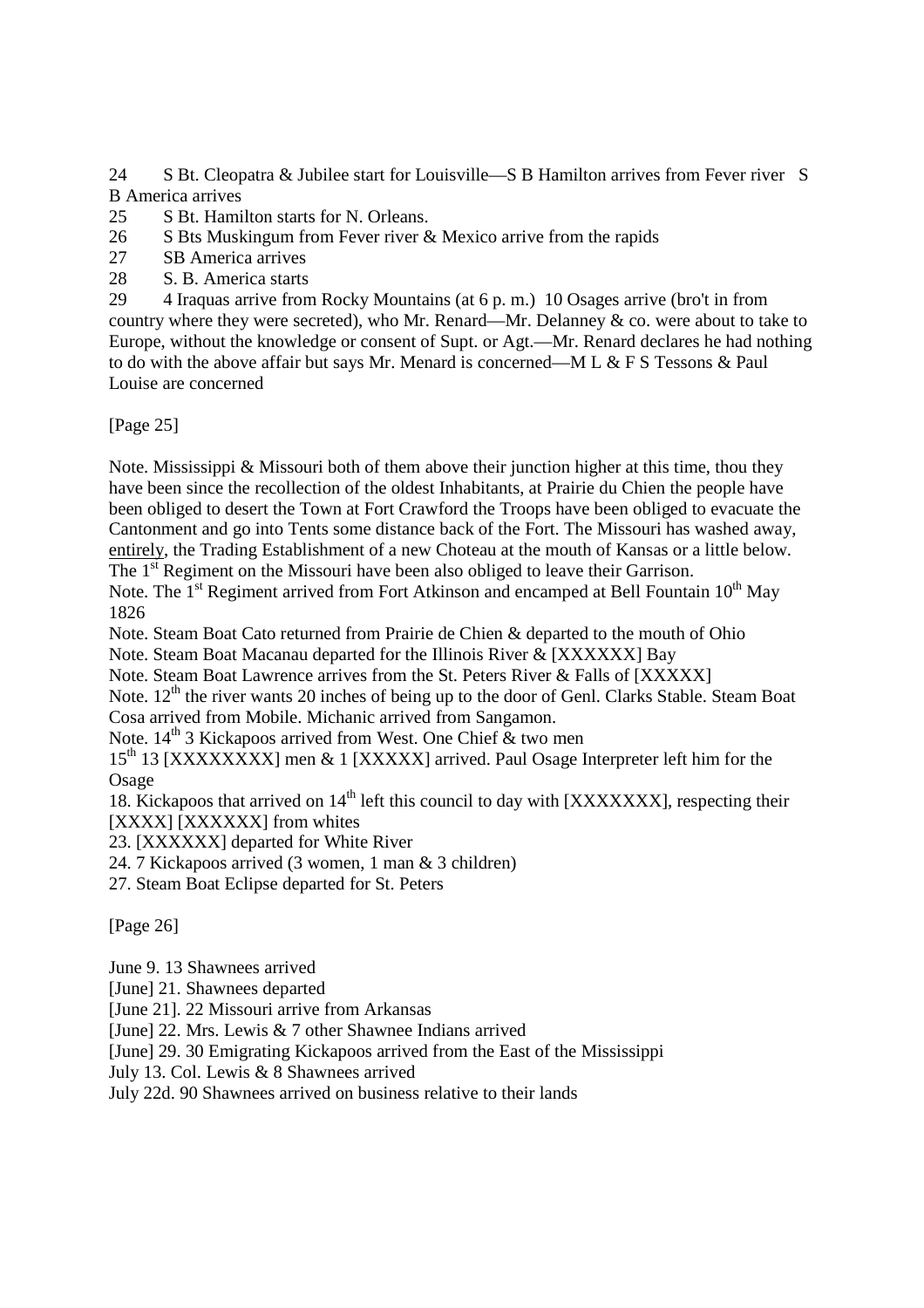24 S Bt. Cleopatra & Jubilee start for Louisville—S B Hamilton arrives from Fever river S B America arrives

25 S Bt. Hamilton starts for N. Orleans.

26 S Bts Muskingum from Fever river & Mexico arrive from the rapids

27 SB America arrives

28 S. B. America starts

29 4 Iraquas arrive from Rocky Mountains (at 6 p. m.) 10 Osages arrive (bro't in from country where they were secreted), who Mr. Renard—Mr. Delanney & co. were about to take to Europe, without the knowledge or consent of Supt. or Agt.—Mr. Renard declares he had nothing to do with the above affair but says Mr. Menard is concerned—M L & F S Tessons & Paul Louise are concerned

[Page 25]

Note. Mississippi & Missouri both of them above their junction higher at this time, thou they have been since the recollection of the oldest Inhabitants, at Prairie du Chien the people have been obliged to desert the Town at Fort Crawford the Troops have been obliged to evacuate the Cantonment and go into Tents some distance back of the Fort. The Missouri has washed away, entirely, the Trading Establishment of a new Choteau at the mouth of Kansas or a little below. The 1st Regiment on the Missouri have been also obliged to leave their Garrison.

Note. The 1st Regiment arrived from Fort Atkinson and encamped at Bell Fountain 10th May 1826

Note. Steam Boat Cato returned from Prairie de Chien & departed to the mouth of Ohio

Note. Steam Boat Macanau departed for the Illinois River & [XXXXXX] Bay

Note. Steam Boat Lawrence arrives from the St. Peters River & Falls of [XXXXX]

Note. 12th the river wants 20 inches of being up to the door of Genl. Clarks Stable. Steam Boat Cosa arrived from Mobile. Michanic arrived from Sangamon.

Note. 14th 3 Kickapoos arrived from West. One Chief & two men

15th 13 [XXXXXXXX] men & 1 [XXXXX] arrived. Paul Osage Interpreter left him for the Osage

18. Kickapoos that arrived on 14th left this council to day with [XXXXXXX], respecting their [XXXX] [XXXXXX] from whites

23. [XXXXXX] departed for White River

24. 7 Kickapoos arrived (3 women, 1 man & 3 children)

27. Steam Boat Eclipse departed for St. Peters

[Page 26]

June 9. 13 Shawnees arrived

[June] 21. Shawnees departed

[June 21]. 22 Missouri arrive from Arkansas

[June] 22. Mrs. Lewis & 7 other Shawnee Indians arrived

[June] 29. 30 Emigrating Kickapoos arrived from the East of the Mississippi

July 13. Col. Lewis & 8 Shawnees arrived

July 22d. 90 Shawnees arrived on business relative to their lands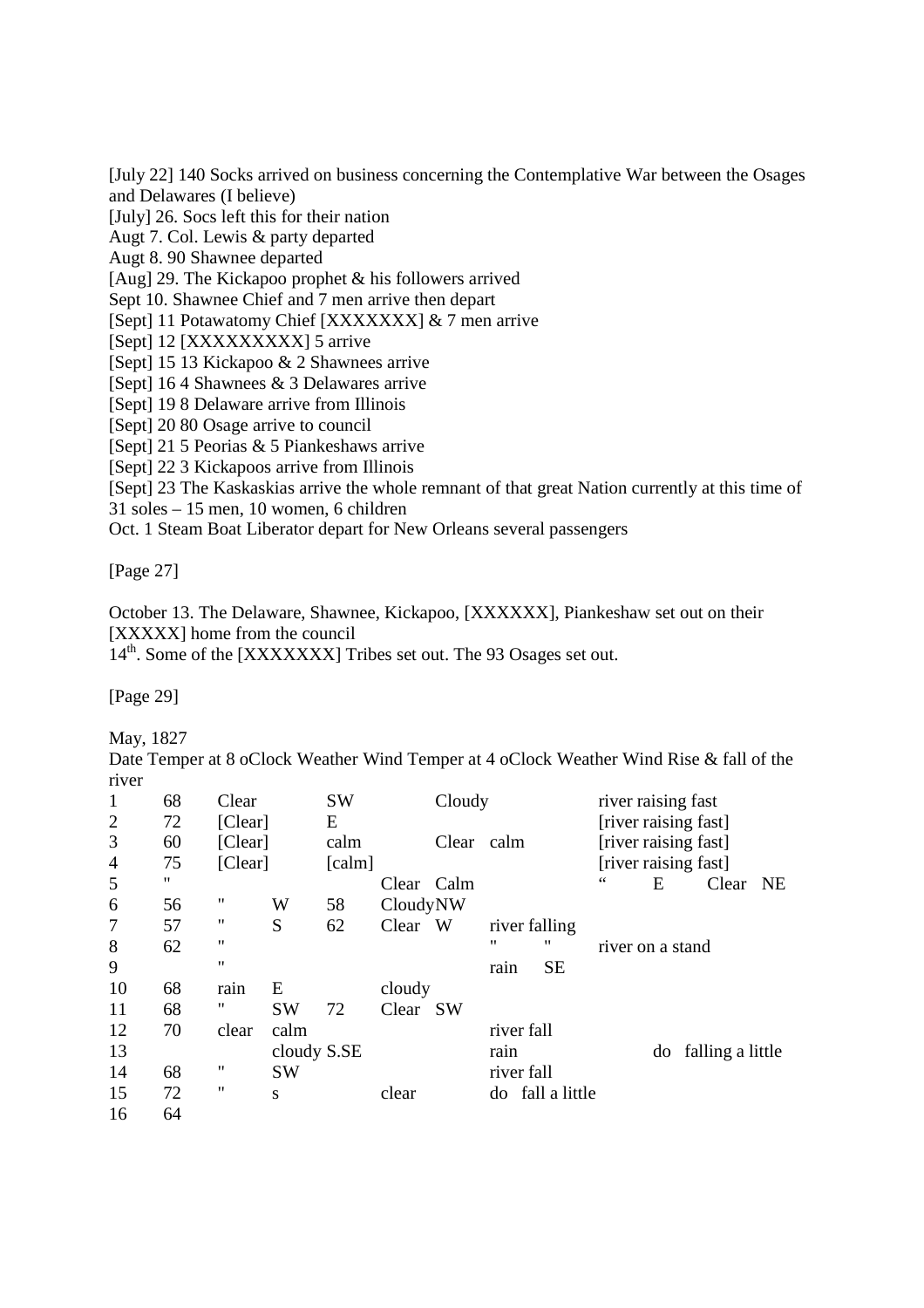[July 22] 140 Socks arrived on business concerning the Contemplative War between the Osages and Delawares (I believe)
[July] 26. Socs left this for their nation
Augt 7. Col. Lewis & party departed
Augt 8. 90 Shawnee departed
[Aug] 29. The Kickapoo prophet & his followers arrived
Sept 10. Shawnee Chief and 7 men arrive then depart
[Sept] 11 Potawatomy Chief [XXXXXXX] & 7 men arrive
[Sept] 12 [XXXXXXXXX] 5 arrive
[Sept] 15 13 Kickapoo & 2 Shawnees arrive
[Sept] 16 4 Shawnees & 3 Delawares arrive
[Sept] 19 8 Delaware arrive from Illinois
[Sept] 20 80 Osage arrive to council
[Sept] 21 5 Peorias & 5 Piankeshaws arrive
[Sept] 22 3 Kickapoos arrive from Illinois
[Sept] 23 The Kaskaskias arrive the whole remnant of that great Nation currently at this time of 31 soles – 15 men, 10 women, 6 children
Oct. 1 Steam Boat Liberator depart for New Orleans several passengers

[Page 27]

October 13. The Delaware, Shawnee, Kickapoo, [XXXXXX], Piankeshaw set out on their [XXXXX] home from the council
14th. Some of the [XXXXXXX] Tribes set out. The 93 Osages set out.

[Page 29]

May, 1827

| Date | Temper at 8 oClock | Weather | Wind | Temper at 4 oClock | Weather | Wind | Rise & fall of the river |
|---|---|---|---|---|---|---|---|
| 1 | 68 | Clear | SW | | Cloudy | | river raising fast |
| 2 | 72 | [Clear] | E | | | | [river raising fast] |
| 3 | 60 | [Clear] | calm | | Clear | calm | [river raising fast] |
| 4 | 75 | [Clear] | [calm] | | | | [river raising fast] |
| 5 | " | | | | Clear | Calm | “ E Clear NE |
| 6 | 56 | " | W | 58 | Cloudy | NW | |
| 7 | 57 | " | S | 62 | Clear | W | river falling |
| 8 | 62 | " | | | | | " " river on a stand |
| 9 | " | | | | | | rain SE |
| 10 | 68 | rain | E | | cloudy | | |
| 11 | 68 | " | SW | 72 | Clear | SW | |
| 12 | 70 | clear | calm | | | | river fall |
| 13 | | | cloudy S.SE | | | | rain do falling a little |
| 14 | 68 | " | SW | | | | river fall |
| 15 | 72 | " | s | | clear | | do fall a little |
| 16 | 64 | | | | | | |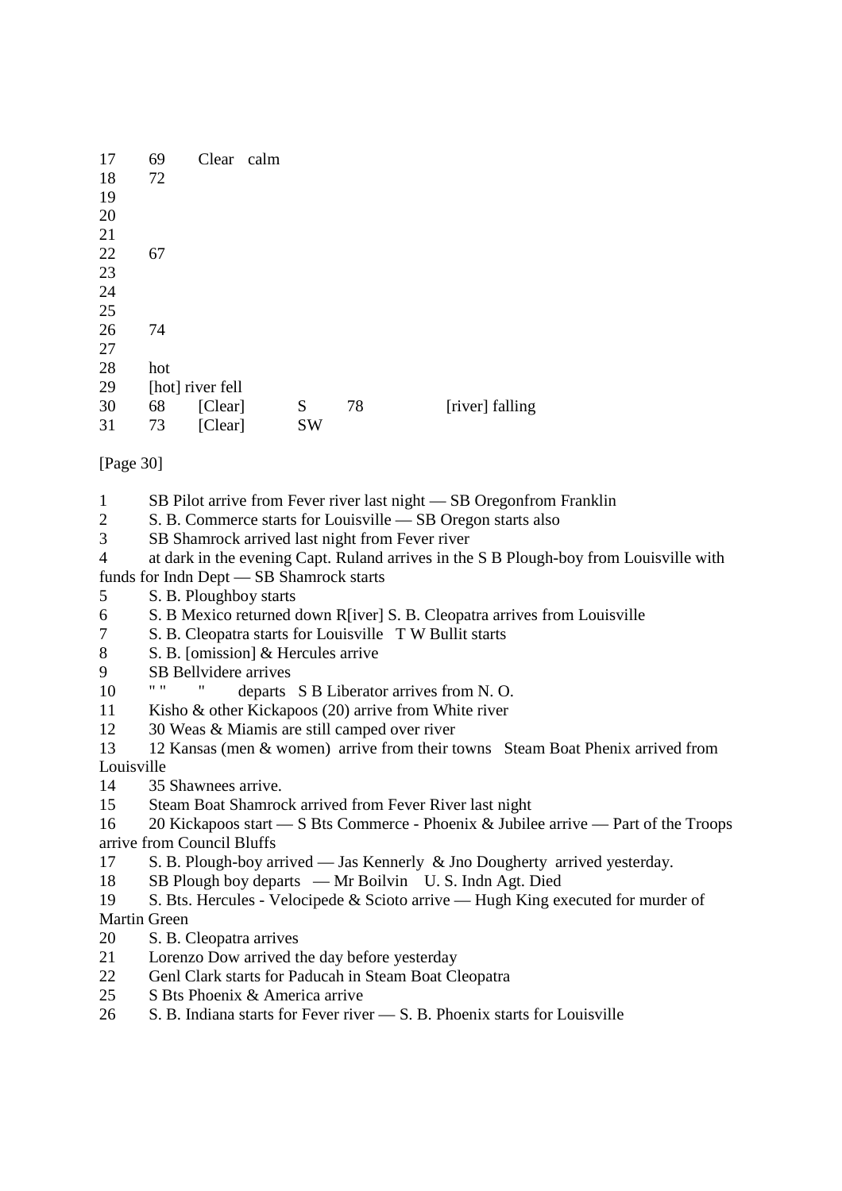| | | | | | |
|---|---|---|---|---|---|
| 17 | 69 | Clear calm | | | |
| 18 | 72 | | | | |
| 19 | | | | | |
| 20 | | | | | |
| 21 | | | | | |
| 22 | 67 | | | | |
| 23 | | | | | |
| 24 | | | | | |
| 25 | | | | | |
| 26 | 74 | | | | |
| 27 | | | | | |
| 28 | hot | | | | |
| 29 | [hot] river fell | | | | |
| 30 | 68 | [Clear] | S | 78 | [river] falling |
| 31 | 73 | [Clear] | SW | | |

[Page 30]

1 SB Pilot arrive from Fever river last night — SB Oregonfrom Franklin
2 S. B. Commerce starts for Louisville — SB Oregon starts also
3 SB Shamrock arrived last night from Fever river
4 at dark in the evening Capt. Ruland arrives in the S B Plough-boy from Louisville with funds for Indn Dept — SB Shamrock starts
5 S. B. Ploughboy starts
6 S. B Mexico returned down R[iver] S. B. Cleopatra arrives from Louisville
7 S. B. Cleopatra starts for Louisville T W Bullit starts
8 S. B. [omission] & Hercules arrive
9 SB Bellvidere arrives
10 " " " departs S B Liberator arrives from N. O.
11 Kisho & other Kickapoos (20) arrive from White river
12 30 Weas & Miamis are still camped over river
13 12 Kansas (men & women) arrive from their towns Steam Boat Phenix arrived from Louisville
14 35 Shawnees arrive.
15 Steam Boat Shamrock arrived from Fever River last night
16 20 Kickapoos start — S Bts Commerce - Phoenix & Jubilee arrive — Part of the Troops arrive from Council Bluffs
17 S. B. Plough-boy arrived — Jas Kennerly & Jno Dougherty arrived yesterday.
18 SB Plough boy departs — Mr Boilvin U. S. Indn Agt. Died
19 S. Bts. Hercules - Velocipede & Scioto arrive — Hugh King executed for murder of Martin Green
20 S. B. Cleopatra arrives
21 Lorenzo Dow arrived the day before yesterday
22 Genl Clark starts for Paducah in Steam Boat Cleopatra
25 S Bts Phoenix & America arrive
26 S. B. Indiana starts for Fever river — S. B. Phoenix starts for Louisville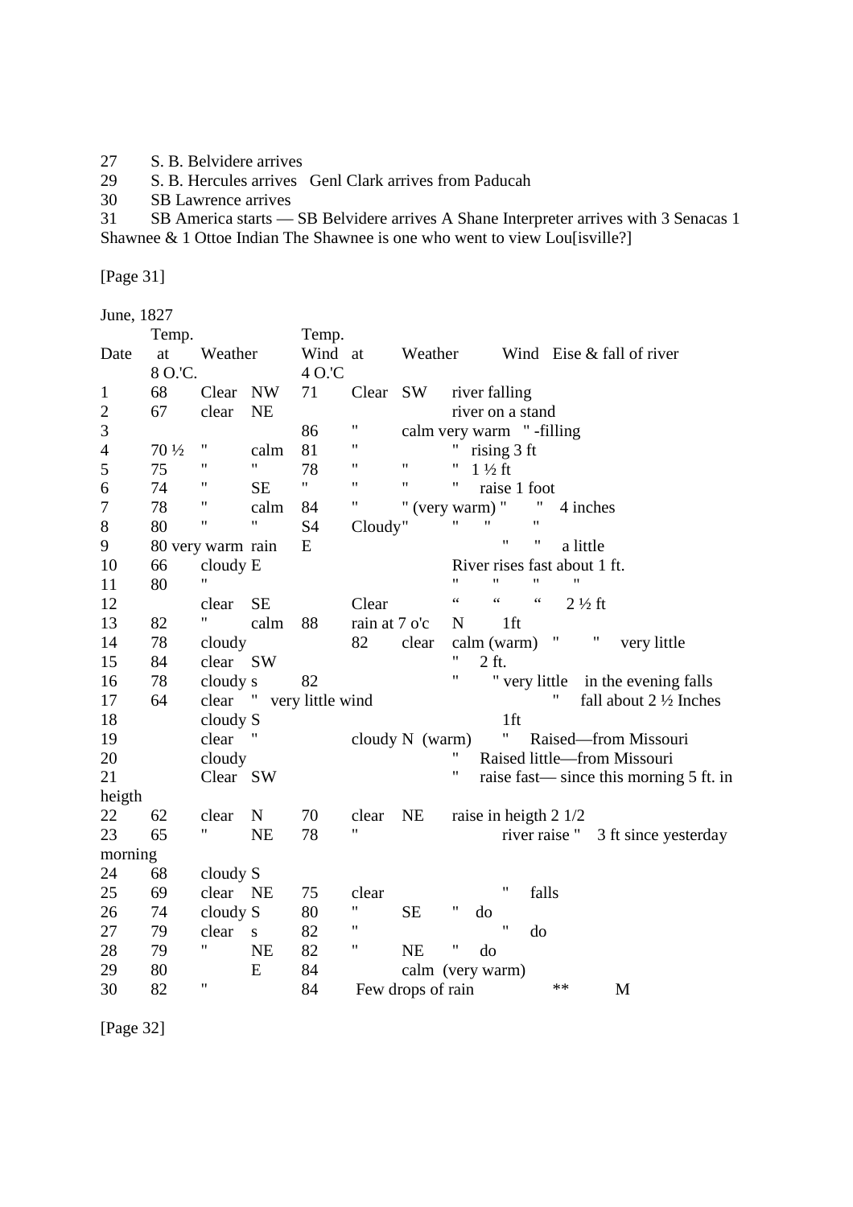27  S. B. Belvidere arrives
29  S. B. Hercules arrives  Genl Clark arrives from Paducah
30  SB Lawrence arrives
31  SB America starts — SB Belvidere arrives A Shane Interpreter arrives with 3 Senacas 1 Shawnee & 1 Ottoe Indian The Shawnee is one who went to view Lou[isville?]

[Page 31]

June, 1827

| Date | Temp. at 8 O.'C. | Weather | Wind | Temp. at 4 O.'C | Weather | Wind | Eise & fall of river |
|---|---|---|---|---|---|---|---|
| 1 | 68 | Clear | NW | 71 | Clear | SW | river falling |
| 2 | 67 | clear | NE | | | | river on a stand |
| 3 | | | | 86 | " | calm very warm | " -filling |
| 4 | 70 ½ | " | calm | 81 | " | | " rising 3 ft |
| 5 | 75 | " | " | 78 | " | " | " 1 ½ ft |
| 6 | 74 | " | SE | " | " | " | " raise 1 foot |
| 7 | 78 | " | calm | 84 | " | " (very warm) " | " 4 inches |
| 8 | 80 | " | " | S4 | Cloudy" | " | " " |
| 9 | 80 very warm | rain | E | | | | " " a little |
| 10 | 66 | cloudy E | | | | | River rises fast about 1 ft. |
| 11 | 80 | " | | | | | " " " " |
| 12 | | clear | SE | | Clear | | " " " 2 ½ ft |
| 13 | 82 | " | calm | 88 | rain at 7 o'c | N | 1ft |
| 14 | 78 | cloudy | | | 82 | clear | calm (warm) " " very little |
| 15 | 84 | clear | SW | | | | " 2 ft. |
| 16 | 78 | cloudy s | | 82 | | | " " very little in the evening falls |
| 17 | 64 | clear | " very little wind | | | | " fall about 2 ½ Inches |
| 18 | | cloudy S | | | | | 1ft |
| 19 | | clear | " | | cloudy N (warm) | | " Raised—from Missouri |
| 20 | | cloudy | | | | | " Raised little—from Missouri |
| 21 | | Clear | SW | | | | " raise fast— since this morning 5 ft. in heigth |
| 22 | 62 | clear | N | 70 | clear | NE | raise in heigth 2 1/2 |
| 23 | 65 | " | NE | 78 | " | | river raise " 3 ft since yesterday morning |
| 24 | 68 | cloudy S | | | | | |
| 25 | 69 | clear | NE | 75 | clear | | " falls |
| 26 | 74 | cloudy S | | 80 | " | SE | " do |
| 27 | 79 | clear | s | 82 | " | | " do |
| 28 | 79 | " | NE | 82 | " | NE | " do |
| 29 | 80 | | E | 84 | | calm (very warm) | |
| 30 | 82 | " | | 84 | Few drops of rain | | ** M |

[Page 32]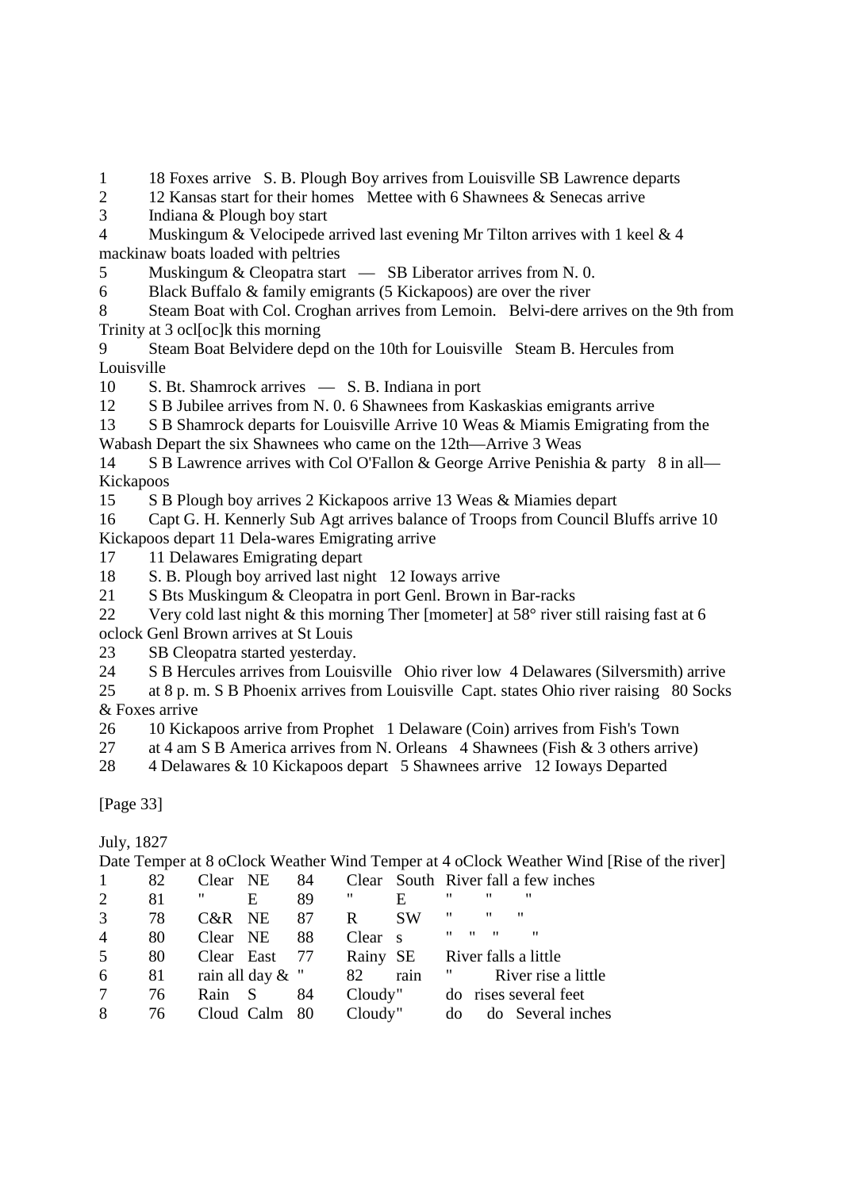1 18 Foxes arrive S. B. Plough Boy arrives from Louisville SB Lawrence departs
2 12 Kansas start for their homes Mettee with 6 Shawnees & Senecas arrive
3 Indiana & Plough boy start
4 Muskingum & Velocipede arrived last evening Mr Tilton arrives with 1 keel & 4 mackinaw boats loaded with peltries
5 Muskingum & Cleopatra start — SB Liberator arrives from N. 0.
6 Black Buffalo & family emigrants (5 Kickapoos) are over the river
8 Steam Boat with Col. Croghan arrives from Lemoin. Belvi-dere arrives on the 9th from Trinity at 3 ocl[oc]k this morning
9 Steam Boat Belvidere depd on the 10th for Louisville Steam B. Hercules from Louisville
10 S. Bt. Shamrock arrives — S. B. Indiana in port
12 S B Jubilee arrives from N. 0. 6 Shawnees from Kaskaskias emigrants arrive
13 S B Shamrock departs for Louisville Arrive 10 Weas & Miamis Emigrating from the Wabash Depart the six Shawnees who came on the 12th—Arrive 3 Weas
14 S B Lawrence arrives with Col O'Fallon & George Arrive Penishia & party 8 in all—Kickapoos
15 S B Plough boy arrives 2 Kickapoos arrive 13 Weas & Miamies depart
16 Capt G. H. Kennerly Sub Agt arrives balance of Troops from Council Bluffs arrive 10 Kickapoos depart 11 Dela-wares Emigrating arrive
17 11 Delawares Emigrating depart
18 S. B. Plough boy arrived last night 12 Ioways arrive
21 S Bts Muskingum & Cleopatra in port Genl. Brown in Bar-racks
22 Very cold last night & this morning Ther [mometer] at 58° river still raising fast at 6 oclock Genl Brown arrives at St Louis
23 SB Cleopatra started yesterday.
24 S B Hercules arrives from Louisville Ohio river low 4 Delawares (Silversmith) arrive
25 at 8 p. m. S B Phoenix arrives from Louisville Capt. states Ohio river raising 80 Socks & Foxes arrive
26 10 Kickapoos arrive from Prophet 1 Delaware (Coin) arrives from Fish's Town
27 at 4 am S B America arrives from N. Orleans 4 Shawnees (Fish & 3 others arrive)
28 4 Delawares & 10 Kickapoos depart 5 Shawnees arrive 12 Ioways Departed

[Page 33]

July, 1827

| Date | Temper at 8 oClock | Weather | Wind | Temper at 4 oClock | Weather | Wind | [Rise of the river] |
|---|---|---|---|---|---|---|---|
| 1 | 82 | Clear | NE | 84 | Clear | South | River fall a few inches |
| 2 | 81 | " | E | 89 | " | E | " " " |
| 3 | 78 | C&R | NE | 87 | R | SW | " " " |
| 4 | 80 | Clear | NE | 88 | Clear | s | " " " " |
| 5 | 80 | Clear | East | 77 | Rainy | SE | River falls a little |
| 6 | 81 | rain all day & | " | 82 | rain | " | River rise a little |
| 7 | 76 | Rain | S | 84 | Cloudy | " | do rises several feet |
| 8 | 76 | Cloud | Calm | 80 | Cloudy | " | do do Several inches |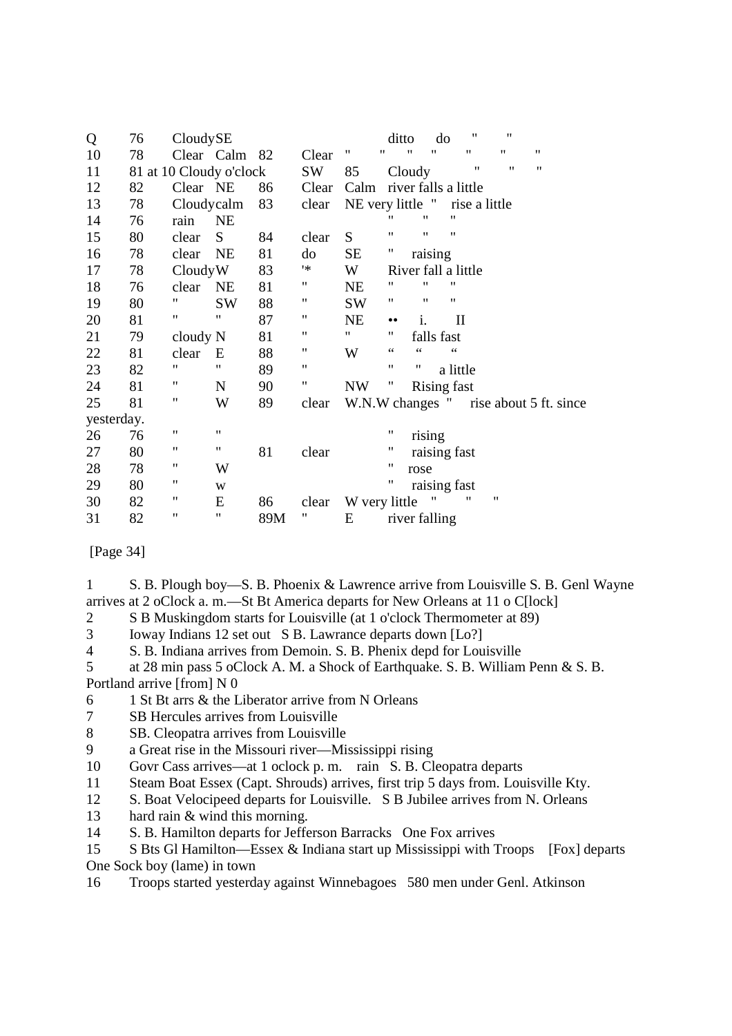| | | | | | | | |
|---|---|---|---|---|---|---|---|
| Q | 76 | Cloudy | SE | | | | ditto do " " |
| 10 | 78 | Clear | Calm | 82 | Clear | " | " " " " " " |
| 11 | 81 at 10 Cloudy o'clock | | | SW | 85 | | Cloudy " " " |
| 12 | 82 | Clear | NE | 86 | Clear | Calm | river falls a little |
| 13 | 78 | Cloudy | calm | 83 | clear | NE very little | " rise a little |
| 14 | 76 | rain | NE | | | | " " " |
| 15 | 80 | clear | S | 84 | clear | S | " " " |
| 16 | 78 | clear | NE | 81 | do | SE | " raising |
| 17 | 78 | Cloudy | W | 83 | '* | W | River fall a little |
| 18 | 76 | clear | NE | 81 | " | NE | " " " |
| 19 | 80 | " | SW | 88 | " | SW | " " " |
| 20 | 81 | " | " | 87 | " | NE | •• i. II |
| 21 | 79 | cloudy | N | 81 | " | " | " falls fast |
| 22 | 81 | clear | E | 88 | " | W | " " " |
| 23 | 82 | " | " | 89 | " | | " " a little |
| 24 | 81 | " | N | 90 | " | NW | " Rising fast |
| 25 | 81 | " | W | 89 | clear | W.N.W changes | " rise about 5 ft. since yesterday. |
| 26 | 76 | " | " | | | | " rising |
| 27 | 80 | " | " | 81 | clear | | " raising fast |
| 28 | 78 | " | W | | | | " rose |
| 29 | 80 | " | w | | | | " raising fast |
| 30 | 82 | " | E | 86 | clear | W very little | " " " |
| 31 | 82 | " | " | 89M | " | E | river falling |

[Page 34]

1 S. B. Plough boy—S. B. Phoenix & Lawrence arrive from Louisville S. B. Genl Wayne arrives at 2 oClock a. m.—St Bt America departs for New Orleans at 11 o C[lock]

2 S B Muskingdom starts for Louisville (at 1 o'clock Thermometer at 89)

3 Ioway Indians 12 set out S B. Lawrance departs down [Lo?]

4 S. B. Indiana arrives from Demoin. S. B. Phenix depd for Louisville

5 at 28 min pass 5 oClock A. M. a Shock of Earthquake. S. B. William Penn & S. B. Portland arrive [from] N 0

6 1 St Bt arrs & the Liberator arrive from N Orleans

7 SB Hercules arrives from Louisville

8 SB. Cleopatra arrives from Louisville

9 a Great rise in the Missouri river—Mississippi rising

10 Govr Cass arrives—at 1 oclock p. m. rain S. B. Cleopatra departs

11 Steam Boat Essex (Capt. Shrouds) arrives, first trip 5 days from. Louisville Kty.

12 S. Boat Velocipeed departs for Louisville. S B Jubilee arrives from N. Orleans

13 hard rain & wind this morning.

14 S. B. Hamilton departs for Jefferson Barracks One Fox arrives

15 S Bts Gl Hamilton—Essex & Indiana start up Mississippi with Troops [Fox] departs One Sock boy (lame) in town

16 Troops started yesterday against Winnebagoes 580 men under Genl. Atkinson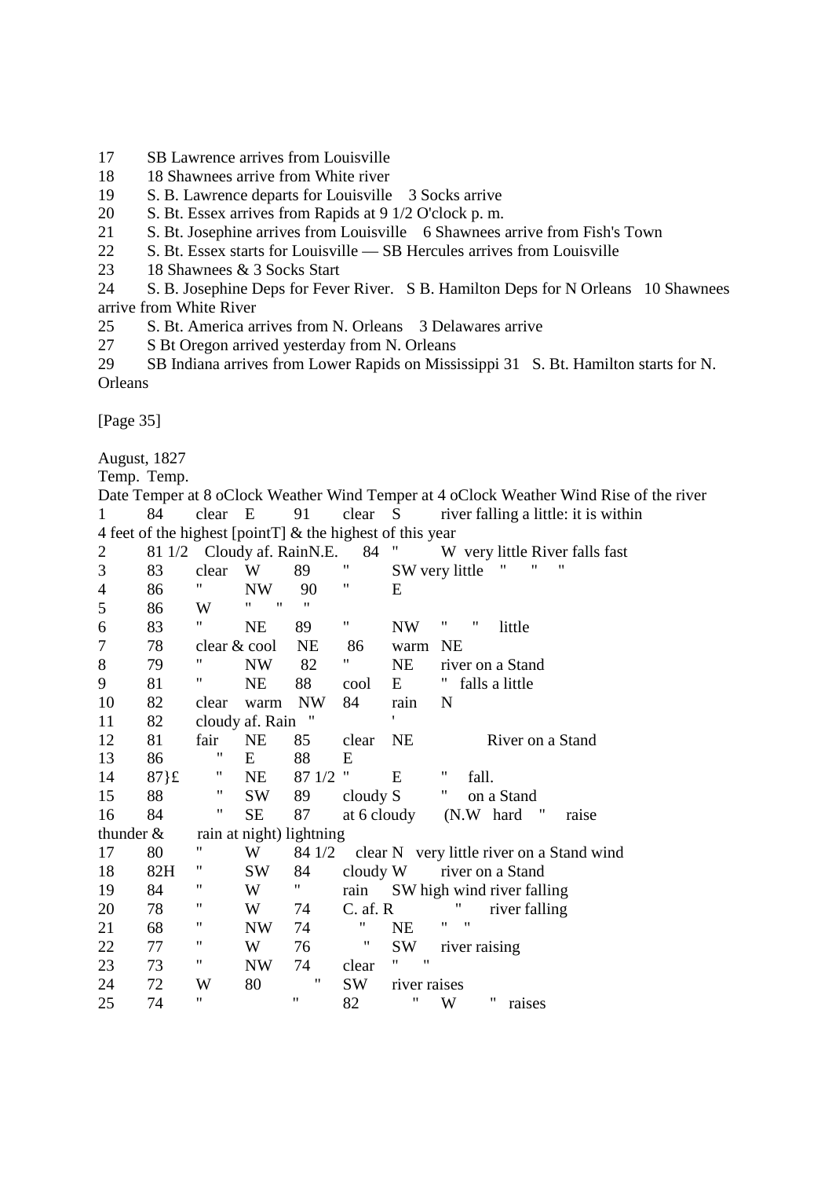17 SB Lawrence arrives from Louisville
18 18 Shawnees arrive from White river
19 S. B. Lawrence departs for Louisville 3 Socks arrive
20 S. Bt. Essex arrives from Rapids at 9 1/2 O'clock p. m.
21 S. Bt. Josephine arrives from Louisville 6 Shawnees arrive from Fish's Town
22 S. Bt. Essex starts for Louisville — SB Hercules arrives from Louisville
23 18 Shawnees & 3 Socks Start
24 S. B. Josephine Deps for Fever River. S B. Hamilton Deps for N Orleans 10 Shawnees arrive from White River
25 S. Bt. America arrives from N. Orleans 3 Delawares arrive
27 S Bt Oregon arrived yesterday from N. Orleans
29 SB Indiana arrives from Lower Rapids on Mississippi 31 S. Bt. Hamilton starts for N. Orleans

[Page 35]

August, 1827

Temp. Temp.

Date Temper at 8 oClock Weather Wind Temper at 4 oClock Weather Wind Rise of the river

1 84 clear E 91 clear S river falling a little: it is within 4 feet of the highest [pointT] & the highest of this year
2 81 1/2 Cloudy af. RainN.E. 84 " W very little River falls fast
3 83 clear W 89 " SW very little " " "
4 86 " NW 90 " E
5 86 W " " "
6 83 " NE 89 " NW " " little
7 78 clear & cool NE 86 warm NE
8 79 " NW 82 " NE river on a Stand
9 81 " NE 88 cool E " falls a little
10 82 clear warm NW 84 rain N
11 82 cloudy af. Rain " '
12 81 fair NE 85 clear NE River on a Stand
13 86 " E 88 E
14 87}£ " NE 87 1/2 " E " fall.
15 88 " SW 89 cloudy S " on a Stand
16 84 " SE 87 at 6 cloudy (N.W hard " raise thunder & rain at night) lightning
17 80 " W 84 1/2 clear N very little river on a Stand wind
18 82H " SW 84 cloudy W river on a Stand
19 84 " W " rain SW high wind river falling
20 78 " W 74 C. af. R " river falling
21 68 " NW 74 " NE " "
22 77 " W 76 " SW river raising
23 73 " NW 74 clear " "
24 72 W 80 " SW river raises
25 74 " " 82 " W " raises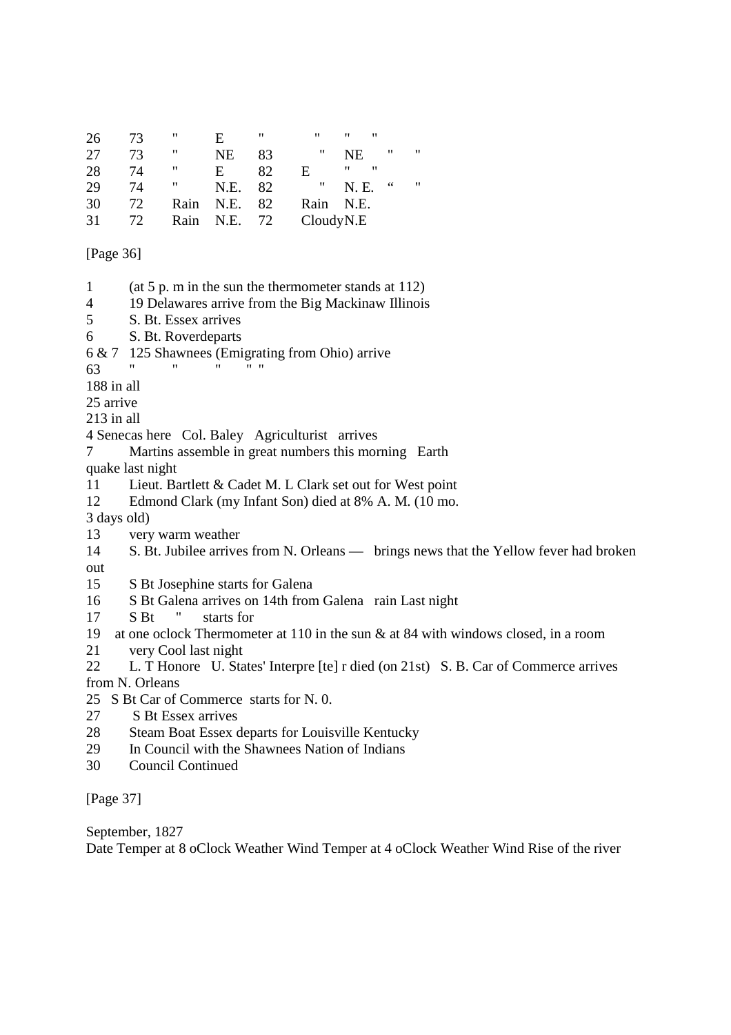| | | | | | | | | |
|---|---|---|---|---|---|---|---|---|
| 26 | 73 | " | E | " | " | " | " | |
| 27 | 73 | " | NE | 83 | " | NE | " | " |
| 28 | 74 | " | E | 82 | E | " | " | |
| 29 | 74 | " | N.E. | 82 | " | N. E. | " | " |
| 30 | 72 | Rain | N.E. | 82 | Rain | N.E. | | |
| 31 | 72 | Rain | N.E. | 72 | Cloudy | N.E | | |

[Page 36]

1 (at 5 p. m in the sun the thermometer stands at 112)
4 19 Delawares arrive from the Big Mackinaw Illinois
5 S. Bt. Essex arrives
6 S. Bt. Roverdeparts
6 & 7 125 Shawnees (Emigrating from Ohio) arrive
63 " " " " "
188 in all
25 arrive
213 in all
4 Senecas here Col. Baley Agriculturist arrives
7 Martins assemble in great numbers this morning Earth quake last night
11 Lieut. Bartlett & Cadet M. L Clark set out for West point
12 Edmond Clark (my Infant Son) died at 8% A. M. (10 mo. 3 days old)
13 very warm weather
14 S. Bt. Jubilee arrives from N. Orleans — brings news that the Yellow fever had broken out
15 S Bt Josephine starts for Galena
16 S Bt Galena arrives on 14th from Galena rain Last night
17 S Bt " starts for
19 at one oclock Thermometer at 110 in the sun & at 84 with windows closed, in a room
21 very Cool last night
22 L. T Honore U. States' Interpre [te] r died (on 21st) S. B. Car of Commerce arrives from N. Orleans
25 S Bt Car of Commerce starts for N. 0.
27 S Bt Essex arrives
28 Steam Boat Essex departs for Louisville Kentucky
29 In Council with the Shawnees Nation of Indians
30 Council Continued

[Page 37]

September, 1827

Date Temper at 8 oClock Weather Wind Temper at 4 oClock Weather Wind Rise of the river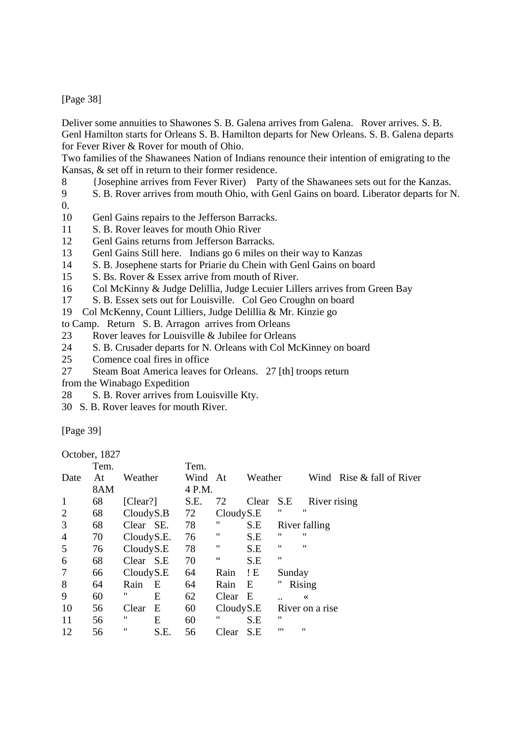[Page 38]

Deliver some annuities to Shawones S. B. Galena arrives from Galena. Rover arrives. S. B. Genl Hamilton starts for Orleans S. B. Hamilton departs for New Orleans. S. B. Galena departs for Fever River & Rover for mouth of Ohio.

Two families of the Shawanees Nation of Indians renounce their intention of emigrating to the Kansas, & set off in return to their former residence.

8 {Josephine arrives from Fever River) Party of the Shawanees sets out for the Kanzas.

9 S. B. Rover arrives from mouth Ohio, with Genl Gains on board. Liberator departs for N. 0.

10 Genl Gains repairs to the Jefferson Barracks.

11 S. B. Rover leaves for mouth Ohio River

12 Genl Gains returns from Jefferson Barracks.

13 Genl Gains Still here. Indians go 6 miles on their way to Kanzas

14 S. B. Josephene starts for Priarie du Chein with Genl Gains on board

15 S. Bs. Rover & Essex arrive from mouth of River.

16 Col McKinny & Judge Delillia, Judge Lecuier Lillers arrives from Green Bay

17 S. B. Essex sets out for Louisville. Col Geo Croughn on board

19 Col McKenny, Count Lilliers, Judge Delillia & Mr. Kinzie go to Camp. Return S. B. Arragon arrives from Orleans

23 Rover leaves for Louisville & Jubilee for Orleans

24 S. B. Crusader departs for N. Orleans with Col McKinney on board

25 Comence coal fires in office

27 Steam Boat America leaves for Orleans. 27 [th] troops return from the Winabago Expedition

28 S. B. Rover arrives from Louisville Kty.

30 S. B. Rover leaves for mouth River.

[Page 39]

October, 1827

| Date | Tem. At 8AM | Weather | Wind | Tem. At 4 P.M. | Weather | Wind | Rise & fall of River |
|---|---|---|---|---|---|---|---|
| 1 | 68 | [Clear?] | S.E. | 72 | Clear | S.E | River rising |
| 2 | 68 | Cloudy | S.B | 72 | Cloudy | S.E | " " |
| 3 | 68 | Clear | SE. | 78 | " | S.E | River falling |
| 4 | 70 | Cloudy | S.E. | 76 | " | S.E | " " |
| 5 | 76 | Cloudy | S.E | 78 | " | S.E | " " |
| 6 | 68 | Clear | S.E | 70 | " | S.E | " |
| 7 | 66 | Cloudy | S.E | 64 | Rain | ! E | Sunday |
| 8 | 64 | Rain | E | 64 | Rain | E | " Rising |
| 9 | 60 | " | E | 62 | Clear | E | .. « |
| 10 | 56 | Clear | E | 60 | Cloudy | S.E | River on a rise |
| 11 | 56 | " | E | 60 | " | S.E | " |
| 12 | 56 | " | S.E. | 56 | Clear | S.E | "' " |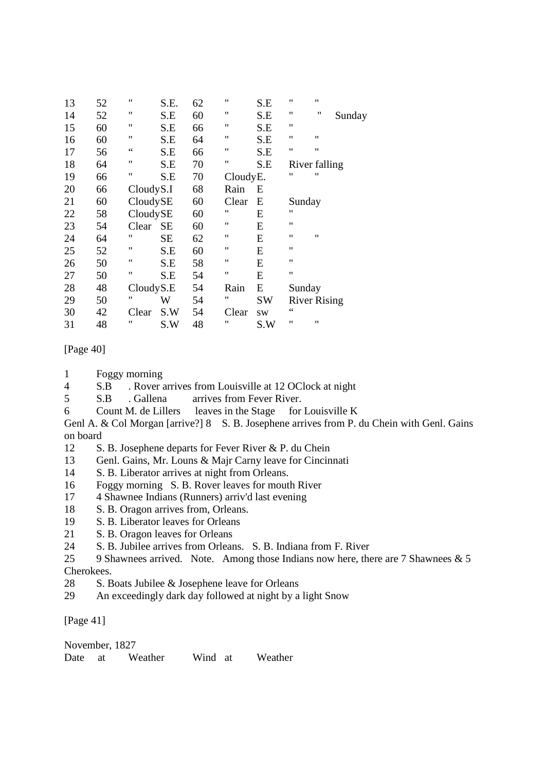| | | | | | | | | |
|---|---|---|---|---|---|---|---|---|
| 13 | 52 | " | S.E. | 62 | " | S.E | " | " |
| 14 | 52 | " | S.E | 60 | " | S.E | " | " Sunday |
| 15 | 60 | " | S.E | 66 | " | S.E | " | |
| 16 | 60 | " | S.E | 64 | " | S.E | " | " |
| 17 | 56 | " | S.E | 66 | " | S.E | " | " |
| 18 | 64 | " | S.E | 70 | " | S.E | River falling | |
| 19 | 66 | " | S.E | 70 | Cloudy | E. | " | " |
| 20 | 66 | Cloudy | S.I | 68 | Rain | E | | |
| 21 | 60 | Cloudy | SE | 60 | Clear | E | Sunday | |
| 22 | 58 | Cloudy | SE | 60 | " | E | " | |
| 23 | 54 | Clear | SE | 60 | " | E | " | |
| 24 | 64 | " | SE | 62 | " | E | " | " |
| 25 | 52 | " | S.E | 60 | " | E | " | |
| 26 | 50 | " | S.E | 58 | " | E | " | |
| 27 | 50 | " | S.E | 54 | " | E | " | |
| 28 | 48 | Cloudy | S.E | 54 | Rain | E | Sunday | |
| 29 | 50 | " | W | 54 | " | SW | River Rising | |
| 30 | 42 | Clear | S.W | 54 | Clear | sw | " | |
| 31 | 48 | " | S.W | 48 | " | S.W | " | " |

[Page 40]

1 Foggy morning
4 S.B . Rover arrives from Louisville at 12 OClock at night
5 S.B . Gallena arrives from Fever River.
6 Count M. de Lillers leaves in the Stage for Louisville K
Genl A. & Col Morgan [arrive?] 8 S. B. Josephene arrives from P. du Chein with Genl. Gains on board
12 S. B. Josephene departs for Fever River & P. du Chein
13 Genl. Gains, Mr. Louns & Majr Carny leave for Cincinnati
14 S. B. Liberator arrives at night from Orleans.
16 Foggy morning S. B. Rover leaves for mouth River
17 4 Shawnee Indians (Runners) arriv'd last evening
18 S. B. Oragon arrives from, Orleans.
19 S. B. Liberator leaves for Orleans
21 S. B. Oragon leaves for Orleans
24 S. B. Jubilee arrives from Orleans. S. B. Indiana from F. River
25 9 Shawnees arrived. Note. Among those Indians now here, there are 7 Shawnees & 5 Cherokees.
28 S. Boats Jubilee & Josephene leave for Orleans
29 An exceedingly dark day followed at night by a light Snow

[Page 41]

November, 1827

| Date | at | Weather | Wind | at | Weather |
|---|---|---|---|---|---|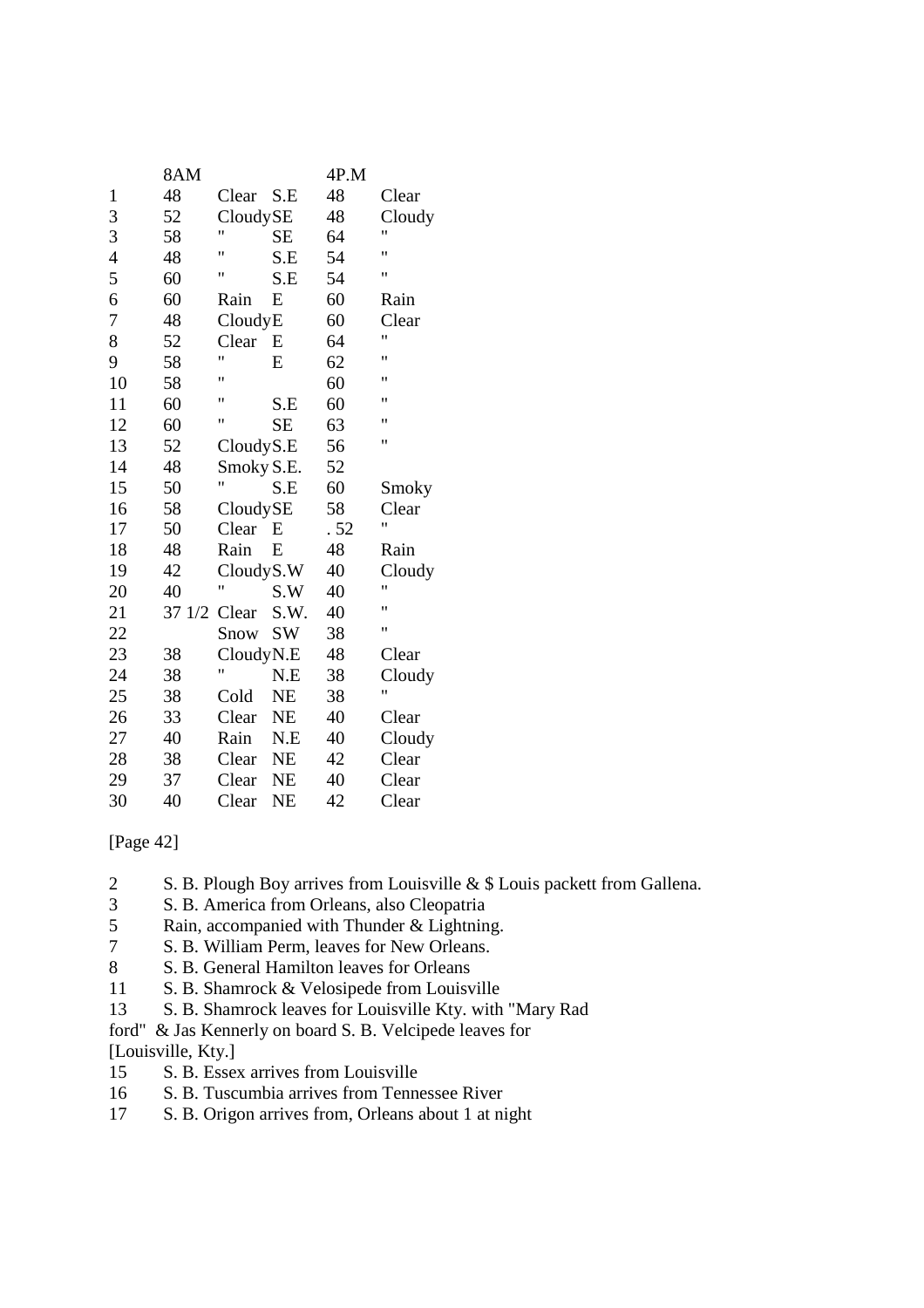| | 8AM | | | 4P.M | |
|---|---|---|---|---|---|
| 1 | 48 | Clear | S.E | 48 | Clear |
| 3 | 52 | Cloudy | SE | 48 | Cloudy |
| 3 | 58 | " | SE | 64 | " |
| 4 | 48 | " | S.E | 54 | " |
| 5 | 60 | " | S.E | 54 | " |
| 6 | 60 | Rain | E | 60 | Rain |
| 7 | 48 | Cloudy | E | 60 | Clear |
| 8 | 52 | Clear | E | 64 | " |
| 9 | 58 | " | E | 62 | " |
| 10 | 58 | " | | 60 | " |
| 11 | 60 | " | S.E | 60 | " |
| 12 | 60 | " | SE | 63 | " |
| 13 | 52 | Cloudy | S.E | 56 | " |
| 14 | 48 | Smoky | S.E. | 52 | |
| 15 | 50 | " | S.E | 60 | Smoky |
| 16 | 58 | Cloudy | SE | 58 | Clear |
| 17 | 50 | Clear | E | . 52 | " |
| 18 | 48 | Rain | E | 48 | Rain |
| 19 | 42 | Cloudy | S.W | 40 | Cloudy |
| 20 | 40 | " | S.W | 40 | " |
| 21 | 37 1/2 | Clear | S.W. | 40 | " |
| 22 | | Snow | SW | 38 | " |
| 23 | 38 | Cloudy | N.E | 48 | Clear |
| 24 | 38 | " | N.E | 38 | Cloudy |
| 25 | 38 | Cold | NE | 38 | " |
| 26 | 33 | Clear | NE | 40 | Clear |
| 27 | 40 | Rain | N.E | 40 | Cloudy |
| 28 | 38 | Clear | NE | 42 | Clear |
| 29 | 37 | Clear | NE | 40 | Clear |
| 30 | 40 | Clear | NE | 42 | Clear |

[Page 42]

2 S. B. Plough Boy arrives from Louisville & $ Louis packett from Gallena.
3 S. B. America from Orleans, also Cleopatria
5 Rain, accompanied with Thunder & Lightning.
7 S. B. William Perm, leaves for New Orleans.
8 S. B. General Hamilton leaves for Orleans
11 S. B. Shamrock & Velosipede from Louisville
13 S. B. Shamrock leaves for Louisville Kty. with "Mary Rad
ford" & Jas Kennerly on board S. B. Velcipede leaves for
[Louisville, Kty.]
15 S. B. Essex arrives from Louisville
16 S. B. Tuscumbia arrives from Tennessee River
17 S. B. Origon arrives from, Orleans about 1 at night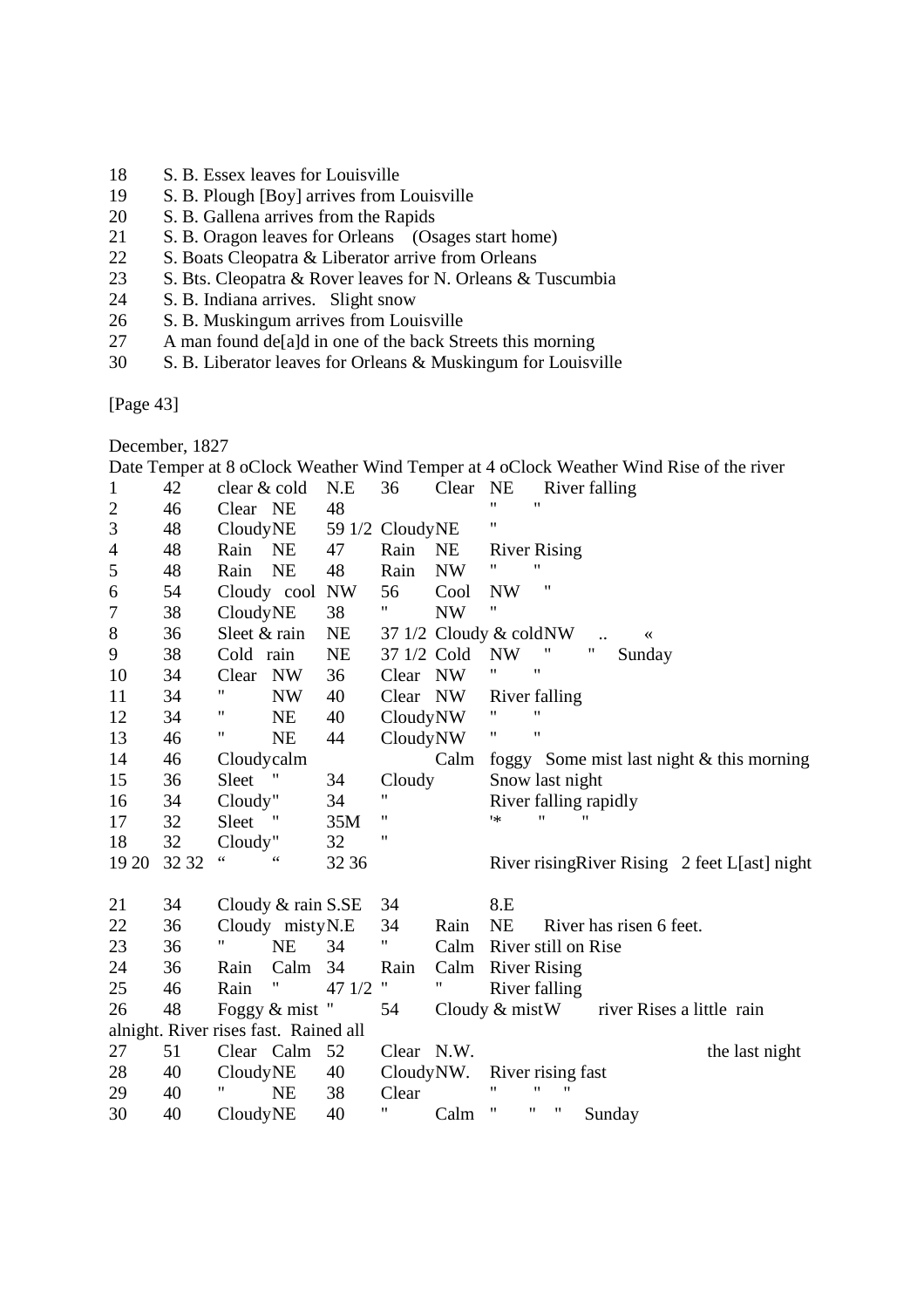18 S. B. Essex leaves for Louisville
19 S. B. Plough [Boy] arrives from Louisville
20 S. B. Gallena arrives from the Rapids
21 S. B. Oragon leaves for Orleans (Osages start home)
22 S. Boats Cleopatra & Liberator arrive from Orleans
23 S. Bts. Cleopatra & Rover leaves for N. Orleans & Tuscumbia
24 S. B. Indiana arrives. Slight snow
26 S. B. Muskingum arrives from Louisville
27 A man found de[a]d in one of the back Streets this morning
30 S. B. Liberator leaves for Orleans & Muskingum for Louisville

[Page 43]

December, 1827

| Date | Temper at 8 oClock | Weather | Wind | Temper at 4 oClock | Weather | Wind | Rise of the river |
|---|---|---|---|---|---|---|---|
| 1 | 42 | clear & cold | N.E | 36 | Clear | NE | River falling |
| 2 | 46 | Clear | NE | 48 | | | " " |
| 3 | 48 | Cloudy | NE | 59 1/2 | Cloudy | NE | " |
| 4 | 48 | Rain | NE | 47 | Rain | NE | River Rising |
| 5 | 48 | Rain | NE | 48 | Rain | NW | " " |
| 6 | 54 | Cloudy cool | NW | 56 | Cool | NW | " |
| 7 | 38 | Cloudy | NE | 38 | " | NW | " |
| 8 | 36 | Sleet & rain | NE | 37 1/2 | Cloudy & cold | NW | .. « |
| 9 | 38 | Cold rain | NE | 37 1/2 | Cold | NW | " " Sunday |
| 10 | 34 | Clear | NW | 36 | Clear | NW | " " |
| 11 | 34 | " | NW | 40 | Clear | NW | River falling |
| 12 | 34 | " | NE | 40 | Cloudy | NW | " " |
| 13 | 46 | " | NE | 44 | Cloudy | NW | " " |
| 14 | 46 | Cloudy | calm | | | Calm | foggy Some mist last night & this morning |
| 15 | 36 | Sleet | " | 34 | Cloudy | | Snow last night |
| 16 | 34 | Cloudy | " | 34 | " | | River falling rapidly |
| 17 | 32 | Sleet | " | 35M | " | | '* " " |
| 18 | 32 | Cloudy | " | 32 | " | | |
| 19 20 | 32 32 | " | " | 32 36 | | | River rising River Rising 2 feet L[ast] night |
| 21 | 34 | Cloudy & rain | S.SE | 34 | | 8.E | |
| 22 | 36 | Cloudy misty | N.E | 34 | Rain | NE | River has risen 6 feet. |
| 23 | 36 | " | NE | 34 | " | Calm | River still on Rise |
| 24 | 36 | Rain | Calm | 34 | Rain | Calm | River Rising |
| 25 | 46 | Rain | " | 47 1/2 | " | " | River falling |
| 26 | 48 | Foggy & mist | " | 54 | Cloudy & mist | W | river Rises a little rain alnight. River rises fast. Rained all the last night |
| 27 | 51 | Clear | Calm | 52 | Clear | N.W. | |
| 28 | 40 | Cloudy | NE | 40 | Cloudy | NW. | River rising fast |
| 29 | 40 | " | NE | 38 | Clear | | " " " |
| 30 | 40 | Cloudy | NE | 40 | " | Calm | " " " Sunday |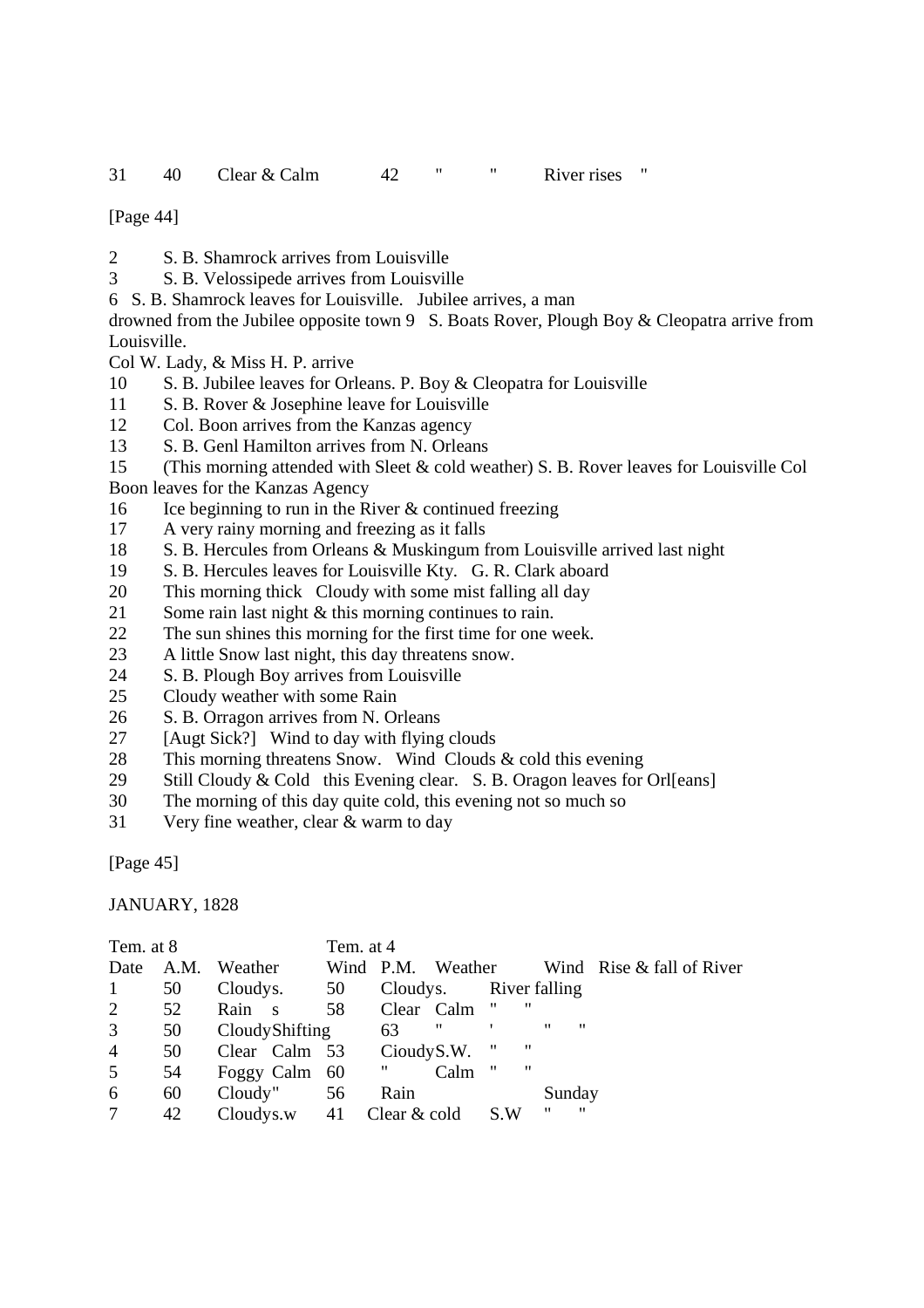31 40 Clear & Calm 42 " " River rises "

[Page 44]

2 S. B. Shamrock arrives from Louisville
3 S. B. Velossipede arrives from Louisville
6 S. B. Shamrock leaves for Louisville. Jubilee arrives, a man drowned from the Jubilee opposite town 9 S. Boats Rover, Plough Boy & Cleopatra arrive from Louisville.
Col W. Lady, & Miss H. P. arrive
10 S. B. Jubilee leaves for Orleans. P. Boy & Cleopatra for Louisville
11 S. B. Rover & Josephine leave for Louisville
12 Col. Boon arrives from the Kanzas agency
13 S. B. Genl Hamilton arrives from N. Orleans
15 (This morning attended with Sleet & cold weather) S. B. Rover leaves for Louisville Col Boon leaves for the Kanzas Agency
16 Ice beginning to run in the River & continued freezing
17 A very rainy morning and freezing as it falls
18 S. B. Hercules from Orleans & Muskingum from Louisville arrived last night
19 S. B. Hercules leaves for Louisville Kty. G. R. Clark aboard
20 This morning thick Cloudy with some mist falling all day
21 Some rain last night & this morning continues to rain.
22 The sun shines this morning for the first time for one week.
23 A little Snow last night, this day threatens snow.
24 S. B. Plough Boy arrives from Louisville
25 Cloudy weather with some Rain
26 S. B. Orragon arrives from N. Orleans
27 [Augt Sick?] Wind to day with flying clouds
28 This morning threatens Snow. Wind Clouds & cold this evening
29 Still Cloudy & Cold this Evening clear. S. B. Oragon leaves for Orl[eans]
30 The morning of this day quite cold, this evening not so much so
31 Very fine weather, clear & warm to day

[Page 45]

JANUARY, 1828

| Date | Tem. at 8 A.M. | Weather | Wind | Tem. at 4 P.M. | Weather | Wind | Rise & fall of River |
|---|---|---|---|---|---|---|---|
| 1 | 50 | Cloudy | s. | 50 | Cloudy | s. | River falling |
| 2 | 52 | Rain | s | 58 | Clear | Calm | " " |
| 3 | 50 | Cloudy | Shifting | 63 | " | ' | " " |
| 4 | 50 | Clear | Calm | 53 | Cioudy | S.W. | " " |
| 5 | 54 | Foggy | Calm | 60 | " | Calm | " " |
| 6 | 60 | Cloudy | " | 56 | Rain | | Sunday |
| 7 | 42 | Cloudy | s.w | 41 | Clear & cold | S.W | " " |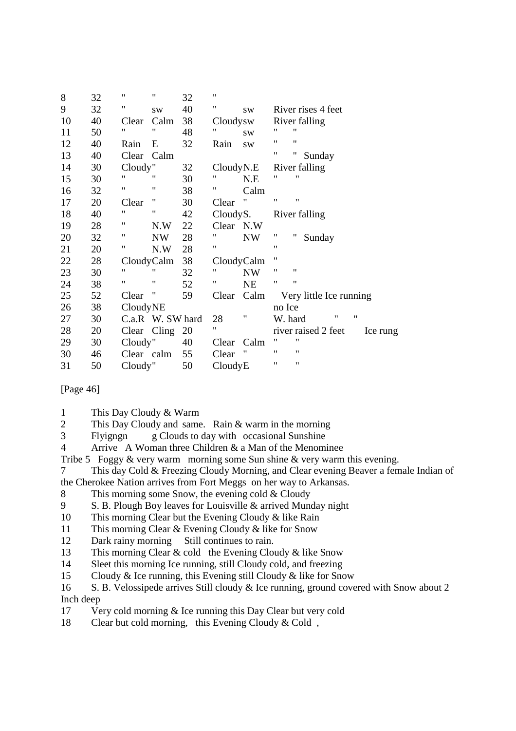| | | | | | | | |
|---|---|---|---|---|---|---|---|
| 8 | 32 | " | " | 32 | " | | |
| 9 | 32 | " | sw | 40 | " | sw | River rises 4 feet |
| 10 | 40 | Clear | Calm | 38 | Cloudy | sw | River falling |
| 11 | 50 | " | " | 48 | " | sw | " " |
| 12 | 40 | Rain | E | 32 | Rain | sw | " " |
| 13 | 40 | Clear | Calm | | | | " " Sunday |
| 14 | 30 | Cloudy | " | 32 | Cloudy | N.E | River falling |
| 15 | 30 | " | " | 30 | " | N.E | " " |
| 16 | 32 | " | " | 38 | " | Calm | |
| 17 | 20 | Clear | " | 30 | Clear | " | " " |
| 18 | 40 | " | " | 42 | Cloudy | S. | River falling |
| 19 | 28 | " | N.W | 22 | Clear | N.W | |
| 20 | 32 | " | NW | 28 | " | NW | " " Sunday |
| 21 | 20 | " | N.W | 28 | " | | " |
| 22 | 28 | Cloudy | Calm | 38 | Cloudy | Calm | " |
| 23 | 30 | " | " | 32 | " | NW | " " |
| 24 | 38 | " | " | 52 | " | NE | " " |
| 25 | 52 | Clear | " | 59 | Clear | Calm | Very little Ice running |
| 26 | 38 | Cloudy | NE | | | | no Ice |
| 27 | 30 | C.a.R | W. SW hard | 28 | | " | W. hard " " |
| 28 | 20 | Clear | Cling | 20 | " | | river raised 2 feet Ice rung |
| 29 | 30 | Cloudy | " | 40 | Clear | Calm | " " |
| 30 | 46 | Clear | calm | 55 | Clear | " | " " |
| 31 | 50 | Cloudy | " | 50 | Cloudy | E | " " |

[Page 46]

1 This Day Cloudy & Warm
2 This Day Cloudy and same. Rain & warm in the morning
3 Flyigngn g Clouds to day with occasional Sunshine
4 Arrive A Woman three Children & a Man of the Menominee Tribe 5 Foggy & very warm morning some Sun shine & very warm this evening.
7 This day Cold & Freezing Cloudy Morning, and Clear evening Beaver a female Indian of the Cherokee Nation arrives from Fort Meggs on her way to Arkansas.
8 This morning some Snow, the evening cold & Cloudy
9 S. B. Plough Boy leaves for Louisville & arrived Monday night
10 This morning Clear but the Evening Cloudy & like Rain
11 This morning Clear & Evening Cloudy & like for Snow
12 Dark rainy morning Still continues to rain.
13 This morning Clear & cold the Evening Cloudy & like Snow
14 Sleet this morning Ice running, still Cloudy cold, and freezing
15 Cloudy & Ice running, this Evening still Cloudy & like for Snow
16 S. B. Velossipede arrives Still cloudy & Ice running, ground covered with Snow about 2 Inch deep
17 Very cold morning & Ice running this Day Clear but very cold
18 Clear but cold morning, this Evening Cloudy & Cold ,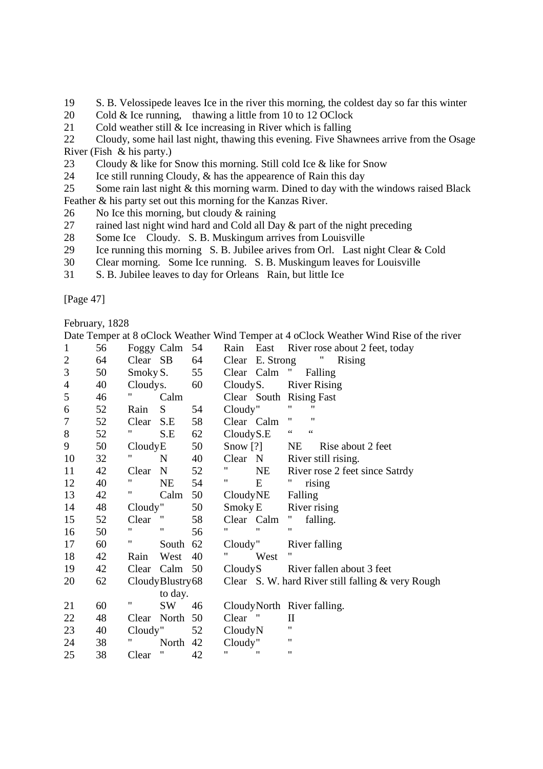19 S. B. Velossipede leaves Ice in the river this morning, the coldest day so far this winter
20 Cold & Ice running, thawing a little from 10 to 12 OClock
21 Cold weather still & Ice increasing in River which is falling
22 Cloudy, some hail last night, thawing this evening. Five Shawnees arrive from the Osage River (Fish & his party.)
23 Cloudy & like for Snow this morning. Still cold Ice & like for Snow
24 Ice still running Cloudy, & has the appearence of Rain this day
25 Some rain last night & this morning warm. Dined to day with the windows raised Black Feather & his party set out this morning for the Kanzas River.
26 No Ice this morning, but cloudy & raining
27 rained last night wind hard and Cold all Day & part of the night preceding
28 Some Ice Cloudy. S. B. Muskingum arrives from Louisville
29 Ice running this morning S. B. Jubilee arives from Orl. Last night Clear & Cold
30 Clear morning. Some Ice running. S. B. Muskingum leaves for Louisville
31 S. B. Jubilee leaves to day for Orleans Rain, but little Ice

[Page 47]

February, 1828

| Date | Temper at 8 oClock | Weather | Wind | Temper at 4 oClock | Weather | Wind | Rise of the river |
|---|---|---|---|---|---|---|---|
| 1 | 56 | Foggy | Calm | 54 | Rain | East | River rose about 2 feet, today |
| 2 | 64 | Clear | SB | 64 | Clear | E. Strong | " Rising |
| 3 | 50 | Smoky | S. | 55 | Clear | Calm | " Falling |
| 4 | 40 | Cloudy | s. | 60 | Cloudy | S. | River Rising |
| 5 | 46 | " | Calm | | Clear | South | Rising Fast |
| 6 | 52 | Rain | S | 54 | Cloudy | " | " " |
| 7 | 52 | Clear | S.E | 58 | Clear | Calm | " " |
| 8 | 52 | " | S.E | 62 | Cloudy | S.E | " " |
| 9 | 50 | Cloudy | E | 50 | Snow [?] | NE | Rise about 2 feet |
| 10 | 32 | " | N | 40 | Clear | N | River still rising. |
| 11 | 42 | Clear | N | 52 | " | NE | River rose 2 feet since Satrdy |
| 12 | 40 | " | NE | 54 | " | E | " rising |
| 13 | 42 | " | Calm | 50 | Cloudy | NE | Falling |
| 14 | 48 | Cloudy | " | 50 | Smoky | E | River rising |
| 15 | 52 | Clear | " | 58 | Clear | Calm | " falling. |
| 16 | 50 | " | " | 56 | " | " | " |
| 17 | 60 | " | South | 62 | Cloudy | " | River falling |
| 18 | 42 | Rain | West | 40 | " | West | " |
| 19 | 42 | Clear | Calm | 50 | Cloudy | S | River fallen about 3 feet |
| 20 | 62 | Cloudy | Blustry to day. | 68 | Clear | S. W. hard | River still falling & very Rough |
| 21 | 60 | " | SW | 46 | Cloudy | North | River falling. |
| 22 | 48 | Clear | North | 50 | Clear | " | II |
| 23 | 40 | Cloudy | " | 52 | Cloudy | N | " |
| 24 | 38 | " | North | 42 | Cloudy | " | " |
| 25 | 38 | Clear | " | 42 | " | " | " |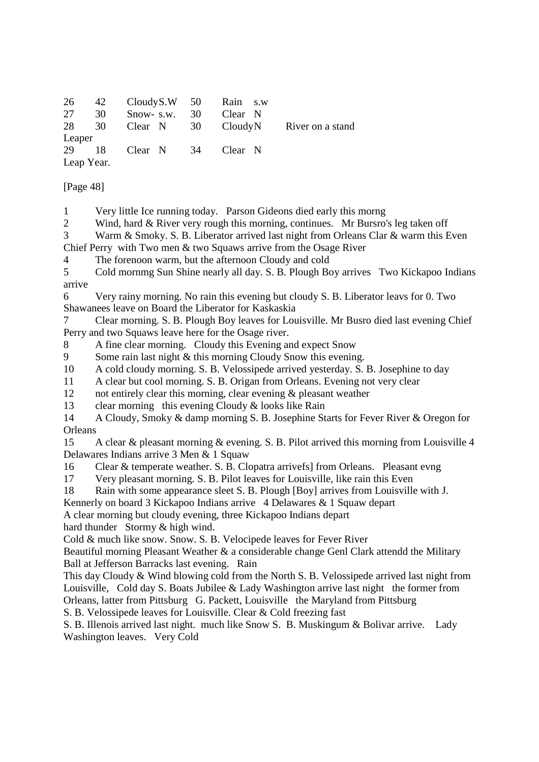| | | | | | |
|---|---|---|---|---|---|
| 26 | 42 | CloudyS.W | 50 | Rain s.w | |
| 27 | 30 | Snow- s.w. | 30 | Clear N | |
| 28 | 30 | Clear N | 30 | CloudyN | River on a stand |
| Leaper | | | | | |
| 29 | 18 | Clear N | 34 | Clear N | |
| Leap Year. | | | | | |

[Page 48]

1 Very little Ice running today. Parson Gideons died early this morng

2 Wind, hard & River very rough this morning, continues. Mr Bursro's leg taken off

3 Warm & Smoky. S. B. Liberator arrived last night from Orleans Clar & warm this Even Chief Perry with Two men & two Squaws arrive from the Osage River

4 The forenoon warm, but the afternoon Cloudy and cold

5 Cold mornmg Sun Shine nearly all day. S. B. Plough Boy arrives Two Kickapoo Indians arrive

6 Very rainy morning. No rain this evening but cloudy S. B. Liberator leavs for 0. Two Shawanees leave on Board the Liberator for Kaskaskia

7 Clear morning. S. B. Plough Boy leaves for Louisville. Mr Busro died last evening Chief Perry and two Squaws leave here for the Osage river.

8 A fine clear morning. Cloudy this Evening and expect Snow

9 Some rain last night & this morning Cloudy Snow this evening.

10 A cold cloudy morning. S. B. Velossipede arrived yesterday. S. B. Josephine to day

11 A clear but cool morning. S. B. Origan from Orleans. Evening not very clear

12 not entirely clear this morning, clear evening & pleasant weather

13 clear morning this evening Cloudy & looks like Rain

14 A Cloudy, Smoky & damp morning S. B. Josephine Starts for Fever River & Oregon for Orleans

15 A clear & pleasant morning & evening. S. B. Pilot arrived this morning from Louisville 4 Delawares Indians arrive 3 Men & 1 Squaw

16 Clear & temperate weather. S. B. Clopatra arrivefs] from Orleans. Pleasant evng

17 Very pleasant morning. S. B. Pilot leaves for Louisville, like rain this Even

18 Rain with some appearance sleet S. B. Plough [Boy] arrives from Louisville with J. Kennerly on board 3 Kickapoo Indians arrive 4 Delawares & 1 Squaw depart

A clear morning but cloudy evening, three Kickapoo Indians depart

hard thunder Stormy & high wind.

Cold & much like snow. Snow. S. B. Velocipede leaves for Fever River

Beautiful morning Pleasant Weather & a considerable change Genl Clark attendd the Military Ball at Jefferson Barracks last evening. Rain

This day Cloudy & Wind blowing cold from the North S. B. Velossipede arrived last night from Louisville, Cold day S. Boats Jubilee & Lady Washington arrive last night the former from Orleans, latter from Pittsburg G. Packett, Louisville the Maryland from Pittsburg

S. B. Velossipede leaves for Louisville. Clear & Cold freezing fast

S. B. Illenois arrived last night. much like Snow S. B. Muskingum & Bolivar arrive. Lady Washington leaves. Very Cold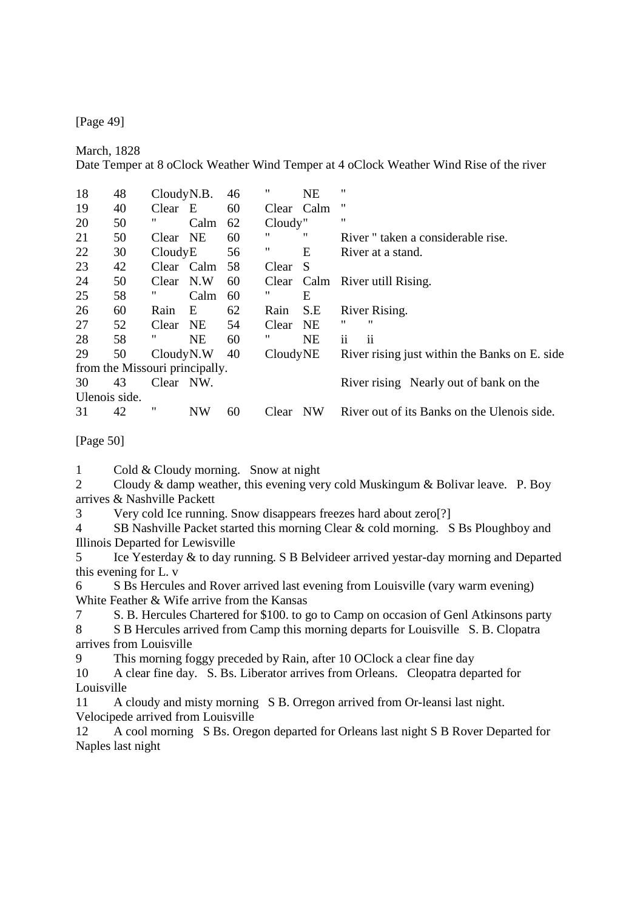[Page 49]

March, 1828

| Date | Temper at 8 oClock | Weather | Wind | Temper at 4 oClock | Weather | Wind | Rise of the river |
|---|---|---|---|---|---|---|---|
| 18 | 48 | Cloudy | N.B. | 46 | " | NE | " |
| 19 | 40 | Clear | E | 60 | Clear | Calm | " |
| 20 | 50 | " | Calm | 62 | Cloudy | " | " |
| 21 | 50 | Clear | NE | 60 | " | " | River " taken a considerable rise. |
| 22 | 30 | Cloudy | E | 56 | " | E | River at a stand. |
| 23 | 42 | Clear | Calm | 58 | Clear | S | |
| 24 | 50 | Clear | N.W | 60 | Clear | Calm | River utill Rising. |
| 25 | 58 | " | Calm | 60 | " | E | |
| 26 | 60 | Rain | E | 62 | Rain | S.E | River Rising. |
| 27 | 52 | Clear | NE | 54 | Clear | NE | " " |
| 28 | 58 | " | NE | 60 | " | NE | ii ii |
| 29 | 50 | Cloudy | N.W | 40 | Cloudy | NE | River rising just within the Banks on E. side from the Missouri principally. |
| 30 | 43 | Clear | NW. | | | | River rising Nearly out of bank on the Ulenois side. |
| 31 | 42 | " | NW | 60 | Clear | NW | River out of its Banks on the Ulenois side. |

[Page 50]

1 Cold & Cloudy morning. Snow at night

2 Cloudy & damp weather, this evening very cold Muskingum & Bolivar leave. P. Boy arrives & Nashville Packett

3 Very cold Ice running. Snow disappears freezes hard about zero[?]

4 SB Nashville Packet started this morning Clear & cold morning. S Bs Ploughboy and Illinois Departed for Lewisville

5 Ice Yesterday & to day running. S B Belvideer arrived yestar-day morning and Departed this evening for L. v

6 S Bs Hercules and Rover arrived last evening from Louisville (vary warm evening) White Feather & Wife arrive from the Kansas

7 S. B. Hercules Chartered for $100. to go to Camp on occasion of Genl Atkinsons party

8 S B Hercules arrived from Camp this morning departs for Louisville S. B. Clopatra arrives from Louisville

9 This morning foggy preceded by Rain, after 10 OClock a clear fine day

10 A clear fine day. S. Bs. Liberator arrives from Orleans. Cleopatra departed for Louisville

11 A cloudy and misty morning S B. Orregon arrived from Or-leansi last night. Velocipede arrived from Louisville

12 A cool morning S Bs. Oregon departed for Orleans last night S B Rover Departed for Naples last night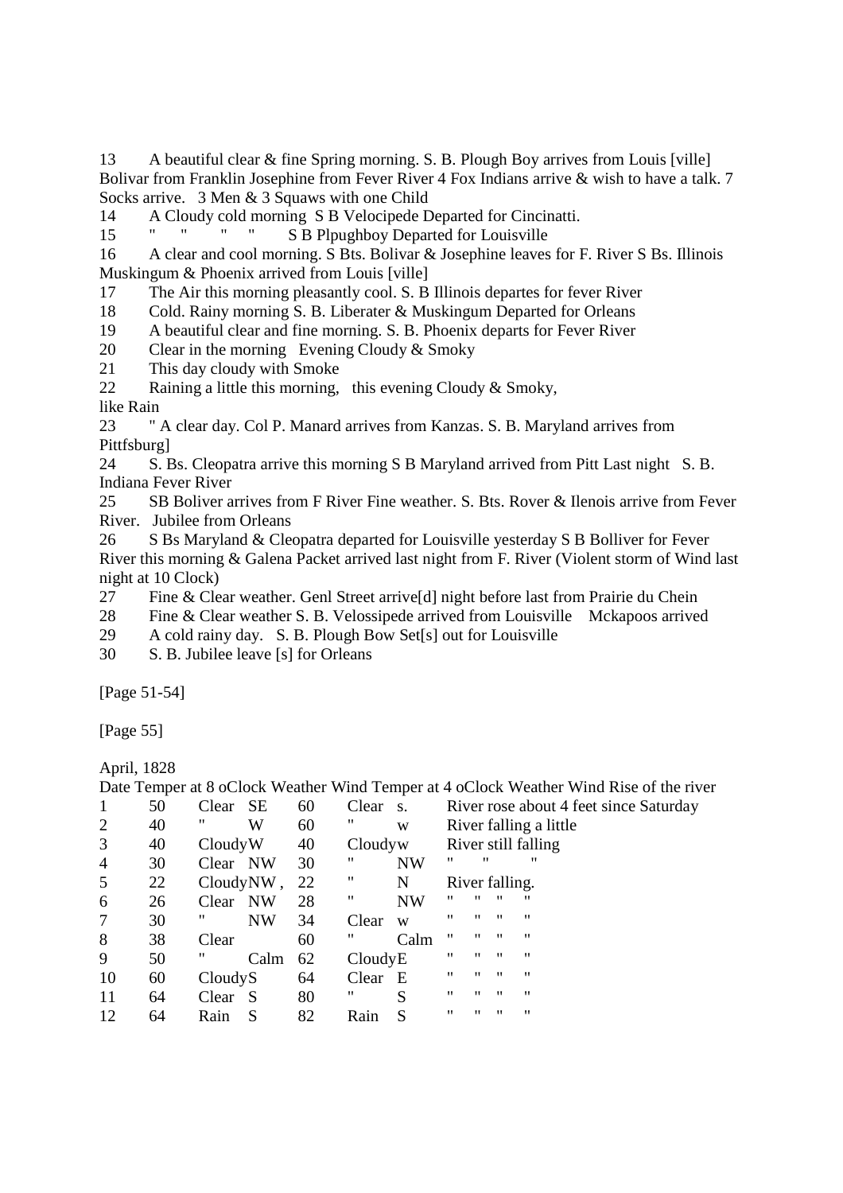13 A beautiful clear & fine Spring morning. S. B. Plough Boy arrives from Louis [ville] Bolivar from Franklin Josephine from Fever River 4 Fox Indians arrive & wish to have a talk. 7 Socks arrive. 3 Men & 3 Squaws with one Child

14 A Cloudy cold morning S B Velocipede Departed for Cincinatti.

15 " " " " S B Plpughboy Departed for Louisville

16 A clear and cool morning. S Bts. Bolivar & Josephine leaves for F. River S Bs. Illinois Muskingum & Phoenix arrived from Louis [ville]

17 The Air this morning pleasantly cool. S. B Illinois departes for fever River

18 Cold. Rainy morning S. B. Liberater & Muskingum Departed for Orleans

19 A beautiful clear and fine morning. S. B. Phoenix departs for Fever River

20 Clear in the morning Evening Cloudy & Smoky

21 This day cloudy with Smoke

22 Raining a little this morning, this evening Cloudy & Smoky, like Rain

23 " A clear day. Col P. Manard arrives from Kanzas. S. B. Maryland arrives from Pittfsburg]

24 S. Bs. Cleopatra arrive this morning S B Maryland arrived from Pitt Last night S. B. Indiana Fever River

25 SB Boliver arrives from F River Fine weather. S. Bts. Rover & Ilenois arrive from Fever River. Jubilee from Orleans

26 S Bs Maryland & Cleopatra departed for Louisville yesterday S B Bolliver for Fever River this morning & Galena Packet arrived last night from F. River (Violent storm of Wind last night at 10 Clock)

27 Fine & Clear weather. Genl Street arrive[d] night before last from Prairie du Chein

28 Fine & Clear weather S. B. Velossipede arrived from Louisville Mckapoos arrived

29 A cold rainy day. S. B. Plough Bow Set[s] out for Louisville

30 S. B. Jubilee leave [s] for Orleans

[Page 51-54]

[Page 55]

April, 1828

| Date | Temper at 8 oClock | Weather | Wind | Temper at 4 oClock | Weather | Wind | Rise of the river |
|---|---|---|---|---|---|---|---|
| 1 | 50 | Clear | SE | 60 | Clear | s. | River rose about 4 feet since Saturday |
| 2 | 40 | " | W | 60 | " | w | River falling a little |
| 3 | 40 | Cloudy | W | 40 | Cloudy | w | River still falling |
| 4 | 30 | Clear | NW | 30 | " | NW | " " " |
| 5 | 22 | Cloudy | NW , | 22 | " | N | River falling. |
| 6 | 26 | Clear | NW | 28 | " | NW | " " " " |
| 7 | 30 | " | NW | 34 | Clear | w | " " " " |
| 8 | 38 | Clear | | 60 | " | Calm | " " " " |
| 9 | 50 | " | Calm | 62 | Cloudy | E | " " " " |
| 10 | 60 | Cloudy | S | 64 | Clear | E | " " " " |
| 11 | 64 | Clear | S | 80 | " | S | " " " " |
| 12 | 64 | Rain | S | 82 | Rain | S | " " " " |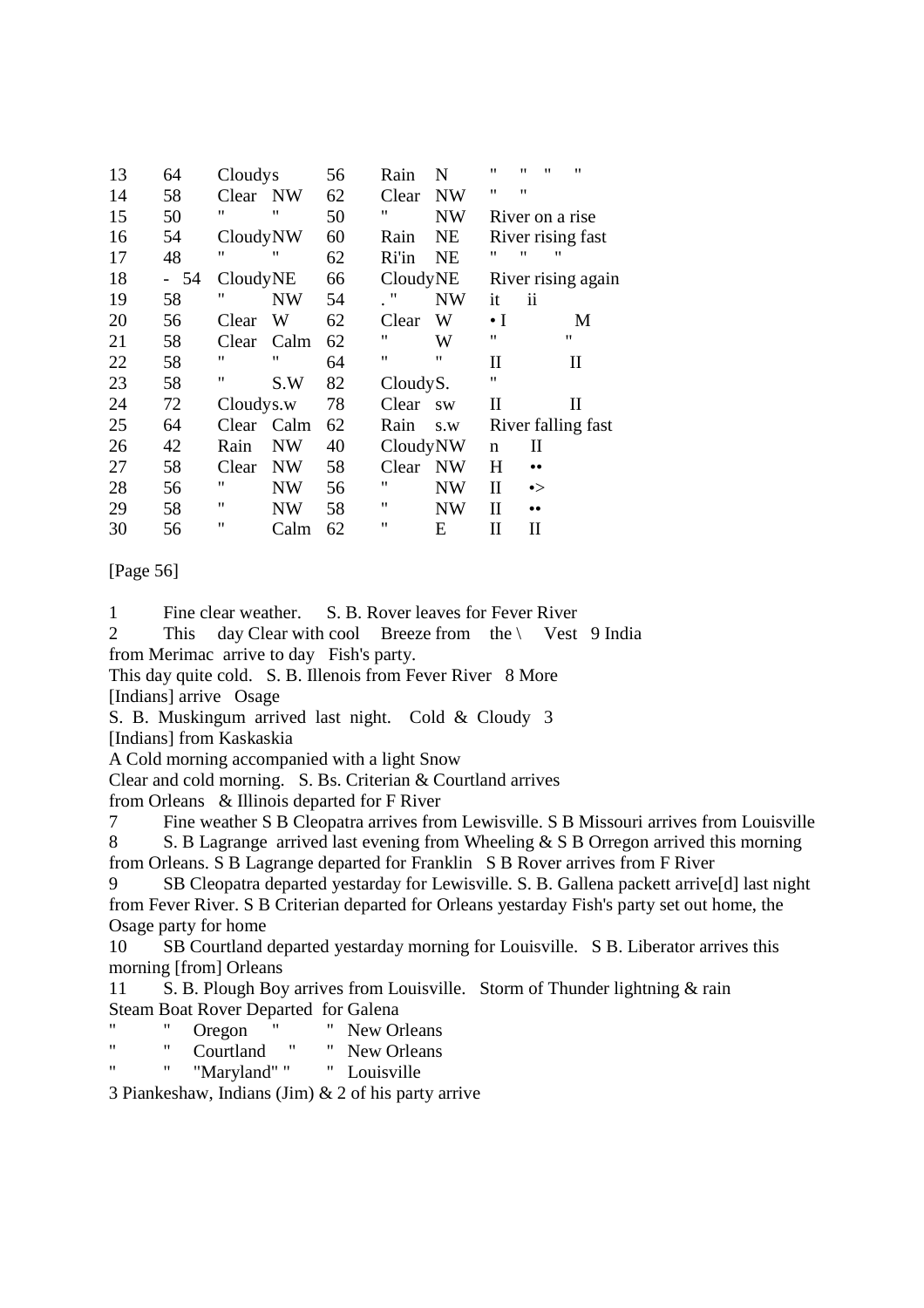| | | | | | | | |
|---|---|---|---|---|---|---|---|
| 13 | 64 | Cloudys | | 56 | Rain | N | " " " " |
| 14 | 58 | Clear | NW | 62 | Clear | NW | " " |
| 15 | 50 | " | " | 50 | " | NW | River on a rise |
| 16 | 54 | Cloudy | NW | 60 | Rain | NE | River rising fast |
| 17 | 48 | " | " | 62 | Ri'in | NE | " " " |
| 18 | - 54 | Cloudy | NE | 66 | Cloudy | NE | River rising again |
| 19 | 58 | " | NW | 54 | . " | NW | it ii |
| 20 | 56 | Clear | W | 62 | Clear | W | • I M |
| 21 | 58 | Clear | Calm | 62 | " | W | " " |
| 22 | 58 | " | " | 64 | " | " | II II |
| 23 | 58 | " | S.W | 82 | Cloudy | S. | " |
| 24 | 72 | Cloudy | s.w | 78 | Clear | sw | II II |
| 25 | 64 | Clear | Calm | 62 | Rain | s.w | River falling fast |
| 26 | 42 | Rain | NW | 40 | Cloudy | NW | n II |
| 27 | 58 | Clear | NW | 58 | Clear | NW | H •• |
| 28 | 56 | " | NW | 56 | " | NW | II •> |
| 29 | 58 | " | NW | 58 | " | NW | II •• |
| 30 | 56 | " | Calm | 62 | " | E | II II |

[Page 56]

1 Fine clear weather. S. B. Rover leaves for Fever River

2 This day Clear with cool Breeze from the \ Vest 9 India from Merimac arrive to day Fish's party.

This day quite cold. S. B. Illenois from Fever River 8 More [Indians] arrive Osage

S. B. Muskingum arrived last night. Cold & Cloudy 3 [Indians] from Kaskaskia

A Cold morning accompanied with a light Snow

Clear and cold morning. S. Bs. Criterian & Courtland arrives from Orleans & Illinois departed for F River

7 Fine weather S B Cleopatra arrives from Lewisville. S B Missouri arrives from Louisville

8 S. B Lagrange arrived last evening from Wheeling & S B Orregon arrived this morning from Orleans. S B Lagrange departed for Franklin S B Rover arrives from F River

9 SB Cleopatra departed yestarday for Lewisville. S. B. Gallena packett arrive[d] last night from Fever River. S B Criterian departed for Orleans yestarday Fish's party set out home, the Osage party for home

10 SB Courtland departed yestarday morning for Louisville. S B. Liberator arrives this morning [from] Orleans

11 S. B. Plough Boy arrives from Louisville. Storm of Thunder lightning & rain

Steam Boat Rover Departed for Galena

" " Oregon " " New Orleans

" " Courtland " " New Orleans

" " "Maryland" " " Louisville

3 Piankeshaw, Indians (Jim) & 2 of his party arrive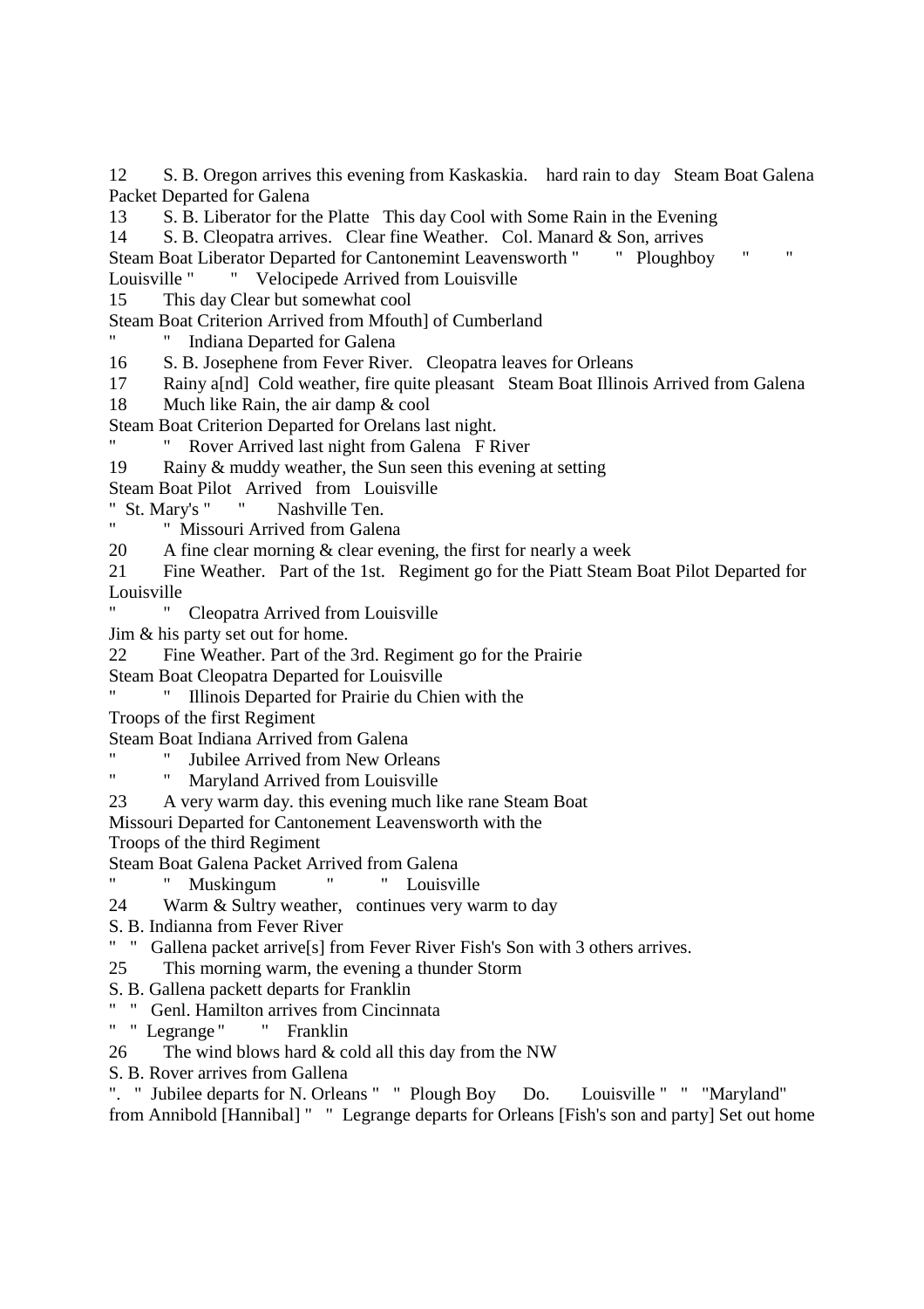12 S. B. Oregon arrives this evening from Kaskaskia. hard rain to day Steam Boat Galena Packet Departed for Galena

13 S. B. Liberator for the Platte This day Cool with Some Rain in the Evening

14 S. B. Cleopatra arrives. Clear fine Weather. Col. Manard & Son, arrives
Steam Boat Liberator Departed for Cantonemint Leavensworth " " Ploughboy " " Louisville " " Velocipede Arrived from Louisville

15 This day Clear but somewhat cool
Steam Boat Criterion Arrived from Mfouth] of Cumberland
" " Indiana Departed for Galena

16 S. B. Josephene from Fever River. Cleopatra leaves for Orleans

17 Rainy a[nd] Cold weather, fire quite pleasant Steam Boat Illinois Arrived from Galena

18 Much like Rain, the air damp & cool
Steam Boat Criterion Departed for Orelans last night.
" " Rover Arrived last night from Galena F River

19 Rainy & muddy weather, the Sun seen this evening at setting
Steam Boat Pilot Arrived from Louisville
" St. Mary's " " Nashville Ten.
" " Missouri Arrived from Galena

20 A fine clear morning & clear evening, the first for nearly a week

21 Fine Weather. Part of the 1st. Regiment go for the Piatt Steam Boat Pilot Departed for Louisville
" " Cleopatra Arrived from Louisville
Jim & his party set out for home.

22 Fine Weather. Part of the 3rd. Regiment go for the Prairie
Steam Boat Cleopatra Departed for Louisville
" " Illinois Departed for Prairie du Chien with the
Troops of the first Regiment
Steam Boat Indiana Arrived from Galena
" " Jubilee Arrived from New Orleans
" " Maryland Arrived from Louisville

23 A very warm day. this evening much like rane Steam Boat
Missouri Departed for Cantonement Leavensworth with the
Troops of the third Regiment
Steam Boat Galena Packet Arrived from Galena
" " Muskingum " " Louisville

24 Warm & Sultry weather, continues very warm to day
S. B. Indianna from Fever River
" " Gallena packet arrive[s] from Fever River Fish's Son with 3 others arrives.

25 This morning warm, the evening a thunder Storm
S. B. Gallena packett departs for Franklin
" " Genl. Hamilton arrives from Cincinnata
" " Legrange " " Franklin

26 The wind blows hard & cold all this day from the NW
S. B. Rover arrives from Gallena
". " Jubilee departs for N. Orleans " " Plough Boy Do. Louisville " " "Maryland" from Annibold [Hannibal] " " Legrange departs for Orleans [Fish's son and party] Set out home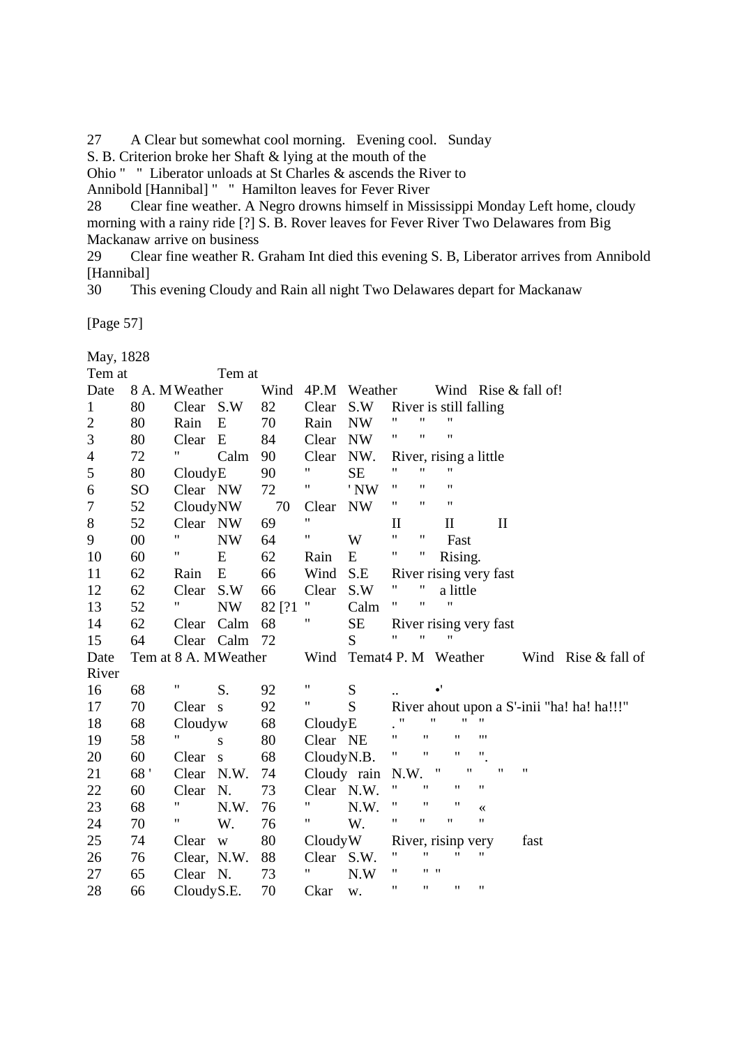27 A Clear but somewhat cool morning. Evening cool. Sunday
S. B. Criterion broke her Shaft & lying at the mouth of the
Ohio " " Liberator unloads at St Charles & ascends the River to
Annibold [Hannibal] " " Hamilton leaves for Fever River

28 Clear fine weather. A Negro drowns himself in Mississippi Monday Left home, cloudy morning with a rainy ride [?] S. B. Rover leaves for Fever River Two Delawares from Big Mackanaw arrive on business

29 Clear fine weather R. Graham Int died this evening S. B, Liberator arrives from Annibold [Hannibal]

30 This evening Cloudy and Rain all night Two Delawares depart for Mackanaw

[Page 57]

May, 1828

| Date | Tem at 8 A. M | Weather | Wind | Tem at 4P.M | Weather | Wind | Rise & fall of! |
|---|---|---|---|---|---|---|---|
| 1 | 80 | Clear | S.W | 82 | Clear | S.W | River is still falling |
| 2 | 80 | Rain | E | 70 | Rain | NW | " " " |
| 3 | 80 | Clear | E | 84 | Clear | NW | " " " |
| 4 | 72 | " | Calm | 90 | Clear | NW. | River, rising a little |
| 5 | 80 | Cloudy | E | 90 | " | SE | " " " |
| 6 | SO | Clear | NW | 72 | " | ' NW | " " " |
| 7 | 52 | Cloudy | NW | 70 | Clear | NW | " " " |
| 8 | 52 | Clear | NW | 69 | " | | II II II |
| 9 | 00 | " | NW | 64 | " | W | " " Fast |
| 10 | 60 | " | E | 62 | Rain | E | " " Rising. |
| 11 | 62 | Rain | E | 66 | Wind | S.E | River rising very fast |
| 12 | 62 | Clear | S.W | 66 | Clear | S.W | " " a little |
| 13 | 52 | " | NW | 82 [?1 | " | Calm | " " " |
| 14 | 62 | Clear | Calm | 68 | " | SE | River rising very fast |
| 15 | 64 | Clear | Calm | 72 | | S | " " " |
| Date | Tem at 8 A. M | Weather | Wind | Temat4 P. M | Weather | Wind | Rise & fall of River |
| 16 | 68 | " | S. | 92 | " | S | .. •' |
| 17 | 70 | Clear | s | 92 | " | S | River ahout upon a S'-inii "ha! ha! ha!!!" |
| 18 | 68 | Cloudy | w | 68 | Cloudy | E | . " " " " |
| 19 | 58 | " | s | 80 | Clear | NE | " " " "' |
| 20 | 60 | Clear | s | 68 | Cloudy | N.B. | " " " ". |
| 21 | 68 ' | Clear | N.W. | 74 | Cloudy rain | N.W. | " " " " |
| 22 | 60 | Clear | N. | 73 | Clear | N.W. | " " " " |
| 23 | 68 | " | N.W. | 76 | " | N.W. | " " " « |
| 24 | 70 | " | W. | 76 | " | W. | " " " " |
| 25 | 74 | Clear | w | 80 | Cloudy | W | River, risinp very fast |
| 26 | 76 | Clear, | N.W. | 88 | Clear | S.W. | " " " " |
| 27 | 65 | Clear | N. | 73 | " | N.W | " " " |
| 28 | 66 | Cloudy | S.E. | 70 | Ckar | w. | " " " " |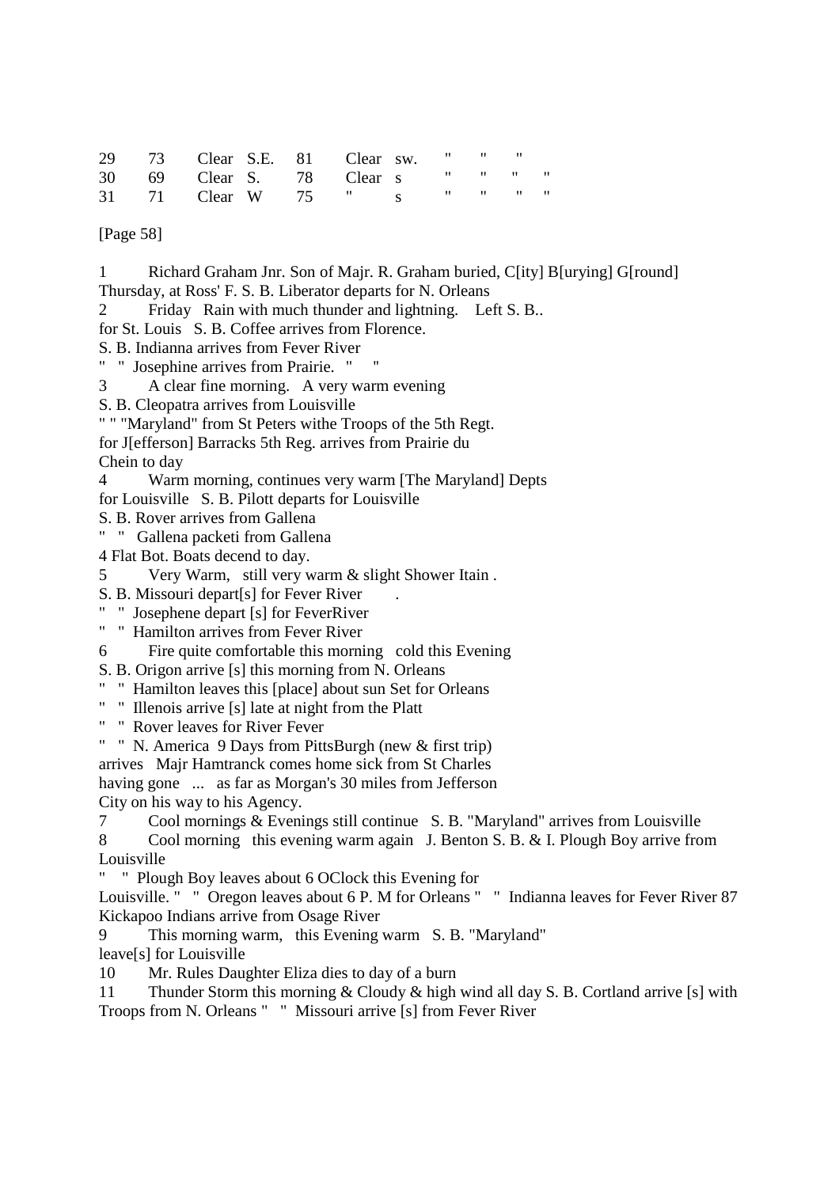| 29 | 73 | Clear | S.E. | 81 | Clear | sw. | " | " | " | |
|---|---|---|---|---|---|---|---|---|---|---|
| 30 | 69 | Clear | S. | 78 | Clear | s | " | " | " | " |
| 31 | 71 | Clear | W | 75 | " | s | " | " | " | " |

[Page 58]

1 Richard Graham Jnr. Son of Majr. R. Graham buried, C[ity] B[urying] G[round] Thursday, at Ross' F. S. B. Liberator departs for N. Orleans

2 Friday Rain with much thunder and lightning. Left S. B.. for St. Louis S. B. Coffee arrives from Florence.
S. B. Indianna arrives from Fever River
" " Josephine arrives from Prairie. " "

3 A clear fine morning. A very warm evening
S. B. Cleopatra arrives from Louisville
" " "Maryland" from St Peters withe Troops of the 5th Regt. for J[efferson] Barracks 5th Reg. arrives from Prairie du Chein to day

4 Warm morning, continues very warm [The Maryland] Depts for Louisville S. B. Pilott departs for Louisville
S. B. Rover arrives from Gallena
" " Gallena packeti from Gallena
4 Flat Bot. Boats decend to day.

5 Very Warm, still very warm & slight Shower Itain .
S. B. Missouri depart[s] for Fever River .
" " Josephene depart [s] for FeverRiver
" " Hamilton arrives from Fever River

6 Fire quite comfortable this morning cold this Evening
S. B. Origon arrive [s] this morning from N. Orleans
" " Hamilton leaves this [place] about sun Set for Orleans
" " Illenois arrive [s] late at night from the Platt
" " Rover leaves for River Fever
" " N. America 9 Days from PittsBurgh (new & first trip) arrives Majr Hamtranck comes home sick from St Charles having gone ... as far as Morgan's 30 miles from Jefferson City on his way to his Agency.

7 Cool mornings & Evenings still continue S. B. "Maryland" arrives from Louisville

8 Cool morning this evening warm again J. Benton S. B. & I. Plough Boy arrive from Louisville
" " Plough Boy leaves about 6 OClock this Evening for Louisville. " " Oregon leaves about 6 P. M for Orleans " " Indianna leaves for Fever River 87 Kickapoo Indians arrive from Osage River

9 This morning warm, this Evening warm S. B. "Maryland" leave[s] for Louisville

10 Mr. Rules Daughter Eliza dies to day of a burn

11 Thunder Storm this morning & Cloudy & high wind all day S. B. Cortland arrive [s] with Troops from N. Orleans " " Missouri arrive [s] from Fever River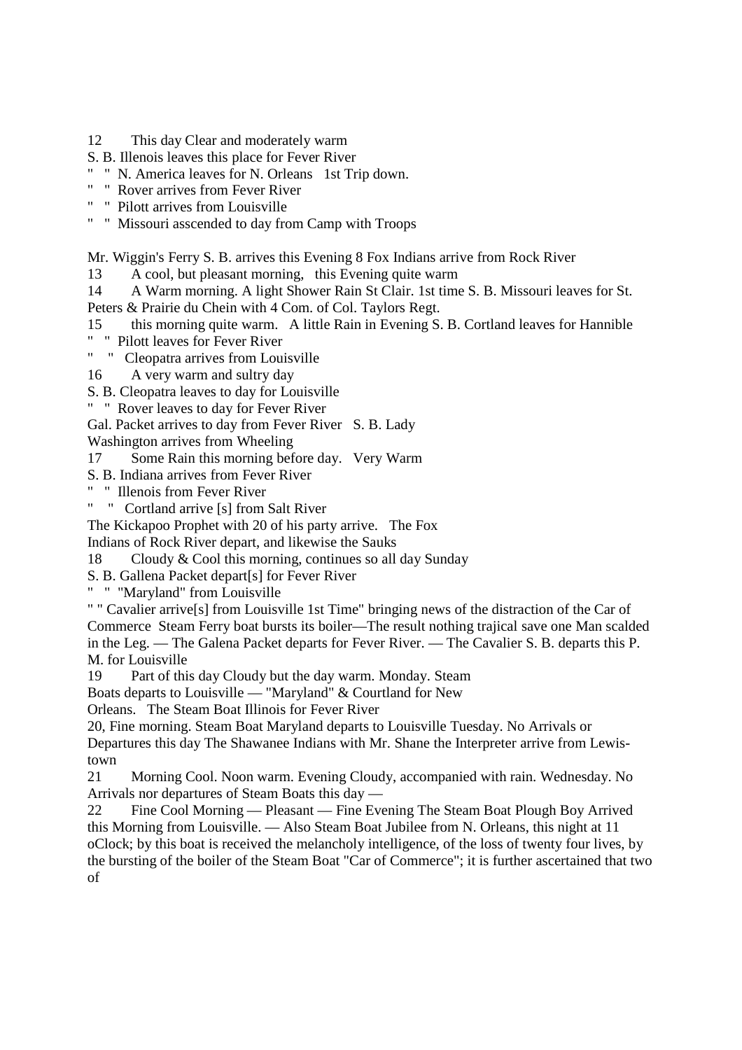12 This day Clear and moderately warm
S. B. Illenois leaves this place for Fever River
" " N. America leaves for N. Orleans 1st Trip down.
" " Rover arrives from Fever River
" " Pilott arrives from Louisville
" " Missouri asscended to day from Camp with Troops

Mr. Wiggin's Ferry S. B. arrives this Evening 8 Fox Indians arrive from Rock River
13 A cool, but pleasant morning, this Evening quite warm
14 A Warm morning. A light Shower Rain St Clair. 1st time S. B. Missouri leaves for St. Peters & Prairie du Chein with 4 Com. of Col. Taylors Regt.
15 this morning quite warm. A little Rain in Evening S. B. Cortland leaves for Hannible
" " Pilott leaves for Fever River
" " Cleopatra arrives from Louisville
16 A very warm and sultry day
S. B. Cleopatra leaves to day for Louisville
" " Rover leaves to day for Fever River
Gal. Packet arrives to day from Fever River S. B. Lady
Washington arrives from Wheeling
17 Some Rain this morning before day. Very Warm
S. B. Indiana arrives from Fever River
" " Illenois from Fever River
" " Cortland arrive [s] from Salt River
The Kickapoo Prophet with 20 of his party arrive. The Fox
Indians of Rock River depart, and likewise the Sauks
18 Cloudy & Cool this morning, continues so all day Sunday
S. B. Gallena Packet depart[s] for Fever River
" " "Maryland" from Louisville
" " Cavalier arrive[s] from Louisville 1st Time" bringing news of the distraction of the Car of Commerce Steam Ferry boat bursts its boiler—The result nothing trajical save one Man scalded in the Leg. — The Galena Packet departs for Fever River. — The Cavalier S. B. departs this P. M. for Louisville
19 Part of this day Cloudy but the day warm. Monday. Steam
Boats departs to Louisville — "Maryland" & Courtland for New
Orleans. The Steam Boat Illinois for Fever River
20, Fine morning. Steam Boat Maryland departs to Louisville Tuesday. No Arrivals or Departures this day The Shawanee Indians with Mr. Shane the Interpreter arrive from Lewis-town
21 Morning Cool. Noon warm. Evening Cloudy, accompanied with rain. Wednesday. No Arrivals nor departures of Steam Boats this day —
22 Fine Cool Morning — Pleasant — Fine Evening The Steam Boat Plough Boy Arrived this Morning from Louisville. — Also Steam Boat Jubilee from N. Orleans, this night at 11 oClock; by this boat is received the melancholy intelligence, of the loss of twenty four lives, by the bursting of the boiler of the Steam Boat "Car of Commerce"; it is further ascertained that two of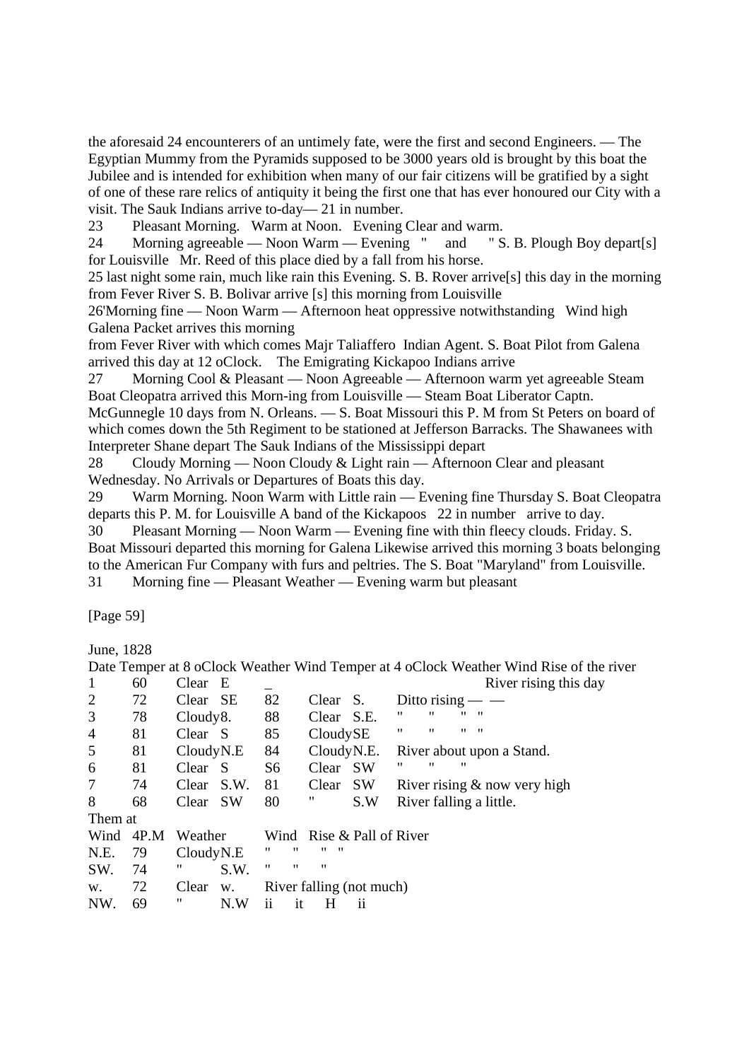the aforesaid 24 encounterers of an untimely fate, were the first and second Engineers. — The Egyptian Mummy from the Pyramids supposed to be 3000 years old is brought by this boat the Jubilee and is intended for exhibition when many of our fair citizens will be gratified by a sight of one of these rare relics of antiquity it being the first one that has ever honoured our City with a visit. The Sauk Indians arrive to-day— 21 in number.

23 Pleasant Morning. Warm at Noon. Evening Clear and warm.

24 Morning agreeable — Noon Warm — Evening " and " S. B. Plough Boy depart[s] for Louisville Mr. Reed of this place died by a fall from his horse.

25 last night some rain, much like rain this Evening. S. B. Rover arrive[s] this day in the morning from Fever River S. B. Bolivar arrive [s] this morning from Louisville

26'Morning fine — Noon Warm — Afternoon heat oppressive notwithstanding Wind high Galena Packet arrives this morning from Fever River with which comes Majr Taliaffero Indian Agent. S. Boat Pilot from Galena arrived this day at 12 oClock. The Emigrating Kickapoo Indians arrive

27 Morning Cool & Pleasant — Noon Agreeable — Afternoon warm yet agreeable Steam Boat Cleopatra arrived this Morn-ing from Louisville — Steam Boat Liberator Captn. McGunnegle 10 days from N. Orleans. — S. Boat Missouri this P. M from St Peters on board of which comes down the 5th Regiment to be stationed at Jefferson Barracks. The Shawanees with Interpreter Shane depart The Sauk Indians of the Mississippi depart

28 Cloudy Morning — Noon Cloudy & Light rain — Afternoon Clear and pleasant Wednesday. No Arrivals or Departures of Boats this day.

29 Warm Morning. Noon Warm with Little rain — Evening fine Thursday S. Boat Cleopatra departs this P. M. for Louisville A band of the Kickapoos 22 in number arrive to day.

30 Pleasant Morning — Noon Warm — Evening fine with thin fleecy clouds. Friday. S. Boat Missouri departed this morning for Galena Likewise arrived this morning 3 boats belonging to the American Fur Company with furs and peltries. The S. Boat "Maryland" from Louisville.

31 Morning fine — Pleasant Weather — Evening warm but pleasant

[Page 59]

June, 1828

| Date | Temper at 8 oClock | Weather | Wind | Temper at 4 oClock | Weather | Wind | Rise of the river |
|---|---|---|---|---|---|---|---|
| 1 | 60 | Clear | E | _ | | | River rising this day |
| 2 | 72 | Clear | SE | 82 | Clear | S. | Ditto rising — — |
| 3 | 78 | Cloudy | 8. | 88 | Clear | S.E. | " " " " |
| 4 | 81 | Clear | S | 85 | Cloudy | SE | " " " " |
| 5 | 81 | Cloudy | N.E | 84 | Cloudy | N.E. | River about upon a Stand. |
| 6 | 81 | Clear | S | S6 | Clear | SW | " " " |
| 7 | 74 | Clear | S.W. | 81 | Clear | SW | River rising & now very high |
| 8 | 68 | Clear | SW | 80 | " | S.W | River falling a little. |

| Them at Wind | 4P.M | Weather | | Wind | Rise & Pall of River |
|---|---|---|---|---|---|
| N.E. | 79 | Cloudy | N.E | " " | " " |
| SW. | 74 | " | S.W. | " " | " |
| w. | 72 | Clear | w. | River falling (not much) | |
| NW. | 69 | " | N.W | ii it | H ii |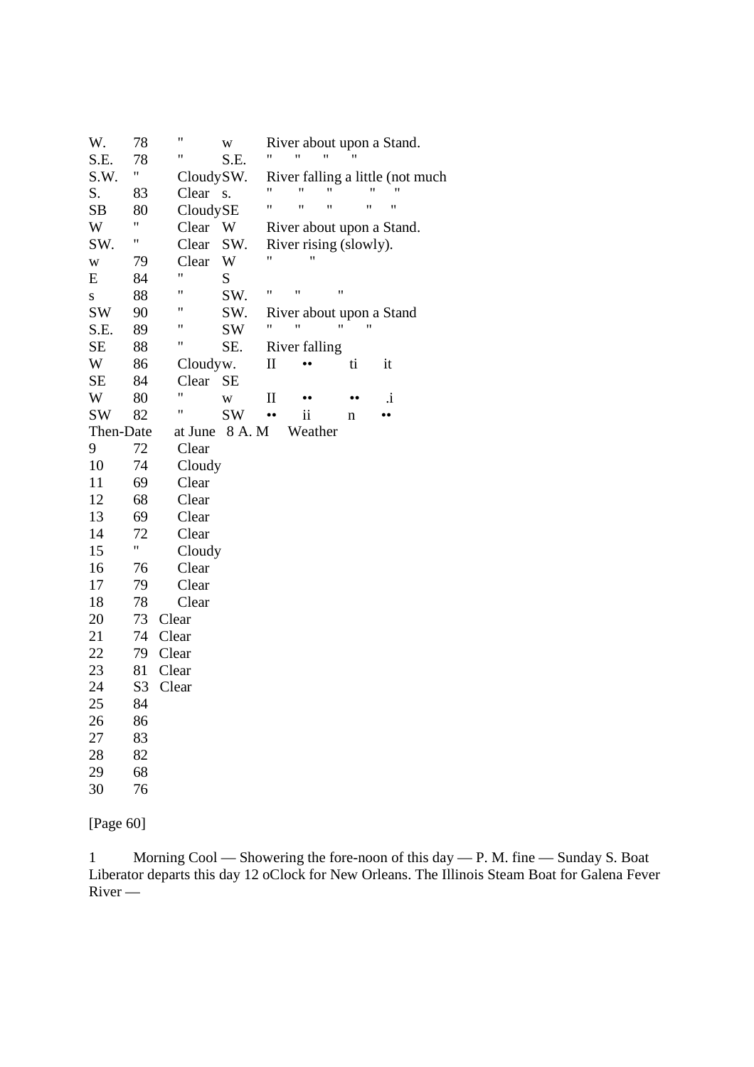| | | | | |
|---|---|---|---|---|
| W. | 78 | " | w | River about upon a Stand. |
| S.E. | 78 | " | S.E. | " " " " |
| S.W. | " | Cloudy | SW. | River falling a little (not much |
| S. | 83 | Clear | s. | " " " " " |
| SB | 80 | Cloudy | SE | " " " " " |
| W | " | Clear | W | River about upon a Stand. |
| SW. | " | Clear | SW. | River rising (slowly). |
| w | 79 | Clear | W | " " |
| E | 84 | " | S | |
| s | 88 | " | SW. | " " " |
| SW | 90 | " | SW. | River about upon a Stand |
| S.E. | 89 | " | SW | " " " " |
| SE | 88 | " | SE. | River falling |
| W | 86 | Cloudy | w. | II •• ti it |
| SE | 84 | Clear | SE | |
| W | 80 | " | w | II •• •• .i |
| SW | 82 | " | SW | •• ii n •• |

| Then-Date at June | 8 A. M | Weather |
|---|---|---|
| 9 | 72 | Clear |
| 10 | 74 | Cloudy |
| 11 | 69 | Clear |
| 12 | 68 | Clear |
| 13 | 69 | Clear |
| 14 | 72 | Clear |
| 15 | " | Cloudy |
| 16 | 76 | Clear |
| 17 | 79 | Clear |
| 18 | 78 | Clear |
| 20 | 73 | Clear |
| 21 | 74 | Clear |
| 22 | 79 | Clear |
| 23 | 81 | Clear |
| 24 | S3 | Clear |
| 25 | 84 | |
| 26 | 86 | |
| 27 | 83 | |
| 28 | 82 | |
| 29 | 68 | |
| 30 | 76 | |

[Page 60]

1 Morning Cool — Showering the fore-noon of this day — P. M. fine — Sunday S. Boat Liberator departs this day 12 oClock for New Orleans. The Illinois Steam Boat for Galena Fever River —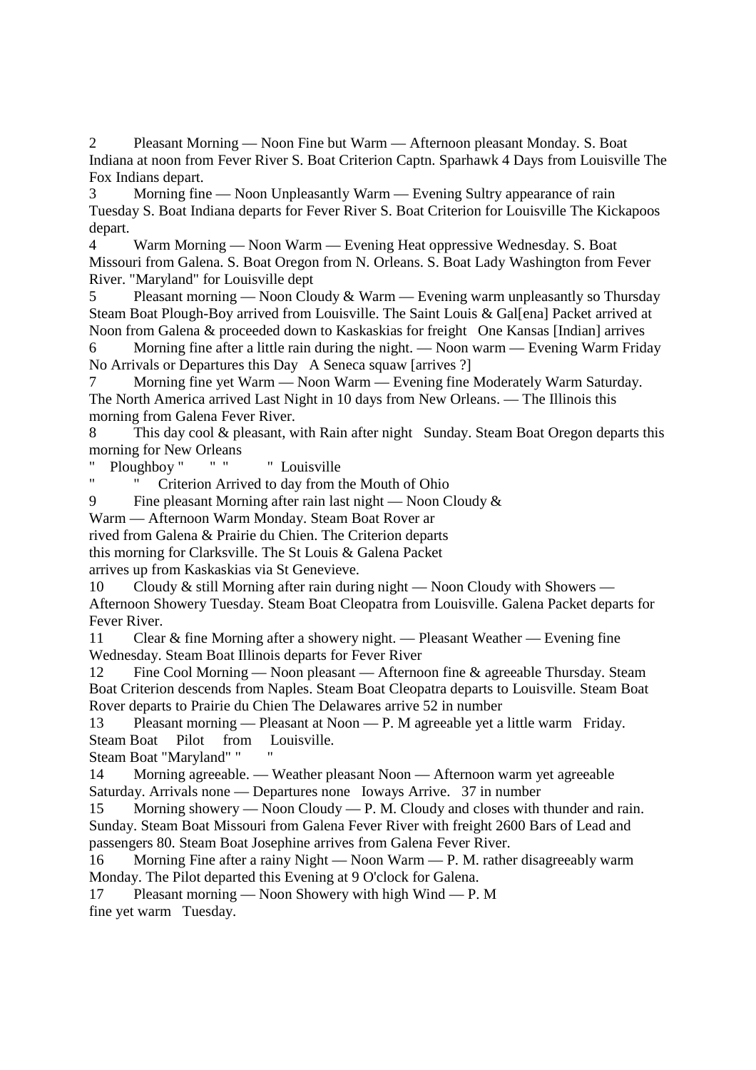2 Pleasant Morning — Noon Fine but Warm — Afternoon pleasant Monday. S. Boat Indiana at noon from Fever River S. Boat Criterion Captn. Sparhawk 4 Days from Louisville The Fox Indians depart.

3 Morning fine — Noon Unpleasantly Warm — Evening Sultry appearance of rain Tuesday S. Boat Indiana departs for Fever River S. Boat Criterion for Louisville The Kickapoos depart.

4 Warm Morning — Noon Warm — Evening Heat oppressive Wednesday. S. Boat Missouri from Galena. S. Boat Oregon from N. Orleans. S. Boat Lady Washington from Fever River. "Maryland" for Louisville dept

5 Pleasant morning — Noon Cloudy & Warm — Evening warm unpleasantly so Thursday Steam Boat Plough-Boy arrived from Louisville. The Saint Louis & Gal[ena] Packet arrived at Noon from Galena & proceeded down to Kaskaskias for freight One Kansas [Indian] arrives

6 Morning fine after a little rain during the night. — Noon warm — Evening Warm Friday No Arrivals or Departures this Day A Seneca squaw [arrives ?]

7 Morning fine yet Warm — Noon Warm — Evening fine Moderately Warm Saturday. The North America arrived Last Night in 10 days from New Orleans. — The Illinois this morning from Galena Fever River.

8 This day cool & pleasant, with Rain after night Sunday. Steam Boat Oregon departs this morning for New Orleans
" Ploughboy " " " " Louisville
" " Criterion Arrived to day from the Mouth of Ohio

9 Fine pleasant Morning after rain last night — Noon Cloudy & Warm — Afternoon Warm Monday. Steam Boat Rover arrived from Galena & Prairie du Chien. The Criterion departs this morning for Clarksville. The St Louis & Galena Packet arrives up from Kaskaskias via St Genevieve.

10 Cloudy & still Morning after rain during night — Noon Cloudy with Showers — Afternoon Showery Tuesday. Steam Boat Cleopatra from Louisville. Galena Packet departs for Fever River.

11 Clear & fine Morning after a showery night. — Pleasant Weather — Evening fine Wednesday. Steam Boat Illinois departs for Fever River

12 Fine Cool Morning — Noon pleasant — Afternoon fine & agreeable Thursday. Steam Boat Criterion descends from Naples. Steam Boat Cleopatra departs to Louisville. Steam Boat Rover departs to Prairie du Chien The Delawares arrive 52 in number

13 Pleasant morning — Pleasant at Noon — P. M agreeable yet a little warm Friday.
Steam Boat Pilot from Louisville.
Steam Boat "Maryland" " "

14 Morning agreeable. — Weather pleasant Noon — Afternoon warm yet agreeable Saturday. Arrivals none — Departures none Ioways Arrive. 37 in number

15 Morning showery — Noon Cloudy — P. M. Cloudy and closes with thunder and rain. Sunday. Steam Boat Missouri from Galena Fever River with freight 2600 Bars of Lead and passengers 80. Steam Boat Josephine arrives from Galena Fever River.

16 Morning Fine after a rainy Night — Noon Warm — P. M. rather disagreeably warm Monday. The Pilot departed this Evening at 9 O'clock for Galena.

17 Pleasant morning — Noon Showery with high Wind — P. M fine yet warm Tuesday.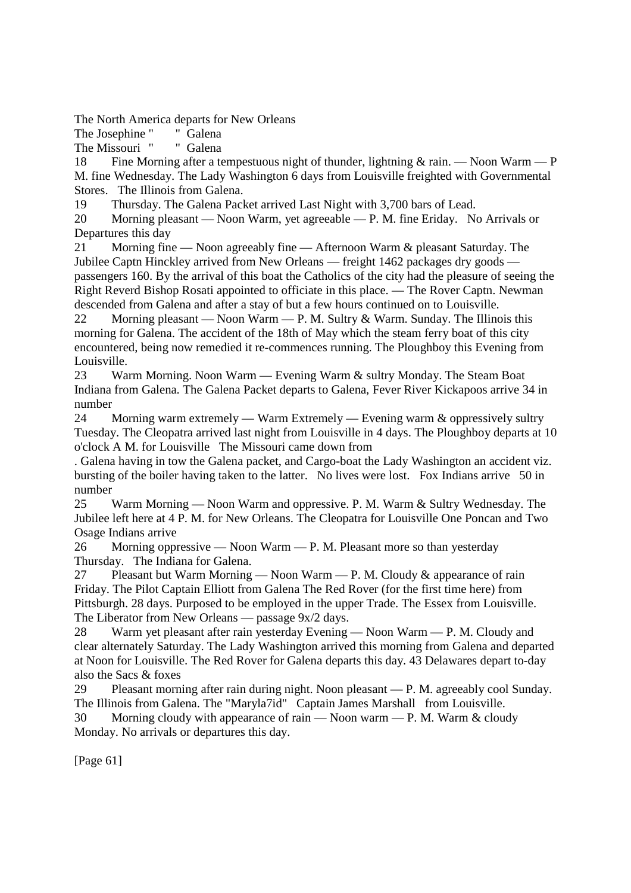The North America departs for New Orleans
The Josephine " " Galena
The Missouri " " Galena

18 Fine Morning after a tempestuous night of thunder, lightning & rain. — Noon Warm — P M. fine Wednesday. The Lady Washington 6 days from Louisville freighted with Governmental Stores. The Illinois from Galena.

19 Thursday. The Galena Packet arrived Last Night with 3,700 bars of Lead.

20 Morning pleasant — Noon Warm, yet agreeable — P. M. fine Eriday. No Arrivals or Departures this day

21 Morning fine — Noon agreeably fine — Afternoon Warm & pleasant Saturday. The Jubilee Captn Hinckley arrived from New Orleans — freight 1462 packages dry goods — passengers 160. By the arrival of this boat the Catholics of the city had the pleasure of seeing the Right Reverd Bishop Rosati appointed to officiate in this place. — The Rover Captn. Newman descended from Galena and after a stay of but a few hours continued on to Louisville.

22 Morning pleasant — Noon Warm — P. M. Sultry & Warm. Sunday. The Illinois this morning for Galena. The accident of the 18th of May which the steam ferry boat of this city encountered, being now remedied it re-commences running. The Ploughboy this Evening from Louisville.

23 Warm Morning. Noon Warm — Evening Warm & sultry Monday. The Steam Boat Indiana from Galena. The Galena Packet departs to Galena, Fever River Kickapoos arrive 34 in number

24 Morning warm extremely — Warm Extremely — Evening warm & oppressively sultry Tuesday. The Cleopatra arrived last night from Louisville in 4 days. The Ploughboy departs at 10 o'clock A M. for Louisville The Missouri came down from
. Galena having in tow the Galena packet, and Cargo-boat the Lady Washington an accident viz. bursting of the boiler having taken to the latter. No lives were lost. Fox Indians arrive 50 in number

25 Warm Morning — Noon Warm and oppressive. P. M. Warm & Sultry Wednesday. The Jubilee left here at 4 P. M. for New Orleans. The Cleopatra for Louisville One Poncan and Two Osage Indians arrive

26 Morning oppressive — Noon Warm — P. M. Pleasant more so than yesterday Thursday. The Indiana for Galena.

27 Pleasant but Warm Morning — Noon Warm — P. M. Cloudy & appearance of rain Friday. The Pilot Captain Elliott from Galena The Red Rover (for the first time here) from Pittsburgh. 28 days. Purposed to be employed in the upper Trade. The Essex from Louisville. The Liberator from New Orleans — passage 9x/2 days.

28 Warm yet pleasant after rain yesterday Evening — Noon Warm — P. M. Cloudy and clear alternately Saturday. The Lady Washington arrived this morning from Galena and departed at Noon for Louisville. The Red Rover for Galena departs this day. 43 Delawares depart to-day also the Sacs & foxes

29 Pleasant morning after rain during night. Noon pleasant — P. M. agreeably cool Sunday. The Illinois from Galena. The "Maryla7id" Captain James Marshall from Louisville.

30 Morning cloudy with appearance of rain — Noon warm — P. M. Warm & cloudy Monday. No arrivals or departures this day.

[Page 61]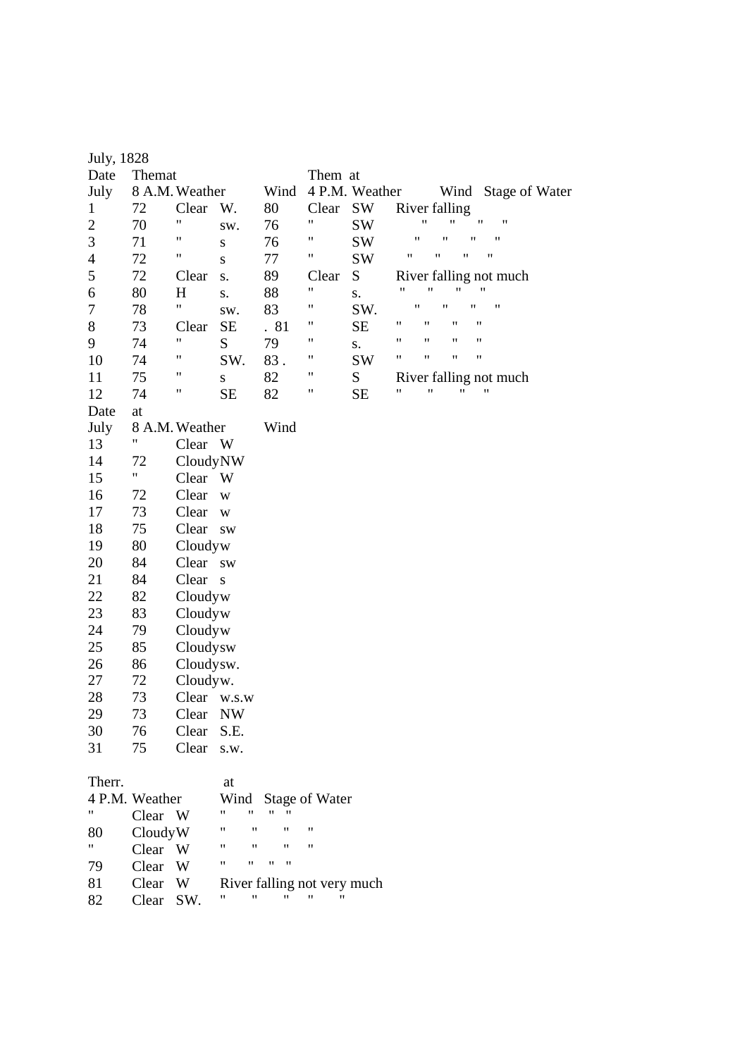July, 1828

| Date | Themat | | | Them at | | | |
|---|---|---|---|---|---|---|---|
| July | 8 A.M. | Weather | Wind | 4 P.M. | Weather | Wind | Stage of Water |
| 1 | 72 | Clear | W. | 80 | Clear | SW | River falling |
| 2 | 70 | " | sw. | 76 | " | SW | " " " " |
| 3 | 71 | " | s | 76 | " | SW | " " " " |
| 4 | 72 | " | s | 77 | " | SW | " " " " |
| 5 | 72 | Clear | s. | 89 | Clear | S | River falling not much |
| 6 | 80 | H | s. | 88 | " | s. | " " " " |
| 7 | 78 | " | sw. | 83 | " | SW. | " " " " |
| 8 | 73 | Clear | SE | . 81 | " | SE | " " " " |
| 9 | 74 | " | S | 79 | " | s. | " " " " |
| 10 | 74 | " | SW. | 83 . | " | SW | " " " " |
| 11 | 75 | " | s | 82 | " | S | River falling not much |
| 12 | 74 | " | SE | 82 | " | SE | " " " " |

| Date | at | | | Therr. at | | | |
|---|---|---|---|---|---|---|---|
| July | 8 A.M. | Weather | Wind | 4 P.M. | Weather | Wind | Stage of Water |
| 13 | " | Clear | W | " | Clear | W | " " " " |
| 14 | 72 | Cloudy | NW | 80 | Cloudy | W | " " " " |
| 15 | " | Clear | W | " | Clear | W | " " " " |
| 16 | 72 | Clear | w | 79 | Clear | W | " " " " |
| 17 | 73 | Clear | w | 81 | Clear | W | River falling not very much |
| 18 | 75 | Clear | sw | 82 | Clear | SW. | " " " " " |
| 19 | 80 | Cloudy | w | | | | |
| 20 | 84 | Clear | sw | | | | |
| 21 | 84 | Clear | s | | | | |
| 22 | 82 | Cloudy | w | | | | |
| 23 | 83 | Cloudy | w | | | | |
| 24 | 79 | Cloudy | w | | | | |
| 25 | 85 | Cloudy | sw | | | | |
| 26 | 86 | Cloudy | sw. | | | | |
| 27 | 72 | Cloudy | w. | | | | |
| 28 | 73 | Clear | w.s.w | | | | |
| 29 | 73 | Clear | NW | | | | |
| 30 | 76 | Clear | S.E. | | | | |
| 31 | 75 | Clear | s.w. | | | | |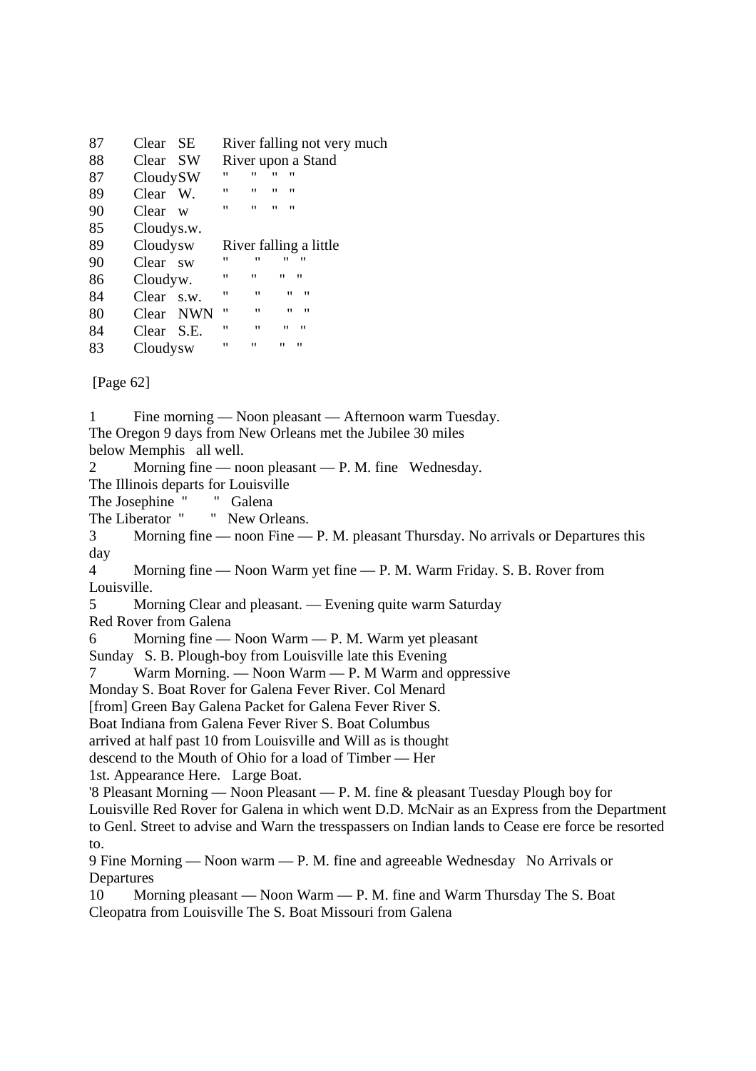| | | |
|---|---|---|
| 87 | Clear SE | River falling not very much |
| 88 | Clear SW | River upon a Stand |
| 87 | CloudySW | " " " " |
| 89 | Clear W. | " " " " |
| 90 | Clear w | " " " " |
| 85 | Cloudys.w. | |
| 89 | Cloudysw | River falling a little |
| 90 | Clear sw | " " " " |
| 86 | Cloudyw. | " " " " |
| 84 | Clear s.w. | " " " " |
| 80 | Clear NWN | " " " " |
| 84 | Clear S.E. | " " " " |
| 83 | Cloudysw | " " " " |

[Page 62]

1 Fine morning — Noon pleasant — Afternoon warm Tuesday.
The Oregon 9 days from New Orleans met the Jubilee 30 miles
below Memphis all well.

2 Morning fine — noon pleasant — P. M. fine Wednesday.
The Illinois departs for Louisville
The Josephine " " Galena
The Liberator " " New Orleans.

3 Morning fine — noon Fine — P. M. pleasant Thursday. No arrivals or Departures this day

4 Morning fine — Noon Warm yet fine — P. M. Warm Friday. S. B. Rover from Louisville.

5 Morning Clear and pleasant. — Evening quite warm Saturday
Red Rover from Galena

6 Morning fine — Noon Warm — P. M. Warm yet pleasant
Sunday S. B. Plough-boy from Louisville late this Evening

7 Warm Morning. — Noon Warm — P. M Warm and oppressive
Monday S. Boat Rover for Galena Fever River. Col Menard
[from] Green Bay Galena Packet for Galena Fever River S.
Boat Indiana from Galena Fever River S. Boat Columbus
arrived at half past 10 from Louisville and Will as is thought
descend to the Mouth of Ohio for a load of Timber — Her
1st. Appearance Here. Large Boat.

'8 Pleasant Morning — Noon Pleasant — P. M. fine & pleasant Tuesday Plough boy for Louisville Red Rover for Galena in which went D.D. McNair as an Express from the Department to Genl. Street to advise and Warn the tresspassers on Indian lands to Cease ere force be resorted to.

9 Fine Morning — Noon warm — P. M. fine and agreeable Wednesday No Arrivals or Departures

10 Morning pleasant — Noon Warm — P. M. fine and Warm Thursday The S. Boat Cleopatra from Louisville The S. Boat Missouri from Galena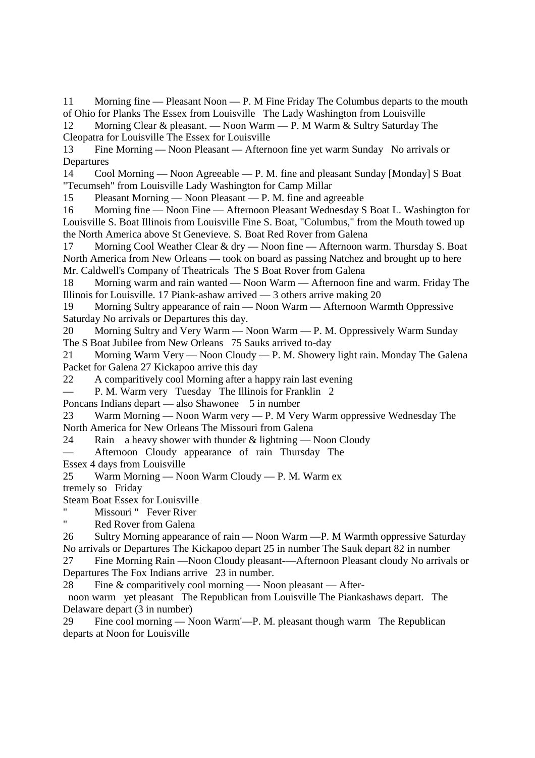11 Morning fine — Pleasant Noon — P. M Fine Friday The Columbus departs to the mouth of Ohio for Planks The Essex from Louisville The Lady Washington from Louisville

12 Morning Clear & pleasant. — Noon Warm — P. M Warm & Sultry Saturday The Cleopatra for Louisville The Essex for Louisville

13 Fine Morning — Noon Pleasant — Afternoon fine yet warm Sunday No arrivals or Departures

14 Cool Morning — Noon Agreeable — P. M. fine and pleasant Sunday [Monday] S Boat "Tecumseh" from Louisville Lady Washington for Camp Millar

15 Pleasant Morning — Noon Pleasant — P. M. fine and agreeable

16 Morning fine — Noon Fine — Afternoon Pleasant Wednesday S Boat L. Washington for Louisville S. Boat Illinois from Louisville Fine S. Boat, "Columbus," from the Mouth towed up the North America above St Genevieve. S. Boat Red Rover from Galena

17 Morning Cool Weather Clear & dry — Noon fine — Afternoon warm. Thursday S. Boat North America from New Orleans — took on board as passing Natchez and brought up to here Mr. Caldwell's Company of Theatricals The S Boat Rover from Galena

18 Morning warm and rain wanted — Noon Warm — Afternoon fine and warm. Friday The Illinois for Louisville. 17 Piank-ashaw arrived — 3 others arrive making 20

19 Morning Sultry appearance of rain — Noon Warm — Afternoon Warmth Oppressive Saturday No arrivals or Departures this day.

20 Morning Sultry and Very Warm — Noon Warm — P. M. Oppressively Warm Sunday The S Boat Jubilee from New Orleans 75 Sauks arrived to-day

21 Morning Warm Very — Noon Cloudy — P. M. Showery light rain. Monday The Galena Packet for Galena 27 Kickapoo arrive this day

22 A comparitively cool Morning after a happy rain last evening — P. M. Warm very Tuesday The Illinois for Franklin 2 Poncans Indians depart — also Shawonee 5 in number

23 Warm Morning — Noon Warm very — P. M Very Warm oppressive Wednesday The North America for New Orleans The Missouri from Galena

24 Rain a heavy shower with thunder & lightning — Noon Cloudy — Afternoon Cloudy appearance of rain Thursday The Essex 4 days from Louisville

25 Warm Morning — Noon Warm Cloudy — P. M. Warm ex tremely so Friday
Steam Boat Essex for Louisville
" Missouri " Fever River
" Red Rover from Galena

26 Sultry Morning appearance of rain — Noon Warm —P. M Warmth oppressive Saturday No arrivals or Departures The Kickapoo depart 25 in number The Sauk depart 82 in number

27 Fine Morning Rain —Noon Cloudy pleasant-—Afternoon Pleasant cloudy No arrivals or Departures The Fox Indians arrive 23 in number.

28 Fine & comparitively cool morning —- Noon pleasant — After- noon warm yet pleasant The Republican from Louisville The Piankashaws depart. The Delaware depart (3 in number)

29 Fine cool morning — Noon Warm'—P. M. pleasant though warm The Republican departs at Noon for Louisville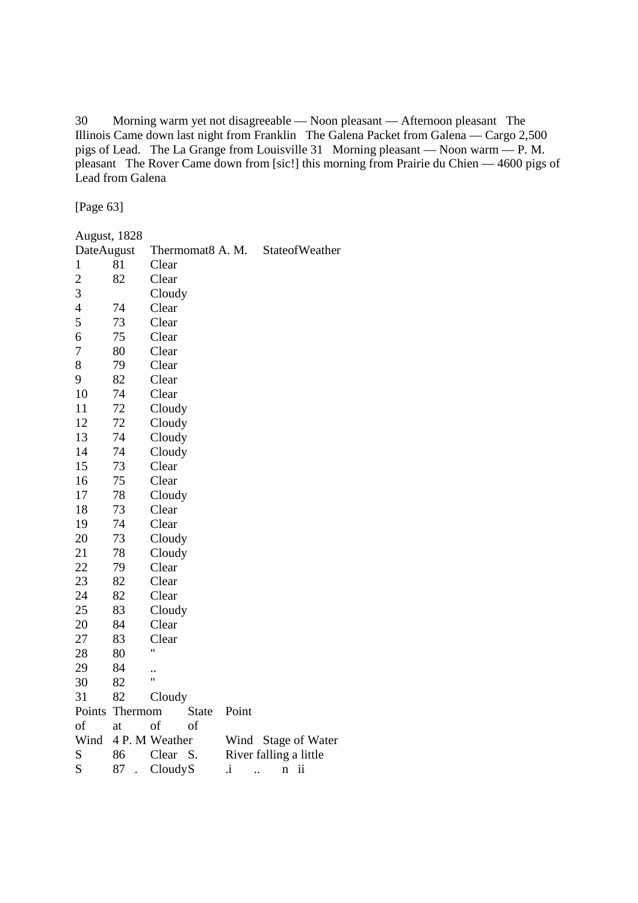30 Morning warm yet not disagreeable — Noon pleasant — Afternoon pleasant The Illinois Came down last night from Franklin The Galena Packet from Galena — Cargo 2,500 pigs of Lead. The La Grange from Louisville 31 Morning pleasant — Noon warm — P. M. pleasant The Rover Came down from [sic!] this morning from Prairie du Chien — 4600 pigs of Lead from Galena

[Page 63]

August, 1828

| Date August | Thermomat 8 A. M. | State of Weather |
|---|---|---|
| 1 | 81 | Clear |
| 2 | 82 | Clear |
| 3 | | Cloudy |
| 4 | 74 | Clear |
| 5 | 73 | Clear |
| 6 | 75 | Clear |
| 7 | 80 | Clear |
| 8 | 79 | Clear |
| 9 | 82 | Clear |
| 10 | 74 | Clear |
| 11 | 72 | Cloudy |
| 12 | 72 | Cloudy |
| 13 | 74 | Cloudy |
| 14 | 74 | Cloudy |
| 15 | 73 | Clear |
| 16 | 75 | Clear |
| 17 | 78 | Cloudy |
| 18 | 73 | Clear |
| 19 | 74 | Clear |
| 20 | 73 | Cloudy |
| 21 | 78 | Cloudy |
| 22 | 79 | Clear |
| 23 | 82 | Clear |
| 24 | 82 | Clear |
| 25 | 83 | Cloudy |
| 20 | 84 | Clear |
| 27 | 83 | Clear |
| 28 | 80 | " |
| 29 | 84 | .. |
| 30 | 82 | " |
| 31 | 82 | Cloudy |

| Points of Wind | Thermom at 4 P. M | State of Weather | Point of Wind | Stage of Water |
|---|---|---|---|---|
| S | 86 | Clear | S. | River falling a little |
| S | 87 . | Cloudy | S | .i .. n ii |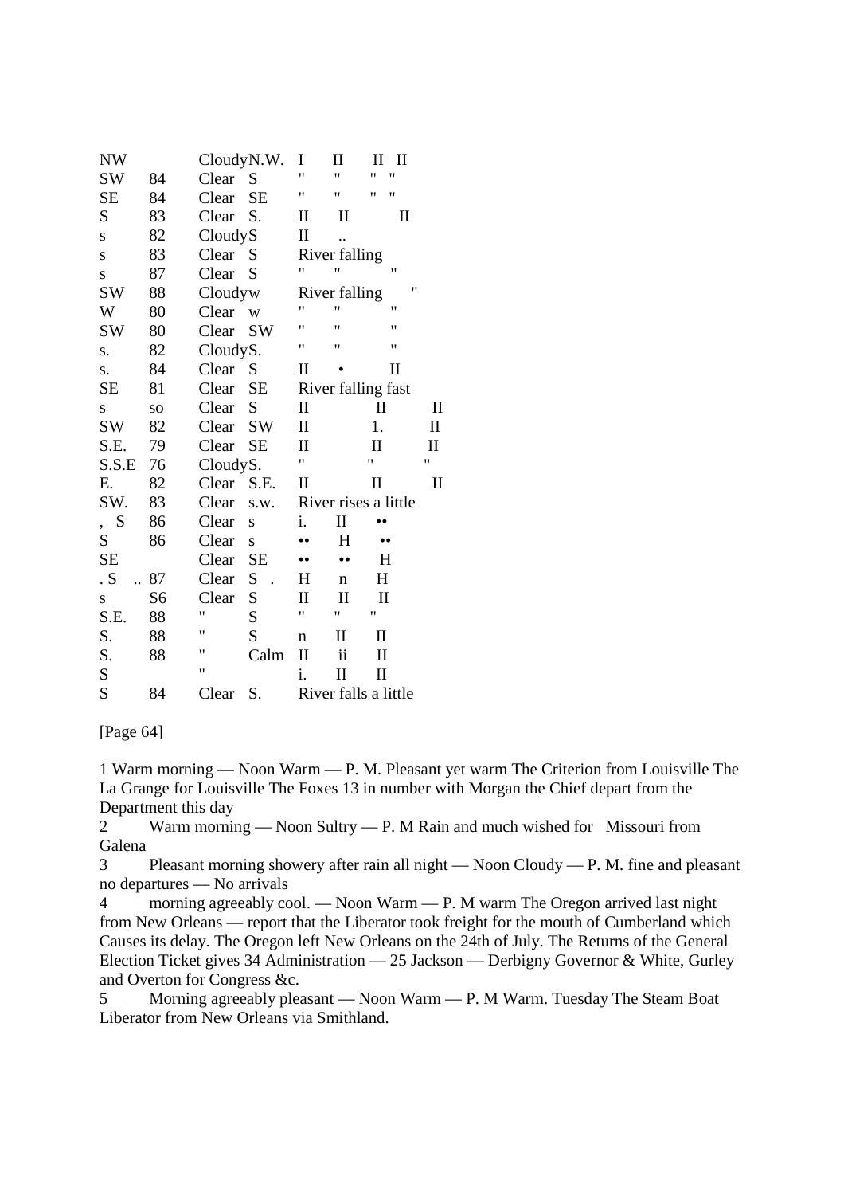| | | | | | | |
|---|---|---|---|---|---|---|
| NW | | Cloudy | N.W. | I | II | II II |
| SW | 84 | Clear | S | " | " | " " |
| SE | 84 | Clear | SE | " | " | " " |
| S | 83 | Clear | S. | II | II | II |
| s | 82 | Cloudy | S | II | .. | |
| s | 83 | Clear | S | River falling | | |
| s | 87 | Clear | S | " | " | " |
| SW | 88 | Cloudy | w | River falling | | " |
| W | 80 | Clear | w | " | " | " |
| SW | 80 | Clear | SW | " | " | " |
| s. | 82 | Cloudy | S. | " | " | " |
| s. | 84 | Clear | S | II | • | II |
| SE | 81 | Clear | SE | River falling fast | | |
| s | so | Clear | S | II | II | II |
| SW | 82 | Clear | SW | II | 1. | II |
| S.E. | 79 | Clear | SE | II | II | II |
| S.S.E | 76 | Cloudy | S. | " | " | " |
| E. | 82 | Clear | S.E. | II | II | II |
| SW. | 83 | Clear | s.w. | River rises a little | | |
| , S | 86 | Clear | s | i. | II | •• |
| S | 86 | Clear | s | •• | H | •• |
| SE | | Clear | SE | •• | •• | H |
| . S | .. 87 | Clear | S . | H | n | H |
| s | S6 | Clear | S | II | II | II |
| S.E. | 88 | " | S | " | " | " |
| S. | 88 | " | S | n | II | II |
| S. | 88 | " | Calm | II | ii | II |
| S | | " | | i. | II | II |
| S | 84 | Clear | S. | River falls a little | | |

[Page 64]

1 Warm morning — Noon Warm — P. M. Pleasant yet warm The Criterion from Louisville The La Grange for Louisville The Foxes 13 in number with Morgan the Chief depart from the Department this day

2 Warm morning — Noon Sultry — P. M Rain and much wished for Missouri from Galena

3 Pleasant morning showery after rain all night — Noon Cloudy — P. M. fine and pleasant no departures — No arrivals

4 morning agreeably cool. — Noon Warm — P. M warm The Oregon arrived last night from New Orleans — report that the Liberator took freight for the mouth of Cumberland which Causes its delay. The Oregon left New Orleans on the 24th of July. The Returns of the General Election Ticket gives 34 Administration — 25 Jackson — Derbigny Governor & White, Gurley and Overton for Congress &c.

5 Morning agreeably pleasant — Noon Warm — P. M Warm. Tuesday The Steam Boat Liberator from New Orleans via Smithland.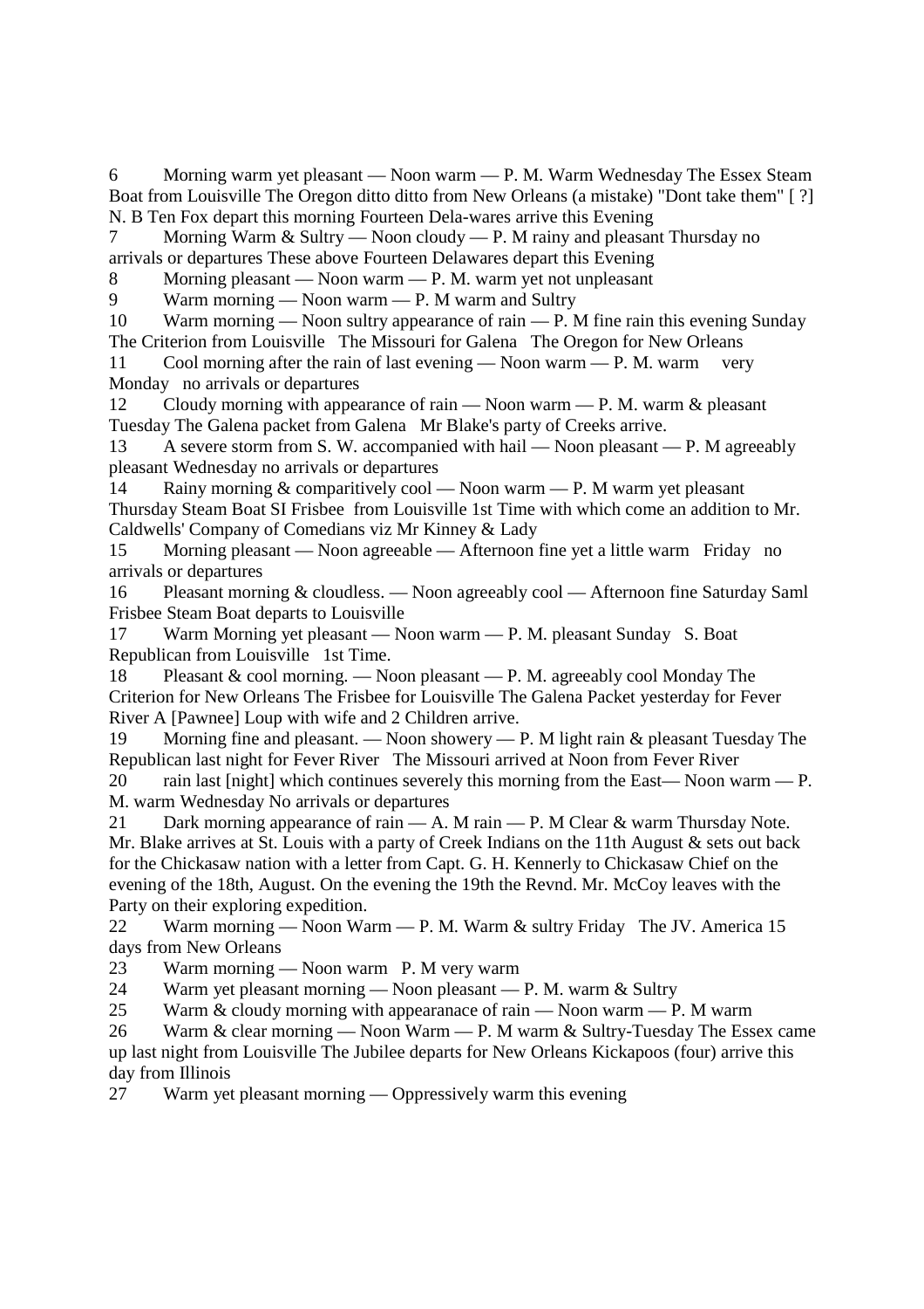6 Morning warm yet pleasant — Noon warm — P. M. Warm Wednesday The Essex Steam Boat from Louisville The Oregon ditto ditto from New Orleans (a mistake) "Dont take them" [ ?] N. B Ten Fox depart this morning Fourteen Dela-wares arrive this Evening

7 Morning Warm & Sultry — Noon cloudy — P. M rainy and pleasant Thursday no arrivals or departures These above Fourteen Delawares depart this Evening

8 Morning pleasant — Noon warm — P. M. warm yet not unpleasant

9 Warm morning — Noon warm — P. M warm and Sultry

10 Warm morning — Noon sultry appearance of rain — P. M fine rain this evening Sunday The Criterion from Louisville The Missouri for Galena The Oregon for New Orleans

11 Cool morning after the rain of last evening — Noon warm — P. M. warm very Monday no arrivals or departures

12 Cloudy morning with appearance of rain — Noon warm — P. M. warm & pleasant Tuesday The Galena packet from Galena Mr Blake's party of Creeks arrive.

13 A severe storm from S. W. accompanied with hail — Noon pleasant — P. M agreeably pleasant Wednesday no arrivals or departures

14 Rainy morning & comparitively cool — Noon warm — P. M warm yet pleasant Thursday Steam Boat SI Frisbee from Louisville 1st Time with which come an addition to Mr. Caldwells' Company of Comedians viz Mr Kinney & Lady

15 Morning pleasant — Noon agreeable — Afternoon fine yet a little warm Friday no arrivals or departures

16 Pleasant morning & cloudless. — Noon agreeably cool — Afternoon fine Saturday Saml Frisbee Steam Boat departs to Louisville

17 Warm Morning yet pleasant — Noon warm — P. M. pleasant Sunday S. Boat Republican from Louisville 1st Time.

18 Pleasant & cool morning. — Noon pleasant — P. M. agreeably cool Monday The Criterion for New Orleans The Frisbee for Louisville The Galena Packet yesterday for Fever River A [Pawnee] Loup with wife and 2 Children arrive.

19 Morning fine and pleasant. — Noon showery — P. M light rain & pleasant Tuesday The Republican last night for Fever River The Missouri arrived at Noon from Fever River

20 rain last [night] which continues severely this morning from the East— Noon warm — P. M. warm Wednesday No arrivals or departures

21 Dark morning appearance of rain — A. M rain — P. M Clear & warm Thursday Note. Mr. Blake arrives at St. Louis with a party of Creek Indians on the 11th August & sets out back for the Chickasaw nation with a letter from Capt. G. H. Kennerly to Chickasaw Chief on the evening of the 18th, August. On the evening the 19th the Revnd. Mr. McCoy leaves with the Party on their exploring expedition.

22 Warm morning — Noon Warm — P. M. Warm & sultry Friday The JV. America 15 days from New Orleans

23 Warm morning — Noon warm P. M very warm

24 Warm yet pleasant morning — Noon pleasant — P. M. warm & Sultry

25 Warm & cloudy morning with appearanace of rain — Noon warm — P. M warm

26 Warm & clear morning — Noon Warm — P. M warm & Sultry-Tuesday The Essex came up last night from Louisville The Jubilee departs for New Orleans Kickapoos (four) arrive this day from Illinois

27 Warm yet pleasant morning — Oppressively warm this evening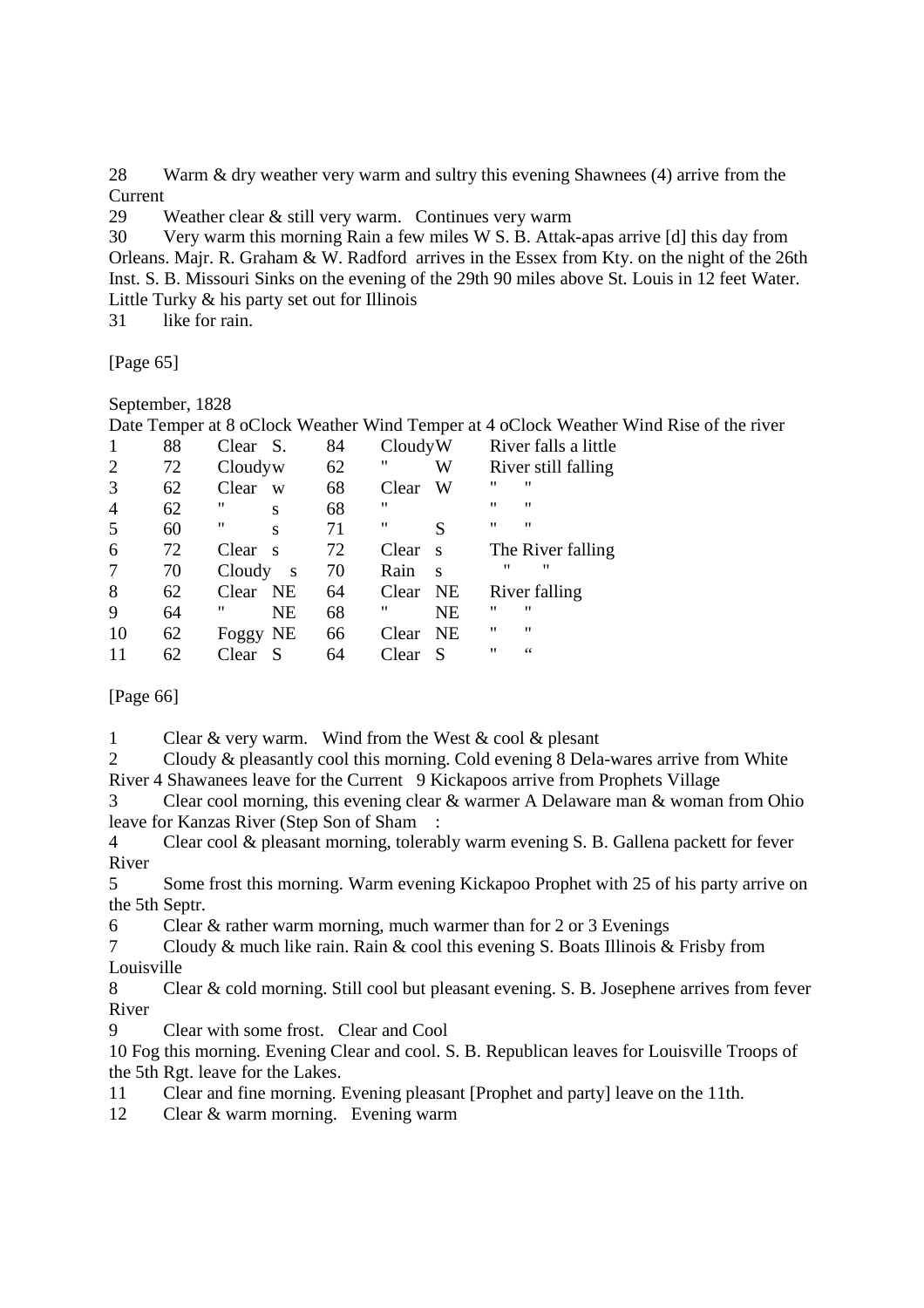28 Warm & dry weather very warm and sultry this evening Shawnees (4) arrive from the Current

29 Weather clear & still very warm. Continues very warm

30 Very warm this morning Rain a few miles W S. B. Attak-apas arrive [d] this day from Orleans. Majr. R. Graham & W. Radford arrives in the Essex from Kty. on the night of the 26th Inst. S. B. Missouri Sinks on the evening of the 29th 90 miles above St. Louis in 12 feet Water. Little Turky & his party set out for Illinois

31 like for rain.

[Page 65]

September, 1828

| Date | Temper at 8 oClock | Weather | Wind | Temper at 4 oClock | Weather | Wind | Rise of the river |
|---|---|---|---|---|---|---|---|
| 1 | 88 | Clear | S. | 84 | Cloudy | W | River falls a little |
| 2 | 72 | Cloudy | w | 62 | " | W | River still falling |
| 3 | 62 | Clear | w | 68 | Clear | W | " " |
| 4 | 62 | " | s | 68 | " | | " " |
| 5 | 60 | " | s | 71 | " | S | " " |
| 6 | 72 | Clear | s | 72 | Clear | s | The River falling |
| 7 | 70 | Cloudy | s | 70 | Rain | s | " " |
| 8 | 62 | Clear | NE | 64 | Clear | NE | River falling |
| 9 | 64 | " | NE | 68 | " | NE | " " |
| 10 | 62 | Foggy | NE | 66 | Clear | NE | " " |
| 11 | 62 | Clear | S | 64 | Clear | S | " " |

[Page 66]

1 Clear & very warm. Wind from the West & cool & plesant

2 Cloudy & pleasantly cool this morning. Cold evening 8 Dela-wares arrive from White River 4 Shawanees leave for the Current 9 Kickapoos arrive from Prophets Village

3 Clear cool morning, this evening clear & warmer A Delaware man & woman from Ohio leave for Kanzas River (Step Son of Sham :

4 Clear cool & pleasant morning, tolerably warm evening S. B. Gallena packett for fever River

5 Some frost this morning. Warm evening Kickapoo Prophet with 25 of his party arrive on the 5th Septr.

6 Clear & rather warm morning, much warmer than for 2 or 3 Evenings

7 Cloudy & much like rain. Rain & cool this evening S. Boats Illinois & Frisby from Louisville

8 Clear & cold morning. Still cool but pleasant evening. S. B. Josephene arrives from fever River

9 Clear with some frost. Clear and Cool

10 Fog this morning. Evening Clear and cool. S. B. Republican leaves for Louisville Troops of the 5th Rgt. leave for the Lakes.

11 Clear and fine morning. Evening pleasant [Prophet and party] leave on the 11th.

12 Clear & warm morning. Evening warm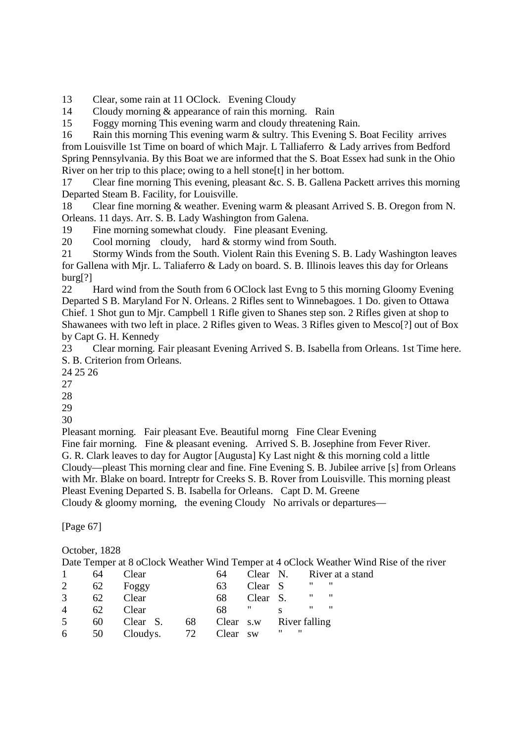13 Clear, some rain at 11 OClock. Evening Cloudy

14 Cloudy morning & appearance of rain this morning. Rain

15 Foggy morning This evening warm and cloudy threatening Rain.

16 Rain this morning This evening warm & sultry. This Evening S. Boat Fecility arrives from Louisville 1st Time on board of which Majr. L Talliaferro & Lady arrives from Bedford Spring Pennsylvania. By this Boat we are informed that the S. Boat Essex had sunk in the Ohio River on her trip to this place; owing to a hell stone[t] in her bottom.

17 Clear fine morning This evening, pleasant &c. S. B. Gallena Packett arrives this morning Departed Steam B. Facility, for Louisville.

18 Clear fine morning & weather. Evening warm & pleasant Arrived S. B. Oregon from N. Orleans. 11 days. Arr. S. B. Lady Washington from Galena.

19 Fine morning somewhat cloudy. Fine pleasant Evening.

20 Cool morning cloudy, hard & stormy wind from South.

21 Stormy Winds from the South. Violent Rain this Evening S. B. Lady Washington leaves for Gallena with Mjr. L. Taliaferro & Lady on board. S. B. Illinois leaves this day for Orleans burg[?]

22 Hard wind from the South from 6 OClock last Evng to 5 this morning Gloomy Evening Departed S B. Maryland For N. Orleans. 2 Rifles sent to Winnebagoes. 1 Do. given to Ottawa Chief. 1 Shot gun to Mjr. Campbell 1 Rifle given to Shanes step son. 2 Rifles given at shop to Shawanees with two left in place. 2 Rifles given to Weas. 3 Rifles given to Mesco[?] out of Box by Capt G. H. Kennedy

23 Clear morning. Fair pleasant Evening Arrived S. B. Isabella from Orleans. 1st Time here. S. B. Criterion from Orleans.

24 25 26

27

28

29

30

Pleasant morning. Fair pleasant Eve. Beautiful morng Fine Clear Evening
Fine fair morning. Fine & pleasant evening. Arrived S. B. Josephine from Fever River.
G. R. Clark leaves to day for Augtor [Augusta] Ky Last night & this morning cold a little Cloudy—pleast This morning clear and fine. Fine Evening S. B. Jubilee arrive [s] from Orleans with Mr. Blake on board. Intreptr for Creeks S. B. Rover from Louisville. This morning pleast Pleast Evening Departed S. B. Isabella for Orleans. Capt D. M. Greene
Cloudy & gloomy morning, the evening Cloudy No arrivals or departures—

[Page 67]

October, 1828

| Date | Temper at 8 oClock | Weather | Wind | Temper at 4 oClock | Weather | Wind | Rise of the river |
|---|---|---|---|---|---|---|---|
| 1 | 64 | Clear | | 64 | Clear | N. | River at a stand |
| 2 | 62 | Foggy | | 63 | Clear | S | " " |
| 3 | 62 | Clear | | 68 | Clear | S. | " " |
| 4 | 62 | Clear | | 68 | " | s | " " |
| 5 | 60 | Clear | S. | 68 | Clear | s.w | River falling |
| 6 | 50 | Cloudy | s. | 72 | Clear | sw | " " |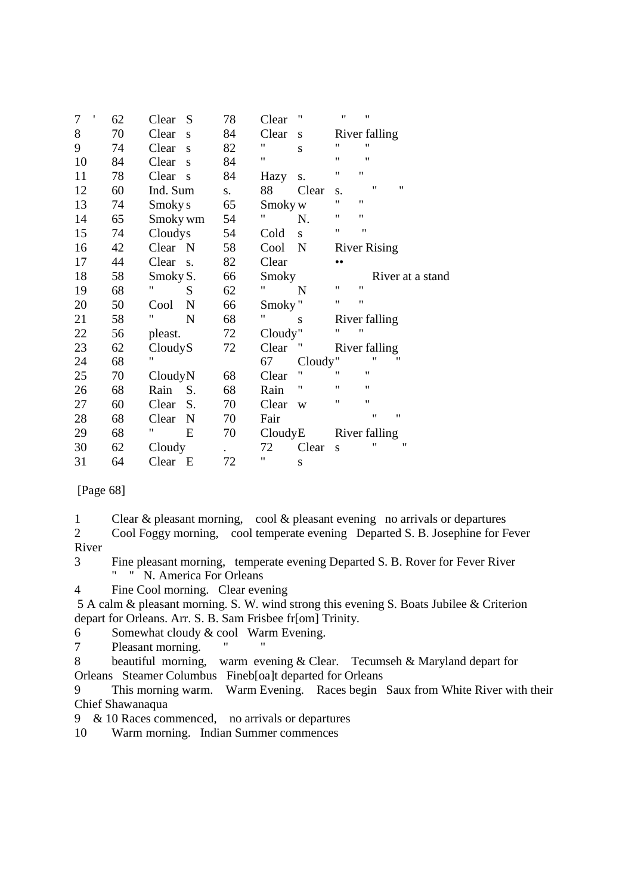| | | | | | | | |
|---|---|---|---|---|---|---|---|
| 7 ' | 62 | Clear | S | 78 | Clear | " | " " |
| 8 | 70 | Clear | s | 84 | Clear | s | River falling |
| 9 | 74 | Clear | s | 82 | " | s | " " |
| 10 | 84 | Clear | s | 84 | " | | " " |
| 11 | 78 | Clear | s | 84 | Hazy | s. | " " |
| 12 | 60 | Ind. Sum | s. | 88 | Clear | s. | " " |
| 13 | 74 | Smoky | s | 65 | Smoky | w | " " |
| 14 | 65 | Smoky | wm | 54 | " | N. | " " |
| 15 | 74 | Cloudy | s | 54 | Cold | s | " " |
| 16 | 42 | Clear | N | 58 | Cool | N | River Rising |
| 17 | 44 | Clear | s. | 82 | Clear | | •• |
| 18 | 58 | Smoky | S. | 66 | Smoky | | River at a stand |
| 19 | 68 | " | S | 62 | " | N | " " |
| 20 | 50 | Cool | N | 66 | Smoky | " | " " |
| 21 | 58 | " | N | 68 | " | s | River falling |
| 22 | 56 | pleast. | | 72 | Cloudy | " | " " |
| 23 | 62 | Cloudy | S | 72 | Clear | " | River falling |
| 24 | 68 | " | | 67 | Cloudy | " | " " |
| 25 | 70 | Cloudy | N | 68 | Clear | " | " " |
| 26 | 68 | Rain | S. | 68 | Rain | " | " " |
| 27 | 60 | Clear | S. | 70 | Clear | w | " " |
| 28 | 68 | Clear | N | 70 | Fair | | " " |
| 29 | 68 | " | E | 70 | Cloudy | E | River falling |
| 30 | 62 | Cloudy | . | 72 | Clear | s | " " |
| 31 | 64 | Clear | E | 72 | " | s | |

[Page 68]

1 Clear & pleasant morning, cool & pleasant evening no arrivals or departures

2 Cool Foggy morning, cool temperate evening Departed S. B. Josephine for Fever River

3 Fine pleasant morning, temperate evening Departed S. B. Rover for Fever River
" " N. America For Orleans

4 Fine Cool morning. Clear evening

5 A calm & pleasant morning. S. W. wind strong this evening S. Boats Jubilee & Criterion depart for Orleans. Arr. S. B. Sam Frisbee fr[om] Trinity.

6 Somewhat cloudy & cool Warm Evening.

7 Pleasant morning. " "

8 beautiful morning, warm evening & Clear. Tecumseh & Maryland depart for Orleans Steamer Columbus Fineb[oa]t departed for Orleans

9 This morning warm. Warm Evening. Races begin Saux from White River with their Chief Shawanaqua

9 & 10 Races commenced, no arrivals or departures

10 Warm morning. Indian Summer commences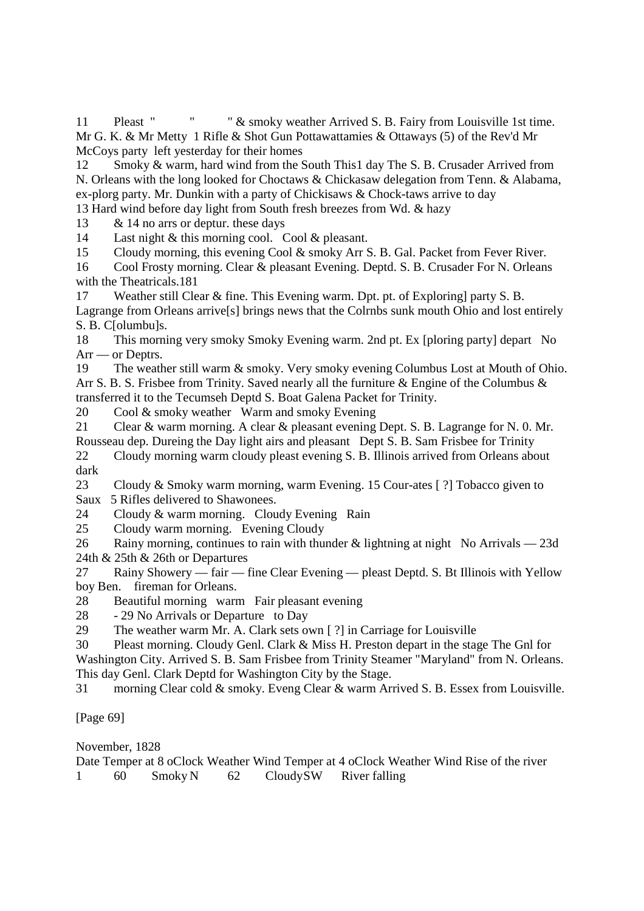11 Pleast " " " & smoky weather Arrived S. B. Fairy from Louisville 1st time. Mr G. K. & Mr Metty 1 Rifle & Shot Gun Pottawattamies & Ottaways (5) of the Rev'd Mr McCoys party left yesterday for their homes

12 Smoky & warm, hard wind from the South This1 day The S. B. Crusader Arrived from N. Orleans with the long looked for Choctaws & Chickasaw delegation from Tenn. & Alabama, ex-plorg party. Mr. Dunkin with a party of Chickisaws & Chock-taws arrive to day

13 Hard wind before day light from South fresh breezes from Wd. & hazy

13 & 14 no arrs or deptur. these days

14 Last night & this morning cool. Cool & pleasant.

15 Cloudy morning, this evening Cool & smoky Arr S. B. Gal. Packet from Fever River.

16 Cool Frosty morning. Clear & pleasant Evening. Deptd. S. B. Crusader For N. Orleans with the Theatricals.181

17 Weather still Clear & fine. This Evening warm. Dpt. pt. of Exploring] party S. B. Lagrange from Orleans arrive[s] brings news that the Colrnbs sunk mouth Ohio and lost entirely S. B. C[olumbu]s.

18 This morning very smoky Smoky Evening warm. 2nd pt. Ex [ploring party] depart No Arr — or Deptrs.

19 The weather still warm & smoky. Very smoky evening Columbus Lost at Mouth of Ohio. Arr S. B. S. Frisbee from Trinity. Saved nearly all the furniture & Engine of the Columbus & transferred it to the Tecumseh Deptd S. Boat Galena Packet for Trinity.

20 Cool & smoky weather Warm and smoky Evening

21 Clear & warm morning. A clear & pleasant evening Dept. S. B. Lagrange for N. 0. Mr. Rousseau dep. Dureing the Day light airs and pleasant Dept S. B. Sam Frisbee for Trinity

22 Cloudy morning warm cloudy pleast evening S. B. Illinois arrived from Orleans about dark

23 Cloudy & Smoky warm morning, warm Evening. 15 Cour-ates [ ?] Tobacco given to Saux 5 Rifles delivered to Shawonees.

24 Cloudy & warm morning. Cloudy Evening Rain

25 Cloudy warm morning. Evening Cloudy

26 Rainy morning, continues to rain with thunder & lightning at night No Arrivals — 23d 24th & 25th & 26th or Departures

27 Rainy Showery — fair — fine Clear Evening — pleast Deptd. S. Bt Illinois with Yellow boy Ben. fireman for Orleans.

28 Beautiful morning warm Fair pleasant evening

28 - 29 No Arrivals or Departure to Day

29 The weather warm Mr. A. Clark sets own [ ?] in Carriage for Louisville

30 Pleast morning. Cloudy Genl. Clark & Miss H. Preston depart in the stage The Gnl for Washington City. Arrived S. B. Sam Frisbee from Trinity Steamer "Maryland" from N. Orleans. This day Genl. Clark Deptd for Washington City by the Stage.

31 morning Clear cold & smoky. Eveng Clear & warm Arrived S. B. Essex from Louisville.

[Page 69]

November, 1828

| Date | Temper at 8 oClock | Weather | Wind | Temper at 4 oClock | Weather | Wind | Rise of the river |
|---|---|---|---|---|---|---|---|
| 1 | 60 | Smoky | N | 62 | Cloudy | SW | River falling |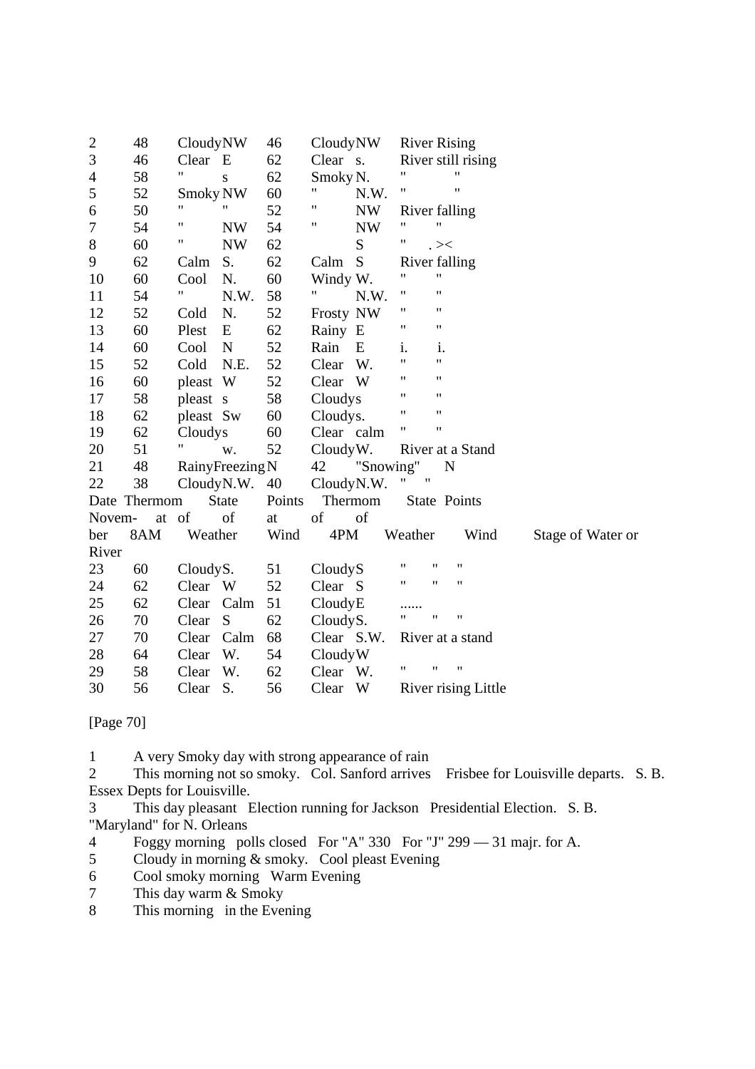| | | | | | | | |
|---|---|---|---|---|---|---|---|
| 2 | 48 | Cloudy | NW | 46 | Cloudy | NW | River Rising |
| 3 | 46 | Clear | E | 62 | Clear | s. | River still rising |
| 4 | 58 | " | s | 62 | Smoky | N. | " " |
| 5 | 52 | Smoky | NW | 60 | " | N.W. | " " |
| 6 | 50 | " | " | 52 | " | NW | River falling |
| 7 | 54 | " | NW | 54 | " | NW | " " |
| 8 | 60 | " | NW | 62 | | S | " . >< |
| 9 | 62 | Calm | S. | 62 | Calm | S | River falling |
| 10 | 60 | Cool | N. | 60 | Windy | W. | " " |
| 11 | 54 | " | N.W. | 58 | " | N.W. | " " |
| 12 | 52 | Cold | N. | 52 | Frosty | NW | " " |
| 13 | 60 | Plest | E | 62 | Rainy | E | " " |
| 14 | 60 | Cool | N | 52 | Rain | E | i. i. |
| 15 | 52 | Cold | N.E. | 52 | Clear | W. | " " |
| 16 | 60 | pleast | W | 52 | Clear | W | " " |
| 17 | 58 | pleast | s | 58 | Cloudy | s | " " |
| 18 | 62 | pleast | Sw | 60 | Cloudy | s. | " " |
| 19 | 62 | Cloudy | s | 60 | Clear | calm | " " |
| 20 | 51 | " | w. | 52 | Cloudy | W. | River at a Stand |
| 21 | 48 | Rainy | Freezing N | 42 | "Snowing" | N | |
| 22 | 38 | Cloudy | N.W. | 40 | Cloudy | N.W. | " " |
| Date November | Thermom at 8AM | State of Weather | Points of Wind | Thermom at 4PM | State of Weather | Points of Wind | Stage of Water or River |
| 23 | 60 | Cloudy | S. | 51 | Cloudy | S | " " " |
| 24 | 62 | Clear | W | 52 | Clear | S | " " " |
| 25 | 62 | Clear | Calm | 51 | Cloudy | E | ...... |
| 26 | 70 | Clear | S | 62 | Cloudy | S. | " " " |
| 27 | 70 | Clear | Calm | 68 | Clear | S.W. | River at a stand |
| 28 | 64 | Clear | W. | 54 | Cloudy | W | |
| 29 | 58 | Clear | W. | 62 | Clear | W. | " " " |
| 30 | 56 | Clear | S. | 56 | Clear | W | River rising Little |

[Page 70]

1 A very Smoky day with strong appearance of rain
2 This morning not so smoky. Col. Sanford arrives Frisbee for Louisville departs. S. B. Essex Depts for Louisville.
3 This day pleasant Election running for Jackson Presidential Election. S. B. "Maryland" for N. Orleans
4 Foggy morning polls closed For "A" 330 For "J" 299 — 31 majr. for A.
5 Cloudy in morning & smoky. Cool pleast Evening
6 Cool smoky morning Warm Evening
7 This day warm & Smoky
8 This morning in the Evening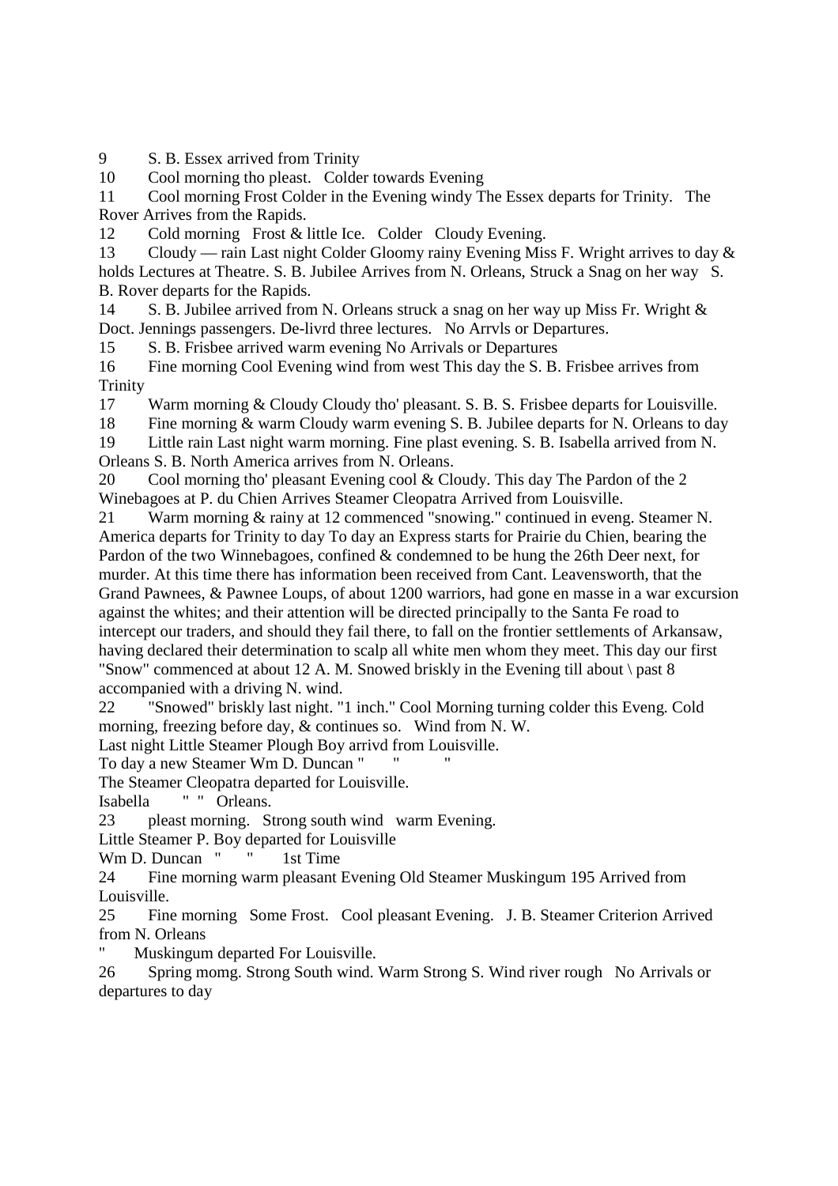9 S. B. Essex arrived from Trinity

10 Cool morning tho pleast. Colder towards Evening

11 Cool morning Frost Colder in the Evening windy The Essex departs for Trinity. The Rover Arrives from the Rapids.

12 Cold morning Frost & little Ice. Colder Cloudy Evening.

13 Cloudy — rain Last night Colder Gloomy rainy Evening Miss F. Wright arrives to day & holds Lectures at Theatre. S. B. Jubilee Arrives from N. Orleans, Struck a Snag on her way S. B. Rover departs for the Rapids.

14 S. B. Jubilee arrived from N. Orleans struck a snag on her way up Miss Fr. Wright & Doct. Jennings passengers. De-livrd three lectures. No Arrvls or Departures.

15 S. B. Frisbee arrived warm evening No Arrivals or Departures

16 Fine morning Cool Evening wind from west This day the S. B. Frisbee arrives from Trinity

17 Warm morning & Cloudy Cloudy tho' pleasant. S. B. S. Frisbee departs for Louisville.

18 Fine morning & warm Cloudy warm evening S. B. Jubilee departs for N. Orleans to day

19 Little rain Last night warm morning. Fine plast evening. S. B. Isabella arrived from N. Orleans S. B. North America arrives from N. Orleans.

20 Cool morning tho' pleasant Evening cool & Cloudy. This day The Pardon of the 2 Winebagoes at P. du Chien Arrives Steamer Cleopatra Arrived from Louisville.

21 Warm morning & rainy at 12 commenced "snowing." continued in eveng. Steamer N. America departs for Trinity to day To day an Express starts for Prairie du Chien, bearing the Pardon of the two Winnebagoes, confined & condemned to be hung the 26th Deer next, for murder. At this time there has information been received from Cant. Leavensworth, that the Grand Pawnees, & Pawnee Loups, of about 1200 warriors, had gone en masse in a war excursion against the whites; and their attention will be directed principally to the Santa Fe road to intercept our traders, and should they fail there, to fall on the frontier settlements of Arkansaw, having declared their determination to scalp all white men whom they meet. This day our first "Snow" commenced at about 12 A. M. Snowed briskly in the Evening till about \ past 8 accompanied with a driving N. wind.

22 "Snowed" briskly last night. "1 inch." Cool Morning turning colder this Eveng. Cold morning, freezing before day, & continues so. Wind from N. W.

Last night Little Steamer Plough Boy arrivd from Louisville.

To day a new Steamer Wm D. Duncan " " "

The Steamer Cleopatra departed for Louisville.

Isabella " " Orleans.

23 pleast morning. Strong south wind warm Evening.

Little Steamer P. Boy departed for Louisville

Wm D. Duncan " " 1st Time

24 Fine morning warm pleasant Evening Old Steamer Muskingum 195 Arrived from Louisville.

25 Fine morning Some Frost. Cool pleasant Evening. J. B. Steamer Criterion Arrived from N. Orleans

" Muskingum departed For Louisville.

26 Spring momg. Strong South wind. Warm Strong S. Wind river rough No Arrivals or departures to day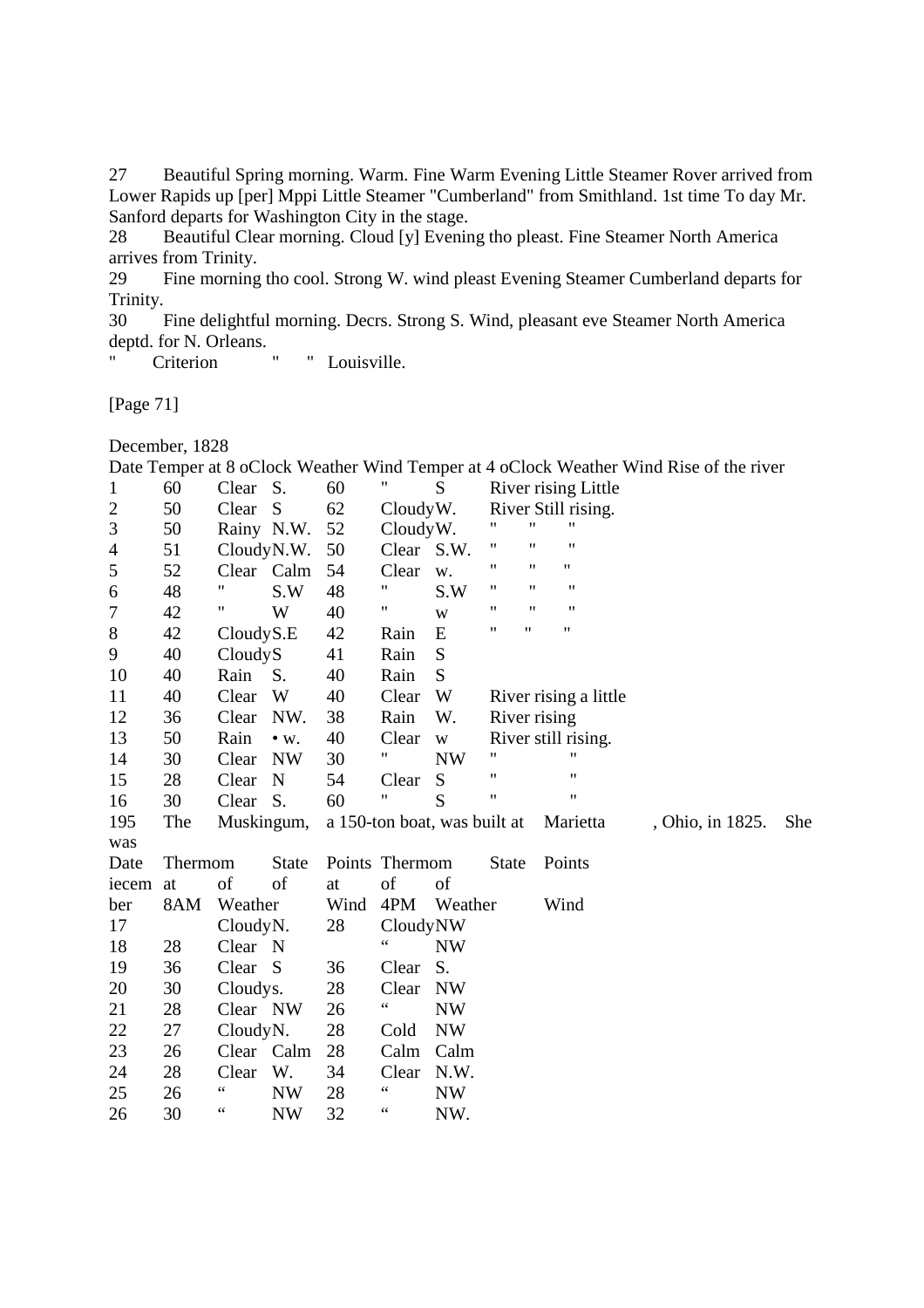27 Beautiful Spring morning. Warm. Fine Warm Evening Little Steamer Rover arrived from Lower Rapids up [per] Mppi Little Steamer "Cumberland" from Smithland. 1st time To day Mr. Sanford departs for Washington City in the stage.

28 Beautiful Clear morning. Cloud [y] Evening tho pleast. Fine Steamer North America arrives from Trinity.

29 Fine morning tho cool. Strong W. wind pleast Evening Steamer Cumberland departs for Trinity.

30 Fine delightful morning. Decrs. Strong S. Wind, pleasant eve Steamer North America deptd. for N. Orleans.

" Criterion " " Louisville.

[Page 71]

December, 1828

| Date | Temper at 8 oClock | Weather | Wind | Temper at 4 oClock | Weather | Wind | Rise of the river |
|---|---|---|---|---|---|---|---|
| 1 | 60 | Clear | S. | 60 | " | S | River rising Little |
| 2 | 50 | Clear | S | 62 | Cloudy | W. | River Still rising. |
| 3 | 50 | Rainy | N.W. | 52 | Cloudy | W. | " " " |
| 4 | 51 | Cloudy | N.W. | 50 | Clear | S.W. | " " " |
| 5 | 52 | Clear | Calm | 54 | Clear | w. | " " " |
| 6 | 48 | " | S.W | 48 | " | S.W | " " " |
| 7 | 42 | " | W | 40 | " | w | " " " |
| 8 | 42 | Cloudy | S.E | 42 | Rain | E | " " " |
| 9 | 40 | Cloudy | S | 41 | Rain | S | |
| 10 | 40 | Rain | S. | 40 | Rain | S | |
| 11 | 40 | Clear | W | 40 | Clear | W | River rising a little |
| 12 | 36 | Clear | NW. | 38 | Rain | W. | River rising |
| 13 | 50 | Rain | • w. | 40 | Clear | w | River still rising. |
| 14 | 30 | Clear | NW | 30 | " | NW | " " |
| 15 | 28 | Clear | N | 54 | Clear | S | " " |
| 16 | 30 | Clear | S. | 60 | " | S | " " |

195 The Muskingum, a 150-ton boat, was built at Marietta, Ohio, in 1825. She was

| Date iecember | Thermom at 8AM | State of Weather | Points of Wind | Thermom at 4PM | State of Weather | Points of Wind |
|---|---|---|---|---|---|---|
| 17 | | Cloudy | N. | 28 | Cloudy | NW |
| 18 | 28 | Clear | N | | " | NW |
| 19 | 36 | Clear | S | 36 | Clear | S. |
| 20 | 30 | Cloudy | s. | 28 | Clear | NW |
| 21 | 28 | Clear | NW | 26 | " | NW |
| 22 | 27 | Cloudy | N. | 28 | Cold | NW |
| 23 | 26 | Clear | Calm | 28 | Calm | Calm |
| 24 | 28 | Clear | W. | 34 | Clear | N.W. |
| 25 | 26 | " | NW | 28 | " | NW |
| 26 | 30 | " | NW | 32 | " | NW. |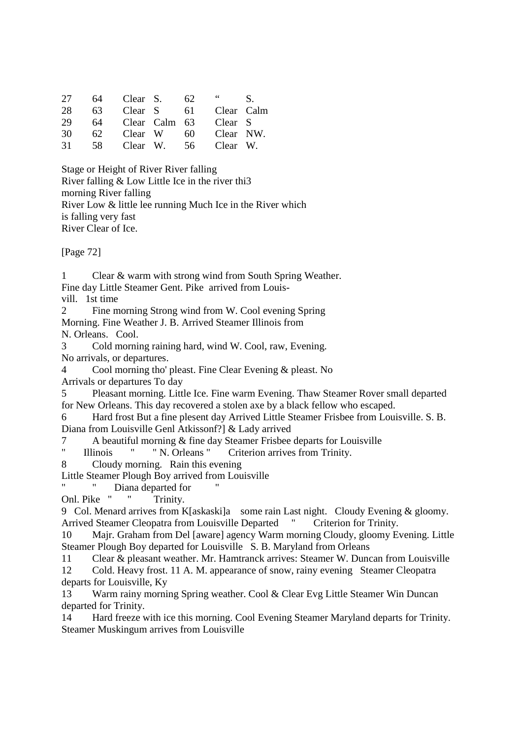| 27 | 64 | Clear | S. | 62 | " | S. |
|---|---|---|---|---|---|---|
| 28 | 63 | Clear | S | 61 | Clear | Calm |
| 29 | 64 | Clear | Calm | 63 | Clear | S |
| 30 | 62 | Clear | W | 60 | Clear | NW. |
| 31 | 58 | Clear | W. | 56 | Clear | W. |

Stage or Height of River River falling
River falling & Low Little Ice in the river thi3
morning River falling
River Low & little lee running Much Ice in the River which
is falling very fast
River Clear of Ice.

[Page 72]

1 Clear & warm with strong wind from South Spring Weather.
Fine day Little Steamer Gent. Pike arrived from Louis-
vill. 1st time

2 Fine morning Strong wind from W. Cool evening Spring
Morning. Fine Weather J. B. Arrived Steamer Illinois from
N. Orleans. Cool.

3 Cold morning raining hard, wind W. Cool, raw, Evening.
No arrivals, or departures.

4 Cool morning tho' pleast. Fine Clear Evening & pleast. No
Arrivals or departures To day

5 Pleasant morning. Little Ice. Fine warm Evening. Thaw Steamer Rover small departed
for New Orleans. This day recovered a stolen axe by a black fellow who escaped.

6 Hard frost But a fine plesent day Arrived Little Steamer Frisbee from Louisville. S. B.
Diana from Louisville Genl Atkissonf?] & Lady arrived

7 A beautiful morning & fine day Steamer Frisbee departs for Louisville
" Illinois " " N. Orleans " Criterion arrives from Trinity.

8 Cloudy morning. Rain this evening
Little Steamer Plough Boy arrived from Louisville
" " Diana departed for "
Onl. Pike " " Trinity.

9 Col. Menard arrives from K[askaski]a some rain Last night. Cloudy Evening & gloomy.
Arrived Steamer Cleopatra from Louisville Departed " Criterion for Trinity.

10 Majr. Graham from Del [aware] agency Warm morning Cloudy, gloomy Evening. Little
Steamer Plough Boy departed for Louisville S. B. Maryland from Orleans

11 Clear & pleasant weather. Mr. Hamtranck arrives: Steamer W. Duncan from Louisville

12 Cold. Heavy frost. 11 A. M. appearance of snow, rainy evening Steamer Cleopatra
departs for Louisville, Ky

13 Warm rainy morning Spring weather. Cool & Clear Evg Little Steamer Win Duncan
departed for Trinity.

14 Hard freeze with ice this morning. Cool Evening Steamer Maryland departs for Trinity.
Steamer Muskingum arrives from Louisville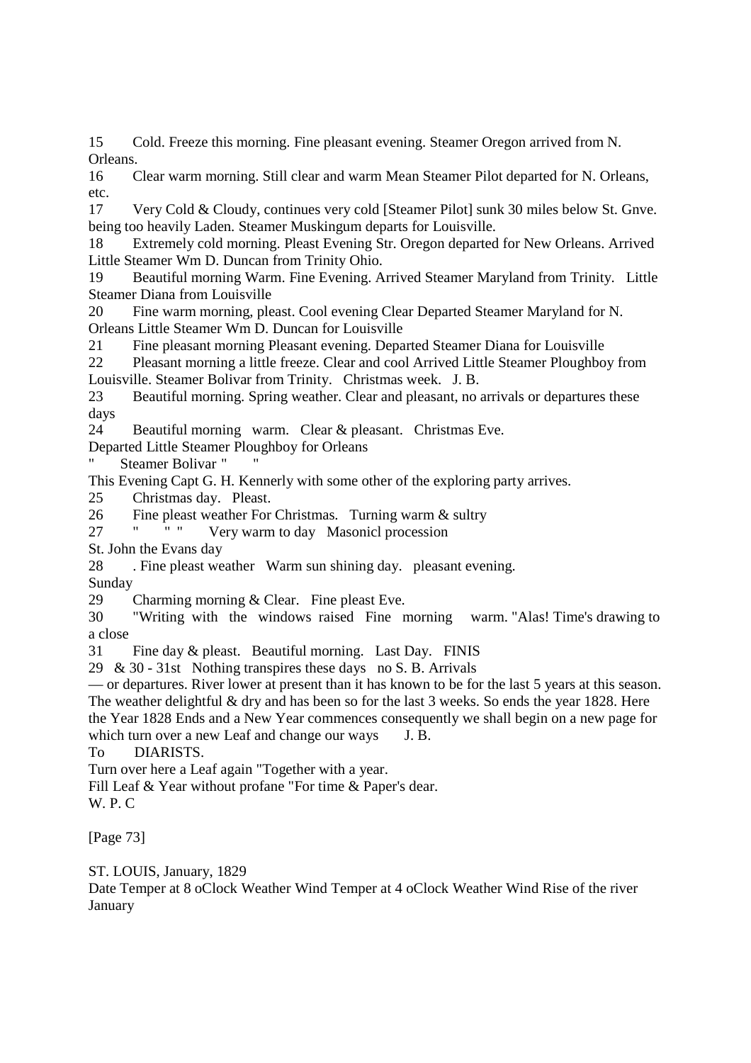15 Cold. Freeze this morning. Fine pleasant evening. Steamer Oregon arrived from N. Orleans.

16 Clear warm morning. Still clear and warm Mean Steamer Pilot departed for N. Orleans, etc.

17 Very Cold & Cloudy, continues very cold [Steamer Pilot] sunk 30 miles below St. Gnve. being too heavily Laden. Steamer Muskingum departs for Louisville.

18 Extremely cold morning. Pleast Evening Str. Oregon departed for New Orleans. Arrived Little Steamer Wm D. Duncan from Trinity Ohio.

19 Beautiful morning Warm. Fine Evening. Arrived Steamer Maryland from Trinity. Little Steamer Diana from Louisville

20 Fine warm morning, pleast. Cool evening Clear Departed Steamer Maryland for N. Orleans Little Steamer Wm D. Duncan for Louisville

21 Fine pleasant morning Pleasant evening. Departed Steamer Diana for Louisville

22 Pleasant morning a little freeze. Clear and cool Arrived Little Steamer Ploughboy from Louisville. Steamer Bolivar from Trinity. Christmas week. J. B.

23 Beautiful morning. Spring weather. Clear and pleasant, no arrivals or departures these days

24 Beautiful morning warm. Clear & pleasant. Christmas Eve.

Departed Little Steamer Ploughboy for Orleans

" Steamer Bolivar " "

This Evening Capt G. H. Kennerly with some other of the exploring party arrives.

25 Christmas day. Pleast.

26 Fine pleast weather For Christmas. Turning warm & sultry

27 " " " Very warm to day Masonicl procession

St. John the Evans day

28 . Fine pleast weather Warm sun shining day. pleasant evening.

Sunday

29 Charming morning & Clear. Fine pleast Eve.

30 "Writing with the windows raised Fine morning warm. "Alas! Time's drawing to a close

31 Fine day & pleast. Beautiful morning. Last Day. FINIS

29 & 30 - 31st Nothing transpires these days no S. B. Arrivals

— or departures. River lower at present than it has known to be for the last 5 years at this season. The weather delightful & dry and has been so for the last 3 weeks. So ends the year 1828. Here the Year 1828 Ends and a New Year commences consequently we shall begin on a new page for which turn over a new Leaf and change our ways J. B.

To DIARISTS.

Turn over here a Leaf again "Together with a year.

Fill Leaf & Year without profane "For time & Paper's dear.

W. P. C

[Page 73]

ST. LOUIS, January, 1829

Date Temper at 8 oClock Weather Wind Temper at 4 oClock Weather Wind Rise of the river

January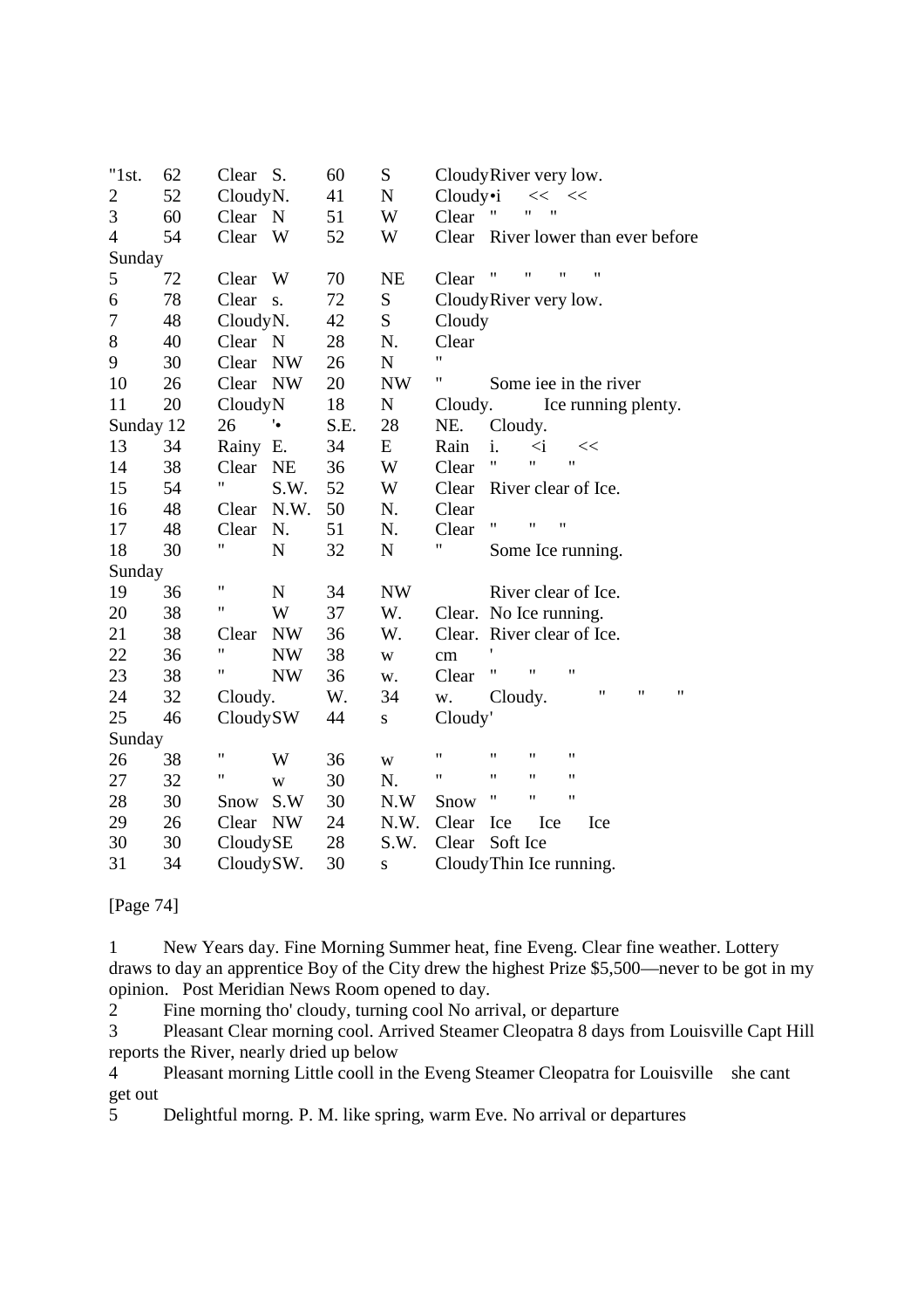| "1st. | 62 | Clear | S. | 60 | S | Cloudy | River very low. |
|---|---|---|---|---|---|---|---|
| 2 | 52 | Cloudy | N. | 41 | N | Cloudy•i | << << |
| 3 | 60 | Clear | N | 51 | W | Clear | " " " |
| 4 | 54 | Clear | W | 52 | W | Clear | River lower than ever before |
| Sunday | | | | | | | |
| 5 | 72 | Clear | W | 70 | NE | Clear | " " " " |
| 6 | 78 | Clear | s. | 72 | S | Cloudy | River very low. |
| 7 | 48 | Cloudy | N. | 42 | S | Cloudy | |
| 8 | 40 | Clear | N | 28 | N. | Clear | |
| 9 | 30 | Clear | NW | 26 | N | " | |
| 10 | 26 | Clear | NW | 20 | NW | " | Some iee in the river |
| 11 | 20 | Cloudy | N | 18 | N | Cloudy. | Ice running plenty. |
| Sunday 12 | 26 | '• | S.E. | 28 | NE. | Cloudy. | |
| 13 | 34 | Rainy | E. | 34 | E | Rain | i. <i << |
| 14 | 38 | Clear | NE | 36 | W | Clear | " " " |
| 15 | 54 | " | S.W. | 52 | W | Clear | River clear of Ice. |
| 16 | 48 | Clear | N.W. | 50 | N. | Clear | |
| 17 | 48 | Clear | N. | 51 | N. | Clear | " " " |
| 18 | 30 | " | N | 32 | N | " | Some Ice running. |
| Sunday | | | | | | | |
| 19 | 36 | " | N | 34 | NW | | River clear of Ice. |
| 20 | 38 | " | W | 37 | W. | Clear. | No Ice running. |
| 21 | 38 | Clear | NW | 36 | W. | Clear. | River clear of Ice. |
| 22 | 36 | " | NW | 38 | w | cm | ' |
| 23 | 38 | " | NW | 36 | w. | Clear | " " " |
| 24 | 32 | Cloudy. | | W. | 34 | w. | Cloudy. " " " |
| 25 | 46 | Cloudy | SW | 44 | s | Cloudy' | |
| Sunday | | | | | | | |
| 26 | 38 | " | W | 36 | w | " | " " " |
| 27 | 32 | " | w | 30 | N. | " | " " " |
| 28 | 30 | Snow | S.W | 30 | N.W | Snow | " " " |
| 29 | 26 | Clear | NW | 24 | N.W. | Clear | Ice Ice Ice |
| 30 | 30 | Cloudy | SE | 28 | S.W. | Clear | Soft Ice |
| 31 | 34 | Cloudy | SW. | 30 | s | Cloudy | Thin Ice running. |

[Page 74]

1 New Years day. Fine Morning Summer heat, fine Eveng. Clear fine weather. Lottery draws to day an apprentice Boy of the City drew the highest Prize $5,500—never to be got in my opinion. Post Meridian News Room opened to day.

2 Fine morning tho' cloudy, turning cool No arrival, or departure

3 Pleasant Clear morning cool. Arrived Steamer Cleopatra 8 days from Louisville Capt Hill reports the River, nearly dried up below

4 Pleasant morning Little cooll in the Eveng Steamer Cleopatra for Louisville she cant get out

5 Delightful morng. P. M. like spring, warm Eve. No arrival or departures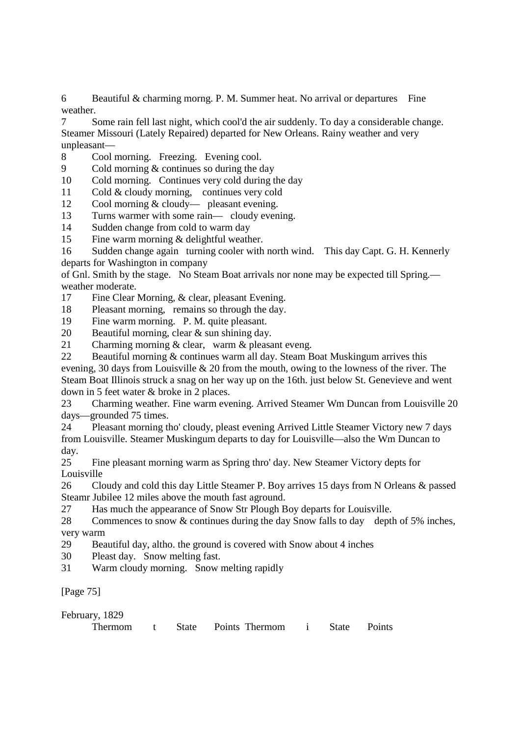6 Beautiful & charming morng. P. M. Summer heat. No arrival or departures  Fine weather.

7 Some rain fell last night, which cool'd the air suddenly. To day a considerable change. Steamer Missouri (Lately Repaired) departed for New Orleans. Rainy weather and very unpleasant—

8 Cool morning. Freezing. Evening cool.

9 Cold morning & continues so during the day

10 Cold morning. Continues very cold during the day

11 Cold & cloudy morning, continues very cold

12 Cool morning & cloudy— pleasant evening.

13 Turns warmer with some rain— cloudy evening.

14 Sudden change from cold to warm day

15 Fine warm morning & delightful weather.

16 Sudden change again turning cooler with north wind. This day Capt. G. H. Kennerly departs for Washington in company of Gnl. Smith by the stage. No Steam Boat arrivals nor none may be expected till Spring.— weather moderate.

17 Fine Clear Morning, & clear, pleasant Evening.

18 Pleasant morning, remains so through the day.

19 Fine warm morning. P. M. quite pleasant.

20 Beautiful morning, clear & sun shining day.

21 Charming morning & clear, warm & pleasant eveng.

22 Beautiful morning & continues warm all day. Steam Boat Muskingum arrives this evening, 30 days from Louisville & 20 from the mouth, owing to the lowness of the river. The Steam Boat Illinois struck a snag on her way up on the 16th. just below St. Genevieve and went down in 5 feet water & broke in 2 places.

23 Charming weather. Fine warm evening. Arrived Steamer Wm Duncan from Louisville 20 days—grounded 75 times.

24 Pleasant morning tho' cloudy, pleast evening Arrived Little Steamer Victory new 7 days from Louisville. Steamer Muskingum departs to day for Louisville—also the Wm Duncan to day.

25 Fine pleasant morning warm as Spring thro' day. New Steamer Victory depts for Louisville

26 Cloudy and cold this day Little Steamer P. Boy arrives 15 days from N Orleans & passed Steamr Jubilee 12 miles above the mouth fast aground.

27 Has much the appearance of Snow Str Plough Boy departs for Louisville.

28 Commences to snow & continues during the day Snow falls to day depth of 5% inches, very warm

29 Beautiful day, altho. the ground is covered with Snow about 4 inches

30 Pleast day. Snow melting fast.

31 Warm cloudy morning. Snow melting rapidly

[Page 75]

February, 1829

| | Thermom | t | State | Points | Thermom | i | State | Points |
|---|---|---|---|---|---|---|---|---|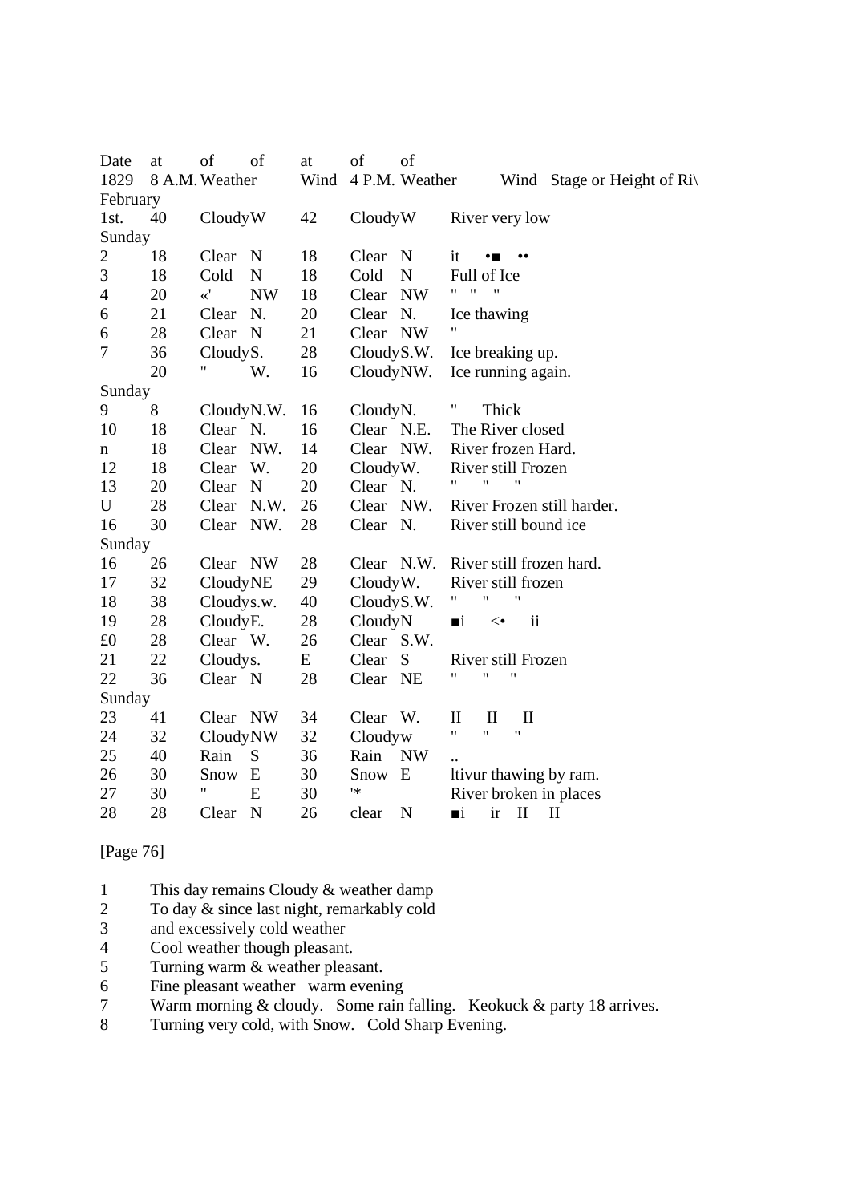| Date 1829 | at 8 A.M. | of Weather | of Wind | at 4 P.M. | of Weather | of Wind | Stage or Height of Ri\ |
|---|---|---|---|---|---|---|---|
| February | | | | | | | |
| 1st. | 40 | Cloudy | W | 42 | Cloudy | W | River very low |
| Sunday | | | | | | | |
| 2 | 18 | Clear | N | 18 | Clear | N | it •■ •• |
| 3 | 18 | Cold | N | 18 | Cold | N | Full of Ice |
| 4 | 20 | «' | NW | 18 | Clear | NW | " " " |
| 6 | 21 | Clear | N. | 20 | Clear | N. | Ice thawing |
| 6 | 28 | Clear | N | 21 | Clear | NW | " |
| 7 | 36 | Cloudy | S. | 28 | Cloudy | S.W. | Ice breaking up. |
| | 20 | " | W. | 16 | Cloudy | NW. | Ice running again. |
| Sunday | | | | | | | |
| 9 | 8 | Cloudy | N.W. | 16 | Cloudy | N. | " Thick |
| 10 | 18 | Clear | N. | 16 | Clear | N.E. | The River closed |
| n | 18 | Clear | NW. | 14 | Clear | NW. | River frozen Hard. |
| 12 | 18 | Clear | W. | 20 | Cloudy | W. | River still Frozen |
| 13 | 20 | Clear | N | 20 | Clear | N. | " " " |
| U | 28 | Clear | N.W. | 26 | Clear | NW. | River Frozen still harder. |
| 16 | 30 | Clear | NW. | 28 | Clear | N. | River still bound ice |
| Sunday | | | | | | | |
| 16 | 26 | Clear | NW | 28 | Clear | N.W. | River still frozen hard. |
| 17 | 32 | Cloudy | NE | 29 | Cloudy | W. | River still frozen |
| 18 | 38 | Cloudy | s.w. | 40 | Cloudy | S.W. | " " " |
| 19 | 28 | Cloudy | E. | 28 | Cloudy | N | ■i <• ii |
| £0 | 28 | Clear | W. | 26 | Clear | S.W. | |
| 21 | 22 | Cloudy | s. | E | Clear | S | River still Frozen |
| 22 | 36 | Clear | N | 28 | Clear | NE | " " " |
| Sunday | | | | | | | |
| 23 | 41 | Clear | NW | 34 | Clear | W. | II II II |
| 24 | 32 | Cloudy | NW | 32 | Cloudy | w | " " " |
| 25 | 40 | Rain | S | 36 | Rain | NW | .. |
| 26 | 30 | Snow | E | 30 | Snow | E | ltivur thawing by ram. |
| 27 | 30 | " | E | 30 | '* | | River broken in places |
| 28 | 28 | Clear | N | 26 | clear | N | ■i ir II II |

[Page 76]

1 This day remains Cloudy & weather damp
2 To day & since last night, remarkably cold
3 and excessively cold weather
4 Cool weather though pleasant.
5 Turning warm & weather pleasant.
6 Fine pleasant weather warm evening
7 Warm morning & cloudy. Some rain falling. Keokuck & party 18 arrives.
8 Turning very cold, with Snow. Cold Sharp Evening.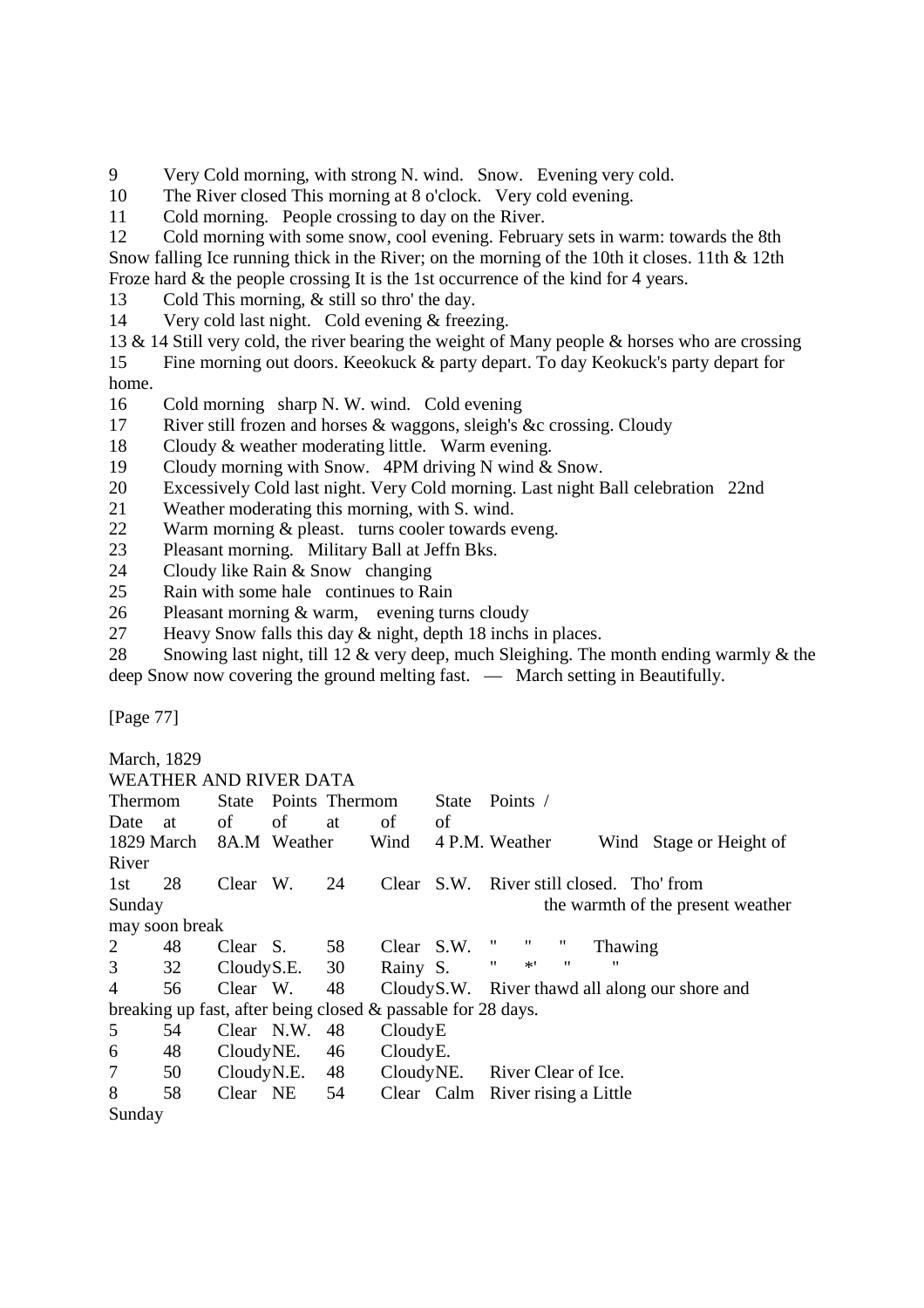9 Very Cold morning, with strong N. wind. Snow. Evening very cold.
10 The River closed This morning at 8 o'clock. Very cold evening.
11 Cold morning. People crossing to day on the River.
12 Cold morning with some snow, cool evening. February sets in warm: towards the 8th Snow falling Ice running thick in the River; on the morning of the 10th it closes. 11th & 12th Froze hard & the people crossing It is the 1st occurrence of the kind for 4 years.
13 Cold This morning, & still so thro' the day.
14 Very cold last night. Cold evening & freezing.
13 & 14 Still very cold, the river bearing the weight of Many people & horses who are crossing
15 Fine morning out doors. Keeokuck & party depart. To day Keokuck's party depart for home.
16 Cold morning sharp N. W. wind. Cold evening
17 River still frozen and horses & waggons, sleigh's &c crossing. Cloudy
18 Cloudy & weather moderating little. Warm evening.
19 Cloudy morning with Snow. 4PM driving N wind & Snow.
20 Excessively Cold last night. Very Cold morning. Last night Ball celebration 22nd
21 Weather moderating this morning, with S. wind.
22 Warm morning & pleast. turns cooler towards eveng.
23 Pleasant morning. Military Ball at Jeffn Bks.
24 Cloudy like Rain & Snow changing
25 Rain with some hale continues to Rain
26 Pleasant morning & warm, evening turns cloudy
27 Heavy Snow falls this day & night, depth 18 inchs in places.
28 Snowing last night, till 12 & very deep, much Sleighing. The month ending warmly & the deep Snow now covering the ground melting fast. — March setting in Beautifully.

[Page 77]

March, 1829
WEATHER AND RIVER DATA

| Date 1829 March | Thermom at 8A.M | State of Weather | Points of Wind | Thermom at 4 P.M. | State of Weather | Points / of Wind | Stage or Height of River |
|---|---|---|---|---|---|---|---|
| 1st Sunday | 28 | Clear | W. | 24 | Clear | S.W. | River still closed. Tho' from the warmth of the present weather may soon break |
| 2 | 48 | Clear | S. | 58 | Clear | S.W. | " " " Thawing |
| 3 | 32 | Cloudy | S.E. | 30 | Rainy | S. | " *' " " |
| 4 | 56 | Clear | W. | 48 | Cloudy | S.W. | River thawd all along our shore and breaking up fast, after being closed & passable for 28 days. |
| 5 | 54 | Clear | N.W. | 48 | Cloudy | E | |
| 6 | 48 | Cloudy | NE. | 46 | Cloudy | E. | |
| 7 | 50 | Cloudy | N.E. | 48 | Cloudy | NE. | River Clear of Ice. |
| 8 Sunday | 58 | Clear | NE | 54 | Clear | Calm | River rising a Little |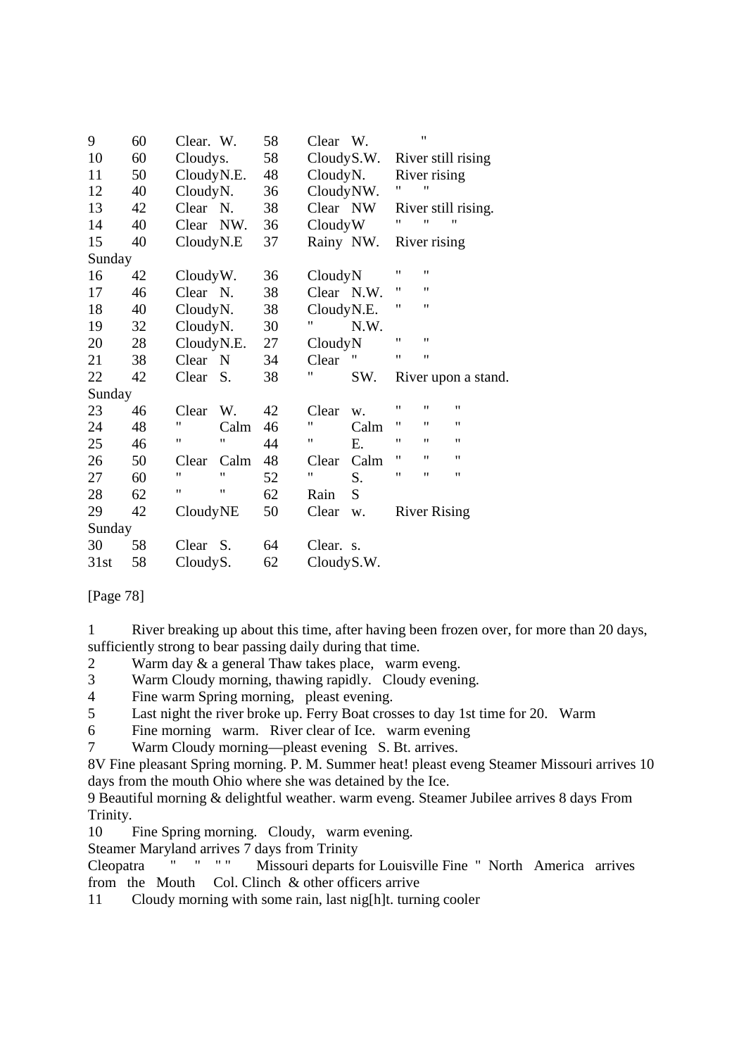| | | | | | |
|---|---|---|---|---|---|
| 9 | 60 | Clear. W. | 58 | Clear W. | " |
| 10 | 60 | Cloudys. | 58 | CloudyS.W. | River still rising |
| 11 | 50 | CloudyN.E. | 48 | CloudyN. | River rising |
| 12 | 40 | CloudyN. | 36 | CloudyNW. | " " |
| 13 | 42 | Clear N. | 38 | Clear NW | River still rising. |
| 14 | 40 | Clear NW. | 36 | CloudyW | " " " |
| 15 | 40 | CloudyN.E | 37 | Rainy NW. | River rising |
| Sunday | | | | | |
| 16 | 42 | CloudyW. | 36 | CloudyN | " " |
| 17 | 46 | Clear N. | 38 | Clear N.W. | " " |
| 18 | 40 | CloudyN. | 38 | CloudyN.E. | " " |
| 19 | 32 | CloudyN. | 30 | " N.W. | |
| 20 | 28 | CloudyN.E. | 27 | CloudyN | " " |
| 21 | 38 | Clear N | 34 | Clear " | " " |
| 22 | 42 | Clear S. | 38 | " SW. | River upon a stand. |
| Sunday | | | | | |
| 23 | 46 | Clear W. | 42 | Clear w. | " " " |
| 24 | 48 | " Calm | 46 | " Calm | " " " |
| 25 | 46 | " " | 44 | " E. | " " " |
| 26 | 50 | Clear Calm | 48 | Clear Calm | " " " |
| 27 | 60 | " " | 52 | " S. | " " " |
| 28 | 62 | " " | 62 | Rain S | |
| 29 | 42 | CloudyNE | 50 | Clear w. | River Rising |
| Sunday | | | | | |
| 30 | 58 | Clear S. | 64 | Clear. s. | |
| 31st | 58 | CloudyS. | 62 | CloudyS.W. | |

[Page 78]

1 River breaking up about this time, after having been frozen over, for more than 20 days, sufficiently strong to bear passing daily during that time.

2 Warm day & a general Thaw takes place, warm eveng.

3 Warm Cloudy morning, thawing rapidly. Cloudy evening.

4 Fine warm Spring morning, pleast evening.

5 Last night the river broke up. Ferry Boat crosses to day 1st time for 20. Warm

6 Fine morning warm. River clear of Ice. warm evening

7 Warm Cloudy morning—pleast evening S. Bt. arrives.

8V Fine pleasant Spring morning. P. M. Summer heat! pleast eveng Steamer Missouri arrives 10 days from the mouth Ohio where she was detained by the Ice.

9 Beautiful morning & delightful weather. warm eveng. Steamer Jubilee arrives 8 days From Trinity.

10 Fine Spring morning. Cloudy, warm evening.

Steamer Maryland arrives 7 days from Trinity

Cleopatra " " " " Missouri departs for Louisville Fine " North America arrives from the Mouth Col. Clinch & other officers arrive

11 Cloudy morning with some rain, last nig[h]t. turning cooler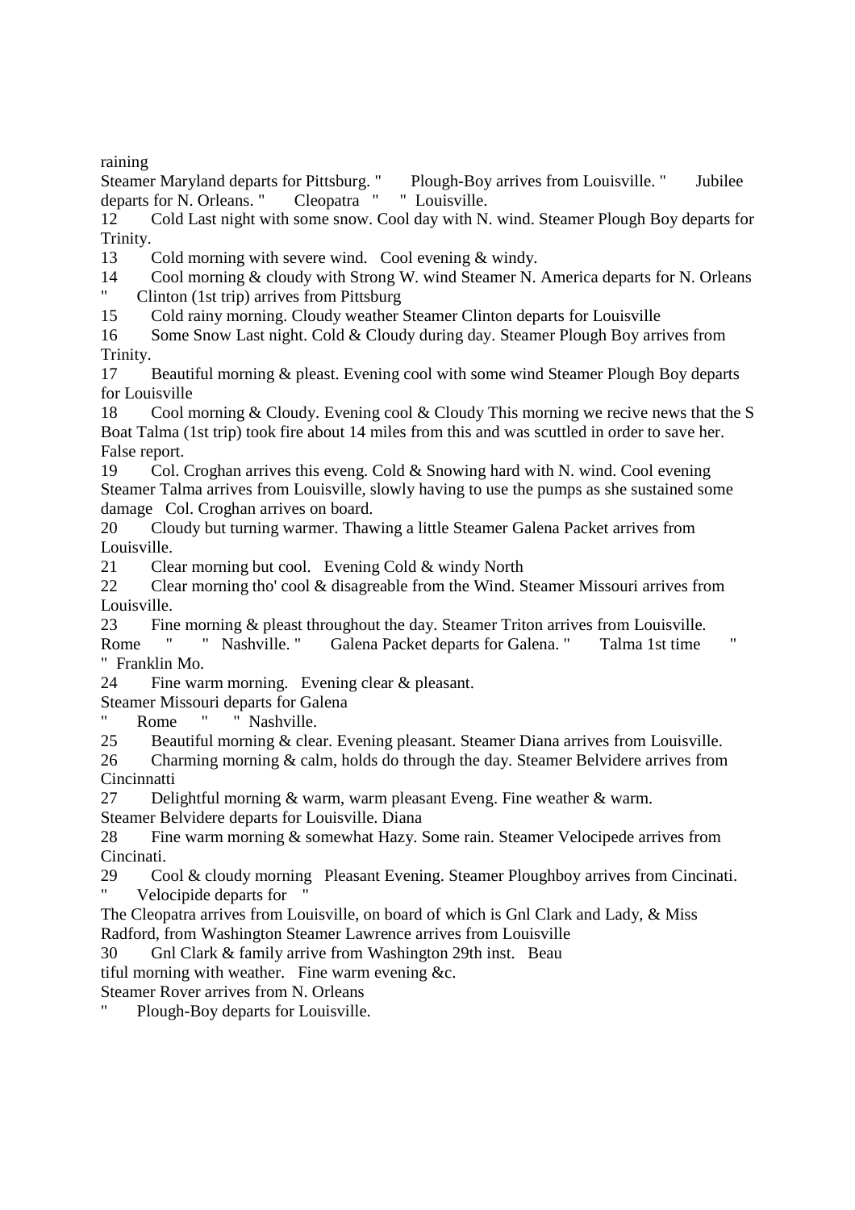raining

Steamer Maryland departs for Pittsburg. "  Plough-Boy arrives from Louisville. "  Jubilee departs for N. Orleans. "  Cleopatra "  " Louisville.

12  Cold Last night with some snow. Cool day with N. wind. Steamer Plough Boy departs for Trinity.

13  Cold morning with severe wind.  Cool evening & windy.

14  Cool morning & cloudy with Strong W. wind Steamer N. America departs for N. Orleans
"  Clinton (1st trip) arrives from Pittsburg

15  Cold rainy morning. Cloudy weather Steamer Clinton departs for Louisville

16  Some Snow Last night. Cold & Cloudy during day. Steamer Plough Boy arrives from Trinity.

17  Beautiful morning & pleast. Evening cool with some wind Steamer Plough Boy departs for Louisville

18  Cool morning & Cloudy. Evening cool & Cloudy This morning we recive news that the S Boat Talma (1st trip) took fire about 14 miles from this and was scuttled in order to save her. False report.

19  Col. Croghan arrives this eveng. Cold & Snowing hard with N. wind. Cool evening Steamer Talma arrives from Louisville, slowly having to use the pumps as she sustained some damage  Col. Croghan arrives on board.

20  Cloudy but turning warmer. Thawing a little Steamer Galena Packet arrives from Louisville.

21  Clear morning but cool.  Evening Cold & windy North

22  Clear morning tho' cool & disagreable from the Wind. Steamer Missouri arrives from Louisville.

23  Fine morning & pleast throughout the day. Steamer Triton arrives from Louisville.
Rome  "  " Nashville. "  Galena Packet departs for Galena. "  Talma 1st time  "
" Franklin Mo.

24  Fine warm morning.  Evening clear & pleasant.
Steamer Missouri departs for Galena
"  Rome  "  " Nashville.

25  Beautiful morning & clear. Evening pleasant. Steamer Diana arrives from Louisville.

26  Charming morning & calm, holds do through the day. Steamer Belvidere arrives from Cincinnatti

27  Delightful morning & warm, warm pleasant Eveng. Fine weather & warm.
Steamer Belvidere departs for Louisville. Diana

28  Fine warm morning & somewhat Hazy. Some rain. Steamer Velocipede arrives from Cincinati.

29  Cool & cloudy morning  Pleasant Evening. Steamer Ploughboy arrives from Cincinati.
"  Velocipide departs for  "
The Cleopatra arrives from Louisville, on board of which is Gnl Clark and Lady, & Miss Radford, from Washington Steamer Lawrence arrives from Louisville

30  Gnl Clark & family arrive from Washington 29th inst.  Beau
tiful morning with weather.  Fine warm evening &c.
Steamer Rover arrives from N. Orleans
"  Plough-Boy departs for Louisville.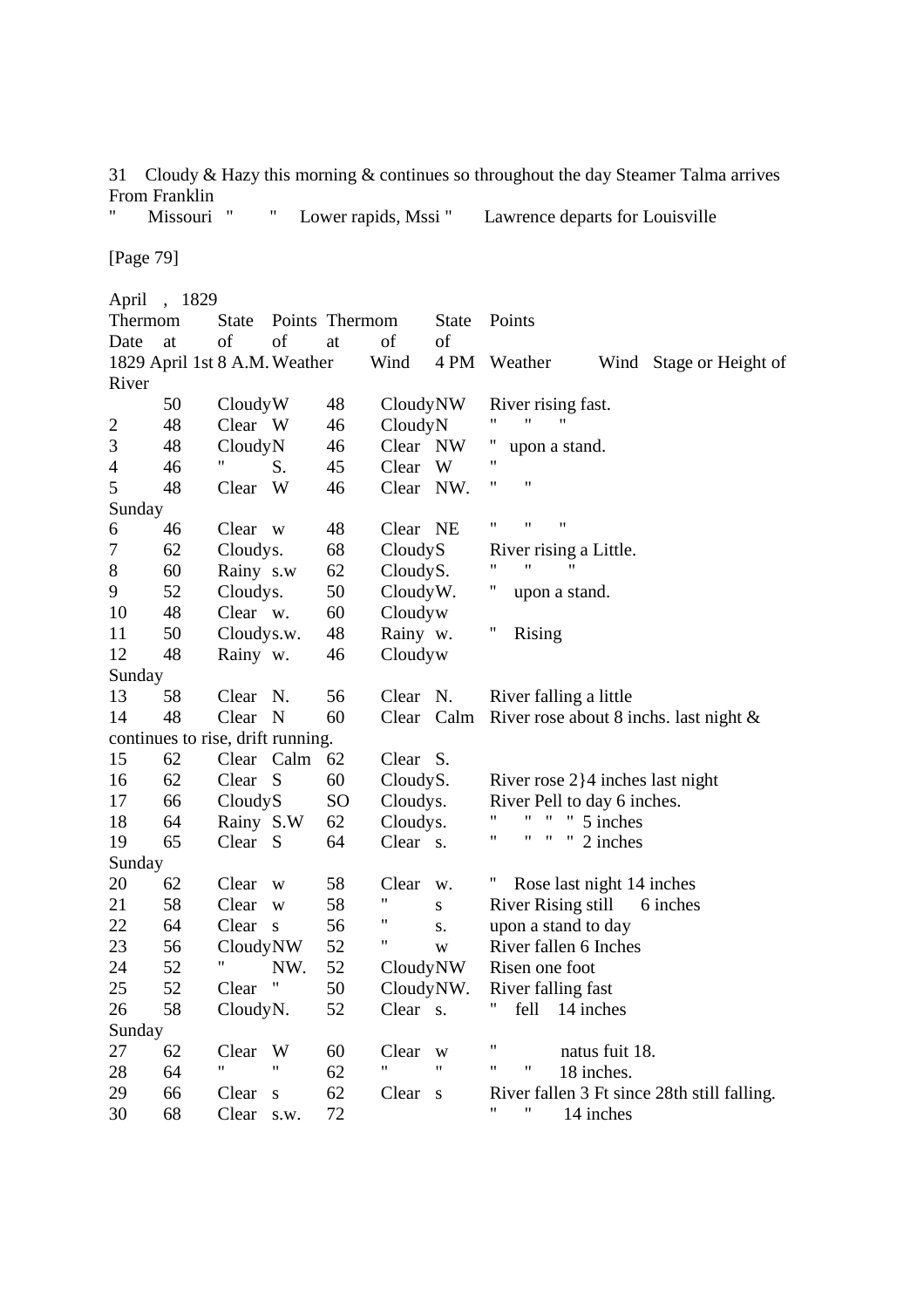31 Cloudy & Hazy this morning & continues so throughout the day Steamer Talma arrives From Franklin
" Missouri " " Lower rapids, Mssi " Lawrence departs for Louisville

[Page 79]

April , 1829

| Date | Thermom at 8 A.M. | State of Weather | Points of Wind | Thermom at 4 PM | State of Weather | Points Wind | Stage or Height of River |
|---|---|---|---|---|---|---|---|
| 1829 April 1st | 50 | Cloudy | W | 48 | Cloudy | NW | River rising fast. |
| 2 | 48 | Clear | W | 46 | Cloudy | N | " " " |
| 3 | 48 | Cloudy | N | 46 | Clear | NW | " upon a stand. |
| 4 | 46 | " | S. | 45 | Clear | W | " |
| 5 | 48 | Clear | W | 46 | Clear | NW. | " " |
| Sunday | | | | | | | |
| 6 | 46 | Clear | w | 48 | Clear | NE | " " " |
| 7 | 62 | Cloudy | s. | 68 | Cloudy | S | River rising a Little. |
| 8 | 60 | Rainy | s.w | 62 | Cloudy | S. | " " " |
| 9 | 52 | Cloudy | s. | 50 | Cloudy | W. | " upon a stand. |
| 10 | 48 | Clear | w. | 60 | Cloudy | w | |
| 11 | 50 | Cloudy | s.w. | 48 | Rainy | w. | " Rising |
| 12 | 48 | Rainy | w. | 46 | Cloudy | w | |
| Sunday | | | | | | | |
| 13 | 58 | Clear | N. | 56 | Clear | N. | River falling a little |
| 14 | 48 | Clear | N | 60 | Clear | Calm | River rose about 8 inchs. last night & continues to rise, drift running. |
| 15 | 62 | Clear | Calm | 62 | Clear | S. | |
| 16 | 62 | Clear | S | 60 | Cloudy | S. | River rose 2}4 inches last night |
| 17 | 66 | Cloudy | S | SO | Cloudy | s. | River Pell to day 6 inches. |
| 18 | 64 | Rainy | S.W | 62 | Cloudy | s. | " " " " 5 inches |
| 19 | 65 | Clear | S | 64 | Clear | s. | " " " " 2 inches |
| Sunday | | | | | | | |
| 20 | 62 | Clear | w | 58 | Clear | w. | " Rose last night 14 inches |
| 21 | 58 | Clear | w | 58 | " | s | River Rising still 6 inches |
| 22 | 64 | Clear | s | 56 | " | s. | upon a stand to day |
| 23 | 56 | Cloudy | NW | 52 | " | w | River fallen 6 Inches |
| 24 | 52 | " | NW. | 52 | Cloudy | NW | Risen one foot |
| 25 | 52 | Clear | " | 50 | Cloudy | NW. | River falling fast |
| 26 | 58 | Cloudy | N. | 52 | Clear | s. | " fell 14 inches |
| Sunday | | | | | | | |
| 27 | 62 | Clear | W | 60 | Clear | w | " natus fuit 18. |
| 28 | 64 | " | " | 62 | " | " | " " 18 inches. |
| 29 | 66 | Clear | s | 62 | Clear | s | River fallen 3 Ft since 28th still falling. |
| 30 | 68 | Clear | s.w. | 72 | | | " " 14 inches |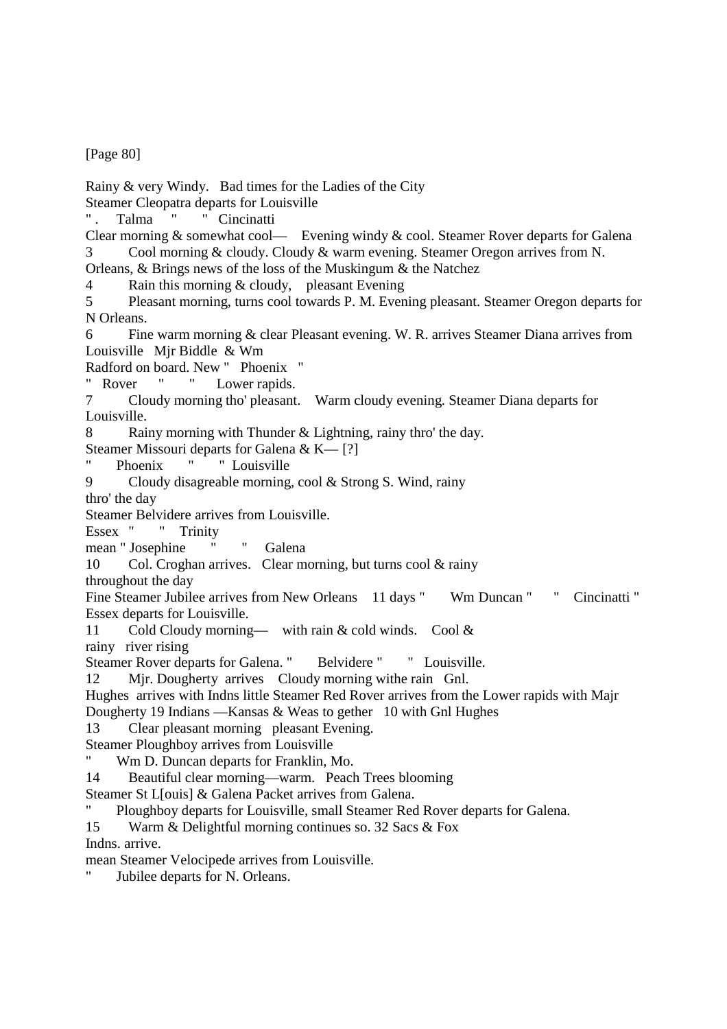[Page 80]

Rainy & very Windy. Bad times for the Ladies of the City
Steamer Cleopatra departs for Louisville
" . Talma " " Cincinatti
Clear morning & somewhat cool— Evening windy & cool. Steamer Rover departs for Galena
3 Cool morning & cloudy. Cloudy & warm evening. Steamer Oregon arrives from N. Orleans, & Brings news of the loss of the Muskingum & the Natchez
4 Rain this morning & cloudy, pleasant Evening
5 Pleasant morning, turns cool towards P. M. Evening pleasant. Steamer Oregon departs for N Orleans.
6 Fine warm morning & clear Pleasant evening. W. R. arrives Steamer Diana arrives from Louisville Mjr Biddle & Wm Radford on board. New " Phoenix "
" Rover " " Lower rapids.
7 Cloudy morning tho' pleasant. Warm cloudy evening. Steamer Diana departs for Louisville.
8 Rainy morning with Thunder & Lightning, rainy thro' the day.
Steamer Missouri departs for Galena & K— [?]
" Phoenix " " Louisville
9 Cloudy disagreable morning, cool & Strong S. Wind, rainy thro' the day
Steamer Belvidere arrives from Louisville.
Essex " " Trinity
mean " Josephine " " Galena
10 Col. Croghan arrives. Clear morning, but turns cool & rainy throughout the day
Fine Steamer Jubilee arrives from New Orleans 11 days " Wm Duncan " " Cincinatti " Essex departs for Louisville.
11 Cold Cloudy morning— with rain & cold winds. Cool & rainy river rising
Steamer Rover departs for Galena. " Belvidere " " Louisville.
12 Mjr. Dougherty arrives Cloudy morning withe rain Gnl. Hughes arrives with Indns little Steamer Red Rover arrives from the Lower rapids with Majr Dougherty 19 Indians —Kansas & Weas to gether 10 with Gnl Hughes
13 Clear pleasant morning pleasant Evening.
Steamer Ploughboy arrives from Louisville
" Wm D. Duncan departs for Franklin, Mo.
14 Beautiful clear morning—warm. Peach Trees blooming
Steamer St L[ouis] & Galena Packet arrives from Galena.
" Ploughboy departs for Louisville, small Steamer Red Rover departs for Galena.
15 Warm & Delightful morning continues so. 32 Sacs & Fox Indns. arrive.
mean Steamer Velocipede arrives from Louisville.
" Jubilee departs for N. Orleans.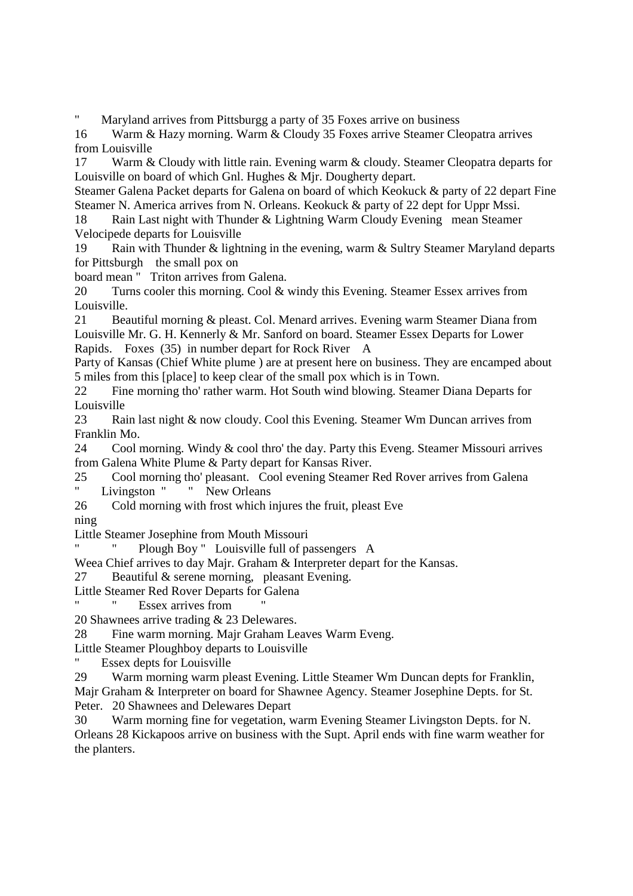"     Maryland arrives from Pittsburgg a party of 35 Foxes arrive on business

16     Warm & Hazy morning. Warm & Cloudy 35 Foxes arrive Steamer Cleopatra arrives from Louisville

17     Warm & Cloudy with little rain. Evening warm & cloudy. Steamer Cleopatra departs for Louisville on board of which Gnl. Hughes & Mjr. Dougherty depart.

Steamer Galena Packet departs for Galena on board of which Keokuck & party of 22 depart Fine Steamer N. America arrives from N. Orleans. Keokuck & party of 22 dept for Uppr Mssi.

18     Rain Last night with Thunder & Lightning Warm Cloudy Evening   mean Steamer Velocipede departs for Louisville

19     Rain with Thunder & lightning in the evening, warm & Sultry Steamer Maryland departs for Pittsburgh    the small pox on

board mean "   Triton arrives from Galena.

20     Turns cooler this morning. Cool & windy this Evening. Steamer Essex arrives from Louisville.

21     Beautiful morning & pleast. Col. Menard arrives. Evening warm Steamer Diana from Louisville Mr. G. H. Kennerly & Mr. Sanford on board. Steamer Essex Departs for Lower Rapids.    Foxes  (35)  in number depart for Rock River    A

Party of Kansas (Chief White plume ) are at present here on business. They are encamped about 5 miles from this [place] to keep clear of the small pox which is in Town.

22     Fine morning tho' rather warm. Hot South wind blowing. Steamer Diana Departs for Louisville

23     Rain last night & now cloudy. Cool this Evening. Steamer Wm Duncan arrives from Franklin Mo.

24     Cool morning. Windy & cool thro' the day. Party this Eveng. Steamer Missouri arrives from Galena White Plume & Party depart for Kansas River.

25     Cool morning tho' pleasant.   Cool evening Steamer Red Rover arrives from Galena

"     Livingston  "       "   New Orleans

26     Cold morning with frost which injures the fruit, pleast Eve

ning

Little Steamer Josephine from Mouth Missouri

"       "     Plough Boy "   Louisville full of passengers   A

Weea Chief arrives to day Majr. Graham & Interpreter depart for the Kansas.

27     Beautiful & serene morning,   pleasant Evening.

Little Steamer Red Rover Departs for Galena

"       "     Essex arrives from       "

20 Shawnees arrive trading & 23 Delewares.

28     Fine warm morning. Majr Graham Leaves Warm Eveng.

Little Steamer Ploughboy departs to Louisville

"     Essex depts for Louisville

29     Warm morning warm pleast Evening. Little Steamer Wm Duncan depts for Franklin, Majr Graham & Interpreter on board for Shawnee Agency. Steamer Josephine Depts. for St. Peter.   20 Shawnees and Delewares Depart

30     Warm morning fine for vegetation, warm Evening Steamer Livingston Depts. for N. Orleans 28 Kickapoos arrive on business with the Supt. April ends with fine warm weather for the planters.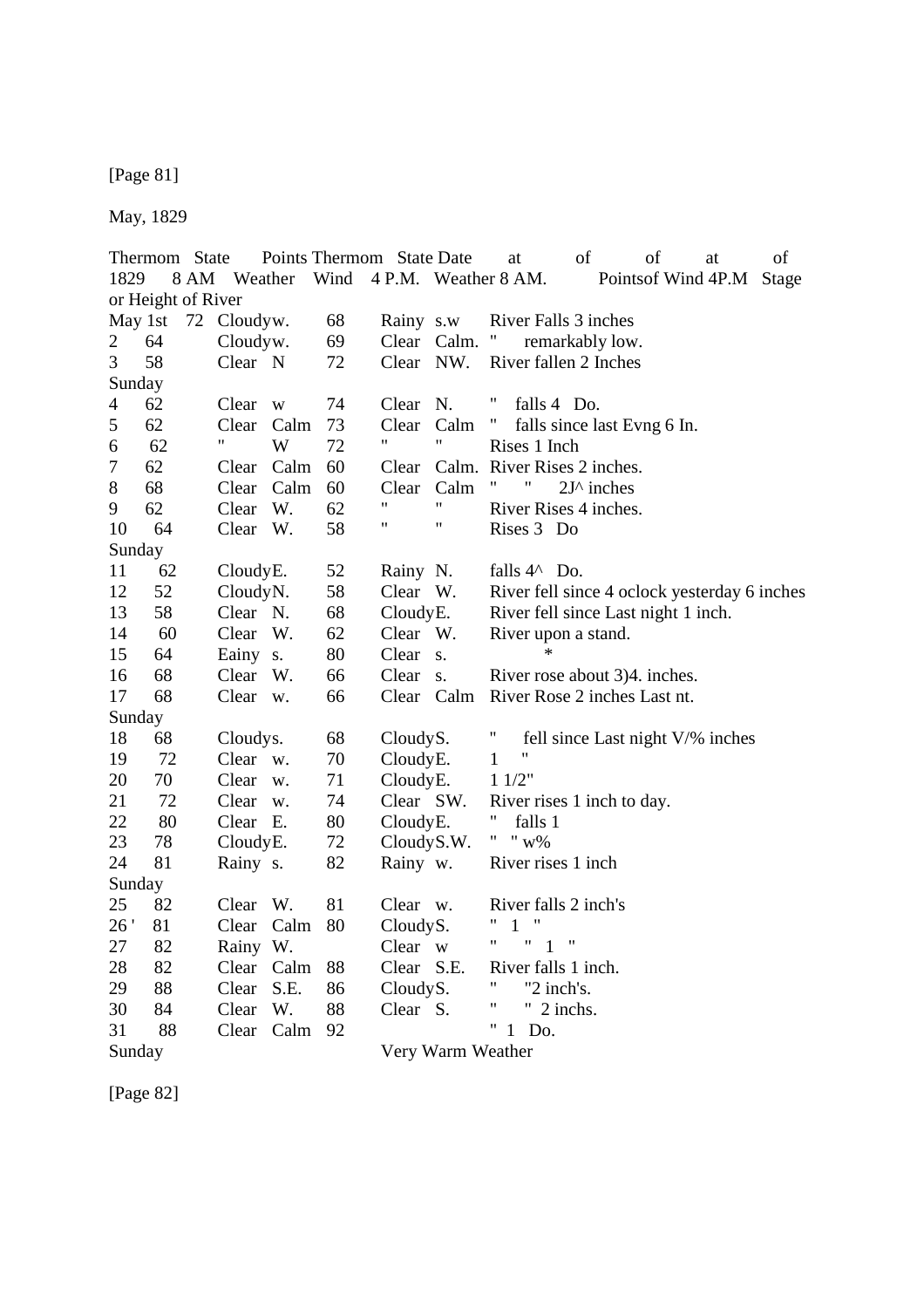[Page 81]

May, 1829

| 1829 | Thermom 8 AM | State of Weather | Points of Wind | Thermom at 4 P.M. | State of Weather | Stage or Height of River |
|---|---|---|---|---|---|---|
| May 1st | 72 | Cloudy | w. | 68 | Rainy s.w | River Falls 3 inches |
| 2 | 64 | Cloudy | w. | 69 | Clear Calm. | " remarkably low. |
| 3 | 58 | Clear | N | 72 | Clear NW. | River fallen 2 Inches |
| Sunday | | | | | | |
| 4 | 62 | Clear | w | 74 | Clear N. | " falls 4 Do. |
| 5 | 62 | Clear | Calm | 73 | Clear Calm | " falls since last Evng 6 In. |
| 6 | 62 | " | W | 72 | " " | Rises 1 Inch |
| 7 | 62 | Clear | Calm | 60 | Clear Calm. | River Rises 2 inches. |
| 8 | 68 | Clear | Calm | 60 | Clear Calm | " " 2J^ inches |
| 9 | 62 | Clear | W. | 62 | " " | River Rises 4 inches. |
| 10 | 64 | Clear | W. | 58 | " " | Rises 3 Do |
| Sunday | | | | | | |
| 11 | 62 | Cloudy | E. | 52 | Rainy N. | falls 4^ Do. |
| 12 | 52 | Cloudy | N. | 58 | Clear W. | River fell since 4 oclock yesterday 6 inches |
| 13 | 58 | Clear | N. | 68 | Cloudy E. | River fell since Last night 1 inch. |
| 14 | 60 | Clear | W. | 62 | Clear W. | River upon a stand. |
| 15 | 64 | Eainy | s. | 80 | Clear s. | * |
| 16 | 68 | Clear | W. | 66 | Clear s. | River rose about 3)4. inches. |
| 17 | 68 | Clear | w. | 66 | Clear Calm | River Rose 2 inches Last nt. |
| Sunday | | | | | | |
| 18 | 68 | Cloudy | s. | 68 | Cloudy S. | " fell since Last night V/% inches |
| 19 | 72 | Clear | w. | 70 | Cloudy E. | 1 " |
| 20 | 70 | Clear | w. | 71 | Cloudy E. | 1 1/2" |
| 21 | 72 | Clear | w. | 74 | Clear SW. | River rises 1 inch to day. |
| 22 | 80 | Clear | E. | 80 | Cloudy E. | " falls 1 |
| 23 | 78 | Cloudy | E. | 72 | Cloudy S.W. | " " w% |
| 24 | 81 | Rainy | s. | 82 | Rainy w. | River rises 1 inch |
| Sunday | | | | | | |
| 25 | 82 | Clear | W. | 81 | Clear w. | River falls 2 inch's |
| 26 ' | 81 | Clear | Calm | 80 | Cloudy S. | " 1 " |
| 27 | 82 | Rainy | W. | | Clear w | " " 1 " |
| 28 | 82 | Clear | Calm | 88 | Clear S.E. | River falls 1 inch. |
| 29 | 88 | Clear | S.E. | 86 | Cloudy S. | " "2 inch's. |
| 30 | 84 | Clear | W. | 88 | Clear S. | " " 2 inchs. |
| 31 | 88 | Clear | Calm | 92 | | " 1 Do. |
| Sunday | | | | | Very Warm Weather | |

[Page 82]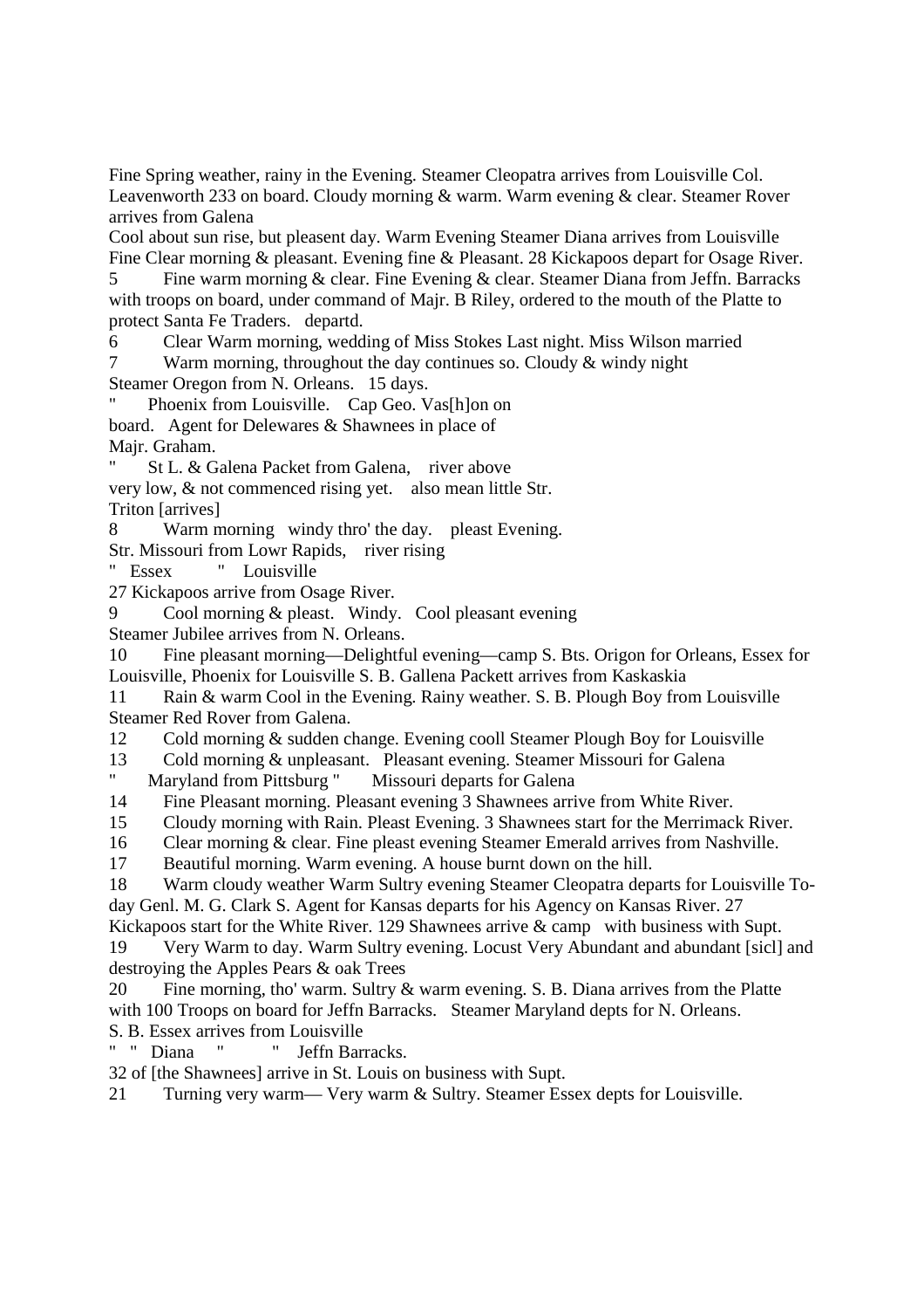Fine Spring weather, rainy in the Evening. Steamer Cleopatra arrives from Louisville Col. Leavenworth 233 on board. Cloudy morning & warm. Warm evening & clear. Steamer Rover arrives from Galena

Cool about sun rise, but pleasent day. Warm Evening Steamer Diana arrives from Louisville

Fine Clear morning & pleasant. Evening fine & Pleasant. 28 Kickapoos depart for Osage River.

5 Fine warm morning & clear. Fine Evening & clear. Steamer Diana from Jeffn. Barracks with troops on board, under command of Majr. B Riley, ordered to the mouth of the Platte to protect Santa Fe Traders. departd.

6 Clear Warm morning, wedding of Miss Stokes Last night. Miss Wilson married

7 Warm morning, throughout the day continues so. Cloudy & windy night

Steamer Oregon from N. Orleans. 15 days.

" Phoenix from Louisville. Cap Geo. Vas[h]on on board. Agent for Delewares & Shawnees in place of Majr. Graham.

" St L. & Galena Packet from Galena, river above very low, & not commenced rising yet. also mean little Str. Triton [arrives]

8 Warm morning windy thro' the day. pleast Evening.

Str. Missouri from Lowr Rapids, river rising

" Essex " Louisville

27 Kickapoos arrive from Osage River.

9 Cool morning & pleast. Windy. Cool pleasant evening

Steamer Jubilee arrives from N. Orleans.

10 Fine pleasant morning—Delightful evening—camp S. Bts. Origon for Orleans, Essex for Louisville, Phoenix for Louisville S. B. Gallena Packett arrives from Kaskaskia

11 Rain & warm Cool in the Evening. Rainy weather. S. B. Plough Boy from Louisville Steamer Red Rover from Galena.

12 Cold morning & sudden change. Evening cooll Steamer Plough Boy for Louisville

13 Cold morning & unpleasant. Pleasant evening. Steamer Missouri for Galena

" Maryland from Pittsburg " Missouri departs for Galena

14 Fine Pleasant morning. Pleasant evening 3 Shawnees arrive from White River.

15 Cloudy morning with Rain. Pleast Evening. 3 Shawnees start for the Merrimack River.

16 Clear morning & clear. Fine pleast evening Steamer Emerald arrives from Nashville.

17 Beautiful morning. Warm evening. A house burnt down on the hill.

18 Warm cloudy weather Warm Sultry evening Steamer Cleopatra departs for Louisville To-day Genl. M. G. Clark S. Agent for Kansas departs for his Agency on Kansas River. 27 Kickapoos start for the White River. 129 Shawnees arrive & camp with business with Supt.

19 Very Warm to day. Warm Sultry evening. Locust Very Abundant and abundant [sicl] and destroying the Apples Pears & oak Trees

20 Fine morning, tho' warm. Sultry & warm evening. S. B. Diana arrives from the Platte with 100 Troops on board for Jeffn Barracks. Steamer Maryland depts for N. Orleans.

S. B. Essex arrives from Louisville

" " Diana " " Jeffn Barracks.

32 of [the Shawnees] arrive in St. Louis on business with Supt.

21 Turning very warm— Very warm & Sultry. Steamer Essex depts for Louisville.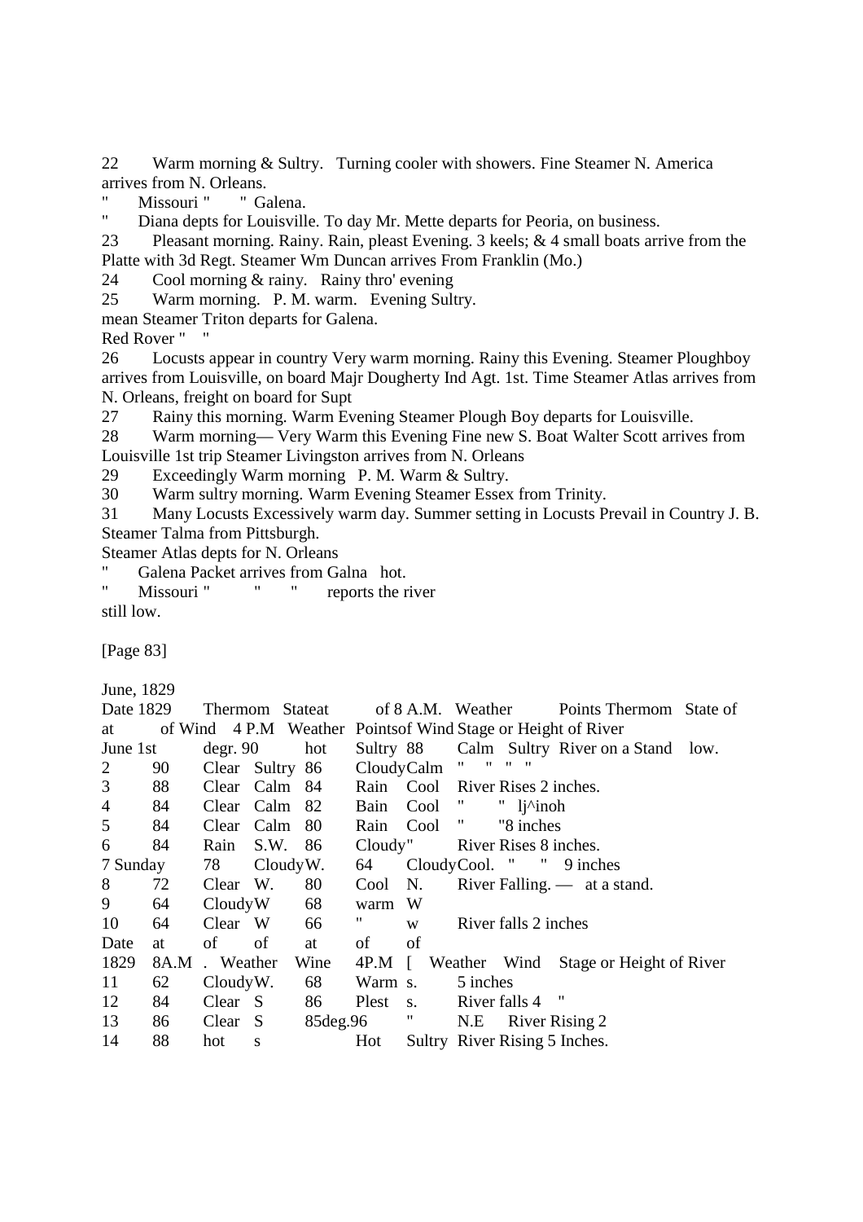22 Warm morning & Sultry. Turning cooler with showers. Fine Steamer N. America arrives from N. Orleans.

" Missouri " " Galena.

" Diana depts for Louisville. To day Mr. Mette departs for Peoria, on business.

23 Pleasant morning. Rainy. Rain, pleast Evening. 3 keels; & 4 small boats arrive from the Platte with 3d Regt. Steamer Wm Duncan arrives From Franklin (Mo.)

24 Cool morning & rainy. Rainy thro' evening

25 Warm morning. P. M. warm. Evening Sultry.

mean Steamer Triton departs for Galena.

Red Rover " "

26 Locusts appear in country Very warm morning. Rainy this Evening. Steamer Ploughboy arrives from Louisville, on board Majr Dougherty Ind Agt. 1st. Time Steamer Atlas arrives from N. Orleans, freight on board for Supt

27 Rainy this morning. Warm Evening Steamer Plough Boy departs for Louisville.

28 Warm morning— Very Warm this Evening Fine new S. Boat Walter Scott arrives from Louisville 1st trip Steamer Livingston arrives from N. Orleans

29 Exceedingly Warm morning P. M. Warm & Sultry.

30 Warm sultry morning. Warm Evening Steamer Essex from Trinity.

31 Many Locusts Excessively warm day. Summer setting in Locusts Prevail in Country J. B. Steamer Talma from Pittsburgh.

Steamer Atlas depts for N. Orleans

" Galena Packet arrives from Galna hot.

" Missouri " " " reports the river still low.

[Page 83]

June, 1829

| Date 1829 | Thermom at 8 A.M. | State of Weather | Points of Wind | Thermom at 4 P.M | State of Weather | Points of Wind | Stage or Height of River |
|---|---|---|---|---|---|---|---|
| June 1st | degr. 90 | hot | | Sultry 88 | | Calm Sultry | River on a Stand low. |
| 2 | 90 | Clear | Sultry | 86 | Cloudy | Calm | " " " " |
| 3 | 88 | Clear | Calm | 84 | Rain | Cool | River Rises 2 inches. |
| 4 | 84 | Clear | Calm | 82 | Bain | Cool | " " lj^inoh |
| 5 | 84 | Clear | Calm | 80 | Rain | Cool | " "8 inches |
| 6 | 84 | Rain | S.W. | 86 | Cloudy" | | River Rises 8 inches. |
| 7 Sunday | 78 | Cloudy | W. | 64 | Cloudy | Cool. | " " 9 inches |
| 8 | 72 | Clear | W. | 80 | Cool | N. | River Falling. — at a stand. |
| 9 | 64 | Cloudy | W | 68 | warm | W | |
| 10 | 64 | Clear | W | 66 | " | w | River falls 2 inches |
| Date 1829 | at 8A.M | . of Weather | of Wine | at 4P.M | of [ Weather | Wind | Stage or Height of River |
| 11 | 62 | Cloudy | W. | 68 | Warm | s. | 5 inches |
| 12 | 84 | Clear | S | 86 | Plest | s. | River falls 4 " |
| 13 | 86 | Clear | S | 85deg.96 | " | N.E | River Rising 2 |
| 14 | 88 | hot | s | | Hot | Sultry | River Rising 5 Inches. |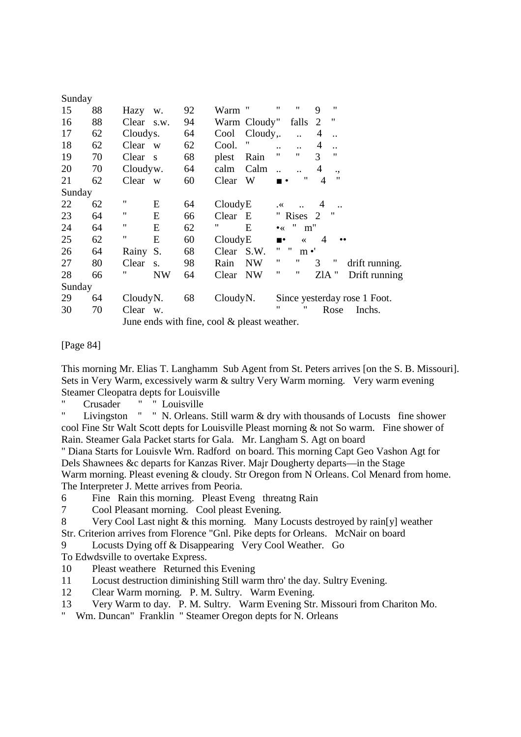| | | | | | | | |
|---|---|---|---|---|---|---|---|
| Sunday | | | | | | | |
| 15 | 88 | Hazy w. | 92 | Warm " | " " 9 " | | |
| 16 | 88 | Clear s.w. | 94 | Warm Cloudy" | falls 2 " | | |
| 17 | 62 | Cloudys. | 64 | Cool Cloudy,. | .. .. 4 .. | | |
| 18 | 62 | Clear w | 62 | Cool. " | .. .. 4 .. | | |
| 19 | 70 | Clear s | 68 | plest Rain | " " 3 " | | |
| 20 | 70 | Cloudyw. | 64 | calm Calm | .. .. 4 ., | | |
| 21 | 62 | Clear w | 60 | Clear W | ■ • " 4 " | | |
| Sunday | | | | | | | |
| 22 | 62 | " E | 64 | CloudyE | .« .. 4 .. | | |
| 23 | 64 | " E | 66 | Clear E | " Rises 2 " | | |
| 24 | 64 | " E | 62 | " E | •« " m" | | |
| 25 | 62 | " E | 60 | CloudyE | ■• « 4 •• | | |
| 26 | 64 | Rainy S. | 68 | Clear S.W. | " " m •' | | |
| 27 | 80 | Clear s. | 98 | Rain NW | " " 3 " | drift running. | |
| 28 | 66 | " NW | 64 | Clear NW | " " ZlA " | Drift running | |
| Sunday | | | | | | | |
| 29 | 64 | CloudyN. | 68 | CloudyN. | Since yesterday rose 1 Foot. | | |
| 30 | 70 | Clear w. | | | " " Rose Inchs. | | |

June ends with fine, cool & pleast weather.

[Page 84]

This morning Mr. Elias T. Langhamm Sub Agent from St. Peters arrives [on the S. B. Missouri]. Sets in Very Warm, excessively warm & sultry Very Warm morning. Very warm evening Steamer Cleopatra depts for Louisville

" Crusader " " Louisville

" Livingston " " N. Orleans. Still warm & dry with thousands of Locusts fine shower cool Fine Str Walt Scott depts for Louisville Pleast morning & not So warm. Fine shower of Rain. Steamer Gala Packet starts for Gala. Mr. Langham S. Agt on board

" Diana Starts for Louisvle Wrn. Radford on board. This morning Capt Geo Vashon Agt for Dels Shawnees &c departs for Kanzas River. Majr Dougherty departs—in the Stage Warm morning. Pleast evening & cloudy. Str Oregon from N Orleans. Col Menard from home. The Interpreter J. Mette arrives from Peoria.

6 Fine Rain this morning. Pleast Eveng threatng Rain

7 Cool Pleasant morning. Cool pleast Evening.

8 Very Cool Last night & this morning. Many Locusts destroyed by rain[y] weather Str. Criterion arrives from Florence "Gnl. Pike depts for Orleans. McNair on board

9 Locusts Dying off & Disappearing Very Cool Weather. Go To Edwdsville to overtake Express.

10 Pleast weathere Returned this Evening

11 Locust destruction diminishing Still warm thro' the day. Sultry Evening.

12 Clear Warm morning. P. M. Sultry. Warm Evening.

13 Very Warm to day. P. M. Sultry. Warm Evening Str. Missouri from Chariton Mo.

" Wm. Duncan" Franklin " Steamer Oregon depts for N. Orleans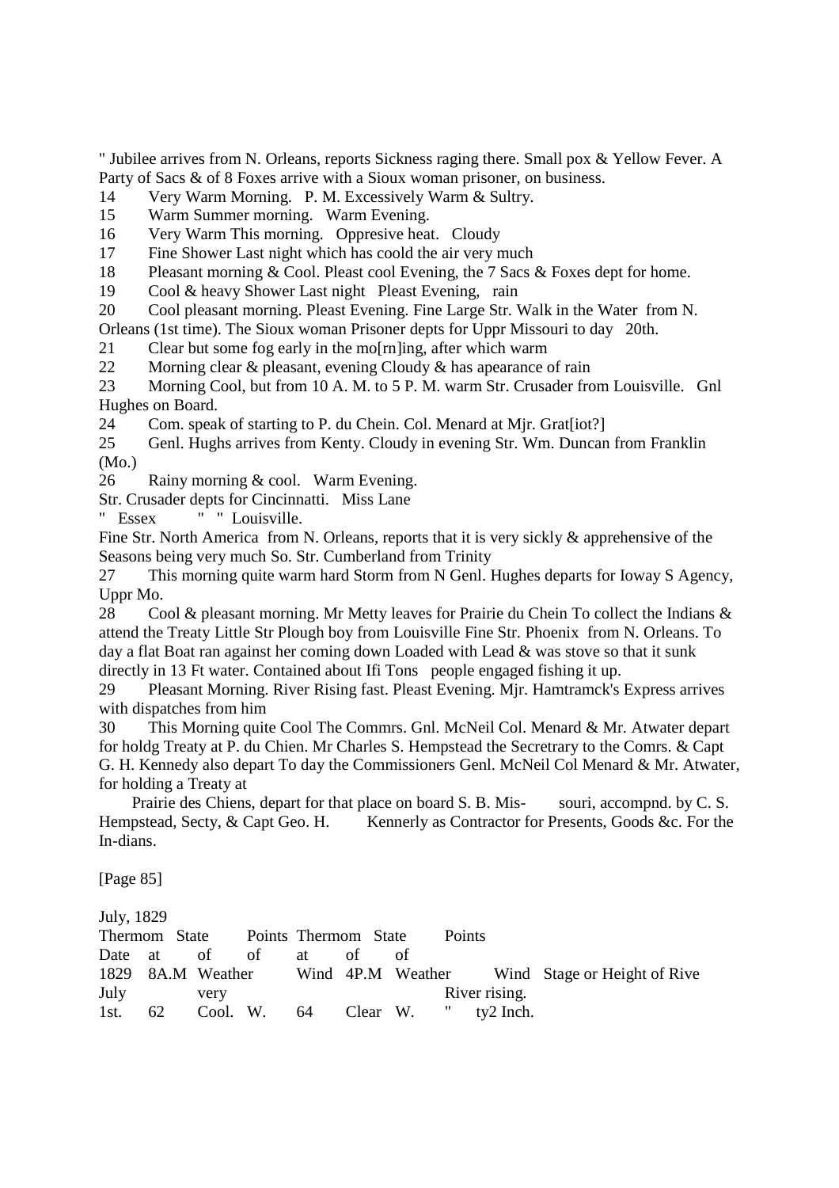" Jubilee arrives from N. Orleans, reports Sickness raging there. Small pox & Yellow Fever. A Party of Sacs & of 8 Foxes arrive with a Sioux woman prisoner, on business.

14 Very Warm Morning. P. M. Excessively Warm & Sultry.

15 Warm Summer morning. Warm Evening.

16 Very Warm This morning. Oppresive heat. Cloudy

17 Fine Shower Last night which has coold the air very much

18 Pleasant morning & Cool. Pleast cool Evening, the 7 Sacs & Foxes dept for home.

19 Cool & heavy Shower Last night Pleast Evening, rain

20 Cool pleasant morning. Pleast Evening. Fine Large Str. Walk in the Water from N. Orleans (1st time). The Sioux woman Prisoner depts for Uppr Missouri to day 20th.

21 Clear but some fog early in the mo[rn]ing, after which warm

22 Morning clear & pleasant, evening Cloudy & has apearance of rain

23 Morning Cool, but from 10 A. M. to 5 P. M. warm Str. Crusader from Louisville. Gnl Hughes on Board.

24 Com. speak of starting to P. du Chein. Col. Menard at Mjr. Grat[iot?]

25 Genl. Hughs arrives from Kenty. Cloudy in evening Str. Wm. Duncan from Franklin (Mo.)

26 Rainy morning & cool. Warm Evening.

Str. Crusader depts for Cincinnatti. Miss Lane

" Essex " " Louisville.

Fine Str. North America from N. Orleans, reports that it is very sickly & apprehensive of the Seasons being very much So. Str. Cumberland from Trinity

27 This morning quite warm hard Storm from N Genl. Hughes departs for Ioway S Agency, Uppr Mo.

28 Cool & pleasant morning. Mr Metty leaves for Prairie du Chein To collect the Indians & attend the Treaty Little Str Plough boy from Louisville Fine Str. Phoenix from N. Orleans. To day a flat Boat ran against her coming down Loaded with Lead & was stove so that it sunk directly in 13 Ft water. Contained about Ifi Tons people engaged fishing it up.

29 Pleasant Morning. River Rising fast. Pleast Evening. Mjr. Hamtramck's Express arrives with dispatches from him

30 This Morning quite Cool The Commrs. Gnl. McNeil Col. Menard & Mr. Atwater depart for holdg Treaty at P. du Chien. Mr Charles S. Hempstead the Secretrary to the Comrs. & Capt G. H. Kennedy also depart To day the Commissioners Genl. McNeil Col Menard & Mr. Atwater, for holding a Treaty at

Prairie des Chiens, depart for that place on board S. B. Mis- souri, accompnd. by C. S. Hempstead, Secty, & Capt Geo. H. Kennerly as Contractor for Presents, Goods &c. For the In-dians.

[Page 85]

July, 1829

| Date 1829 July | Thermom at 8A.M | State of Weather | Points of Wind | Thermom at 4P.M | State of Weather | Points of Wind | Stage or Height of Rive |
|---|---|---|---|---|---|---|---|
| | | very | | | | | River rising. |
| 1st. | 62 | Cool. | W. | 64 | Clear | W. | " ty2 Inch. |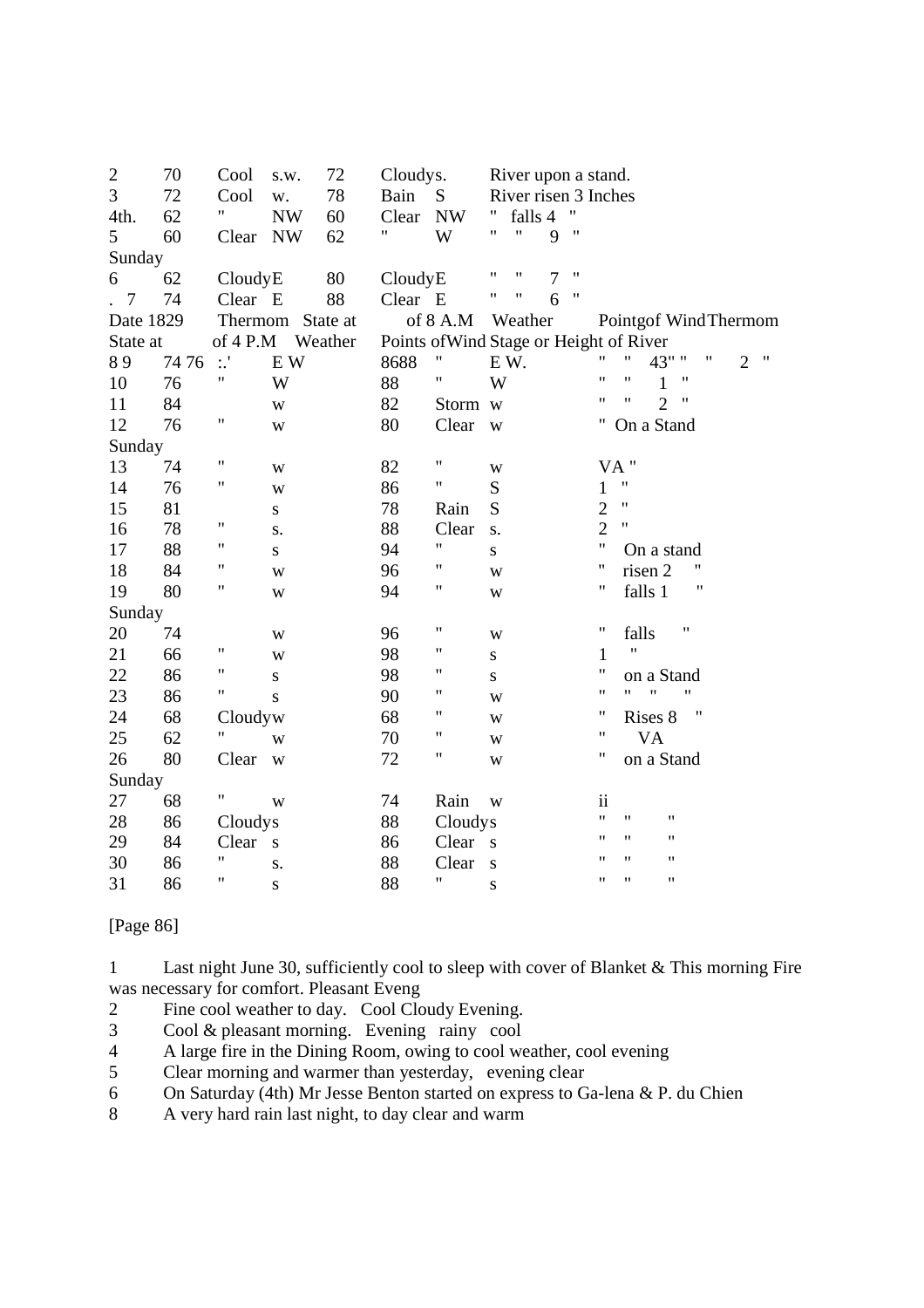| | | | | | | | |
|---|---|---|---|---|---|---|---|
| 2 | 70 | Cool | s.w. | 72 | Cloudys. | | River upon a stand. |
| 3 | 72 | Cool | w. | 78 | Bain | S | River risen 3 Inches |
| 4th. | 62 | " | NW | 60 | Clear | NW | " falls 4 " |
| 5 | 60 | Clear | NW | 62 | " | W | " " 9 " |
| Sunday | | | | | | | |
| 6 | 62 | Cloudy | E | 80 | Cloudy | E | " " 7 " |
| . 7 | 74 | Clear | E | 88 | Clear | E | " " 6 " |

| Date 1829 | Thermom State at | | | of 8 A.M Weather | | Pointgof Wind | Thermom |
|---|---|---|---|---|---|---|---|
| State at | of 4 P.M Weather | | | Points ofWind Stage or Height of River | | | |
| 8 9 | 74 76 | :.' | E W | 8688 | " | E W. | " " 43" " " 2 " |
| 10 | 76 | " | W | 88 | " | W | " " 1 " |
| 11 | 84 | | w | 82 | Storm | w | " " 2 " |
| 12 | 76 | " | w | 80 | Clear | w | " On a Stand |
| Sunday | | | | | | | |
| 13 | 74 | " | w | 82 | " | w | VA " |
| 14 | 76 | " | w | 86 | " | S | 1 " |
| 15 | 81 | | s | 78 | Rain | S | 2 " |
| 16 | 78 | " | s. | 88 | Clear | s. | 2 " |
| 17 | 88 | " | s | 94 | " | s | " On a stand |
| 18 | 84 | " | w | 96 | " | w | " risen 2 " |
| 19 | 80 | " | w | 94 | " | w | " falls 1 " |
| Sunday | | | | | | | |
| 20 | 74 | | w | 96 | " | w | " falls " |
| 21 | 66 | " | w | 98 | " | s | 1 " |
| 22 | 86 | " | s | 98 | " | s | " on a Stand |
| 23 | 86 | " | s | 90 | " | w | " " " " |
| 24 | 68 | Cloudy | w | 68 | " | w | " Rises 8 " |
| 25 | 62 | " | w | 70 | " | w | " VA |
| 26 | 80 | Clear | w | 72 | " | w | " on a Stand |
| Sunday | | | | | | | |
| 27 | 68 | " | w | 74 | Rain | w | ii |
| 28 | 86 | Cloudys | | 88 | Cloudys | | " " " |
| 29 | 84 | Clear | s | 86 | Clear | s | " " " |
| 30 | 86 | " | s. | 88 | Clear | s | " " " |
| 31 | 86 | " | s | 88 | " | s | " " " |

[Page 86]

1 Last night June 30, sufficiently cool to sleep with cover of Blanket & This morning Fire was necessary for comfort. Pleasant Eveng

2 Fine cool weather to day. Cool Cloudy Evening.

3 Cool & pleasant morning. Evening rainy cool

4 A large fire in the Dining Room, owing to cool weather, cool evening

5 Clear morning and warmer than yesterday, evening clear

6 On Saturday (4th) Mr Jesse Benton started on express to Ga-lena & P. du Chien

8 A very hard rain last night, to day clear and warm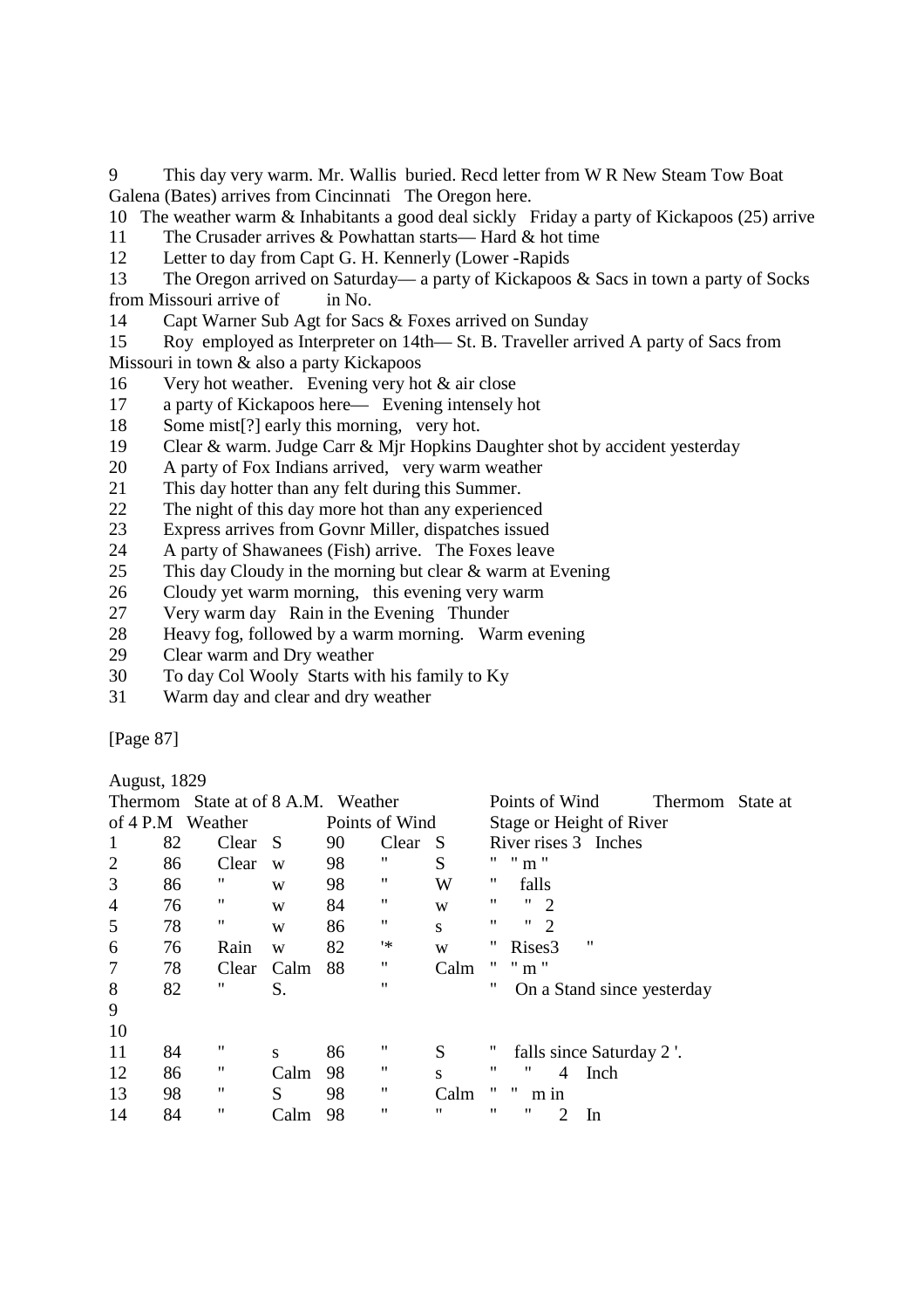9 This day very warm. Mr. Wallis buried. Recd letter from W R New Steam Tow Boat Galena (Bates) arrives from Cincinnati The Oregon here.

10 The weather warm & Inhabitants a good deal sickly Friday a party of Kickapoos (25) arrive

11 The Crusader arrives & Powhattan starts— Hard & hot time

12 Letter to day from Capt G. H. Kennerly (Lower -Rapids

13 The Oregon arrived on Saturday— a party of Kickapoos & Sacs in town a party of Socks from Missouri arrive of in No.

14 Capt Warner Sub Agt for Sacs & Foxes arrived on Sunday

15 Roy employed as Interpreter on 14th— St. B. Traveller arrived A party of Sacs from Missouri in town & also a party Kickapoos

16 Very hot weather. Evening very hot & air close

17 a party of Kickapoos here— Evening intensely hot

18 Some mist[?] early this morning, very hot.

19 Clear & warm. Judge Carr & Mjr Hopkins Daughter shot by accident yesterday

20 A party of Fox Indians arrived, very warm weather

21 This day hotter than any felt during this Summer.

22 The night of this day more hot than any experienced

23 Express arrives from Govnr Miller, dispatches issued

24 A party of Shawanees (Fish) arrive. The Foxes leave

25 This day Cloudy in the morning but clear & warm at Evening

26 Cloudy yet warm morning, this evening very warm

27 Very warm day Rain in the Evening Thunder

28 Heavy fog, followed by a warm morning. Warm evening

29 Clear warm and Dry weather

30 To day Col Wooly Starts with his family to Ky

31 Warm day and clear and dry weather

[Page 87]

August, 1829

| | Thermom State at of 8 A.M. | Weather | Points of Wind | Thermom State at of 4 P.M | Weather | Points of Wind | Stage or Height of River |
|---|---|---|---|---|---|---|---|
| 1 | 82 | Clear | S | 90 | Clear | S | River rises 3 Inches |
| 2 | 86 | Clear | w | 98 | " | S | " " m " |
| 3 | 86 | " | w | 98 | " | W | " falls |
| 4 | 76 | " | w | 84 | " | w | " " 2 |
| 5 | 78 | " | w | 86 | " | s | " " 2 |
| 6 | 76 | Rain | w | 82 | "* | w | " Rises3 " |
| 7 | 78 | Clear | Calm | 88 | " | Calm | " " m " |
| 8 | 82 | " | S. | | " | | " On a Stand since yesterday |
| 9 | | | | | | | |
| 10 | | | | | | | |
| 11 | 84 | " | s | 86 | " | S | " falls since Saturday 2 '. |
| 12 | 86 | " | Calm | 98 | " | s | " " 4 Inch |
| 13 | 98 | " | S | 98 | " | Calm | " " m in |
| 14 | 84 | " | Calm | 98 | " | " | " " 2 In |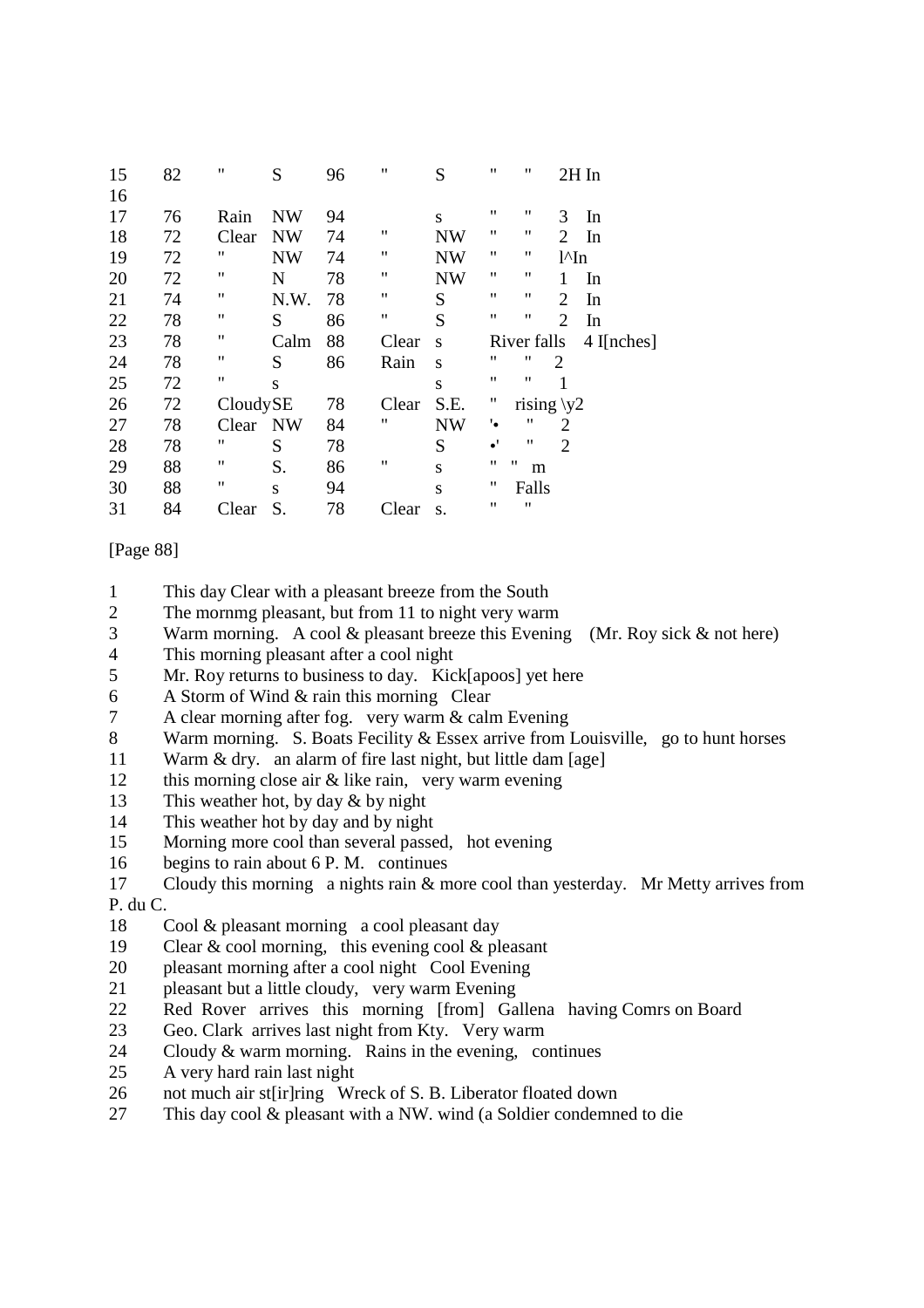| | | | | | | | | | |
|---|---|---|---|---|---|---|---|---|---|
| 15 | 82 | " | S | 96 | " | S | " | " | 2H In |
| 16 | | | | | | | | | |
| 17 | 76 | Rain | NW | 94 | | s | " | " | 3 In |
| 18 | 72 | Clear | NW | 74 | " | NW | " | " | 2 In |
| 19 | 72 | " | NW | 74 | " | NW | " | " | l^In |
| 20 | 72 | " | N | 78 | " | NW | " | " | 1 In |
| 21 | 74 | " | N.W. | 78 | " | S | " | " | 2 In |
| 22 | 78 | " | S | 86 | " | S | " | " | 2 In |
| 23 | 78 | " | Calm | 88 | Clear | s | River falls | | 4 I[nches] |
| 24 | 78 | " | S | 86 | Rain | s | " | " | 2 |
| 25 | 72 | " | s | | | s | " | " | 1 |
| 26 | 72 | Cloudy | SE | 78 | Clear | S.E. | " | rising \y2 | |
| 27 | 78 | Clear | NW | 84 | " | NW | '• | " | 2 |
| 28 | 78 | " | S | 78 | | S | •' | " | 2 |
| 29 | 88 | " | S. | 86 | " | s | " | " m | |
| 30 | 88 | " | s | 94 | | s | " | Falls | |
| 31 | 84 | Clear | S. | 78 | Clear | s. | " | " | |

[Page 88]

1 This day Clear with a pleasant breeze from the South
2 The mornmg pleasant, but from 11 to night very warm
3 Warm morning. A cool & pleasant breeze this Evening (Mr. Roy sick & not here)
4 This morning pleasant after a cool night
5 Mr. Roy returns to business to day. Kick[apoos] yet here
6 A Storm of Wind & rain this morning Clear
7 A clear morning after fog. very warm & calm Evening
8 Warm morning. S. Boats Fecility & Essex arrive from Louisville, go to hunt horses
11 Warm & dry. an alarm of fire last night, but little dam [age]
12 this morning close air & like rain, very warm evening
13 This weather hot, by day & by night
14 This weather hot by day and by night
15 Morning more cool than several passed, hot evening
16 begins to rain about 6 P. M. continues
17 Cloudy this morning a nights rain & more cool than yesterday. Mr Metty arrives from P. du C.
18 Cool & pleasant morning a cool pleasant day
19 Clear & cool morning, this evening cool & pleasant
20 pleasant morning after a cool night Cool Evening
21 pleasant but a little cloudy, very warm Evening
22 Red Rover arrives this morning [from] Gallena having Comrs on Board
23 Geo. Clark arrives last night from Kty. Very warm
24 Cloudy & warm morning. Rains in the evening, continues
25 A very hard rain last night
26 not much air st[ir]ring Wreck of S. B. Liberator floated down
27 This day cool & pleasant with a NW. wind (a Soldier condemned to die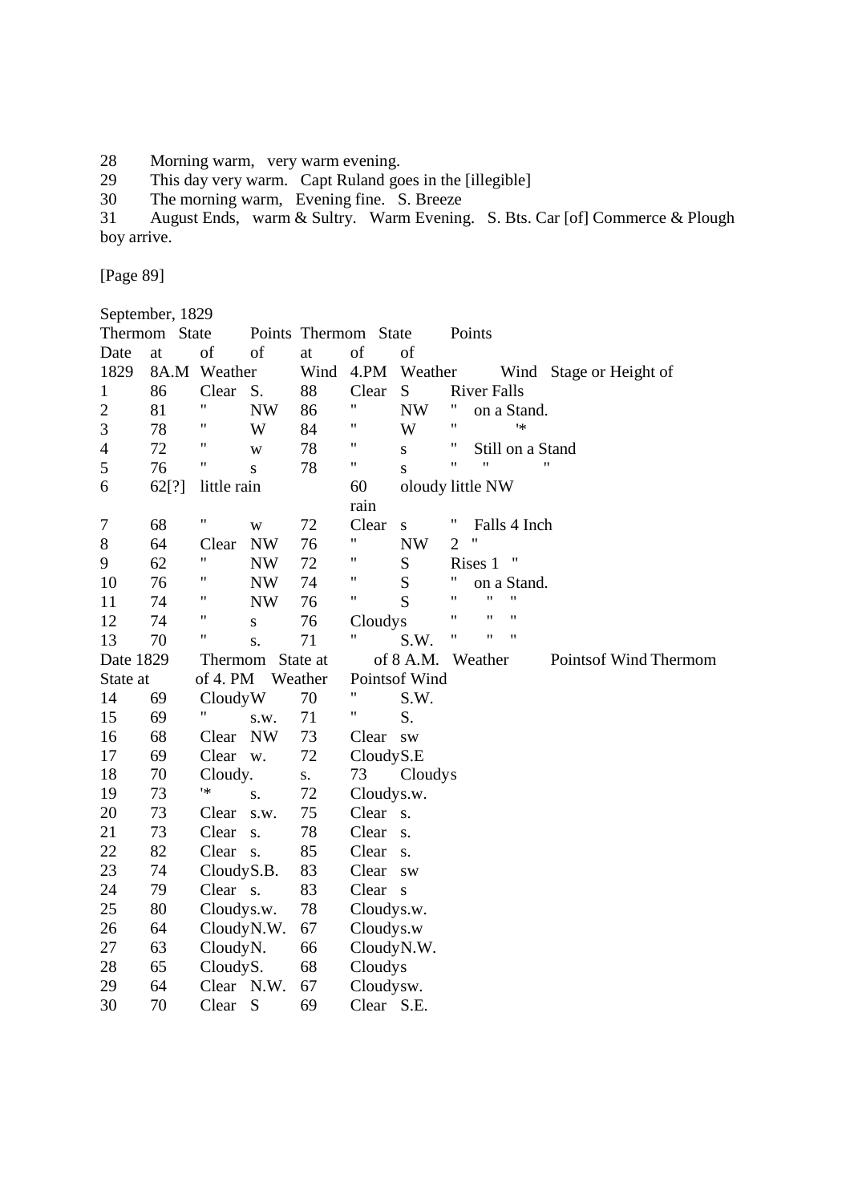28 Morning warm, very warm evening.
29 This day very warm. Capt Ruland goes in the [illegible]
30 The morning warm, Evening fine. S. Breeze
31 August Ends, warm & Sultry. Warm Evening. S. Bts. Car [of] Commerce & Plough boy arrive.

[Page 89]

September, 1829

| Date 1829 | Thermom at 8A.M | State of Weather | Points of Wind | Thermom at 4.PM | State of Weather | Points of Wind | Stage or Height of River |
|---|---|---|---|---|---|---|---|
| 1 | 86 | Clear | S. | 88 | Clear | S | River Falls |
| 2 | 81 | " | NW | 86 | " | NW | " on a Stand. |
| 3 | 78 | " | W | 84 | " | W | " '* |
| 4 | 72 | " | w | 78 | " | s | " Still on a Stand |
| 5 | 76 | " | s | 78 | " | s | " " " |
| 6 | 62[?] | little rain | | 60 | oloudy little rain | NW | |
| 7 | 68 | " | w | 72 | Clear | s | " Falls 4 Inch |
| 8 | 64 | Clear | NW | 76 | " | NW | 2 " |
| 9 | 62 | " | NW | 72 | " | S | Rises 1 " |
| 10 | 76 | " | NW | 74 | " | S | " on a Stand. |
| 11 | 74 | " | NW | 76 | " | S | " " " |
| 12 | 74 | " | s | 76 | Cloudys | | " " " |
| 13 | 70 | " | s. | 71 | " | S.W. | " " " |

| Date 1829 | Thermom of 8 A.M. | State at Weather | Pointsof Wind | Thermom of 4. PM | State at Weather | Pointsof Wind |
|---|---|---|---|---|---|---|
| 14 | 69 | Cloudy | W | 70 | " | S.W. |
| 15 | 69 | " | s.w. | 71 | " | S. |
| 16 | 68 | Clear | NW | 73 | Clear | sw |
| 17 | 69 | Clear | w. | 72 | Cloudy | S.E |
| 18 | 70 | Cloudy. | s. | 73 | Cloudys | |
| 19 | 73 | '* | s. | 72 | Cloudy | s.w. |
| 20 | 73 | Clear | s.w. | 75 | Clear | s. |
| 21 | 73 | Clear | s. | 78 | Clear | s. |
| 22 | 82 | Clear | s. | 85 | Clear | s. |
| 23 | 74 | Cloudy | S.B. | 83 | Clear | sw |
| 24 | 79 | Clear | s. | 83 | Clear | s |
| 25 | 80 | Cloudy | s.w. | 78 | Cloudy | s.w. |
| 26 | 64 | Cloudy | N.W. | 67 | Cloudy | s.w |
| 27 | 63 | Cloudy | N. | 66 | Cloudy | N.W. |
| 28 | 65 | Cloudy | S. | 68 | Cloudys | |
| 29 | 64 | Clear | N.W. | 67 | Cloudy | sw. |
| 30 | 70 | Clear | S | 69 | Clear | S.E. |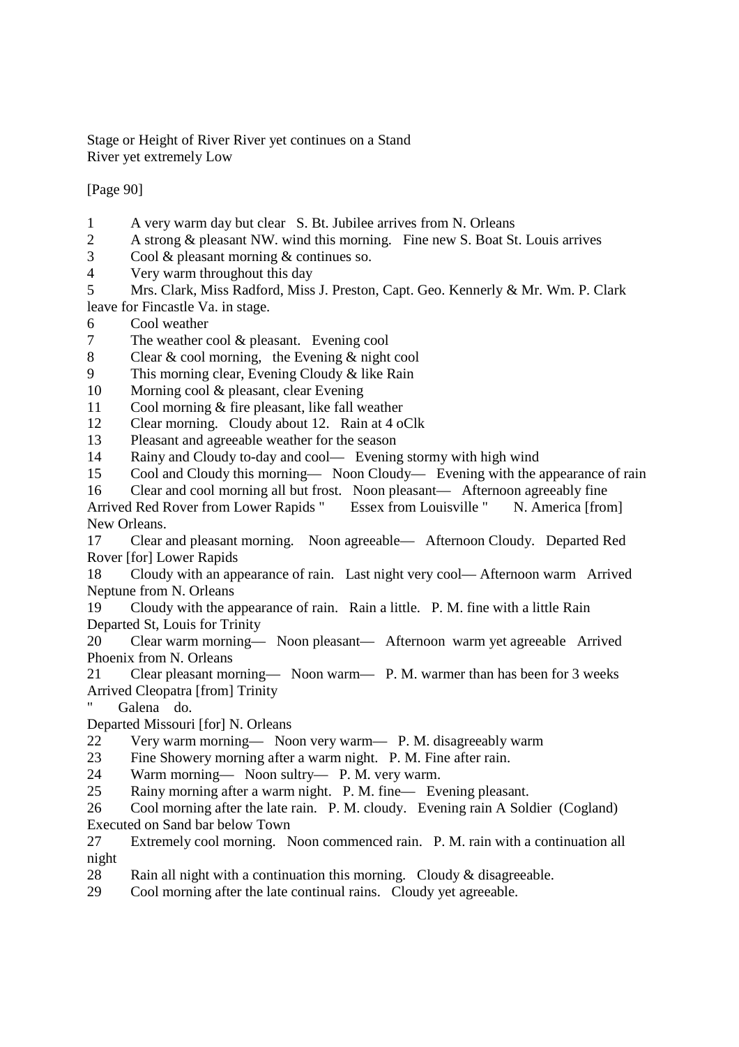Stage or Height of River River yet continues on a Stand
River yet extremely Low

[Page 90]

1 A very warm day but clear S. Bt. Jubilee arrives from N. Orleans
2 A strong & pleasant NW. wind this morning. Fine new S. Boat St. Louis arrives
3 Cool & pleasant morning & continues so.
4 Very warm throughout this day
5 Mrs. Clark, Miss Radford, Miss J. Preston, Capt. Geo. Kennerly & Mr. Wm. P. Clark leave for Fincastle Va. in stage.
6 Cool weather
7 The weather cool & pleasant. Evening cool
8 Clear & cool morning, the Evening & night cool
9 This morning clear, Evening Cloudy & like Rain
10 Morning cool & pleasant, clear Evening
11 Cool morning & fire pleasant, like fall weather
12 Clear morning. Cloudy about 12. Rain at 4 oClk
13 Pleasant and agreeable weather for the season
14 Rainy and Cloudy to-day and cool— Evening stormy with high wind
15 Cool and Cloudy this morning— Noon Cloudy— Evening with the appearance of rain
16 Clear and cool morning all but frost. Noon pleasant— Afternoon agreeably fine
Arrived Red Rover from Lower Rapids " Essex from Louisville " N. America [from] New Orleans.
17 Clear and pleasant morning. Noon agreeable— Afternoon Cloudy. Departed Red Rover [for] Lower Rapids
18 Cloudy with an appearance of rain. Last night very cool— Afternoon warm Arrived Neptune from N. Orleans
19 Cloudy with the appearance of rain. Rain a little. P. M. fine with a little Rain
Departed St, Louis for Trinity
20 Clear warm morning— Noon pleasant— Afternoon warm yet agreeable Arrived Phoenix from N. Orleans
21 Clear pleasant morning— Noon warm— P. M. warmer than has been for 3 weeks
Arrived Cleopatra [from] Trinity
" Galena do.
Departed Missouri [for] N. Orleans
22 Very warm morning— Noon very warm— P. M. disagreeably warm
23 Fine Showery morning after a warm night. P. M. Fine after rain.
24 Warm morning— Noon sultry— P. M. very warm.
25 Rainy morning after a warm night. P. M. fine— Evening pleasant.
26 Cool morning after the late rain. P. M. cloudy. Evening rain A Soldier (Cogland) Executed on Sand bar below Town
27 Extremely cool morning. Noon commenced rain. P. M. rain with a continuation all night
28 Rain all night with a continuation this morning. Cloudy & disagreeable.
29 Cool morning after the late continual rains. Cloudy yet agreeable.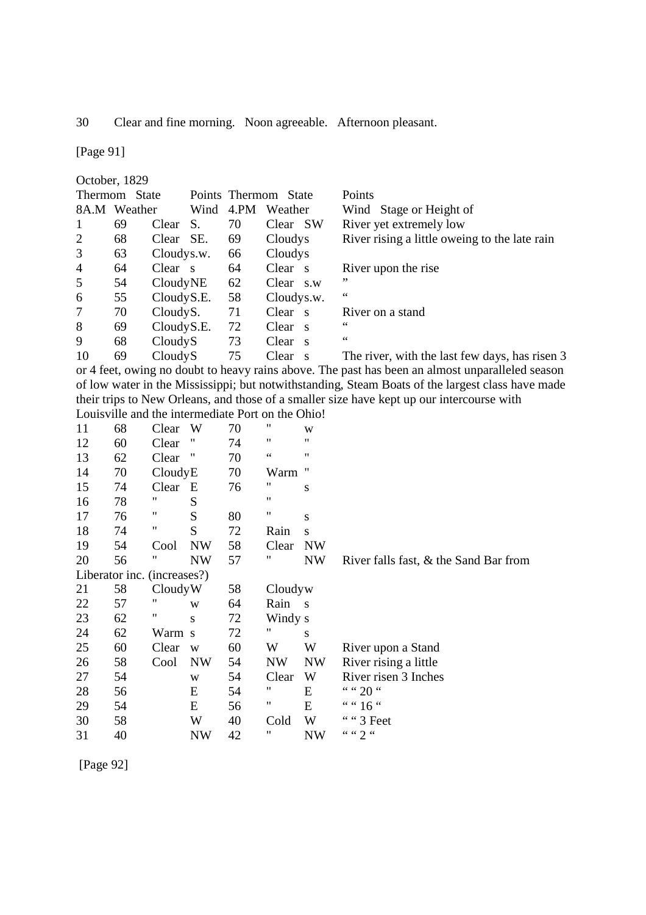30 Clear and fine morning. Noon agreeable. Afternoon pleasant.

[Page 91]

October, 1829

| Thermom 8A.M | State Weather | Points Wind | Thermom 4.PM | State Weather | Points Wind | Stage or Height of |
|---|---|---|---|---|---|---|
| 1 | 69 | Clear S. | 70 | Clear | SW | River yet extremely low |
| 2 | 68 | Clear SE. | 69 | Cloudy | s | River rising a little oweing to the late rain |
| 3 | 63 | Cloudy s.w. | 66 | Cloudy | s | |
| 4 | 64 | Clear s | 64 | Clear | s | River upon the rise |
| 5 | 54 | Cloudy NE | 62 | Clear | s.w | ” |
| 6 | 55 | Cloudy S.E. | 58 | Cloudy | s.w. | “ |
| 7 | 70 | Cloudy S. | 71 | Clear | s | River on a stand |
| 8 | 69 | Cloudy S.E. | 72 | Clear | s | “ |
| 9 | 68 | Cloudy S | 73 | Clear | s | “ |
| 10 | 69 | Cloudy S | 75 | Clear | s | The river, with the last few days, has risen 3 |

or 4 feet, owing no doubt to heavy rains above. The past has been an almost unparalleled season of low water in the Mississippi; but notwithstanding, Steam Boats of the largest class have made their trips to New Orleans, and those of a smaller size have kept up our intercourse with Louisville and the intermediate Port on the Ohio!

| | 8A.M | Weather | Wind | 4.PM | Weather | Wind | Stage or Height of |
|---|---|---|---|---|---|---|---|
| 11 | 68 | Clear | W | 70 | " | w | |
| 12 | 60 | Clear | " | 74 | " | " | |
| 13 | 62 | Clear | " | 70 | “ | " | |
| 14 | 70 | Cloudy | E | 70 | Warm | " | |
| 15 | 74 | Clear | E | 76 | " | s | |
| 16 | 78 | " | S | | " | | |
| 17 | 76 | " | S | 80 | " | s | |
| 18 | 74 | " | S | 72 | Rain | s | |
| 19 | 54 | Cool | NW | 58 | Clear | NW | |
| 20 | 56 | " | NW | 57 | " | NW | River falls fast, & the Sand Bar from |

Liberator inc. (increases?)

| | 8A.M | Weather | Wind | 4.PM | Weather | Wind | Stage or Height of |
|---|---|---|---|---|---|---|---|
| 21 | 58 | Cloudy | W | 58 | Cloudy | w | |
| 22 | 57 | " | w | 64 | Rain | s | |
| 23 | 62 | " | s | 72 | Windy | s | |
| 24 | 62 | Warm | s | 72 | " | s | |
| 25 | 60 | Clear | w | 60 | W | W | River upon a Stand |
| 26 | 58 | Cool | NW | 54 | NW | NW | River rising a little |
| 27 | 54 | | w | 54 | Clear | W | River risen 3 Inches |
| 28 | 56 | | E | 54 | " | E | “ “ 20 “ |
| 29 | 54 | | E | 56 | " | E | “ “ 16 “ |
| 30 | 58 | | W | 40 | Cold | W | “ “ 3 Feet |
| 31 | 40 | | NW | 42 | " | NW | “ “ 2 “ |

[Page 92]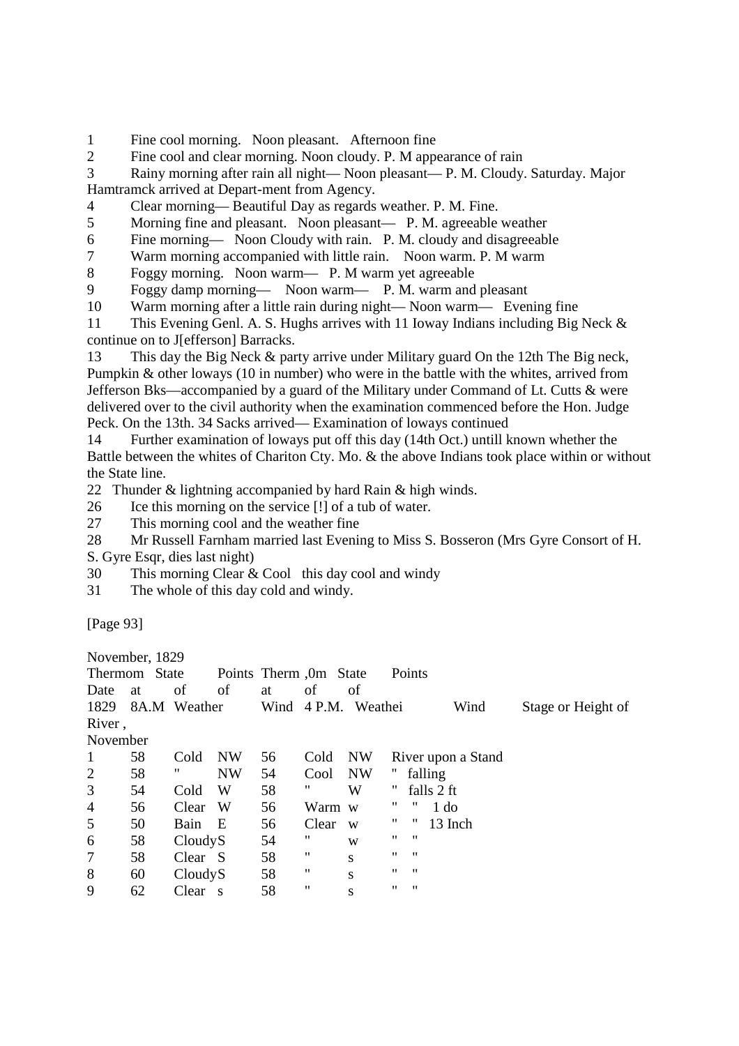1 Fine cool morning. Noon pleasant. Afternoon fine

2 Fine cool and clear morning. Noon cloudy. P. M appearance of rain

3 Rainy morning after rain all night— Noon pleasant— P. M. Cloudy. Saturday. Major Hamtramck arrived at Depart-ment from Agency.

4 Clear morning— Beautiful Day as regards weather. P. M. Fine.

5 Morning fine and pleasant. Noon pleasant— P. M. agreeable weather

6 Fine morning— Noon Cloudy with rain. P. M. cloudy and disagreeable

7 Warm morning accompanied with little rain. Noon warm. P. M warm

8 Foggy morning. Noon warm— P. M warm yet agreeable

9 Foggy damp morning— Noon warm— P. M. warm and pleasant

10 Warm morning after a little rain during night— Noon warm— Evening fine

11 This Evening Genl. A. S. Hughs arrives with 11 Ioway Indians including Big Neck & continue on to J[efferson] Barracks.

13 This day the Big Neck & party arrive under Military guard On the 12th The Big neck, Pumpkin & other loways (10 in number) who were in the battle with the whites, arrived from Jefferson Bks—accompanied by a guard of the Military under Command of Lt. Cutts & were delivered over to the civil authority when the examination commenced before the Hon. Judge Peck. On the 13th. 34 Sacks arrived— Examination of loways continued

14 Further examination of loways put off this day (14th Oct.) untill known whether the Battle between the whites of Chariton Cty. Mo. & the above Indians took place within or without the State line.

22 Thunder & lightning accompanied by hard Rain & high winds.

26 Ice this morning on the service [!] of a tub of water.

27 This morning cool and the weather fine

28 Mr Russell Farnham married last Evening to Miss S. Bosseron (Mrs Gyre Consort of H. S. Gyre Esqr, dies last night)

30 This morning Clear & Cool this day cool and windy

31 The whole of this day cold and windy.

[Page 93]

November, 1829

| Date 1829 November | Thermom at 8A.M | State of Weather | Points of Wind | Therm ,0m at 4 P.M. | State of Weathei | Points of Wind | Stage or Height of River , |
|---|---|---|---|---|---|---|---|
| 1 | 58 | Cold | NW | 56 | Cold | NW | River upon a Stand |
| 2 | 58 | " | NW | 54 | Cool | NW | " falling |
| 3 | 54 | Cold | W | 58 | " | W | " falls 2 ft |
| 4 | 56 | Clear | W | 56 | Warm | w | " " 1 do |
| 5 | 50 | Bain | E | 56 | Clear | w | " " 13 Inch |
| 6 | 58 | Cloudy | S | 54 | " | w | " " |
| 7 | 58 | Clear | S | 58 | " | s | " " |
| 8 | 60 | Cloudy | S | 58 | " | s | " " |
| 9 | 62 | Clear | s | 58 | " | s | " " |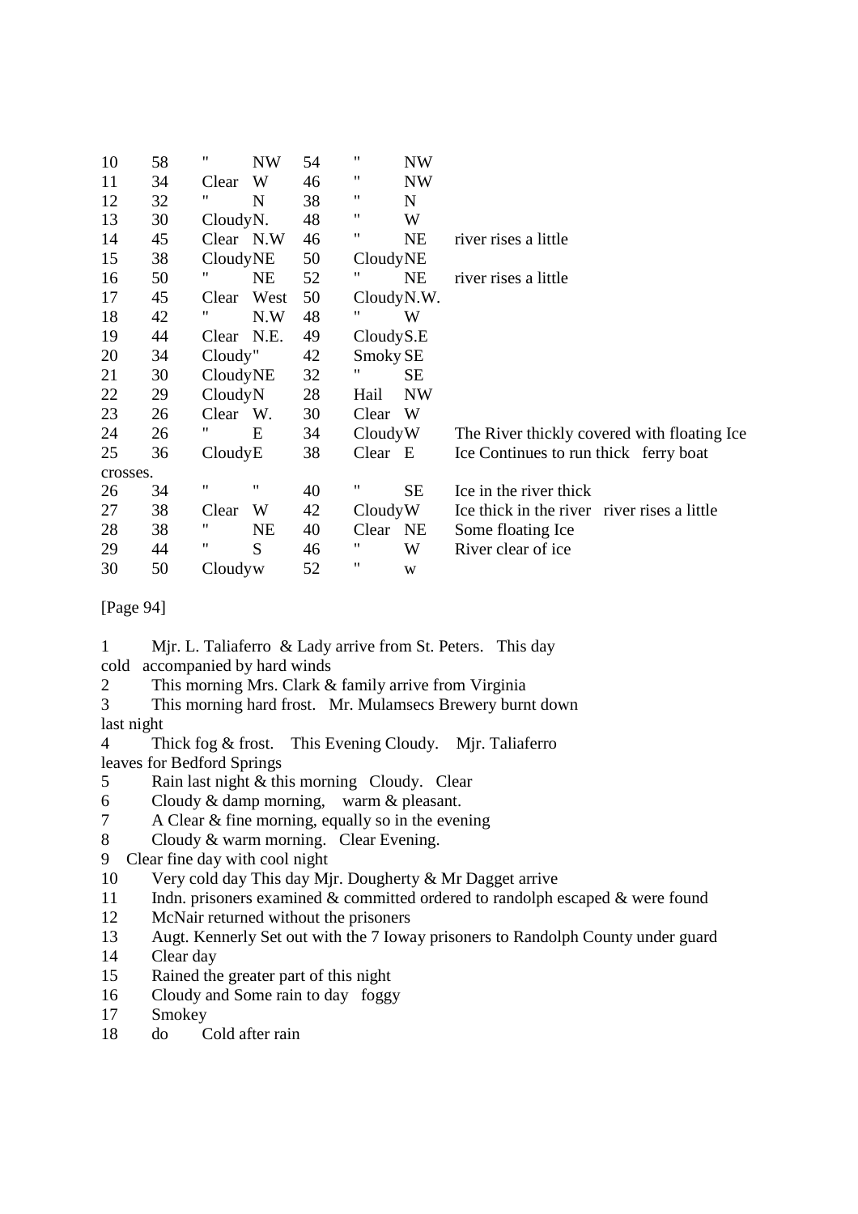| | | | | | | | |
|---|---|---|---|---|---|---|---|
| 10 | 58 | " | NW | 54 | " | NW | |
| 11 | 34 | Clear | W | 46 | " | NW | |
| 12 | 32 | " | N | 38 | " | N | |
| 13 | 30 | Cloudy | N. | 48 | " | W | |
| 14 | 45 | Clear | N.W | 46 | " | NE | river rises a little |
| 15 | 38 | Cloudy | NE | 50 | Cloudy | NE | |
| 16 | 50 | " | NE | 52 | " | NE | river rises a little |
| 17 | 45 | Clear | West | 50 | Cloudy | N.W. | |
| 18 | 42 | " | N.W | 48 | " | W | |
| 19 | 44 | Clear | N.E. | 49 | Cloudy | S.E | |
| 20 | 34 | Cloudy | " | 42 | Smoky | SE | |
| 21 | 30 | Cloudy | NE | 32 | " | SE | |
| 22 | 29 | Cloudy | N | 28 | Hail | NW | |
| 23 | 26 | Clear | W. | 30 | Clear | W | |
| 24 | 26 | " | E | 34 | Cloudy | W | The River thickly covered with floating Ice |
| 25 | 36 | Cloudy | E | 38 | Clear | E | Ice Continues to run thick ferry boat crosses. |
| 26 | 34 | " | " | 40 | " | SE | Ice in the river thick |
| 27 | 38 | Clear | W | 42 | Cloudy | W | Ice thick in the river river rises a little |
| 28 | 38 | " | NE | 40 | Clear | NE | Some floating Ice |
| 29 | 44 | " | S | 46 | " | W | River clear of ice |
| 30 | 50 | Cloudy | w | 52 | " | w | |

[Page 94]

1 Mjr. L. Taliaferro & Lady arrive from St. Peters. This day cold accompanied by hard winds
2 This morning Mrs. Clark & family arrive from Virginia
3 This morning hard frost. Mr. Mulamsecs Brewery burnt down last night
4 Thick fog & frost. This Evening Cloudy. Mjr. Taliaferro leaves for Bedford Springs
5 Rain last night & this morning Cloudy. Clear
6 Cloudy & damp morning, warm & pleasant.
7 A Clear & fine morning, equally so in the evening
8 Cloudy & warm morning. Clear Evening.
9 Clear fine day with cool night
10 Very cold day This day Mjr. Dougherty & Mr Dagget arrive
11 Indn. prisoners examined & committed ordered to randolph escaped & were found
12 McNair returned without the prisoners
13 Augt. Kennerly Set out with the 7 Ioway prisoners to Randolph County under guard
14 Clear day
15 Rained the greater part of this night
16 Cloudy and Some rain to day foggy
17 Smokey
18 do Cold after rain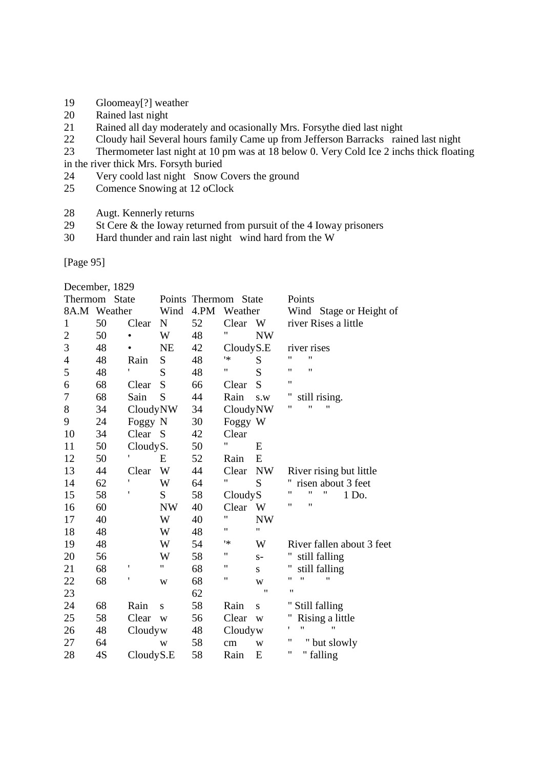19 Gloomeay[?] weather
20 Rained last night
21 Rained all day moderately and ocasionally Mrs. Forsythe died last night
22 Cloudy hail Several hours family Came up from Jefferson Barracks rained last night
23 Thermometer last night at 10 pm was at 18 below 0. Very Cold Ice 2 inchs thick floating in the river thick Mrs. Forsyth buried
24 Very coold last night Snow Covers the ground
25 Comence Snowing at 12 oClock

28 Augt. Kennerly returns
29 St Cere & the Ioway returned from pursuit of the 4 Ioway prisoners
30 Hard thunder and rain last night wind hard from the W

[Page 95]

December, 1829

| | Thermom 8A.M | State Weather | Points Wind | Thermom 4.PM | State Weather | Points Wind | Stage or Height of river |
|---|---|---|---|---|---|---|---|
| 1 | 50 | Clear | N | 52 | Clear | W | river Rises a little |
| 2 | 50 | • | W | 48 | " | NW | |
| 3 | 48 | • | NE | 42 | Cloudy | S.E | river rises |
| 4 | 48 | Rain | S | 48 | '* | S | " " |
| 5 | 48 | ' | S | 48 | " | S | " " |
| 6 | 68 | Clear | S | 66 | Clear | S | " |
| 7 | 68 | Sain | S | 44 | Rain | s.w | " still rising. |
| 8 | 34 | Cloudy | NW | 34 | Cloudy | NW | " " " |
| 9 | 24 | Foggy | N | 30 | Foggy | W | |
| 10 | 34 | Clear | S | 42 | Clear | | |
| 11 | 50 | Cloudy | S. | 50 | " | E | |
| 12 | 50 | ' | E | 52 | Rain | E | |
| 13 | 44 | Clear | W | 44 | Clear | NW | River rising but little |
| 14 | 62 | ' | W | 64 | " | S | " risen about 3 feet |
| 15 | 58 | ' | S | 58 | Cloudy | S | " " " 1 Do. |
| 16 | 60 | | NW | 40 | Clear | W | " " |
| 17 | 40 | | W | 40 | " | NW | |
| 18 | 48 | | W | 48 | " | " | |
| 19 | 48 | | W | 54 | '* | W | River fallen about 3 feet |
| 20 | 56 | | W | 58 | " | s- | " still falling |
| 21 | 68 | ' | " | 68 | " | s | " still falling |
| 22 | 68 | ' | w | 68 | " | w | " " " |
| 23 | | | | 62 | | " | " |
| 24 | 68 | Rain | s | 58 | Rain | s | " Still falling |
| 25 | 58 | Clear | w | 56 | Clear | w | " Rising a little |
| 26 | 48 | Cloudy | w | 48 | Cloudy | w | ' " " |
| 27 | 64 | | w | 58 | cm | w | " " but slowly |
| 28 | 4S | Cloudy | S.E | 58 | Rain | E | " " falling |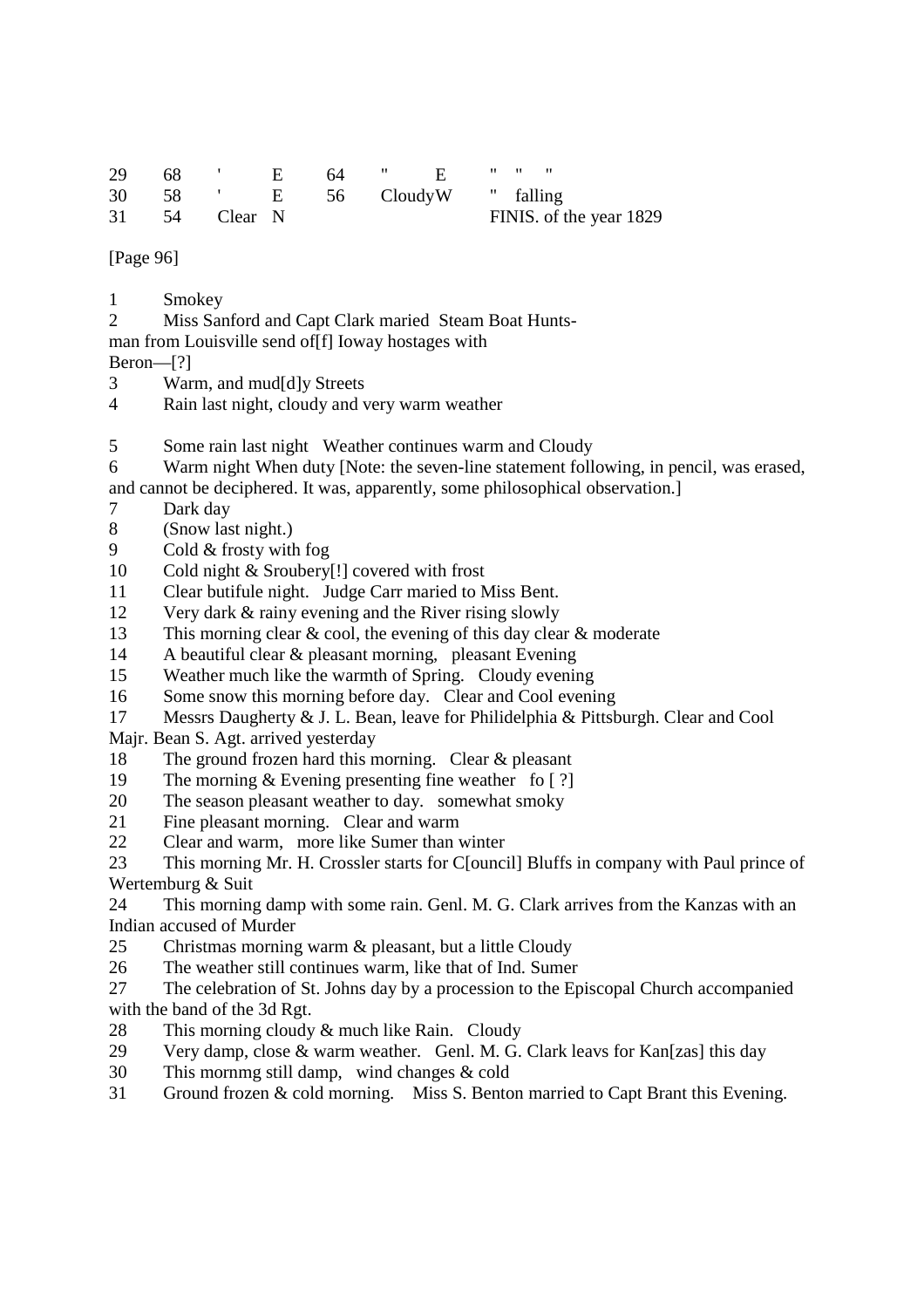| | | | | | | | |
|---|---|---|---|---|---|---|---|
| 29 | 68 | ' | E | 64 | " | E | " " " |
| 30 | 58 | ' | E | 56 | Cloudy | W | " falling |
| 31 | 54 | Clear | N | | | | FINIS. of the year 1829 |

[Page 96]

1 Smokey

2 Miss Sanford and Capt Clark maried Steam Boat Hunts-
man from Louisville send of[f] Ioway hostages with
Beron—[?]

3 Warm, and mud[d]y Streets

4 Rain last night, cloudy and very warm weather

5 Some rain last night Weather continues warm and Cloudy

6 Warm night When duty [Note: the seven-line statement following, in pencil, was erased, and cannot be deciphered. It was, apparently, some philosophical observation.]

7 Dark day

8 (Snow last night.)

9 Cold & frosty with fog

10 Cold night & Sroubery[!] covered with frost

11 Clear butifule night. Judge Carr maried to Miss Bent.

12 Very dark & rainy evening and the River rising slowly

13 This morning clear & cool, the evening of this day clear & moderate

14 A beautiful clear & pleasant morning, pleasant Evening

15 Weather much like the warmth of Spring. Cloudy evening

16 Some snow this morning before day. Clear and Cool evening

17 Messrs Daugherty & J. L. Bean, leave for Philidelphia & Pittsburgh. Clear and Cool
Majr. Bean S. Agt. arrived yesterday

18 The ground frozen hard this morning. Clear & pleasant

19 The morning & Evening presenting fine weather fo [ ?]

20 The season pleasant weather to day. somewhat smoky

21 Fine pleasant morning. Clear and warm

22 Clear and warm, more like Sumer than winter

23 This morning Mr. H. Crossler starts for C[ouncil] Bluffs in company with Paul prince of Wertemburg & Suit

24 This morning damp with some rain. Genl. M. G. Clark arrives from the Kanzas with an Indian accused of Murder

25 Christmas morning warm & pleasant, but a little Cloudy

26 The weather still continues warm, like that of Ind. Sumer

27 The celebration of St. Johns day by a procession to the Episcopal Church accompanied with the band of the 3d Rgt.

28 This morning cloudy & much like Rain. Cloudy

29 Very damp, close & warm weather. Genl. M. G. Clark leavs for Kan[zas] this day

30 This mornmg still damp, wind changes & cold

31 Ground frozen & cold morning. Miss S. Benton married to Capt Brant this Evening.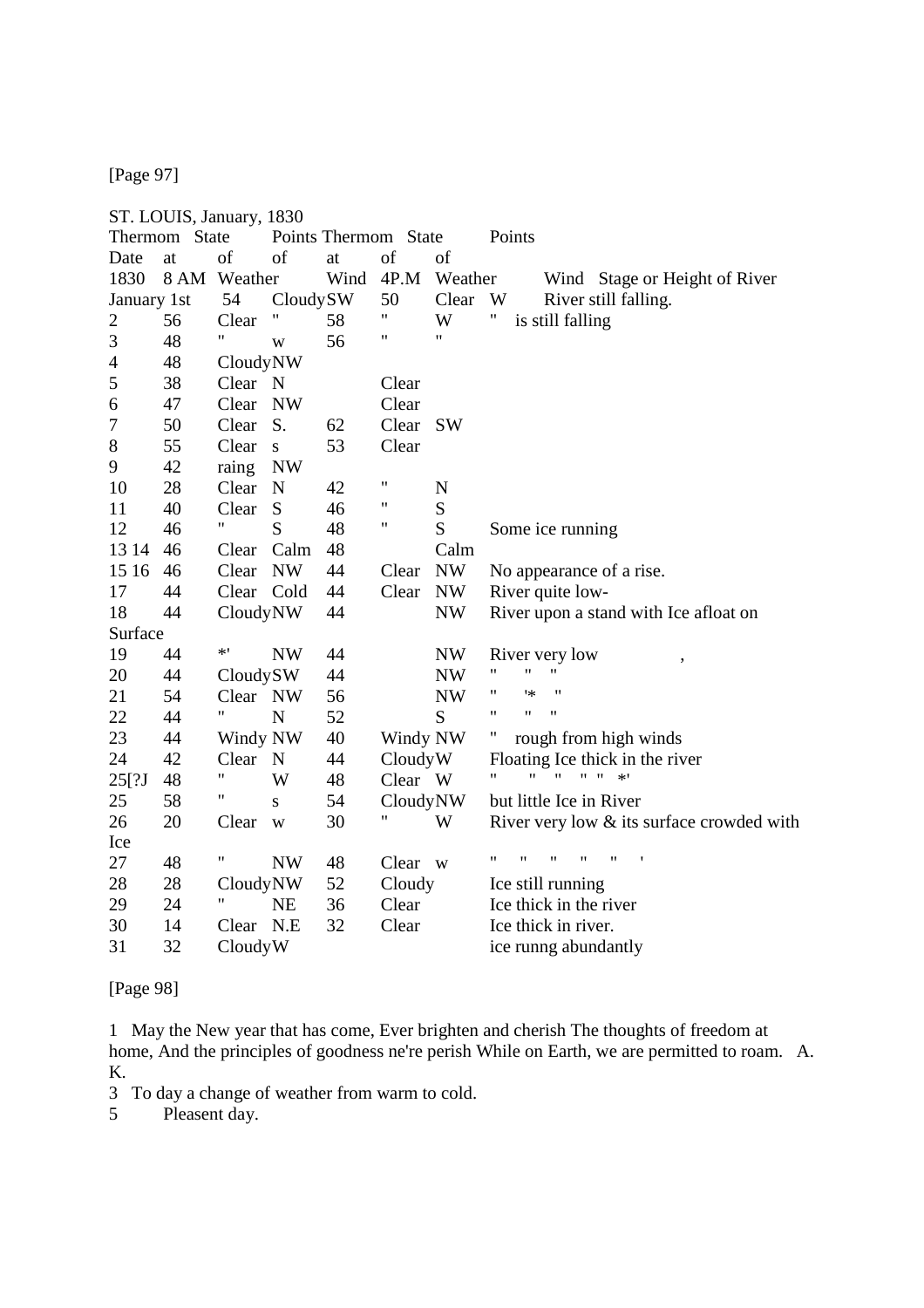[Page 97]

ST. LOUIS, January, 1830

| Date 1830 | Thermom at 8 AM | State of Weather | Points of Wind | Thermom at 4P.M | State of Weather | Points of Wind | Stage or Height of River |
|---|---|---|---|---|---|---|---|
| January 1st | 54 | Cloudy | SW | 50 | Clear | W | River still falling. |
| 2 | 56 | Clear | " | 58 | " | W | " is still falling |
| 3 | 48 | " | w | 56 | " | " | |
| 4 | 48 | Cloudy | NW | | | | |
| 5 | 38 | Clear | N | | Clear | | |
| 6 | 47 | Clear | NW | | Clear | | |
| 7 | 50 | Clear | S. | 62 | Clear | SW | |
| 8 | 55 | Clear | s | 53 | Clear | | |
| 9 | 42 | raing | NW | | | | |
| 10 | 28 | Clear | N | 42 | " | N | |
| 11 | 40 | Clear | S | 46 | " | S | |
| 12 | 46 | " | S | 48 | " | S | Some ice running |
| 13 14 | 46 | Clear | Calm | 48 | | Calm | |
| 15 16 | 46 | Clear | NW | 44 | Clear | NW | No appearance of a rise. |
| 17 | 44 | Clear | Cold | 44 | Clear | NW | River quite low- |
| 18 | 44 | Cloudy | NW | 44 | | NW | River upon a stand with Ice afloat on Surface |
| 19 | 44 | *' | NW | 44 | | NW | River very low , |
| 20 | 44 | Cloudy | SW | 44 | | NW | " " " |
| 21 | 54 | Clear | NW | 56 | | NW | " '* " |
| 22 | 44 | " | N | 52 | | S | " " " |
| 23 | 44 | Windy | NW | 40 | Windy | NW | " rough from high winds |
| 24 | 42 | Clear | N | 44 | Cloudy | W | Floating Ice thick in the river |
| 25[?J | 48 | " | W | 48 | Clear | W | " " " " " *' |
| 25 | 58 | " | s | 54 | Cloudy | NW | but little Ice in River |
| 26 | 20 | Clear | w | 30 | " | W | River very low & its surface crowded with Ice |
| 27 | 48 | " | NW | 48 | Clear | w | " " " " " ' |
| 28 | 28 | Cloudy | NW | 52 | Cloudy | | Ice still running |
| 29 | 24 | " | NE | 36 | Clear | | Ice thick in the river |
| 30 | 14 | Clear | N.E | 32 | Clear | | Ice thick in river. |
| 31 | 32 | Cloudy | W | | | | ice runng abundantly |

[Page 98]

1 May the New year that has come, Ever brighten and cherish The thoughts of freedom at home, And the principles of goodness ne're perish While on Earth, we are permitted to roam. A. K.

3 To day a change of weather from warm to cold.

5 Pleasent day.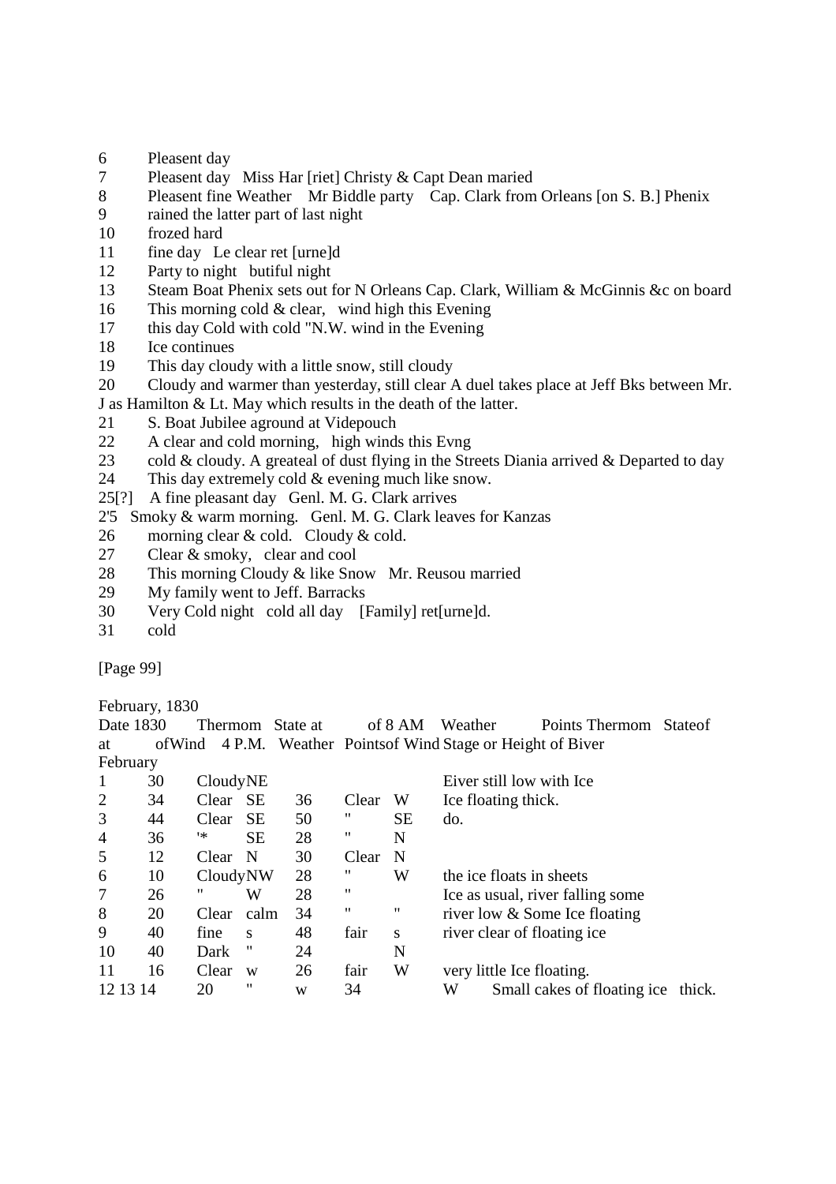6 Pleasent day
7 Pleasent day Miss Har [riet] Christy & Capt Dean maried
8 Pleasent fine Weather Mr Biddle party Cap. Clark from Orleans [on S. B.] Phenix
9 rained the latter part of last night
10 frozed hard
11 fine day Le clear ret [urne]d
12 Party to night butiful night
13 Steam Boat Phenix sets out for N Orleans Cap. Clark, William & McGinnis &c on board
16 This morning cold & clear, wind high this Evening
17 this day Cold with cold "N.W. wind in the Evening
18 Ice continues
19 This day cloudy with a little snow, still cloudy
20 Cloudy and warmer than yesterday, still clear A duel takes place at Jeff Bks between Mr. J as Hamilton & Lt. May which results in the death of the latter.
21 S. Boat Jubilee aground at Videpouch
22 A clear and cold morning, high winds this Evng
23 cold & cloudy. A greateal of dust flying in the Streets Diania arrived & Departed to day
24 This day extremely cold & evening much like snow.
25[?] A fine pleasant day Genl. M. G. Clark arrives
2'5 Smoky & warm morning. Genl. M. G. Clark leaves for Kanzas
26 morning clear & cold. Cloudy & cold.
27 Clear & smoky, clear and cool
28 This morning Cloudy & like Snow Mr. Reusou married
29 My family went to Jeff. Barracks
30 Very Cold night cold all day [Family] ret[urne]d.
31 cold

[Page 99]

February, 1830

| Date 1830 at February | Thermom of Wind | State at | of 8 AM | Weather 4 P.M. | Points Thermom Weather | State of Points of Wind | Stage or Height of Biver |
|---|---|---|---|---|---|---|---|
| 1 | 30 | Cloudy | NE | | | | Eiver still low with Ice |
| 2 | 34 | Clear | SE | 36 | Clear | W | Ice floating thick. |
| 3 | 44 | Clear | SE | 50 | " | SE | do. |
| 4 | 36 | '* | SE | 28 | " | N | |
| 5 | 12 | Clear | N | 30 | Clear | N | |
| 6 | 10 | Cloudy | NW | 28 | " | W | the ice floats in sheets |
| 7 | 26 | " | W | 28 | " | | Ice as usual, river falling some |
| 8 | 20 | Clear | calm | 34 | " | " | river low & Some Ice floating |
| 9 | 40 | fine | s | 48 | fair | s | river clear of floating ice |
| 10 | 40 | Dark | " | 24 | | N | |
| 11 | 16 | Clear | w | 26 | fair | W | very little Ice floating. |
| 12 13 14 | 20 | " | w | 34 | | W | Small cakes of floating ice thick. |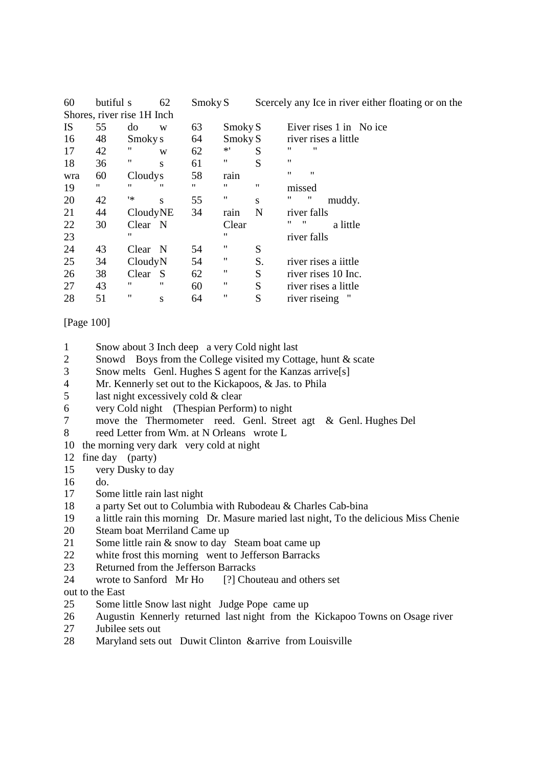| | | | | | | | |
|---|---|---|---|---|---|---|---|
| 60 | butiful s | | 62 | Smoky S | | Scercely any Ice in river either floating or on the Shores, river rise 1H Inch |
| IS | 55 | do | w | 63 | Smoky S | | Eiver rises 1 in No ice |
| 16 | 48 | Smoky s | | 64 | Smoky S | | river rises a little |
| 17 | 42 | " | w | 62 | *' | S | " " |
| 18 | 36 | " | s | 61 | " | S | " |
| wra | 60 | Cloudys | | 58 | rain | | " " |
| 19 | " | " | " | " | " | " | missed |
| 20 | 42 | '* | s | 55 | " | s | " " muddy. |
| 21 | 44 | CloudyNE | | 34 | rain | N | river falls |
| 22 | 30 | Clear | N | | Clear | | " " a little |
| 23 | | " | | | " | | river falls |
| 24 | 43 | Clear | N | 54 | " | S | |
| 25 | 34 | CloudyN | | 54 | " | S. | river rises a iittle |
| 26 | 38 | Clear | S | 62 | " | S | river rises 10 Inc. |
| 27 | 43 | " | " | 60 | " | S | river rises a little |
| 28 | 51 | " | s | 64 | " | S | river riseing " |

[Page 100]

1 Snow about 3 Inch deep a very Cold night last
2 Snowd Boys from the College visited my Cottage, hunt & scate
3 Snow melts Genl. Hughes S agent for the Kanzas arrive[s]
4 Mr. Kennerly set out to the Kickapoos, & Jas. to Phila
5 last night excessively cold & clear
6 very Cold night (Thespian Perform) to night
7 move the Thermometer reed. Genl. Street agt & Genl. Hughes Del
8 reed Letter from Wm. at N Orleans wrote L
10 the morning very dark very cold at night
12 fine day (party)
15 very Dusky to day
16 do.
17 Some little rain last night
18 a party Set out to Columbia with Rubodeau & Charles Cab-bina
19 a little rain this morning Dr. Masure maried last night, To the delicious Miss Chenie
20 Steam boat Merriland Came up
21 Some little rain & snow to day Steam boat came up
22 white frost this morning went to Jefferson Barracks
23 Returned from the Jefferson Barracks
24 wrote to Sanford Mr Ho [?] Chouteau and others set out to the East
25 Some little Snow last night Judge Pope came up
26 Augustin Kennerly returned last night from the Kickapoo Towns on Osage river
27 Jubilee sets out
28 Maryland sets out Duwit Clinton &arrive from Louisville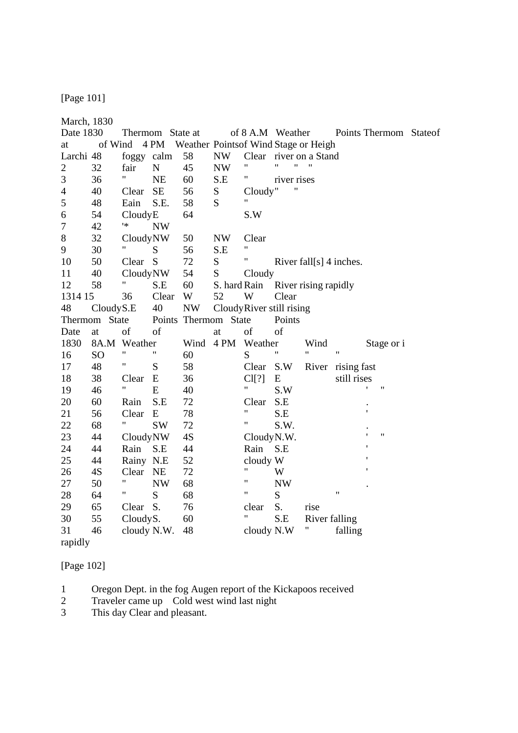[Page 101]

March, 1830

| Date 1830 | Thermom at | State of Wind | Points 4 PM | Weather | Points of Wind | Thermom | State of 8 A.M Weather | Stage or Heigh |
|---|---|---|---|---|---|---|---|---|
| Larchi | 48 | foggy | calm | 58 | NW | Clear | river on a Stand | |
| 2 | 32 | fair | N | 45 | NW | " | " " " | |
| 3 | 36 | " | NE | 60 | S.E | " | river rises | |
| 4 | 40 | Clear | SE | 56 | S | Cloudy | " " | |
| 5 | 48 | Eain | S.E. | 58 | S | " | | |
| 6 | 54 | Cloudy | E | 64 | | S.W | | |
| 7 | 42 | '* | NW | | | | | |
| 8 | 32 | Cloudy | NW | 50 | NW | Clear | | |
| 9 | 30 | " | S | 56 | S.E | " | | |
| 10 | 50 | Clear | S | 72 | S | " | River fall[s] 4 inches. | |
| 11 | 40 | Cloudy | NW | 54 | S | Cloudy | | |
| 12 | 58 | " | S.E | 60 | S. hard | Rain | River rising rapidly | |
| 1314 15 | 36 | Clear | W | 52 | W | Clear | | |
| 48 | Cloudy | S.E | 40 | NW | Cloudy | River still rising | | |

| Date 1830 | Thermom at 8A.M | State of Weather | Points of Wind | Thermom at 4 PM | State of Weather | Points of Wind | | Stage or i |
|---|---|---|---|---|---|---|---|---|
| 16 | SO | " | " | 60 | S | " | " | " |
| 17 | 48 | " | S | 58 | Clear | S.W | River | rising fast |
| 18 | 38 | Clear | E | 36 | Cl[?] | E | | still rises |
| 19 | 46 | " | E | 40 | " | S.W | | ' " |
| 20 | 60 | Rain | S.E | 72 | Clear | S.E | | . |
| 21 | 56 | Clear | E | 78 | " | S.E | | ' |
| 22 | 68 | " | SW | 72 | " | S.W. | | . |
| 23 | 44 | Cloudy | NW | 4S | Cloudy | N.W. | | ' " |
| 24 | 44 | Rain | S.E | 44 | Rain | S.E | | ' |
| 25 | 44 | Rainy | N.E | 52 | cloudy | W | | ' |
| 26 | 4S | Clear | NE | 72 | " | W | | ' |
| 27 | 50 | " | NW | 68 | " | NW | | . |
| 28 | 64 | " | S | 68 | " | S | | " |
| 29 | 65 | Clear | S. | 76 | clear | S. | rise | |
| 30 | 55 | Cloudy | S. | 60 | " | S.E | River falling | |
| 31 | 46 | cloudy | N.W. | 48 | cloudy | N.W | " | falling rapidly |

[Page 102]

1 Oregon Dept. in the fog Augen report of the Kickapoos received
2 Traveler came up Cold west wind last night
3 This day Clear and pleasant.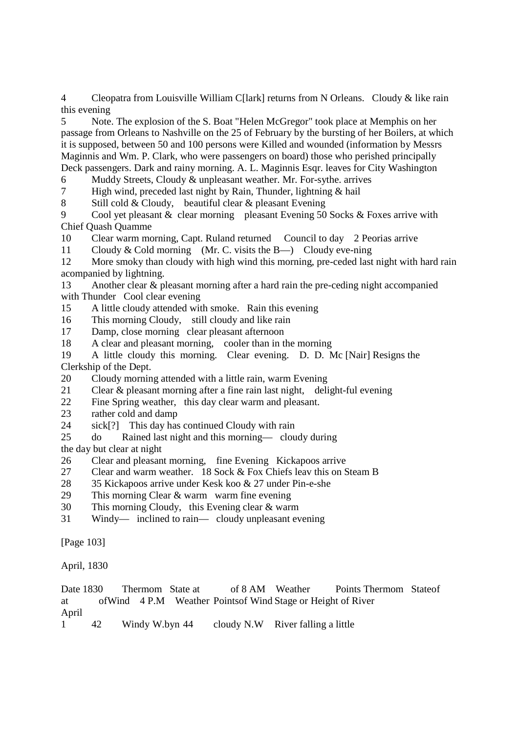4 Cleopatra from Louisville William C[lark] returns from N Orleans. Cloudy & like rain this evening

5 Note. The explosion of the S. Boat "Helen McGregor" took place at Memphis on her passage from Orleans to Nashville on the 25 of February by the bursting of her Boilers, at which it is supposed, between 50 and 100 persons were Killed and wounded (information by Messrs Maginnis and Wm. P. Clark, who were passengers on board) those who perished principally Deck passengers. Dark and rainy morning. A. L. Maginnis Esqr. leaves for City Washington

6 Muddy Streets, Cloudy & unpleasant weather. Mr. For-sythe. arrives

7 High wind, preceded last night by Rain, Thunder, lightning & hail

8 Still cold & Cloudy, beautiful clear & pleasant Evening

9 Cool yet pleasant & clear morning pleasant Evening 50 Socks & Foxes arrive with Chief Quash Quamme

10 Clear warm morning, Capt. Ruland returned Council to day 2 Peorias arrive

11 Cloudy & Cold morning (Mr. C. visits the B—) Cloudy eve-ning

12 More smoky than cloudy with high wind this morning, pre-ceded last night with hard rain acompanied by lightning.

13 Another clear & pleasant morning after a hard rain the pre-ceding night accompanied with Thunder Cool clear evening

15 A little cloudy attended with smoke. Rain this evening

16 This morning Cloudy, still cloudy and like rain

17 Damp, close morning clear pleasant afternoon

18 A clear and pleasant morning, cooler than in the morning

19 A little cloudy this morning. Clear evening. D. D. Mc [Nair] Resigns the Clerkship of the Dept.

20 Cloudy morning attended with a little rain, warm Evening

21 Clear & pleasant morning after a fine rain last night, delight-ful evening

22 Fine Spring weather, this day clear warm and pleasant.

23 rather cold and damp

24 sick[?] This day has continued Cloudy with rain

25 do Rained last night and this morning— cloudy during the day but clear at night

26 Clear and pleasant morning, fine Evening Kickapoos arrive

27 Clear and warm weather. 18 Sock & Fox Chiefs leav this on Steam B

28 35 Kickapoos arrive under Kesk koo & 27 under Pin-e-she

29 This morning Clear & warm warm fine evening

30 This morning Cloudy, this Evening clear & warm

31 Windy— inclined to rain— cloudy unpleasant evening

[Page 103]

April, 1830

| Date 1830 April | Thermom at 8 AM | State of Weather | Points of Wind | Thermom at 4 P.M | State of Weather | Points of Wind | Stage or Height of River |
|---|---|---|---|---|---|---|---|
| 1 | 42 | Windy | W.byn | 44 | cloudy | N.W | River falling a little |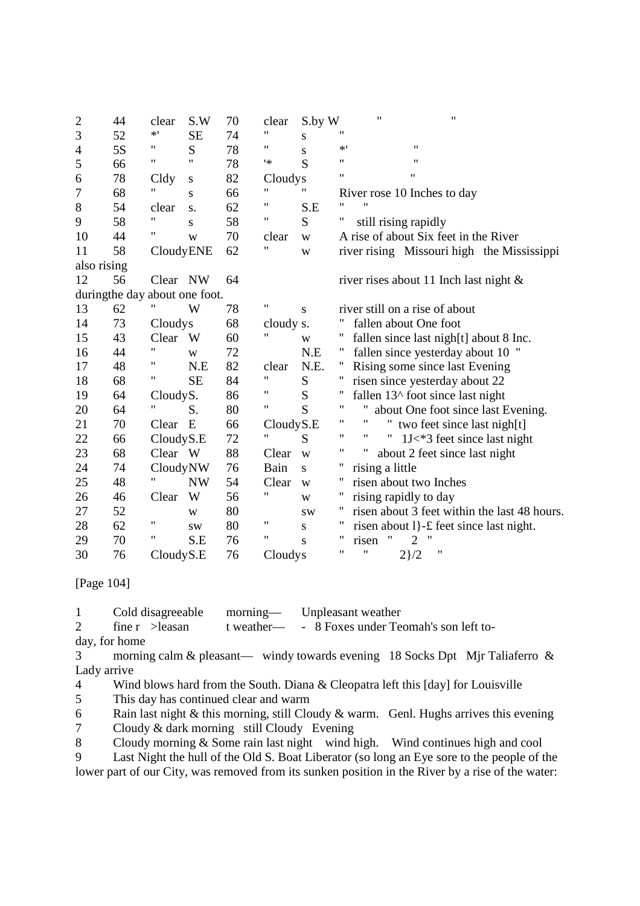| | | | | | | | |
|---|---|---|---|---|---|---|---|
| 2 | 44 | clear | S.W | 70 | clear | S.by W | " " |
| 3 | 52 | *' | SE | 74 | " | s | " |
| 4 | 5S | " | S | 78 | " | s | *' " |
| 5 | 66 | " | " | 78 | '* | S | " " |
| 6 | 78 | Cldy | s | 82 | Cloudy | s | " " |
| 7 | 68 | " | s | 66 | " | " | River rose 10 Inches to day |
| 8 | 54 | clear | s. | 62 | " | S.E | " " |
| 9 | 58 | " | s | 58 | " | S | " still rising rapidly |
| 10 | 44 | " | w | 70 | clear | w | A rise of about Six feet in the River |
| 11 | 58 | Cloudy | ENE | 62 | " | w | river rising Missouri high the Mississippi also rising |
| 12 | 56 | Clear | NW | 64 | | | river rises about 11 Inch last night & duringthe day about one foot. |
| 13 | 62 | " | W | 78 | " | s | river still on a rise of about |
| 14 | 73 | Cloudy | s | 68 | cloudy | s. | " fallen about One foot |
| 15 | 43 | Clear | W | 60 | " | w | " fallen since last nigh[t] about 8 Inc. |
| 16 | 44 | " | w | 72 | | N.E | " fallen since yesterday about 10 " |
| 17 | 48 | " | N.E | 82 | clear | N.E. | " Rising some since last Evening |
| 18 | 68 | " | SE | 84 | " | S | " risen since yesterday about 22 |
| 19 | 64 | Cloudy | S. | 86 | " | S | " fallen 13^ foot since last night |
| 20 | 64 | " | S. | 80 | " | S | " " about One foot since last Evening. |
| 21 | 70 | Clear | E | 66 | Cloudy | S.E | " " " two feet since last nigh[t] |
| 22 | 66 | Cloudy | S.E | 72 | " | S | " " " 1J<*3 feet since last night |
| 23 | 68 | Clear | W | 88 | Clear | w | " " about 2 feet since last night |
| 24 | 74 | Cloudy | NW | 76 | Bain | s | " rising a little |
| 25 | 48 | " | NW | 54 | Clear | w | " risen about two Inches |
| 26 | 46 | Clear | W | 56 | " | w | " rising rapidly to day |
| 27 | 52 | | w | 80 | | sw | " risen about 3 feet within the last 48 hours. |
| 28 | 62 | " | sw | 80 | " | s | " risen about l}-£ feet since last night. |
| 29 | 70 | " | S.E | 76 | " | s | " risen " 2 " |
| 30 | 76 | Cloudy | S.E | 76 | Cloudy | s | " " 2}/2 " |

[Page 104]

1 Cold disagreeable morning— Unpleasant weather

2 fine r >leasan t weather— - 8 Foxes under Teomah's son left to-day, for home

3 morning calm & pleasant— windy towards evening 18 Socks Dpt Mjr Taliaferro & Lady arrive

4 Wind blows hard from the South. Diana & Cleopatra left this [day] for Louisville

5 This day has continued clear and warm

6 Rain last night & this morning, still Cloudy & warm. Genl. Hughs arrives this evening

7 Cloudy & dark morning still Cloudy Evening

8 Cloudy morning & Some rain last night wind high. Wind continues high and cool

9 Last Night the hull of the Old S. Boat Liberator (so long an Eye sore to the people of the lower part of our City, was removed from its sunken position in the River by a rise of the water: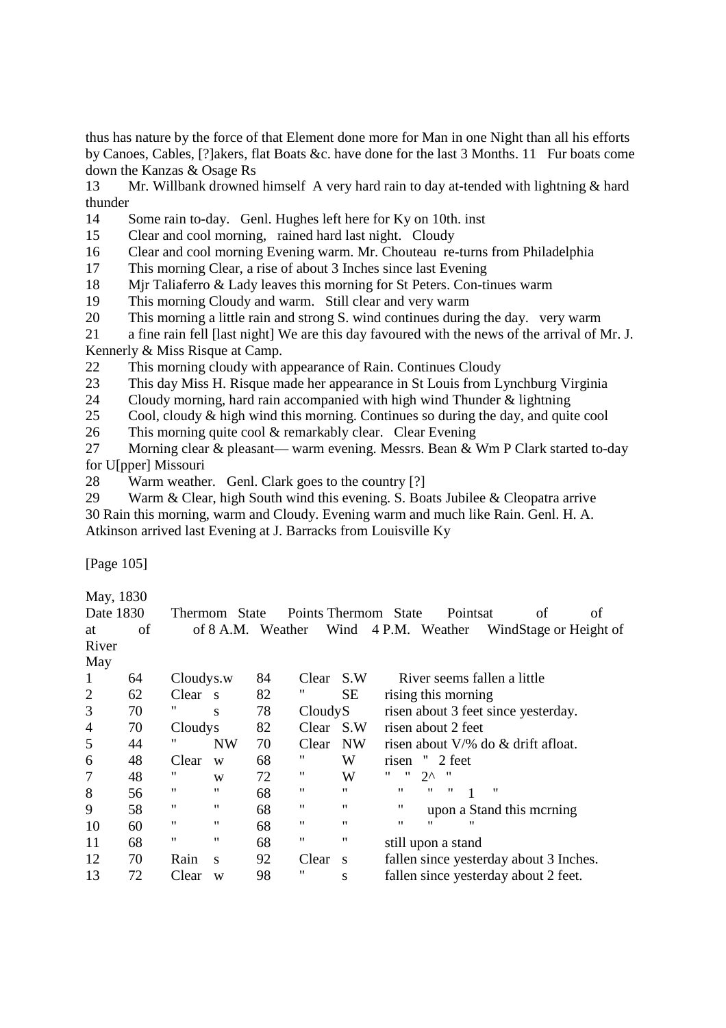thus has nature by the force of that Element done more for Man in one Night than all his efforts by Canoes, Cables, [?]akers, flat Boats &c. have done for the last 3 Months. 11 Fur boats come down the Kanzas & Osage Rs

13 Mr. Willbank drowned himself A very hard rain to day at-tended with lightning & hard thunder

14 Some rain to-day. Genl. Hughes left here for Ky on 10th. inst

15 Clear and cool morning, rained hard last night. Cloudy

16 Clear and cool morning Evening warm. Mr. Chouteau re-turns from Philadelphia

17 This morning Clear, a rise of about 3 Inches since last Evening

18 Mjr Taliaferro & Lady leaves this morning for St Peters. Con-tinues warm

19 This morning Cloudy and warm. Still clear and very warm

20 This morning a little rain and strong S. wind continues during the day. very warm

21 a fine rain fell [last night] We are this day favoured with the news of the arrival of Mr. J. Kennerly & Miss Risque at Camp.

22 This morning cloudy with appearance of Rain. Continues Cloudy

23 This day Miss H. Risque made her appearance in St Louis from Lynchburg Virginia

24 Cloudy morning, hard rain accompanied with high wind Thunder & lightning

25 Cool, cloudy & high wind this morning. Continues so during the day, and quite cool

26 This morning quite cool & remarkably clear. Clear Evening

27 Morning clear & pleasant— warm evening. Messrs. Bean & Wm P Clark started to-day for U[pper] Missouri

28 Warm weather. Genl. Clark goes to the country [?]

29 Warm & Clear, high South wind this evening. S. Boats Jubilee & Cleopatra arrive

30 Rain this morning, warm and Cloudy. Evening warm and much like Rain. Genl. H. A. Atkinson arrived last Evening at J. Barracks from Louisville Ky

[Page 105]

May, 1830

| Date 1830 | Thermom at 8 A.M. | State of Weather | Points of Wind | Thermom at 4 P.M. | State of Weather | Points of Wind | Stage or Height of River |
|---|---|---|---|---|---|---|---|
| May | | | | | | | |
| 1 | 64 | Cloudy | s.w | 84 | Clear | S.W | River seems fallen a little |
| 2 | 62 | Clear | s | 82 | " | SE | rising this morning |
| 3 | 70 | " | s | 78 | Cloudy | S | risen about 3 feet since yesterday. |
| 4 | 70 | Cloudy | s | 82 | Clear | S.W | risen about 2 feet |
| 5 | 44 | " | NW | 70 | Clear | NW | risen about V/% do & drift afloat. |
| 6 | 48 | Clear | w | 68 | " | W | risen " 2 feet |
| 7 | 48 | " | w | 72 | " | W | " " 2^ " |
| 8 | 56 | " | " | 68 | " | " | " " " 1 " |
| 9 | 58 | " | " | 68 | " | " | " upon a Stand this mcrning |
| 10 | 60 | " | " | 68 | " | " | " " " |
| 11 | 68 | " | " | 68 | " | " | still upon a stand |
| 12 | 70 | Rain | s | 92 | Clear | s | fallen since yesterday about 3 Inches. |
| 13 | 72 | Clear | w | 98 | " | s | fallen since yesterday about 2 feet. |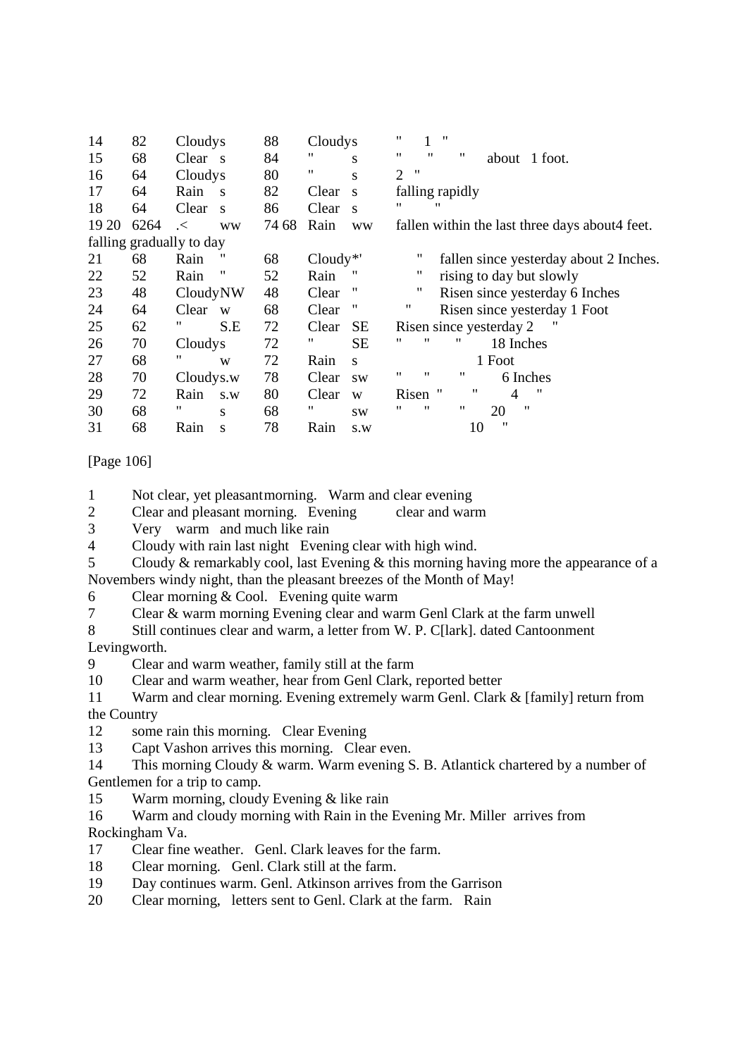| | | | | | | | |
|---|---|---|---|---|---|---|---|
| 14 | 82 | Cloudy | s | 88 | Cloudy | s | " 1 " |
| 15 | 68 | Clear | s | 84 | " | s | " " " about 1 foot. |
| 16 | 64 | Cloudy | s | 80 | " | s | 2 " |
| 17 | 64 | Rain | s | 82 | Clear | s | falling rapidly |
| 18 | 64 | Clear | s | 86 | Clear | s | " " |
| 19 20 | 6264 | .< | ww | 74 68 | Rain | ww | fallen within the last three days about4 feet. |

falling gradually to day

| | | | | | | | |
|---|---|---|---|---|---|---|---|
| 21 | 68 | Rain | " | 68 | Cloudy*' | | " fallen since yesterday about 2 Inches. |
| 22 | 52 | Rain | " | 52 | Rain | " | " rising to day but slowly |
| 23 | 48 | Cloudy | NW | 48 | Clear | " | " Risen since yesterday 6 Inches |
| 24 | 64 | Clear | w | 68 | Clear | " | " Risen since yesterday 1 Foot |
| 25 | 62 | " | S.E | 72 | Clear | SE | Risen since yesterday 2 " |
| 26 | 70 | Cloudy | s | 72 | " | SE | " " " 18 Inches |
| 27 | 68 | " | w | 72 | Rain | s | 1 Foot |
| 28 | 70 | Cloudy | s.w | 78 | Clear | sw | " " " 6 Inches |
| 29 | 72 | Rain | s.w | 80 | Clear | w | Risen " " 4 " |
| 30 | 68 | " | s | 68 | " | sw | " " " 20 " |
| 31 | 68 | Rain | s | 78 | Rain | s.w | 10 " |

[Page 106]

1 Not clear, yet pleasant morning. Warm and clear evening
2 Clear and pleasant morning. Evening clear and warm
3 Very warm and much like rain
4 Cloudy with rain last night Evening clear with high wind.
5 Cloudy & remarkably cool, last Evening & this morning having more the appearance of a Novembers windy night, than the pleasant breezes of the Month of May!
6 Clear morning & Cool. Evening quite warm
7 Clear & warm morning Evening clear and warm Genl Clark at the farm unwell
8 Still continues clear and warm, a letter from W. P. C[lark]. dated Cantoonment Levingworth.
9 Clear and warm weather, family still at the farm
10 Clear and warm weather, hear from Genl Clark, reported better
11 Warm and clear morning. Evening extremely warm Genl. Clark & [family] return from the Country
12 some rain this morning. Clear Evening
13 Capt Vashon arrives this morning. Clear even.
14 This morning Cloudy & warm. Warm evening S. B. Atlantick chartered by a number of Gentlemen for a trip to camp.
15 Warm morning, cloudy Evening & like rain
16 Warm and cloudy morning with Rain in the Evening Mr. Miller arrives from Rockingham Va.
17 Clear fine weather. Genl. Clark leaves for the farm.
18 Clear morning. Genl. Clark still at the farm.
19 Day continues warm. Genl. Atkinson arrives from the Garrison
20 Clear morning, letters sent to Genl. Clark at the farm. Rain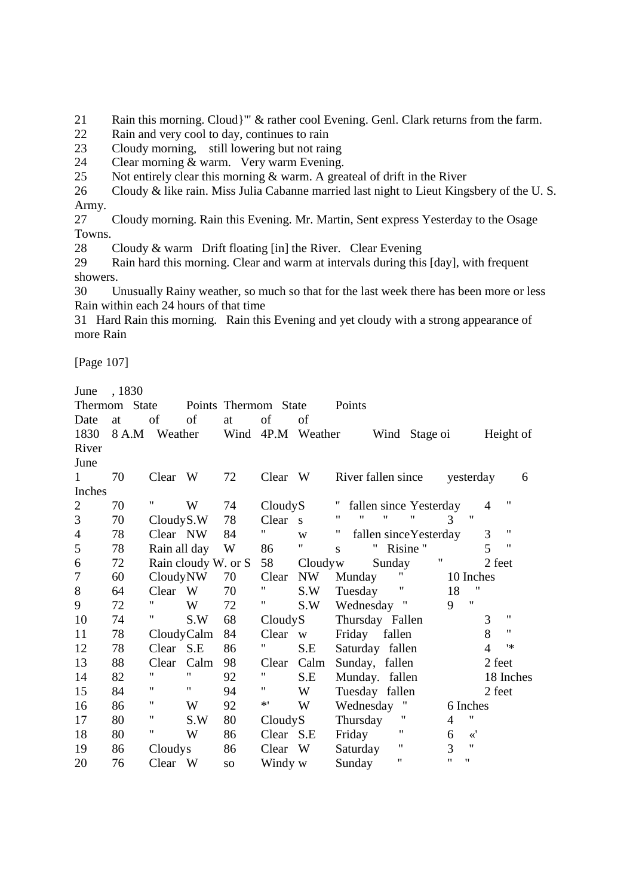21 Rain this morning. Cloud}'" & rather cool Evening. Genl. Clark returns from the farm.
22 Rain and very cool to day, continues to rain
23 Cloudy morning, still lowering but not raing
24 Clear morning & warm. Very warm Evening.
25 Not entirely clear this morning & warm. A greateal of drift in the River
26 Cloudy & like rain. Miss Julia Cabanne married last night to Lieut Kingsbery of the U. S. Army.
27 Cloudy morning. Rain this Evening. Mr. Martin, Sent express Yesterday to the Osage Towns.
28 Cloudy & warm Drift floating [in] the River. Clear Evening
29 Rain hard this morning. Clear and warm at intervals during this [day], with frequent showers.
30 Unusually Rainy weather, so much so that for the last week there has been more or less Rain within each 24 hours of that time
31 Hard Rain this morning. Rain this Evening and yet cloudy with a strong appearance of more Rain

[Page 107]

June , 1830

| Date 1830 | Thermom at 8 A.M | State of Weather | Points of Wind | Thermom at 4P.M | State of Weather | Points of Wind | Stage oi | Height of River |
|---|---|---|---|---|---|---|---|---|
| June | | | | | | | | |
| 1 | 70 | Clear | W | 72 | Clear | W | River fallen since yesterday | 6 Inches |
| 2 | 70 | " | W | 74 | Cloudy | S | " fallen since Yesterday | 4 " |
| 3 | 70 | Cloudy | S.W | 78 | Clear | s | " " " " | 3 " |
| 4 | 78 | Clear | NW | 84 | " | w | " fallen since Yesterday | 3 " |
| 5 | 78 | Rain all day | W | 86 | " | s | " Risine " | 5 " |
| 6 | 72 | Rain cloudy | W. or S | 58 | Cloudy | w | Sunday " | 2 feet |
| 7 | 60 | Cloudy | NW | 70 | Clear | NW | Munday " | 10 Inches |
| 8 | 64 | Clear | W | 70 | " | S.W | Tuesday " | 18 " |
| 9 | 72 | " | W | 72 | " | S.W | Wednesday " | 9 " |
| 10 | 74 | " | S.W | 68 | Cloudy | S | Thursday Fallen | 3 " |
| 11 | 78 | Cloudy | Calm | 84 | Clear | w | Friday fallen | 8 " |
| 12 | 78 | Clear | S.E | 86 | " | S.E | Saturday fallen | 4 '* |
| 13 | 88 | Clear | Calm | 98 | Clear | Calm | Sunday, fallen | 2 feet |
| 14 | 82 | " | " | 92 | " | S.E | Munday. fallen | 18 Inches |
| 15 | 84 | " | " | 94 | " | W | Tuesday fallen | 2 feet |
| 16 | 86 | " | W | 92 | *' | W | Wednesday " | 6 Inches |
| 17 | 80 | " | S.W | 80 | Cloudy | S | Thursday " | 4 " |
| 18 | 80 | " | W | 86 | Clear | S.E | Friday " | 6 «' |
| 19 | 86 | Cloudy | s | 86 | Clear | W | Saturday " | 3 " |
| 20 | 76 | Clear | W | so | Windy | w | Sunday " | " " |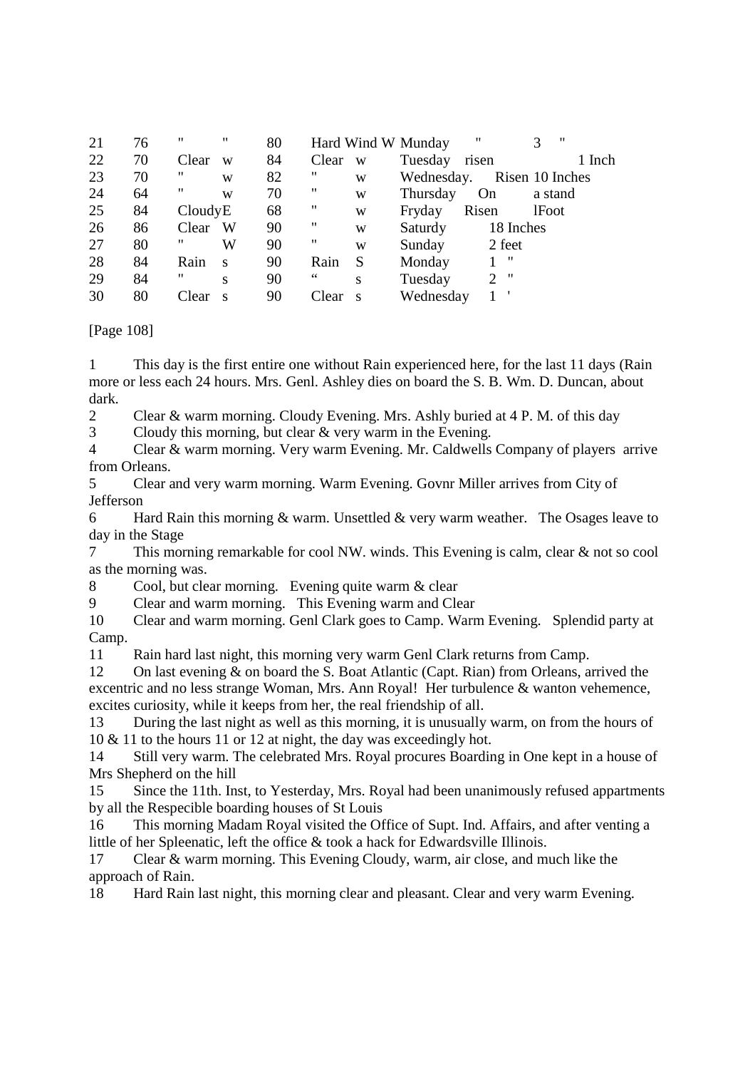| 21 | 76 | " | " | 80 | Hard Wind W | | Munday | " 3 " |
|---|---|---|---|---|---|---|---|---|
| 22 | 70 | Clear | w | 84 | Clear | w | Tuesday | risen 1 Inch |
| 23 | 70 | " | w | 82 | " | w | Wednesday. | Risen 10 Inches |
| 24 | 64 | " | w | 70 | " | w | Thursday | On a stand |
| 25 | 84 | Cloudy | E | 68 | " | w | Fryday | Risen lFoot |
| 26 | 86 | Clear | W | 90 | " | w | Saturdy | 18 Inches |
| 27 | 80 | " | W | 90 | " | w | Sunday | 2 feet |
| 28 | 84 | Rain | s | 90 | Rain | S | Monday | 1 " |
| 29 | 84 | " | s | 90 | " | s | Tuesday | 2 " |
| 30 | 80 | Clear | s | 90 | Clear | s | Wednesday | 1 ' |

[Page 108]

1 This day is the first entire one without Rain experienced here, for the last 11 days (Rain more or less each 24 hours. Mrs. Genl. Ashley dies on board the S. B. Wm. D. Duncan, about dark.

2 Clear & warm morning. Cloudy Evening. Mrs. Ashly buried at 4 P. M. of this day

3 Cloudy this morning, but clear & very warm in the Evening.

4 Clear & warm morning. Very warm Evening. Mr. Caldwells Company of players arrive from Orleans.

5 Clear and very warm morning. Warm Evening. Govnr Miller arrives from City of Jefferson

6 Hard Rain this morning & warm. Unsettled & very warm weather. The Osages leave to day in the Stage

7 This morning remarkable for cool NW. winds. This Evening is calm, clear & not so cool as the morning was.

8 Cool, but clear morning. Evening quite warm & clear

9 Clear and warm morning. This Evening warm and Clear

10 Clear and warm morning. Genl Clark goes to Camp. Warm Evening. Splendid party at Camp.

11 Rain hard last night, this morning very warm Genl Clark returns from Camp.

12 On last evening & on board the S. Boat Atlantic (Capt. Rian) from Orleans, arrived the excentric and no less strange Woman, Mrs. Ann Royal! Her turbulence & wanton vehemence, excites curiosity, while it keeps from her, the real friendship of all.

13 During the last night as well as this morning, it is unusually warm, on from the hours of 10 & 11 to the hours 11 or 12 at night, the day was exceedingly hot.

14 Still very warm. The celebrated Mrs. Royal procures Boarding in One kept in a house of Mrs Shepherd on the hill

15 Since the 11th. Inst, to Yesterday, Mrs. Royal had been unanimously refused appartments by all the Respecible boarding houses of St Louis

16 This morning Madam Royal visited the Office of Supt. Ind. Affairs, and after venting a little of her Spleenatic, left the office & took a hack for Edwardsville Illinois.

17 Clear & warm morning. This Evening Cloudy, warm, air close, and much like the approach of Rain.

18 Hard Rain last night, this morning clear and pleasant. Clear and very warm Evening.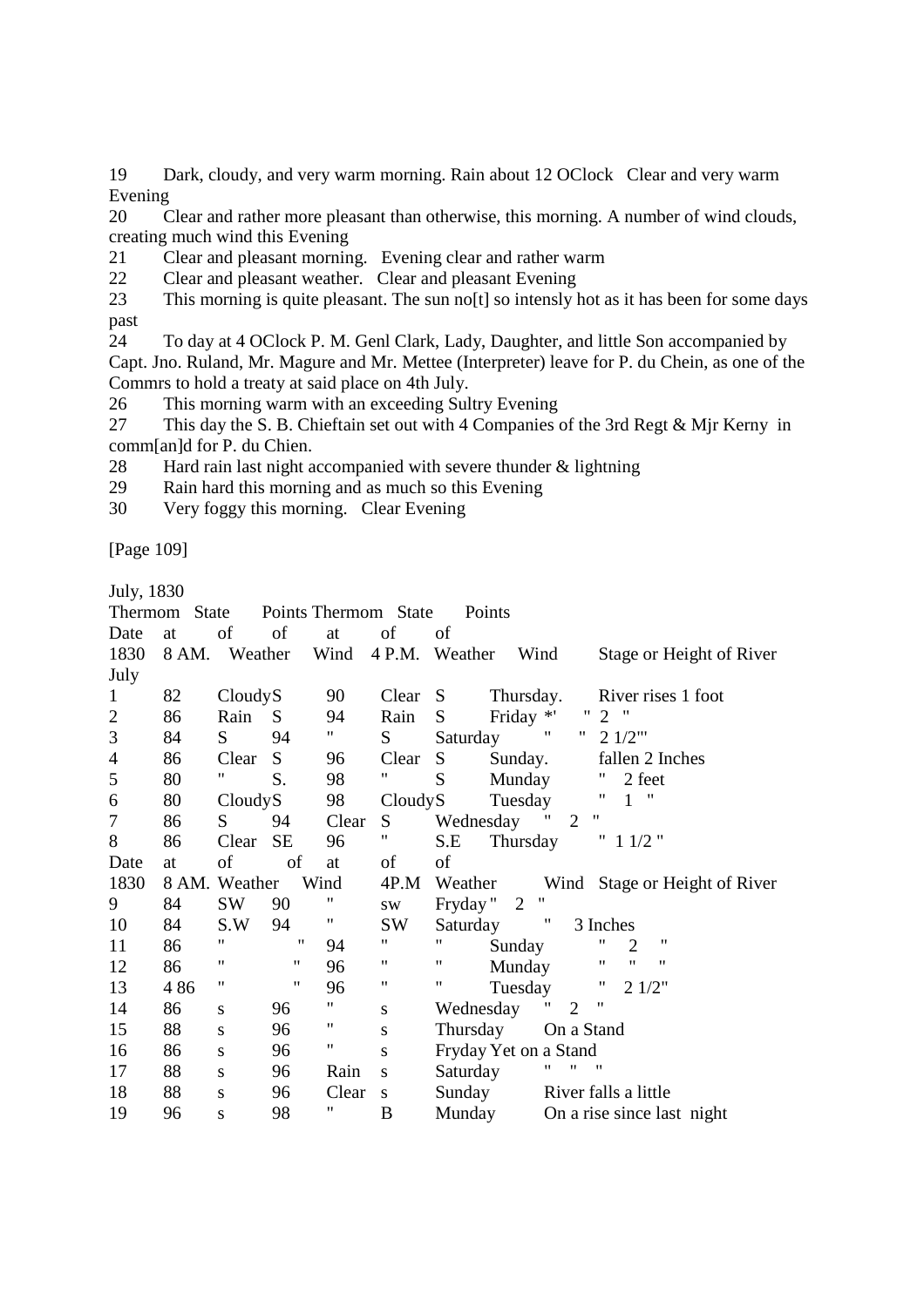19 Dark, cloudy, and very warm morning. Rain about 12 OClock Clear and very warm Evening

20 Clear and rather more pleasant than otherwise, this morning. A number of wind clouds, creating much wind this Evening

21 Clear and pleasant morning. Evening clear and rather warm

22 Clear and pleasant weather. Clear and pleasant Evening

23 This morning is quite pleasant. The sun no[t] so intensly hot as it has been for some days past

24 To day at 4 OClock P. M. Genl Clark, Lady, Daughter, and little Son accompanied by Capt. Jno. Ruland, Mr. Magure and Mr. Mettee (Interpreter) leave for P. du Chein, as one of the Commrs to hold a treaty at said place on 4th July.

26 This morning warm with an exceeding Sultry Evening

27 This day the S. B. Chieftain set out with 4 Companies of the 3rd Regt & Mjr Kerny in comm[an]d for P. du Chien.

28 Hard rain last night accompanied with severe thunder & lightning

29 Rain hard this morning and as much so this Evening

30 Very foggy this morning. Clear Evening

[Page 109]

July, 1830

| Date 1830 July | Thermom at 8 AM. | State of Weather | Points of Wind | Thermom at 4 P.M. | State of Weather | Points of Wind | | Stage or Height of River |
|---|---|---|---|---|---|---|---|---|
| 1 | 82 | Cloudy | S | 90 | Clear | S | Thursday. | River rises 1 foot |
| 2 | 86 | Rain | S | 94 | Rain | S | Friday *' | " 2 " |
| 3 | 84 | S | 94 | " | S | | Saturday | " " 2 1/2"' |
| 4 | 86 | Clear | S | 96 | Clear | S | Sunday. | fallen 2 Inches |
| 5 | 80 | " | S. | 98 | " | S | Munday | " 2 feet |
| 6 | 80 | Cloudy | S | 98 | Cloudy | S | Tuesday | " 1 " |
| 7 | 86 | S | 94 | Clear | S | | Wednesday | " 2 " |
| 8 | 86 | Clear | SE | 96 | " | S.E | Thursday | " 1 1/2 " |
| Date 1830 | at 8 AM. | of Weather | of Wind | at 4P.M | of Weather | of Wind | | Stage or Height of River |
| 9 | 84 | SW | 90 | " | sw | | Fryday | " 2 " |
| 10 | 84 | S.W | 94 | " | SW | | Saturday | " 3 Inches |
| 11 | 86 | " | " | 94 | " | " | Sunday | " 2 " |
| 12 | 86 | " | " | 96 | " | " | Munday | " " " |
| 13 | 4 86 | " | " | 96 | " | " | Tuesday | " 2 1/2" |
| 14 | 86 | s | 96 | " | s | | Wednesday | " 2 " |
| 15 | 88 | s | 96 | " | s | | Thursday | On a Stand |
| 16 | 86 | s | 96 | " | s | | Fryday | Yet on a Stand |
| 17 | 88 | s | 96 | Rain | s | | Saturday | " " " |
| 18 | 88 | s | 96 | Clear | s | | Sunday | River falls a little |
| 19 | 96 | s | 98 | " | B | | Munday | On a rise since last night |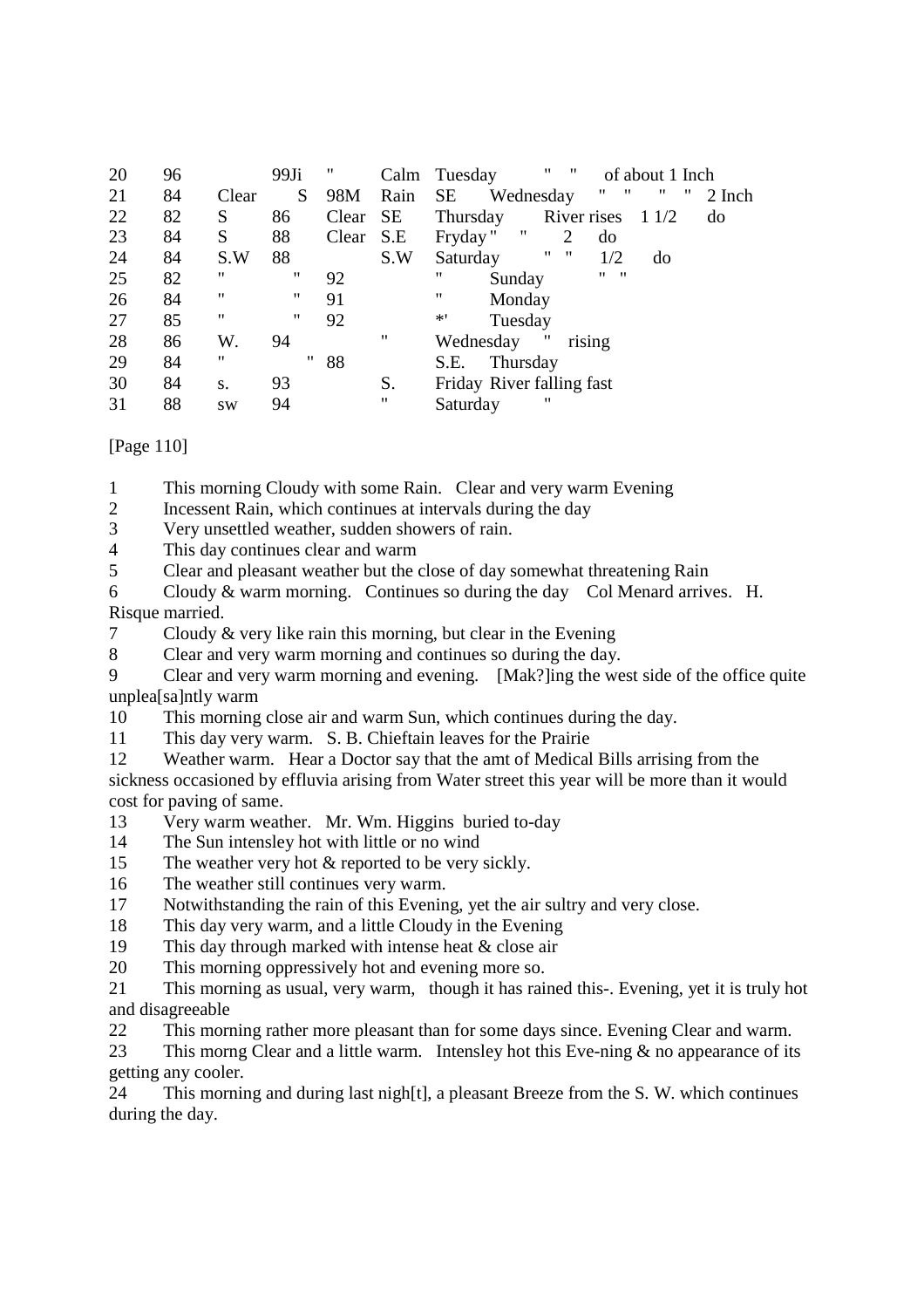| | | | | | | | |
|---|---|---|---|---|---|---|---|
| 20 | 96 | | 99Ji | " | Calm | Tuesday | " " of about 1 Inch |
| 21 | 84 | Clear | S | 98M | Rain | SE Wednesday | " " " " 2 Inch |
| 22 | 82 | S | 86 | Clear | SE | Thursday | River rises 1 1/2 do |
| 23 | 84 | S | 88 | Clear | S.E | Fryday " | " 2 do |
| 24 | 84 | S.W | 88 | | S.W | Saturday | " " 1/2 do |
| 25 | 82 | " | " | 92 | | " Sunday | " " |
| 26 | 84 | " | " | 91 | | " Monday | |
| 27 | 85 | " | " | 92 | | *' Tuesday | |
| 28 | 86 | W. | 94 | | " | Wednesday | " rising |
| 29 | 84 | " | " | 88 | | S.E. Thursday | |
| 30 | 84 | s. | 93 | | S. | Friday | River falling fast |
| 31 | 88 | sw | 94 | | " | Saturday | " |

[Page 110]

1 This morning Cloudy with some Rain. Clear and very warm Evening

2 Incessent Rain, which continues at intervals during the day

3 Very unsettled weather, sudden showers of rain.

4 This day continues clear and warm

5 Clear and pleasant weather but the close of day somewhat threatening Rain

6 Cloudy & warm morning. Continues so during the day Col Menard arrives. H. Risque married.

7 Cloudy & very like rain this morning, but clear in the Evening

8 Clear and very warm morning and continues so during the day.

9 Clear and very warm morning and evening. [Mak?]ing the west side of the office quite unplea[sa]ntly warm

10 This morning close air and warm Sun, which continues during the day.

11 This day very warm. S. B. Chieftain leaves for the Prairie

12 Weather warm. Hear a Doctor say that the amt of Medical Bills arrising from the sickness occasioned by effluvia arising from Water street this year will be more than it would cost for paving of same.

13 Very warm weather. Mr. Wm. Higgins buried to-day

14 The Sun intensley hot with little or no wind

15 The weather very hot & reported to be very sickly.

16 The weather still continues very warm.

17 Notwithstanding the rain of this Evening, yet the air sultry and very close.

18 This day very warm, and a little Cloudy in the Evening

19 This day through marked with intense heat & close air

20 This morning oppressively hot and evening more so.

21 This morning as usual, very warm, though it has rained this-. Evening, yet it is truly hot and disagreeable

22 This morning rather more pleasant than for some days since. Evening Clear and warm.

23 This morng Clear and a little warm. Intensley hot this Eve-ning & no appearance of its getting any cooler.

24 This morning and during last nigh[t], a pleasant Breeze from the S. W. which continues during the day.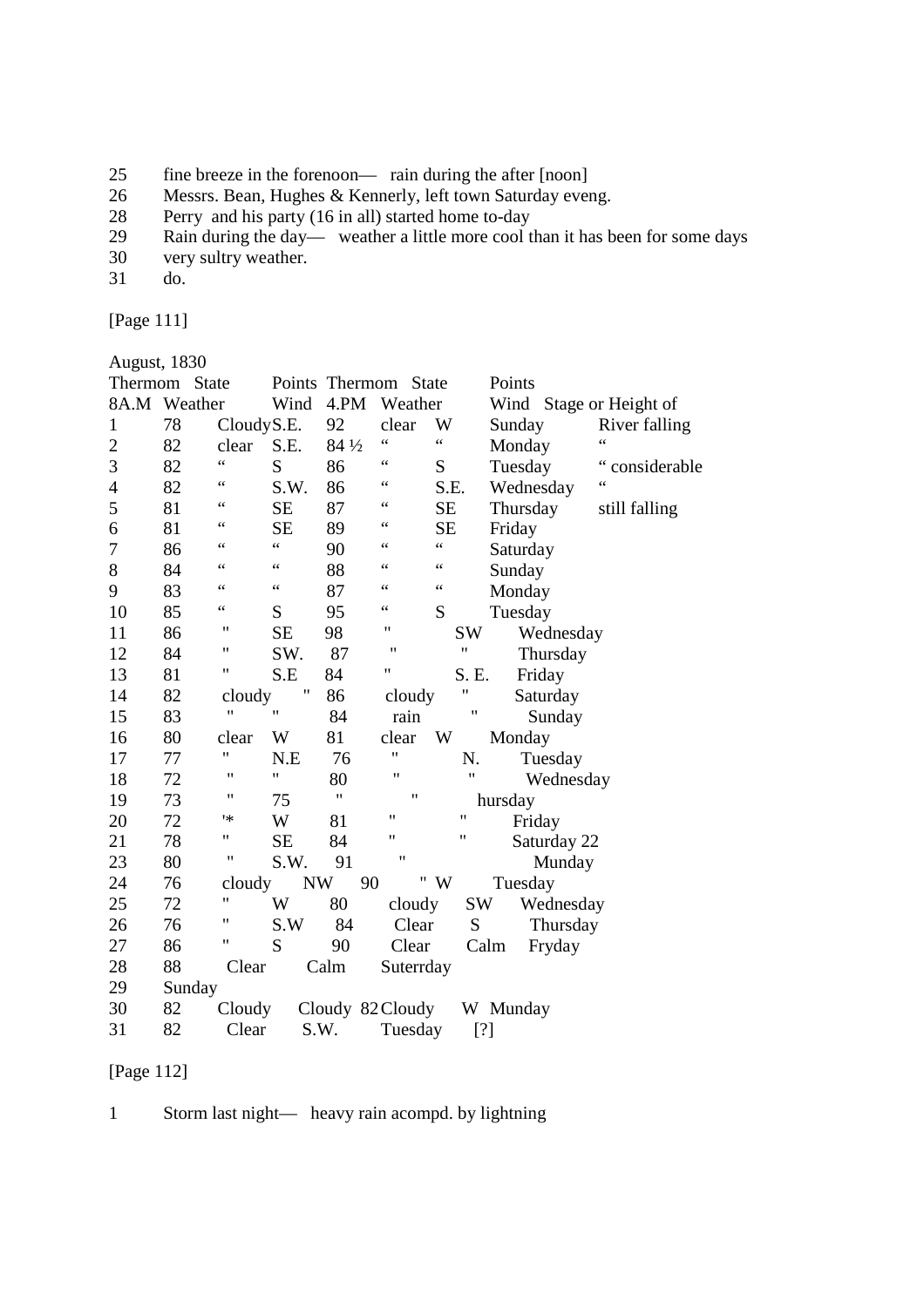25 fine breeze in the forenoon— rain during the after [noon]
26 Messrs. Bean, Hughes & Kennerly, left town Saturday eveng.
28 Perry and his party (16 in all) started home to-day
29 Rain during the day— weather a little more cool than it has been for some days
30 very sultry weather.
31 do.

[Page 111]

August, 1830

| | Thermom 8A.M | State Weather | Points Wind | Thermom 4.PM | State Weather | Points Wind | | Stage or Height of River |
|---|---|---|---|---|---|---|---|---|
| 1 | 78 | Cloudy | S.E. | 92 | clear | W | Sunday | River falling |
| 2 | 82 | clear | S.E. | 84 ½ | " | " | Monday | " |
| 3 | 82 | " | S | 86 | " | S | Tuesday | " considerable |
| 4 | 82 | " | S.W. | 86 | " | S.E. | Wednesday | " |
| 5 | 81 | " | SE | 87 | " | SE | Thursday | still falling |
| 6 | 81 | " | SE | 89 | " | SE | Friday | |
| 7 | 86 | " | " | 90 | " | " | Saturday | |
| 8 | 84 | " | " | 88 | " | " | Sunday | |
| 9 | 83 | " | " | 87 | " | " | Monday | |
| 10 | 85 | " | S | 95 | " | S | Tuesday | |
| 11 | 86 | " | SE | 98 | " | SW | Wednesday | |
| 12 | 84 | " | SW. | 87 | " | " | Thursday | |
| 13 | 81 | " | S.E | 84 | " | S. E. | Friday | |
| 14 | 82 | cloudy | " | 86 | cloudy | " | Saturday | |
| 15 | 83 | " | " | 84 | rain | " | Sunday | |
| 16 | 80 | clear | W | 81 | clear | W | Monday | |
| 17 | 77 | " | N.E | 76 | " | N. | Tuesday | |
| 18 | 72 | " | " | 80 | " | " | Wednesday | |
| 19 | 73 | " | 75 | " | " | | hursday | |
| 20 | 72 | '* | W | 81 | " | " | Friday | |
| 21 | 78 | " | SE | 84 | " | " | Saturday 22 | |
| 23 | 80 | " | S.W. | 91 | " | | Munday | |
| 24 | 76 | cloudy | NW | 90 | " | W | Tuesday | |
| 25 | 72 | " | W | 80 | cloudy | SW | Wednesday | |
| 26 | 76 | " | S.W | 84 | Clear | S | Thursday | |
| 27 | 86 | " | S | 90 | Clear | Calm | Fryday | |
| 28 | 88 | Clear | Calm | | Suterrday | | | |
| 29 | Sunday | | | | | | | |
| 30 | 82 | Cloudy | | Cloudy 82 | Cloudy | W | Munday | |
| 31 | 82 | Clear | S.W. | | Tuesday | [?] | | |

[Page 112]

1 Storm last night— heavy rain acompd. by lightning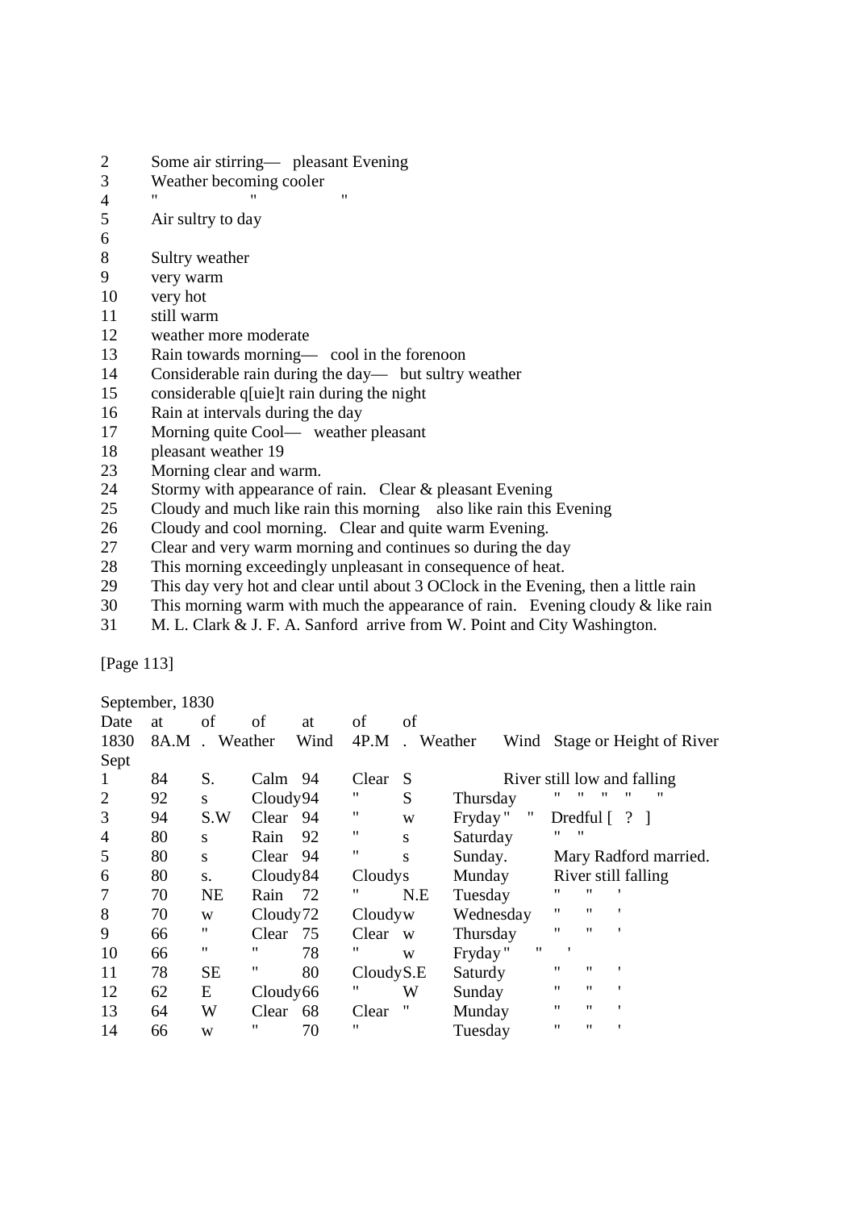2 Some air stirring— pleasant Evening
3 Weather becoming cooler
4 " " "
5 Air sultry to day
6
8 Sultry weather
9 very warm
10 very hot
11 still warm
12 weather more moderate
13 Rain towards morning— cool in the forenoon
14 Considerable rain during the day— but sultry weather
15 considerable q[uie]t rain during the night
16 Rain at intervals during the day
17 Morning quite Cool— weather pleasant
18 pleasant weather 19
23 Morning clear and warm.
24 Stormy with appearance of rain. Clear & pleasant Evening
25 Cloudy and much like rain this morning also like rain this Evening
26 Cloudy and cool morning. Clear and quite warm Evening.
27 Clear and very warm morning and continues so during the day
28 This morning exceedingly unpleasant in consequence of heat.
29 This day very hot and clear until about 3 OClock in the Evening, then a little rain
30 This morning warm with much the appearance of rain. Evening cloudy & like rain
31 M. L. Clark & J. F. A. Sanford arrive from W. Point and City Washington.

[Page 113]

September, 1830

| Date 1830 Sept | at 8A.M | of . Weather | of Wind | at 4P.M | of . Weather | of Wind | | Stage or Height of River |
|---|---|---|---|---|---|---|---|---|
| 1 | 84 | S. | Calm | 94 | Clear | S | | River still low and falling |
| 2 | 92 | s | Cloudy | 94 | " | S | Thursday | " " " " " |
| 3 | 94 | S.W | Clear | 94 | " | w | Fryday " | " Dredful [ ? ] |
| 4 | 80 | s | Rain | 92 | " | s | Saturday | " " |
| 5 | 80 | s | Clear | 94 | " | s | Sunday. | Mary Radford married. |
| 6 | 80 | s. | Cloudy | 84 | Cloudy | s | Munday | River still falling |
| 7 | 70 | NE | Rain | 72 | " | N.E | Tuesday | " " ' |
| 8 | 70 | w | Cloudy | 72 | Cloudy | w | Wednesday | " " ' |
| 9 | 66 | " | Clear | 75 | Clear | w | Thursday | " " ' |
| 10 | 66 | " | " | 78 | " | w | Fryday " | " ' |
| 11 | 78 | SE | " | 80 | Cloudy | S.E | Saturdy | " " ' |
| 12 | 62 | E | Cloudy | 66 | " | W | Sunday | " " ' |
| 13 | 64 | W | Clear | 68 | Clear | " | Munday | " " ' |
| 14 | 66 | w | " | 70 | " | | Tuesday | " " ' |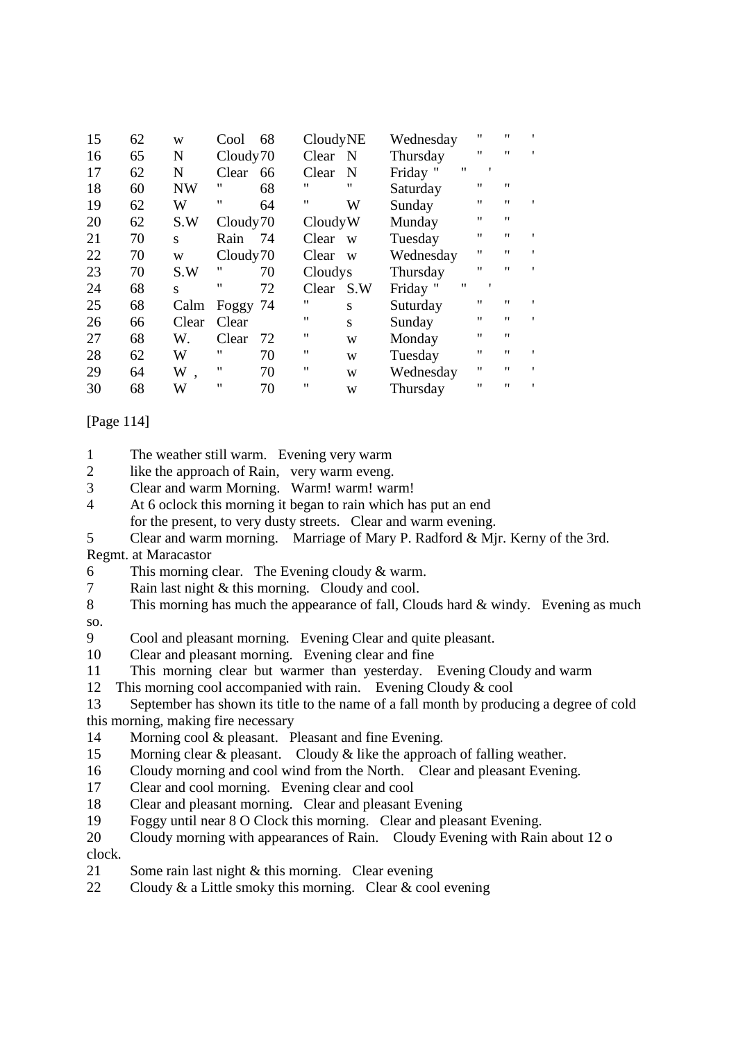| | | | | | | | | | | |
|---|---|---|---|---|---|---|---|---|---|---|
| 15 | 62 | w | Cool | 68 | Cloudy | NE | Wednesday | " | " | ' |
| 16 | 65 | N | Cloudy | 70 | Clear | N | Thursday | " | " | ' |
| 17 | 62 | N | Clear | 66 | Clear | N | Friday " | " | ' | |
| 18 | 60 | NW | " | 68 | " | " | Saturday | " | " | |
| 19 | 62 | W | " | 64 | " | W | Sunday | " | " | ' |
| 20 | 62 | S.W | Cloudy | 70 | Cloudy | W | Munday | " | " | |
| 21 | 70 | s | Rain | 74 | Clear | w | Tuesday | " | " | ' |
| 22 | 70 | w | Cloudy | 70 | Clear | w | Wednesday | " | " | ' |
| 23 | 70 | S.W | " | 70 | Cloudy | s | Thursday | " | " | ' |
| 24 | 68 | s | " | 72 | Clear | S.W | Friday " | " | ' | |
| 25 | 68 | Calm | Foggy | 74 | " | s | Suturday | " | " | ' |
| 26 | 66 | Clear | Clear | | " | s | Sunday | " | " | ' |
| 27 | 68 | W. | Clear | 72 | " | w | Monday | " | " | |
| 28 | 62 | W | " | 70 | " | w | Tuesday | " | " | ' |
| 29 | 64 | W , | " | 70 | " | w | Wednesday | " | " | ' |
| 30 | 68 | W | " | 70 | " | w | Thursday | " | " | ' |

[Page 114]

1 The weather still warm. Evening very warm
2 like the approach of Rain, very warm eveng.
3 Clear and warm Morning. Warm! warm! warm!
4 At 6 oclock this morning it began to rain which has put an end for the present, to very dusty streets. Clear and warm evening.
5 Clear and warm morning. Marriage of Mary P. Radford & Mjr. Kerny of the 3rd. Regmt. at Maracastor
6 This morning clear. The Evening cloudy & warm.
7 Rain last night & this morning. Cloudy and cool.
8 This morning has much the appearance of fall, Clouds hard & windy. Evening as much so.
9 Cool and pleasant morning. Evening Clear and quite pleasant.
10 Clear and pleasant morning. Evening clear and fine
11 This morning clear but warmer than yesterday. Evening Cloudy and warm
12 This morning cool accompanied with rain. Evening Cloudy & cool
13 September has shown its title to the name of a fall month by producing a degree of cold this morning, making fire necessary
14 Morning cool & pleasant. Pleasant and fine Evening.
15 Morning clear & pleasant. Cloudy & like the approach of falling weather.
16 Cloudy morning and cool wind from the North. Clear and pleasant Evening.
17 Clear and cool morning. Evening clear and cool
18 Clear and pleasant morning. Clear and pleasant Evening
19 Foggy until near 8 O Clock this morning. Clear and pleasant Evening.
20 Cloudy morning with appearances of Rain. Cloudy Evening with Rain about 12 o clock.
21 Some rain last night & this morning. Clear evening
22 Cloudy & a Little smoky this morning. Clear & cool evening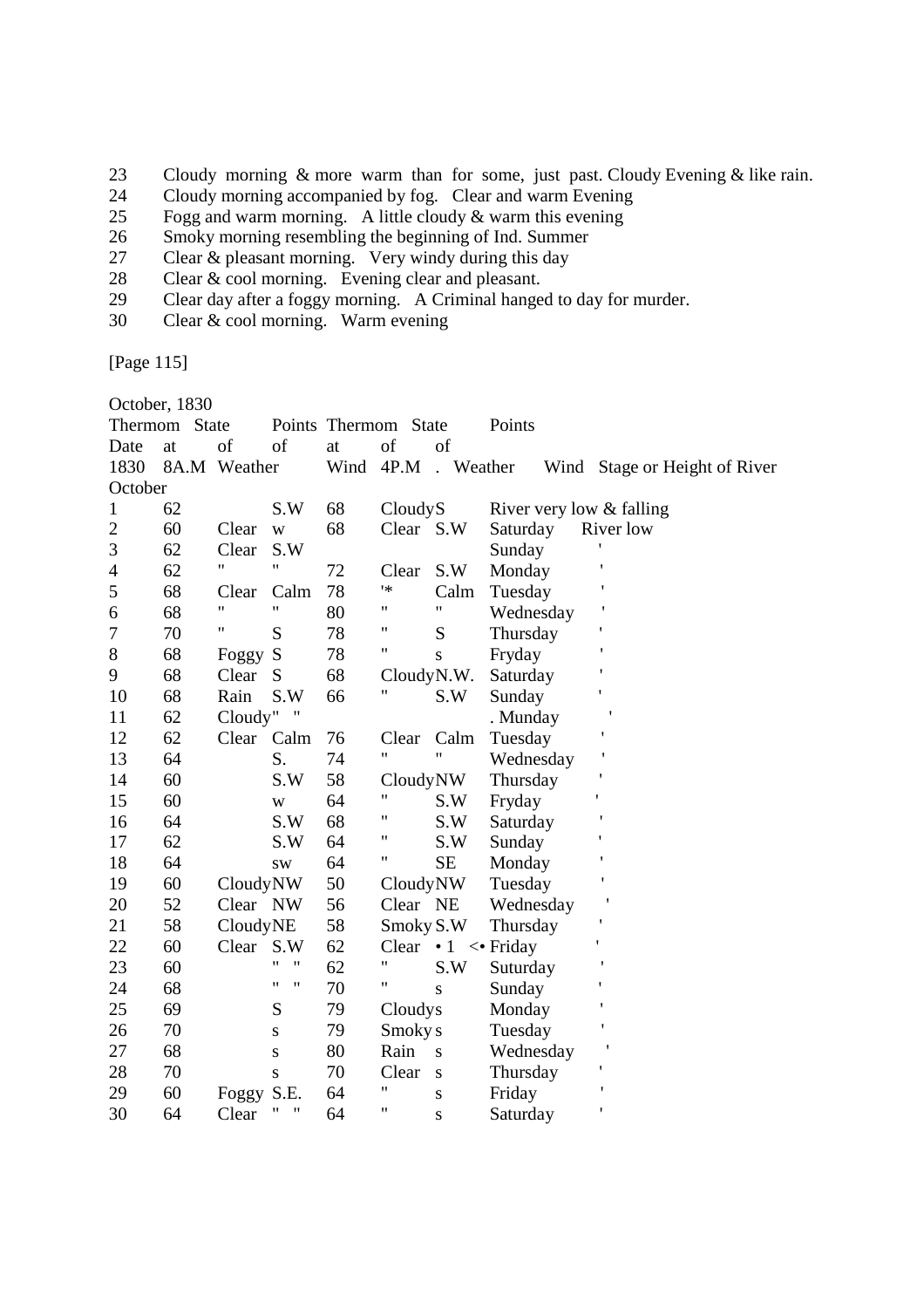23 Cloudy morning & more warm than for some, just past. Cloudy Evening & like rain.
24 Cloudy morning accompanied by fog. Clear and warm Evening
25 Fogg and warm morning. A little cloudy & warm this evening
26 Smoky morning resembling the beginning of Ind. Summer
27 Clear & pleasant morning. Very windy during this day
28 Clear & cool morning. Evening clear and pleasant.
29 Clear day after a foggy morning. A Criminal hanged to day for murder.
30 Clear & cool morning. Warm evening

[Page 115]

October, 1830

| Date 1830 October | Thermom at 8A.M | State of Weather | Points of Wind | Thermom at 4P.M | State of Weather | Points of Wind | Stage or Height of River |
|---|---|---|---|---|---|---|---|
| 1 | 62 | | S.W | 68 | Cloudy | S | River very low & falling |
| 2 | 60 | Clear | w | 68 | Clear | S.W | Saturday River low |
| 3 | 62 | Clear | S.W | | | | Sunday ' |
| 4 | 62 | " | " | 72 | Clear | S.W | Monday ' |
| 5 | 68 | Clear | Calm | 78 | '* | Calm | Tuesday ' |
| 6 | 68 | " | " | 80 | " | " | Wednesday ' |
| 7 | 70 | " | S | 78 | " | S | Thursday ' |
| 8 | 68 | Foggy | S | 78 | " | s | Fryday ' |
| 9 | 68 | Clear | S | 68 | Cloudy | N.W. | Saturday ' |
| 10 | 68 | Rain | S.W | 66 | " | S.W | Sunday ' |
| 11 | 62 | Cloudy" | " | | | | . Munday ' |
| 12 | 62 | Clear | Calm | 76 | Clear | Calm | Tuesday ' |
| 13 | 64 | | S. | 74 | " | " | Wednesday ' |
| 14 | 60 | | S.W | 58 | Cloudy | NW | Thursday ' |
| 15 | 60 | | w | 64 | " | S.W | Fryday ' |
| 16 | 64 | | S.W | 68 | " | S.W | Saturday ' |
| 17 | 62 | | S.W | 64 | " | S.W | Sunday ' |
| 18 | 64 | | sw | 64 | " | SE | Monday ' |
| 19 | 60 | Cloudy | NW | 50 | Cloudy | NW | Tuesday ' |
| 20 | 52 | Clear | NW | 56 | Clear | NE | Wednesday ' |
| 21 | 58 | Cloudy | NE | 58 | Smoky | S.W | Thursday ' |
| 22 | 60 | Clear | S.W | 62 | Clear | • 1 <• | Friday ' |
| 23 | 60 | | " " | 62 | " | S.W | Suturday ' |
| 24 | 68 | | " " | 70 | " | s | Sunday ' |
| 25 | 69 | | S | 79 | Cloudy | s | Monday ' |
| 26 | 70 | | s | 79 | Smoky | s | Tuesday ' |
| 27 | 68 | | s | 80 | Rain | s | Wednesday ' |
| 28 | 70 | | s | 70 | Clear | s | Thursday ' |
| 29 | 60 | Foggy | S.E. | 64 | " | s | Friday ' |
| 30 | 64 | Clear | " " | 64 | " | s | Saturday ' |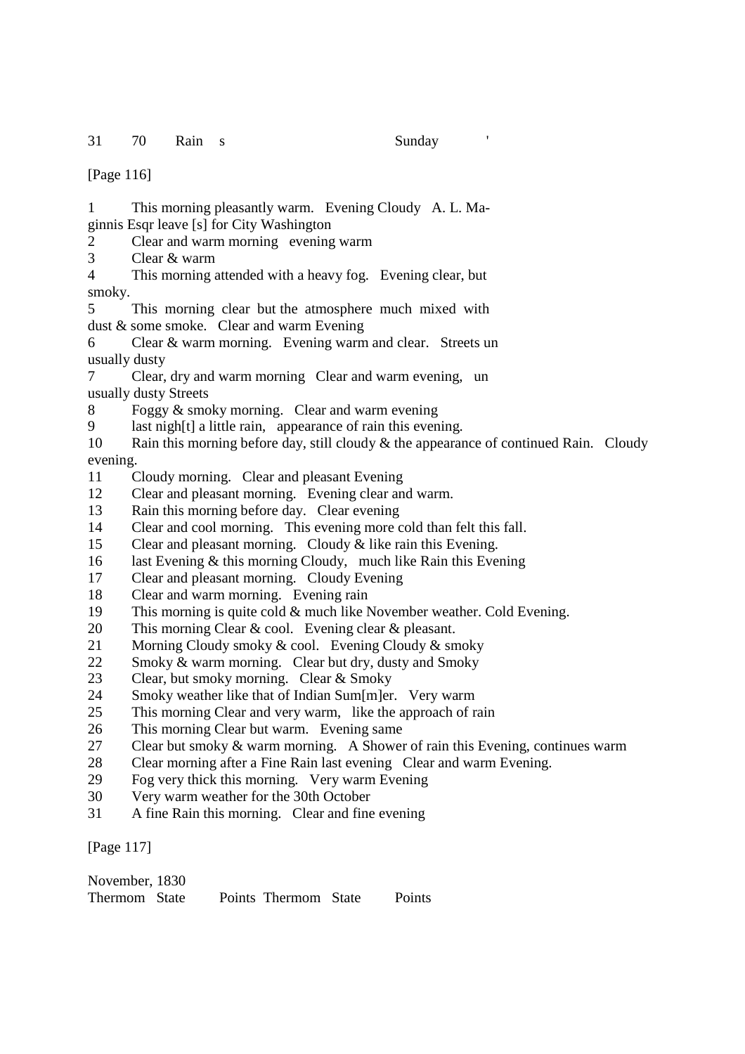31 70 Rain s Sunday '

[Page 116]

1 This morning pleasantly warm. Evening Cloudy A. L. Maginnis Esqr leave [s] for City Washington
2 Clear and warm morning evening warm
3 Clear & warm
4 This morning attended with a heavy fog. Evening clear, but smoky.
5 This morning clear but the atmosphere much mixed with dust & some smoke. Clear and warm Evening
6 Clear & warm morning. Evening warm and clear. Streets unusually dusty
7 Clear, dry and warm morning Clear and warm evening, unusually dusty Streets
8 Foggy & smoky morning. Clear and warm evening
9 last nigh[t] a little rain, appearance of rain this evening.
10 Rain this morning before day, still cloudy & the appearance of continued Rain. Cloudy evening.
11 Cloudy morning. Clear and pleasant Evening
12 Clear and pleasant morning. Evening clear and warm.
13 Rain this morning before day. Clear evening
14 Clear and cool morning. This evening more cold than felt this fall.
15 Clear and pleasant morning. Cloudy & like rain this Evening.
16 last Evening & this morning Cloudy, much like Rain this Evening
17 Clear and pleasant morning. Cloudy Evening
18 Clear and warm morning. Evening rain
19 This morning is quite cold & much like November weather. Cold Evening.
20 This morning Clear & cool. Evening clear & pleasant.
21 Morning Cloudy smoky & cool. Evening Cloudy & smoky
22 Smoky & warm morning. Clear but dry, dusty and Smoky
23 Clear, but smoky morning. Clear & Smoky
24 Smoky weather like that of Indian Sum[m]er. Very warm
25 This morning Clear and very warm, like the approach of rain
26 This morning Clear but warm. Evening same
27 Clear but smoky & warm morning. A Shower of rain this Evening, continues warm
28 Clear morning after a Fine Rain last evening Clear and warm Evening.
29 Fog very thick this morning. Very warm Evening
30 Very warm weather for the 30th October
31 A fine Rain this morning. Clear and fine evening

[Page 117]

November, 1830

| Thermom | State | Points | Thermom | State | Points |
|---|---|---|---|---|---|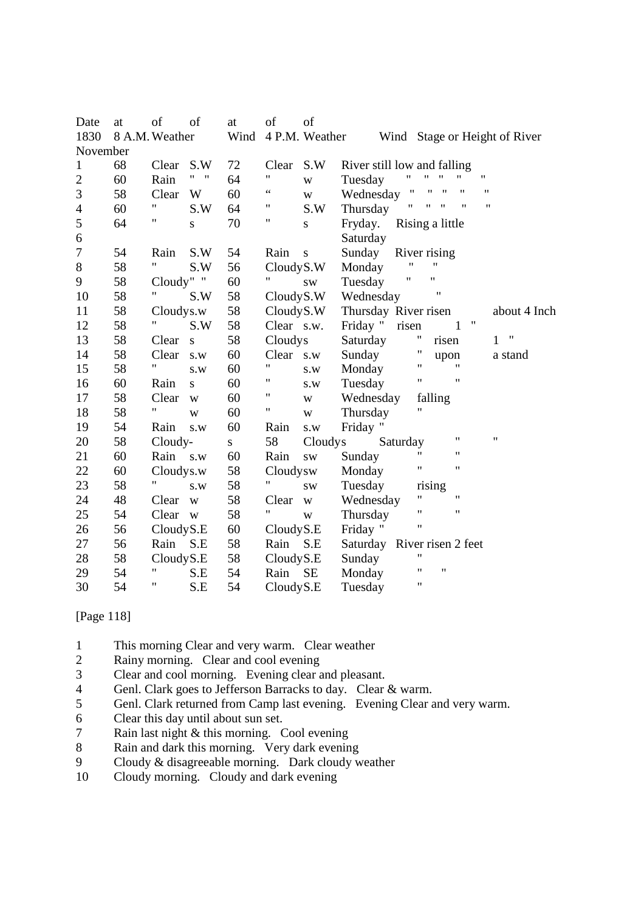| Date | at | of | of | at | of | of | |
|---|---|---|---|---|---|---|---|
| 1830 | 8 A.M. | Weather | Wind | 4 P.M. | Weather | Wind | Stage or Height of River |
| November | | | | | | | |
| 1 | 68 | Clear | S.W | 72 | Clear | S.W | River still low and falling |
| 2 | 60 | Rain | " " | 64 | " | w | Tuesday " " " " " |
| 3 | 58 | Clear | W | 60 | " | w | Wednesday " " " " " |
| 4 | 60 | " | S.W | 64 | " | S.W | Thursday " " " " " |
| 5 | 64 | " | s | 70 | " | s | Fryday. Rising a little |
| 6 | | | | | | | Saturday |
| 7 | 54 | Rain | S.W | 54 | Rain | s | Sunday River rising |
| 8 | 58 | " | S.W | 56 | Cloudy | S.W | Monday " " |
| 9 | 58 | Cloudy | " " | 60 | " | sw | Tuesday " " |
| 10 | 58 | " | S.W | 58 | Cloudy | S.W | Wednesday " |
| 11 | 58 | Cloudy | s.w | 58 | Cloudy | S.W | Thursday River risen about 4 Inch |
| 12 | 58 | " | S.W | 58 | Clear | s.w. | Friday " risen 1 " |
| 13 | 58 | Clear | s | 58 | Cloudy | s | Saturday " risen 1 " |
| 14 | 58 | Clear | s.w | 60 | Clear | s.w | Sunday " upon a stand |
| 15 | 58 | " | s.w | 60 | " | s.w | Monday " " |
| 16 | 60 | Rain | s | 60 | " | s.w | Tuesday " " |
| 17 | 58 | Clear | w | 60 | " | w | Wednesday falling |
| 18 | 58 | " | w | 60 | " | w | Thursday " |
| 19 | 54 | Rain | s.w | 60 | Rain | s.w | Friday " |
| 20 | 58 | Cloudy- | s | 58 | Cloudy | s | Saturday " " |
| 21 | 60 | Rain | s.w | 60 | Rain | sw | Sunday " " |
| 22 | 60 | Cloudy | s.w | 58 | Cloudy | sw | Monday " " |
| 23 | 58 | " | s.w | 58 | " | sw | Tuesday rising |
| 24 | 48 | Clear | w | 58 | Clear | w | Wednesday " " |
| 25 | 54 | Clear | w | 58 | " | w | Thursday " " |
| 26 | 56 | Cloudy | S.E | 60 | Cloudy | S.E | Friday " " |
| 27 | 56 | Rain | S.E | 58 | Rain | S.E | Saturday River risen 2 feet |
| 28 | 58 | Cloudy | S.E | 58 | Cloudy | S.E | Sunday " |
| 29 | 54 | " | S.E | 54 | Rain | SE | Monday " " |
| 30 | 54 | " | S.E | 54 | Cloudy | S.E | Tuesday " |

[Page 118]

1 This morning Clear and very warm. Clear weather
2 Rainy morning. Clear and cool evening
3 Clear and cool morning. Evening clear and pleasant.
4 Genl. Clark goes to Jefferson Barracks to day. Clear & warm.
5 Genl. Clark returned from Camp last evening. Evening Clear and very warm.
6 Clear this day until about sun set.
7 Rain last night & this morning. Cool evening
8 Rain and dark this morning. Very dark evening
9 Cloudy & disagreeable morning. Dark cloudy weather
10 Cloudy morning. Cloudy and dark evening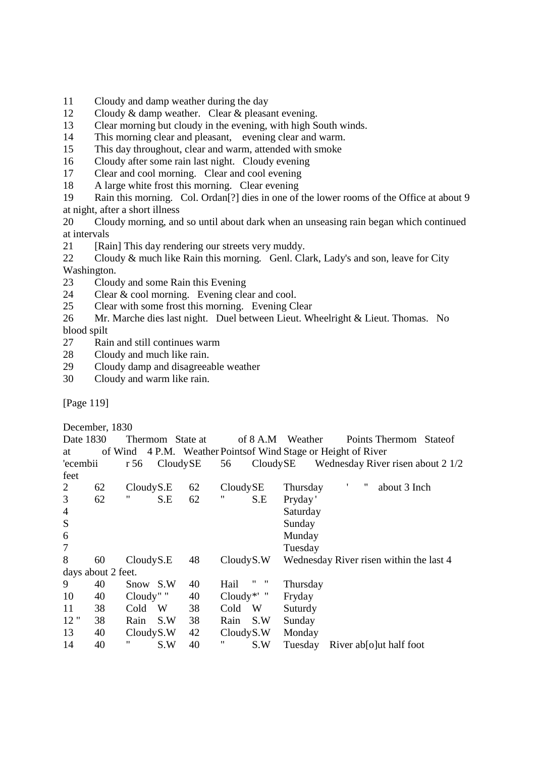11 Cloudy and damp weather during the day
12 Cloudy & damp weather. Clear & pleasant evening.
13 Clear morning but cloudy in the evening, with high South winds.
14 This morning clear and pleasant, evening clear and warm.
15 This day throughout, clear and warm, attended with smoke
16 Cloudy after some rain last night. Cloudy evening
17 Clear and cool morning. Clear and cool evening
18 A large white frost this morning. Clear evening
19 Rain this morning. Col. Ordan[?] dies in one of the lower rooms of the Office at about 9 at night, after a short illness
20 Cloudy morning, and so until about dark when an unseasing rain began which continued at intervals
21 [Rain] This day rendering our streets very muddy.
22 Cloudy & much like Rain this morning. Genl. Clark, Lady's and son, leave for City Washington.
23 Cloudy and some Rain this Evening
24 Clear & cool morning. Evening clear and cool.
25 Clear with some frost this morning. Evening Clear
26 Mr. Marche dies last night. Duel between Lieut. Wheelright & Lieut. Thomas. No blood spilt
27 Rain and still continues warm
28 Cloudy and much like rain.
29 Cloudy damp and disagreeable weather
30 Cloudy and warm like rain.

[Page 119]

December, 1830

| Date 1830 | Thermom at of 8 A.M | State at Weather | Points of Wind | Thermom at 4 P.M. | State of Weather | Points of Wind | | Stage or Height of River |
|---|---|---|---|---|---|---|---|---|
| 'ecembii | r 56 | Cloudy | SE | 56 | Cloudy | SE | Wednesday | River risen about 2 1/2 feet |
| 2 | 62 | Cloudy | S.E | 62 | Cloudy | SE | Thursday | ' " about 3 Inch |
| 3 | 62 | " | S.E | 62 | " | S.E | Pryday' | |
| 4 | | | | | | | Saturday | |
| S | | | | | | | Sunday | |
| 6 | | | | | | | Munday | |
| 7 | | | | | | | Tuesday | |
| 8 | 60 | Cloudy | S.E | 48 | Cloudy | S.W | Wednesday | River risen within the last 4 days about 2 feet. |
| 9 | 40 | Snow | S.W | 40 | Hail | " " | Thursday | |
| 10 | 40 | Cloudy" | " | 40 | Cloudy*' | " | Fryday | |
| 11 | 38 | Cold | W | 38 | Cold | W | Suturdy | |
| 12 " | 38 | Rain | S.W | 38 | Rain | S.W | Sunday | |
| 13 | 40 | Cloudy | S.W | 42 | Cloudy | S.W | Monday | |
| 14 | 40 | " | S.W | 40 | " | S.W | Tuesday | River ab[o]ut half foot |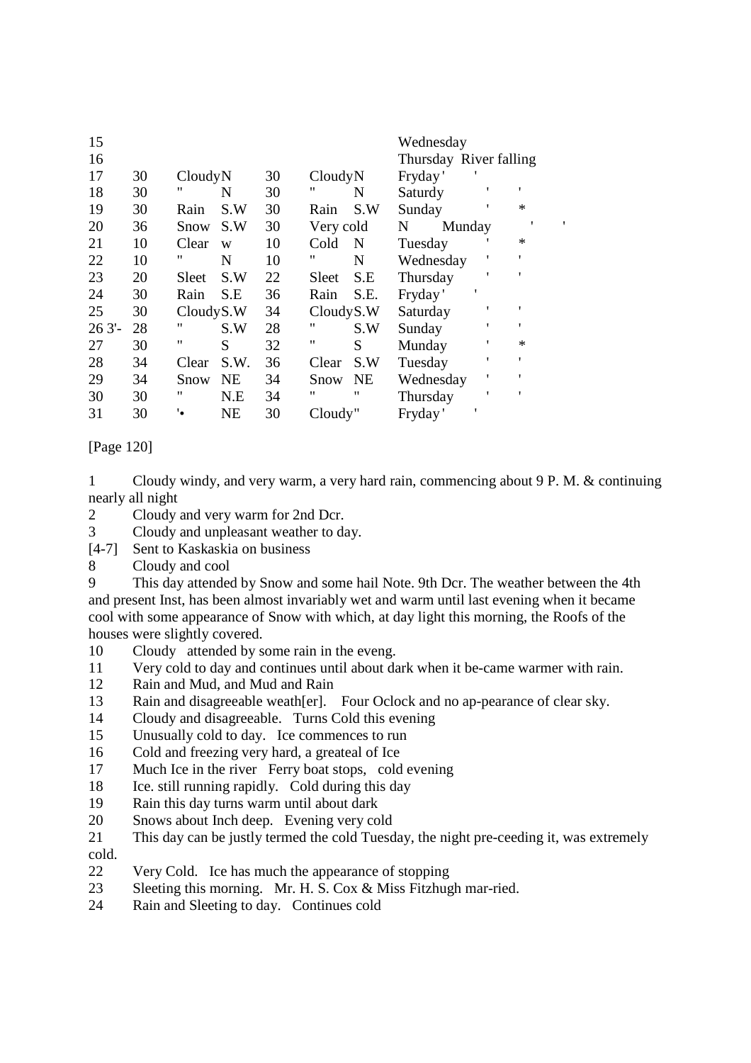| | | | | | | | | | |
|---|---|---|---|---|---|---|---|---|---|
| 15 | | | | | | | Wednesday | | |
| 16 | | | | | | | Thursday River falling | | |
| 17 | 30 | Cloudy | N | 30 | Cloudy | N | Fryday ' | ' | |
| 18 | 30 | " | N | 30 | " | N | Saturdy | ' | ' |
| 19 | 30 | Rain | S.W | 30 | Rain | S.W | Sunday | ' | * |
| 20 | 36 | Snow | S.W | 30 | Very cold | N | Munday | ' | ' |
| 21 | 10 | Clear | w | 10 | Cold | N | Tuesday | ' | * |
| 22 | 10 | " | N | 10 | " | N | Wednesday | ' | ' |
| 23 | 20 | Sleet | S.W | 22 | Sleet | S.E | Thursday | ' | ' |
| 24 | 30 | Rain | S.E | 36 | Rain | S.E. | Fryday ' | ' | |
| 25 | 30 | Cloudy | S.W | 34 | Cloudy | S.W | Saturday | ' | ' |
| 26 3'- | 28 | " | S.W | 28 | " | S.W | Sunday | ' | ' |
| 27 | 30 | " | S | 32 | " | S | Munday | ' | * |
| 28 | 34 | Clear | S.W. | 36 | Clear | S.W | Tuesday | ' | ' |
| 29 | 34 | Snow | NE | 34 | Snow | NE | Wednesday | ' | ' |
| 30 | 30 | " | N.E | 34 | " | " | Thursday | ' | ' |
| 31 | 30 | '• | NE | 30 | Cloudy | " | Fryday ' | ' | |

[Page 120]

1 Cloudy windy, and very warm, a very hard rain, commencing about 9 P. M. & continuing nearly all night
2 Cloudy and very warm for 2nd Dcr.
3 Cloudy and unpleasant weather to day.
[4-7] Sent to Kaskaskia on business
8 Cloudy and cool
9 This day attended by Snow and some hail Note. 9th Dcr. The weather between the 4th and present Inst, has been almost invariably wet and warm until last evening when it became cool with some appearance of Snow with which, at day light this morning, the Roofs of the houses were slightly covered.
10 Cloudy attended by some rain in the eveng.
11 Very cold to day and continues until about dark when it be-came warmer with rain.
12 Rain and Mud, and Mud and Rain
13 Rain and disagreeable weath[er]. Four Oclock and no ap-pearance of clear sky.
14 Cloudy and disagreeable. Turns Cold this evening
15 Unusually cold to day. Ice commences to run
16 Cold and freezing very hard, a greateal of Ice
17 Much Ice in the river Ferry boat stops, cold evening
18 Ice. still running rapidly. Cold during this day
19 Rain this day turns warm until about dark
20 Snows about Inch deep. Evening very cold
21 This day can be justly termed the cold Tuesday, the night pre-ceeding it, was extremely cold.
22 Very Cold. Ice has much the appearance of stopping
23 Sleeting this morning. Mr. H. S. Cox & Miss Fitzhugh mar-ried.
24 Rain and Sleeting to day. Continues cold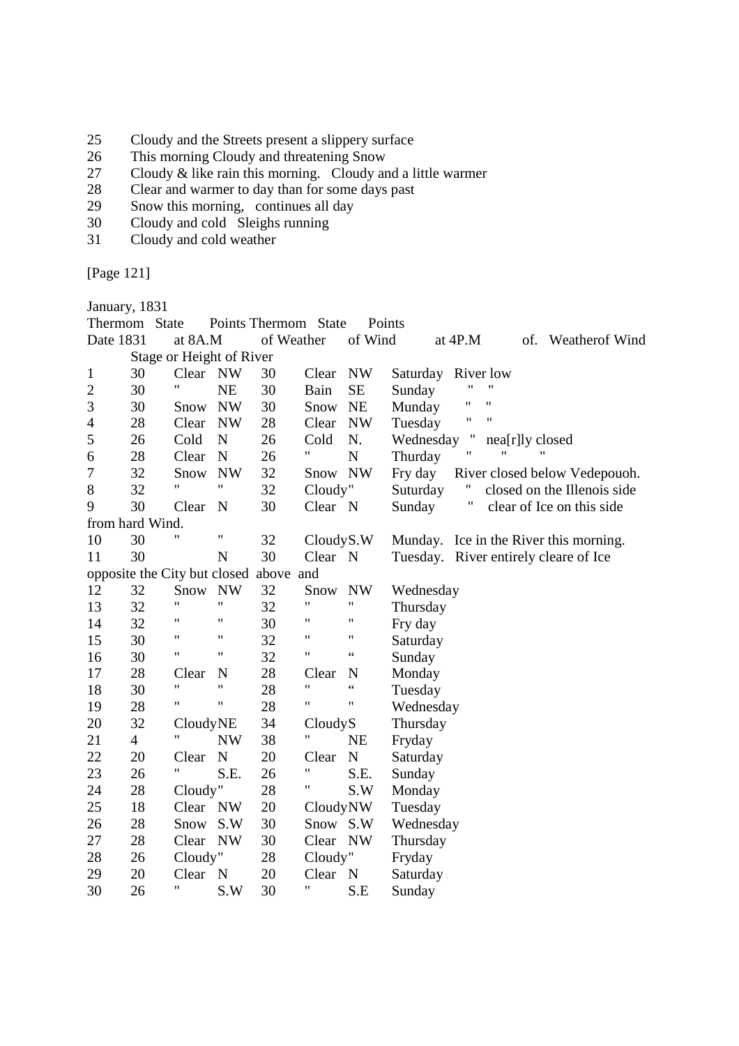25 Cloudy and the Streets present a slippery surface
26 This morning Cloudy and threatening Snow
27 Cloudy & like rain this morning. Cloudy and a little warmer
28 Clear and warmer to day than for some days past
29 Snow this morning, continues all day
30 Cloudy and cold Sleighs running
31 Cloudy and cold weather

[Page 121]

January, 1831

| Date 1831 | Thermom at 8A.M | State of Weather | Points of Wind | Thermom at 4P.M | State of. Weather | Points of Wind | | Stage or Height of River |
|---|---|---|---|---|---|---|---|---|
| 1 | 30 | Clear | NW | 30 | Clear | NW | Saturday | River low |
| 2 | 30 | " | NE | 30 | Bain | SE | Sunday | " " |
| 3 | 30 | Snow | NW | 30 | Snow | NE | Munday | " " |
| 4 | 28 | Clear | NW | 28 | Clear | NW | Tuesday | " " |
| 5 | 26 | Cold | N | 26 | Cold | N. | Wednesday | " nea[r]ly closed |
| 6 | 28 | Clear | N | 26 | " | N | Thurday | " " " |
| 7 | 32 | Snow | NW | 32 | Snow | NW | Fry day | River closed below Vedepouoh. |
| 8 | 32 | " | " | 32 | Cloudy | " | Suturday | " closed on the Illenois side |
| 9 | 30 | Clear | N | 30 | Clear | N | Sunday | " clear of Ice on this side from hard Wind. |
| 10 | 30 | " | " | 32 | Cloudy | S.W | Munday. | Ice in the River this morning. |
| 11 | 30 | | N | 30 | Clear | N | Tuesday. | River entirely cleare of Ice opposite the City but closed above and |
| 12 | 32 | Snow | NW | 32 | Snow | NW | Wednesday | |
| 13 | 32 | " | " | 32 | " | " | Thursday | |
| 14 | 32 | " | " | 30 | " | " | Fry day | |
| 15 | 30 | " | " | 32 | " | " | Saturday | |
| 16 | 30 | " | " | 32 | " | " | Sunday | |
| 17 | 28 | Clear | N | 28 | Clear | N | Monday | |
| 18 | 30 | " | " | 28 | " | " | Tuesday | |
| 19 | 28 | " | " | 28 | " | " | Wednesday | |
| 20 | 32 | Cloudy | NE | 34 | Cloudy | S | Thursday | |
| 21 | 4 | " | NW | 38 | " | NE | Fryday | |
| 22 | 20 | Clear | N | 20 | Clear | N | Saturday | |
| 23 | 26 | " | S.E. | 26 | " | S.E. | Sunday | |
| 24 | 28 | Cloudy | " | 28 | " | S.W | Monday | |
| 25 | 18 | Clear | NW | 20 | Cloudy | NW | Tuesday | |
| 26 | 28 | Snow | S.W | 30 | Snow | S.W | Wednesday | |
| 27 | 28 | Clear | NW | 30 | Clear | NW | Thursday | |
| 28 | 26 | Cloudy | " | 28 | Cloudy | " | Fryday | |
| 29 | 20 | Clear | N | 20 | Clear | N | Saturday | |
| 30 | 26 | " | S.W | 30 | " | S.E | Sunday | |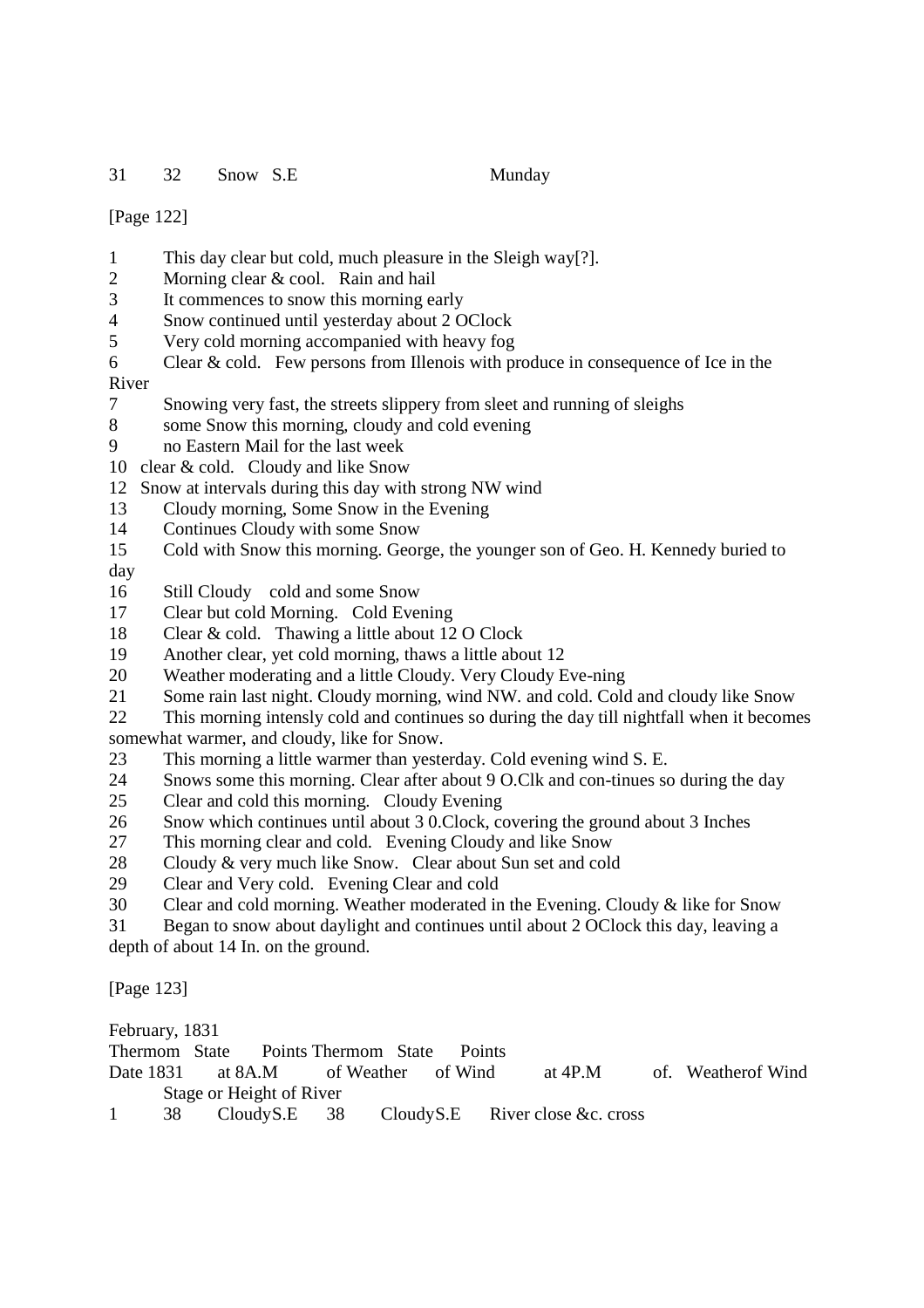31 32 Snow S.E Munday

[Page 122]

1 This day clear but cold, much pleasure in the Sleigh way[?].
2 Morning clear & cool. Rain and hail
3 It commences to snow this morning early
4 Snow continued until yesterday about 2 OClock
5 Very cold morning accompanied with heavy fog
6 Clear & cold. Few persons from Illenois with produce in consequence of Ice in the River
7 Snowing very fast, the streets slippery from sleet and running of sleighs
8 some Snow this morning, cloudy and cold evening
9 no Eastern Mail for the last week
10 clear & cold. Cloudy and like Snow
12 Snow at intervals during this day with strong NW wind
13 Cloudy morning, Some Snow in the Evening
14 Continues Cloudy with some Snow
15 Cold with Snow this morning. George, the younger son of Geo. H. Kennedy buried to day
16 Still Cloudy cold and some Snow
17 Clear but cold Morning. Cold Evening
18 Clear & cold. Thawing a little about 12 O Clock
19 Another clear, yet cold morning, thaws a little about 12
20 Weather moderating and a little Cloudy. Very Cloudy Eve-ning
21 Some rain last night. Cloudy morning, wind NW. and cold. Cold and cloudy like Snow
22 This morning intensly cold and continues so during the day till nightfall when it becomes somewhat warmer, and cloudy, like for Snow.
23 This morning a little warmer than yesterday. Cold evening wind S. E.
24 Snows some this morning. Clear after about 9 O.Clk and con-tinues so during the day
25 Clear and cold this morning. Cloudy Evening
26 Snow which continues until about 3 0.Clock, covering the ground about 3 Inches
27 This morning clear and cold. Evening Cloudy and like Snow
28 Cloudy & very much like Snow. Clear about Sun set and cold
29 Clear and Very cold. Evening Clear and cold
30 Clear and cold morning. Weather moderated in the Evening. Cloudy & like for Snow
31 Began to snow about daylight and continues until about 2 OClock this day, leaving a depth of about 14 In. on the ground.

[Page 123]

February, 1831

| Date 1831 | Thermom at 8A.M | State of Weather | Points of Wind | Thermom at 4P.M | State of. Weather | Points of Wind | Stage or Height of River |
|---|---|---|---|---|---|---|---|
| 1 | 38 | Cloudy | S.E | 38 | Cloudy | S.E | River close &c. cross |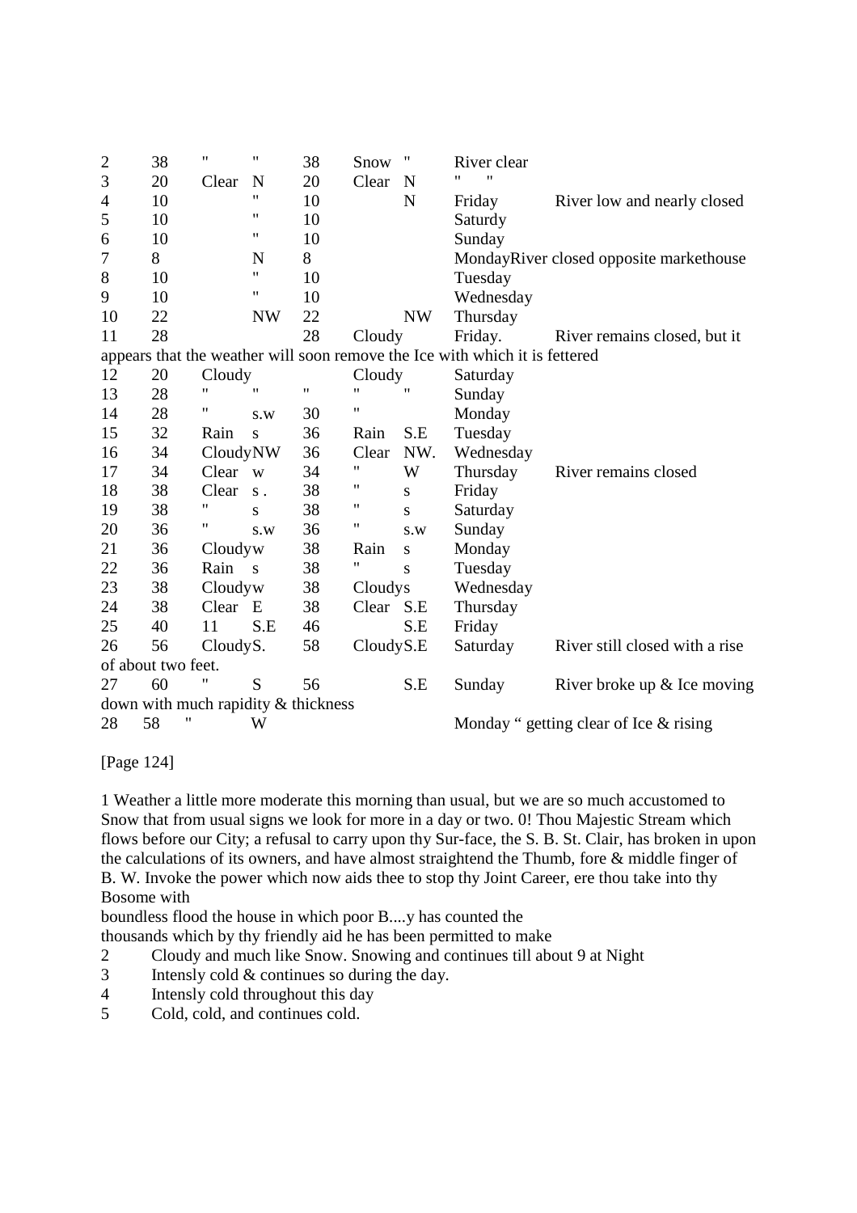| | | | | | | | | |
|---|---|---|---|---|---|---|---|---|
| 2 | 38 | " | " | 38 | Snow | " | River clear | |
| 3 | 20 | Clear | N | 20 | Clear | N | " " | |
| 4 | 10 | | " | 10 | | N | Friday | River low and nearly closed |
| 5 | 10 | | " | 10 | | | Saturdy | |
| 6 | 10 | | " | 10 | | | Sunday | |
| 7 | 8 | | N | 8 | | | MondayRiver closed opposite markethouse | |
| 8 | 10 | | " | 10 | | | Tuesday | |
| 9 | 10 | | " | 10 | | | Wednesday | |
| 10 | 22 | | NW | 22 | | NW | Thursday | |
| 11 | 28 | | | 28 | Cloudy | | Friday. | River remains closed, but it |

appears that the weather will soon remove the Ice with which it is fettered

| | | | | | | | | |
|---|---|---|---|---|---|---|---|---|
| 12 | 20 | Cloudy | | | Cloudy | | Saturday | |
| 13 | 28 | " | " | " | " | " | Sunday | |
| 14 | 28 | " | s.w | 30 | " | | Monday | |
| 15 | 32 | Rain | s | 36 | Rain | S.E | Tuesday | |
| 16 | 34 | Cloudy | NW | 36 | Clear | NW. | Wednesday | |
| 17 | 34 | Clear | w | 34 | " | W | Thursday | River remains closed |
| 18 | 38 | Clear | s . | 38 | " | s | Friday | |
| 19 | 38 | " | s | 38 | " | s | Saturday | |
| 20 | 36 | " | s.w | 36 | " | s.w | Sunday | |
| 21 | 36 | Cloudy | w | 38 | Rain | s | Monday | |
| 22 | 36 | Rain | s | 38 | " | s | Tuesday | |
| 23 | 38 | Cloudy | w | 38 | Cloudy | s | Wednesday | |
| 24 | 38 | Clear | E | 38 | Clear | S.E | Thursday | |
| 25 | 40 | 11 | S.E | 46 | | S.E | Friday | |
| 26 | 56 | Cloudy | S. | 58 | Cloudy | S.E | Saturday | River still closed with a rise |

of about two feet.

| | | | | | | | | |
|---|---|---|---|---|---|---|---|---|
| 27 | 60 | " | S | 56 | | S.E | Sunday | River broke up & Ice moving |

down with much rapidity & thickness

| | | | | | | | | |
|---|---|---|---|---|---|---|---|---|
| 28 | 58 | " | W | | | | Monday " getting clear of Ice & rising | |

[Page 124]

1 Weather a little more moderate this morning than usual, but we are so much accustomed to Snow that from usual signs we look for more in a day or two. 0! Thou Majestic Stream which flows before our City; a refusal to carry upon thy Sur-face, the S. B. St. Clair, has broken in upon the calculations of its owners, and have almost straightend the Thumb, fore & middle finger of B. W. Invoke the power which now aids thee to stop thy Joint Career, ere thou take into thy Bosome with
boundless flood the house in which poor B....y has counted the
thousands which by thy friendly aid he has been permitted to make

2 Cloudy and much like Snow. Snowing and continues till about 9 at Night
3 Intensely cold & continues so during the day.
4 Intensely cold throughout this day
5 Cold, cold, and continues cold.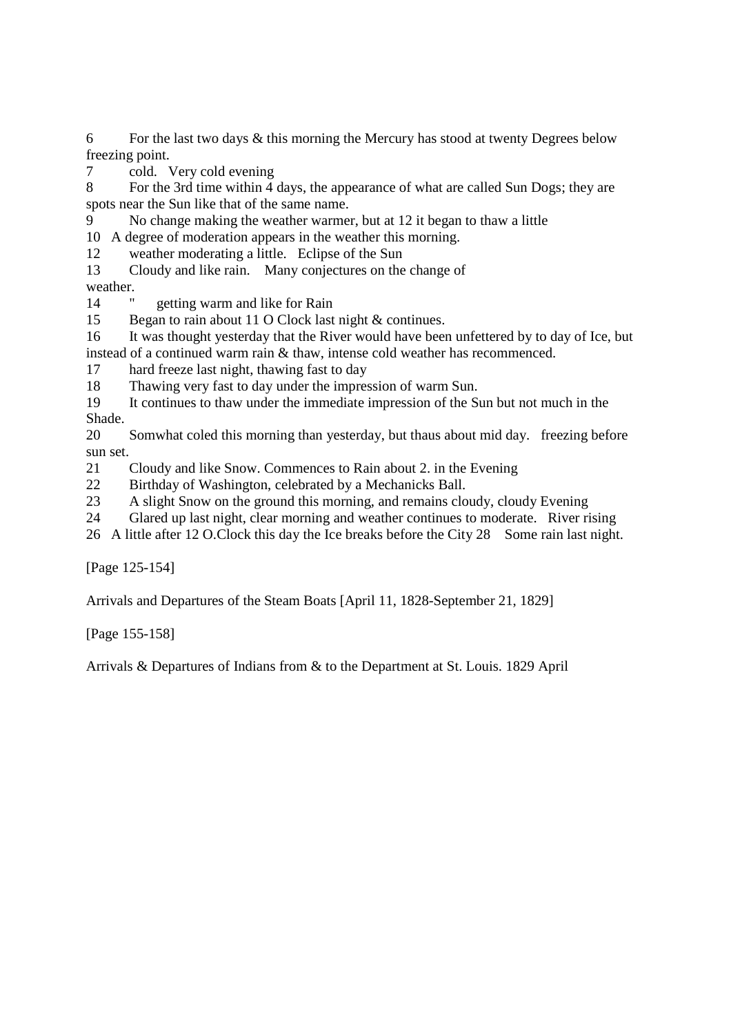6 For the last two days & this morning the Mercury has stood at twenty Degrees below freezing point.
7 cold. Very cold evening
8 For the 3rd time within 4 days, the appearance of what are called Sun Dogs; they are spots near the Sun like that of the same name.
9 No change making the weather warmer, but at 12 it began to thaw a little
10 A degree of moderation appears in the weather this morning.
12 weather moderating a little. Eclipse of the Sun
13 Cloudy and like rain. Many conjectures on the change of weather.
14 " getting warm and like for Rain
15 Began to rain about 11 O Clock last night & continues.
16 It was thought yesterday that the River would have been unfettered by to day of Ice, but instead of a continued warm rain & thaw, intense cold weather has recommenced.
17 hard freeze last night, thawing fast to day
18 Thawing very fast to day under the impression of warm Sun.
19 It continues to thaw under the immediate impression of the Sun but not much in the Shade.
20 Somwhat coled this morning than yesterday, but thaus about mid day. freezing before sun set.
21 Cloudy and like Snow. Commences to Rain about 2. in the Evening
22 Birthday of Washington, celebrated by a Mechanicks Ball.
23 A slight Snow on the ground this morning, and remains cloudy, cloudy Evening
24 Glared up last night, clear morning and weather continues to moderate. River rising
26 A little after 12 O.Clock this day the Ice breaks before the City 28 Some rain last night.

[Page 125-154]

Arrivals and Departures of the Steam Boats [April 11, 1828-September 21, 1829]

[Page 155-158]

Arrivals & Departures of Indians from & to the Department at St. Louis. 1829 April